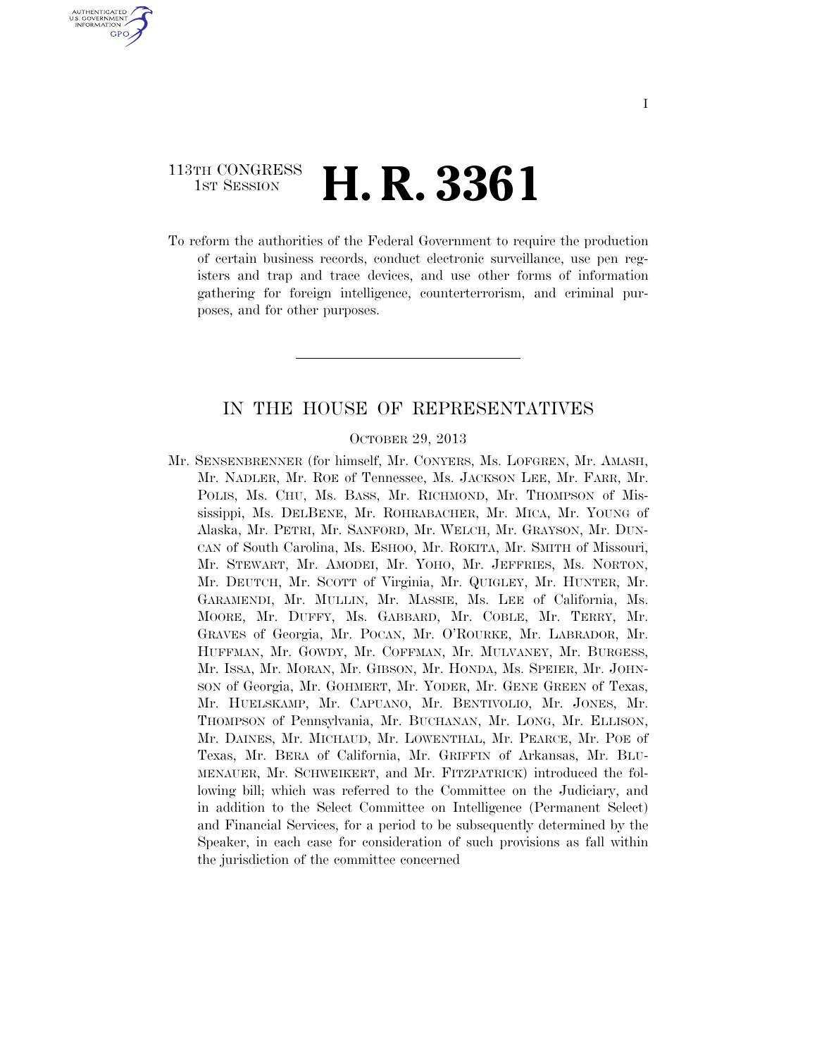I

113TH CONGRESS
1ST SESSION

# H. R. 3361

To reform the authorities of the Federal Government to require the production of certain business records, conduct electronic surveillance, use pen registers and trap and trace devices, and use other forms of information gathering for foreign intelligence, counterterrorism, and criminal purposes, and for other purposes.

---

## IN THE HOUSE OF REPRESENTATIVES

OCTOBER 29, 2013

Mr. SENSENBRENNER (for himself, Mr. CONYERS, Ms. LOFGREN, Mr. AMASH, Mr. NADLER, Mr. ROE of Tennessee, Ms. JACKSON LEE, Mr. FARR, Mr. POLIS, Ms. CHU, Ms. BASS, Mr. RICHMOND, Mr. THOMPSON of Mississippi, Ms. DELBENE, Mr. ROHRABACHER, Mr. MICA, Mr. YOUNG of Alaska, Mr. PETRI, Mr. SANFORD, Mr. WELCH, Mr. GRAYSON, Mr. DUNCAN of South Carolina, Ms. ESHOO, Mr. ROKITA, Mr. SMITH of Missouri, Mr. STEWART, Mr. AMODEI, Mr. YOHO, Mr. JEFFRIES, Ms. NORTON, Mr. DEUTCH, Mr. SCOTT of Virginia, Mr. QUIGLEY, Mr. HUNTER, Mr. GARAMENDI, Mr. MULLIN, Mr. MASSIE, Ms. LEE of California, Ms. MOORE, Mr. DUFFY, Ms. GABBARD, Mr. COBLE, Mr. TERRY, Mr. GRAVES of Georgia, Mr. POCAN, Mr. O'ROURKE, Mr. LABRADOR, Mr. HUFFMAN, Mr. GOWDY, Mr. COFFMAN, Mr. MULVANEY, Mr. BURGESS, Mr. ISSA, Mr. MORAN, Mr. GIBSON, Mr. HONDA, Ms. SPEIER, Mr. JOHNSON of Georgia, Mr. GOHMERT, Mr. YODER, Mr. GENE GREEN of Texas, Mr. HUELSKAMP, Mr. CAPUANO, Mr. BENTIVOLIO, Mr. JONES, Mr. THOMPSON of Pennsylvania, Mr. BUCHANAN, Mr. LONG, Mr. ELLISON, Mr. DAINES, Mr. MICHAUD, Mr. LOWENTHAL, Mr. PEARCE, Mr. POE of Texas, Mr. BERA of California, Mr. GRIFFIN of Arkansas, Mr. BLUMENAUER, Mr. SCHWEIKERT, and Mr. FITZPATRICK) introduced the following bill; which was referred to the Committee on the Judiciary, and in addition to the Select Committee on Intelligence (Permanent Select) and Financial Services, for a period to be subsequently determined by the Speaker, in each case for consideration of such provisions as fall within the jurisdiction of the committee concerned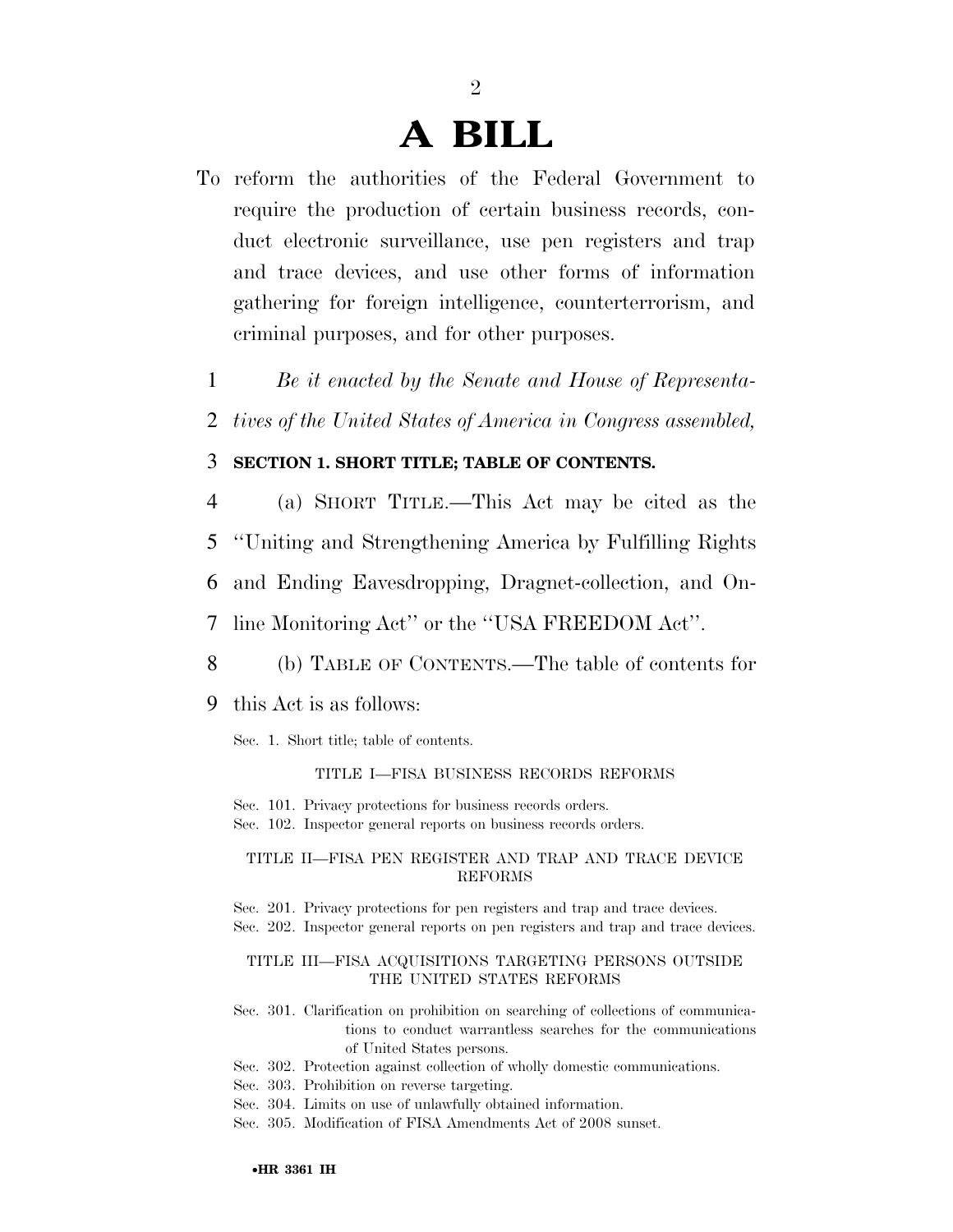# A BILL

To reform the authorities of the Federal Government to require the production of certain business records, conduct electronic surveillance, use pen registers and trap and trace devices, and use other forms of information gathering for foreign intelligence, counterterrorism, and criminal purposes, and for other purposes.

1 *Be it enacted by the Senate and House of Representa-*
2 *tives of the United States of America in Congress assembled,*

3 **SECTION 1. SHORT TITLE; TABLE OF CONTENTS.**

4 (a) SHORT TITLE.—This Act may be cited as the
5 "Uniting and Strengthening America by Fulfilling Rights
6 and Ending Eavesdropping, Dragnet-collection, and On-
7 line Monitoring Act" or the "USA FREEDOM Act".

8 (b) TABLE OF CONTENTS.—The table of contents for
9 this Act is as follows:

Sec. 1. Short title; table of contents.

TITLE I—FISA BUSINESS RECORDS REFORMS

Sec. 101. Privacy protections for business records orders.
Sec. 102. Inspector general reports on business records orders.

TITLE II—FISA PEN REGISTER AND TRAP AND TRACE DEVICE REFORMS

Sec. 201. Privacy protections for pen registers and trap and trace devices.
Sec. 202. Inspector general reports on pen registers and trap and trace devices.

TITLE III—FISA ACQUISITIONS TARGETING PERSONS OUTSIDE THE UNITED STATES REFORMS

Sec. 301. Clarification on prohibition on searching of collections of communications to conduct warrantless searches for the communications of United States persons.
Sec. 302. Protection against collection of wholly domestic communications.
Sec. 303. Prohibition on reverse targeting.
Sec. 304. Limits on use of unlawfully obtained information.
Sec. 305. Modification of FISA Amendments Act of 2008 sunset.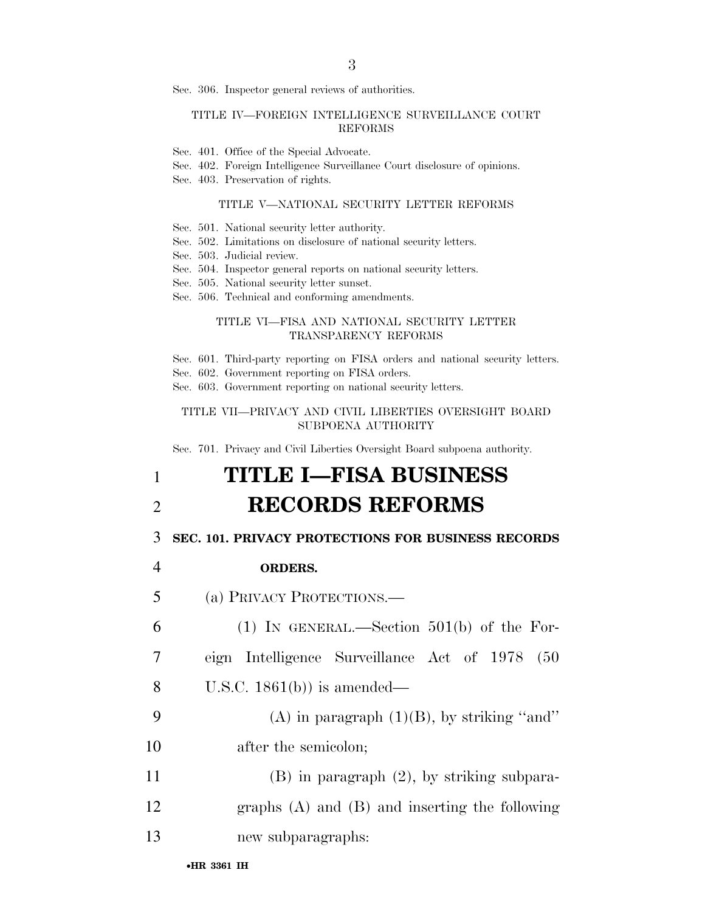Sec. 306. Inspector general reviews of authorities.

TITLE IV—FOREIGN INTELLIGENCE SURVEILLANCE COURT REFORMS

Sec. 401. Office of the Special Advocate.
Sec. 402. Foreign Intelligence Surveillance Court disclosure of opinions.
Sec. 403. Preservation of rights.

TITLE V—NATIONAL SECURITY LETTER REFORMS

Sec. 501. National security letter authority.
Sec. 502. Limitations on disclosure of national security letters.
Sec. 503. Judicial review.
Sec. 504. Inspector general reports on national security letters.
Sec. 505. National security letter sunset.
Sec. 506. Technical and conforming amendments.

TITLE VI—FISA AND NATIONAL SECURITY LETTER TRANSPARENCY REFORMS

Sec. 601. Third-party reporting on FISA orders and national security letters.
Sec. 602. Government reporting on FISA orders.
Sec. 603. Government reporting on national security letters.

TITLE VII—PRIVACY AND CIVIL LIBERTIES OVERSIGHT BOARD SUBPOENA AUTHORITY

Sec. 701. Privacy and Civil Liberties Oversight Board subpoena authority.

# TITLE I—FISA BUSINESS RECORDS REFORMS

## SEC. 101. PRIVACY PROTECTIONS FOR BUSINESS RECORDS ORDERS.

(a) PRIVACY PROTECTIONS.—

(1) IN GENERAL.—Section 501(b) of the Foreign Intelligence Surveillance Act of 1978 (50 U.S.C. 1861(b)) is amended—

(A) in paragraph (1)(B), by striking "and" after the semicolon;

(B) in paragraph (2), by striking subparagraphs (A) and (B) and inserting the following new subparagraphs: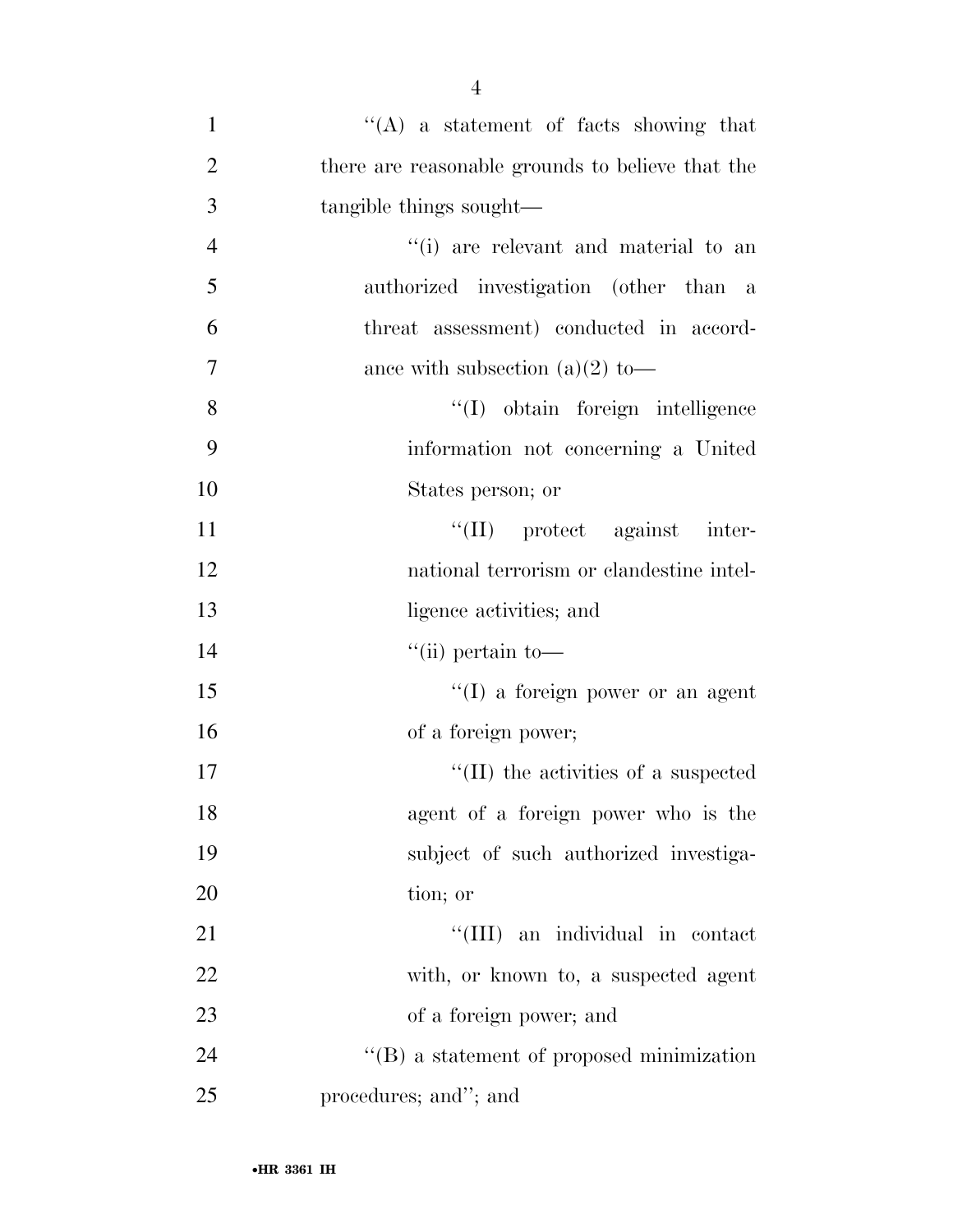"(A) a statement of facts showing that there are reasonable grounds to believe that the tangible things sought—

"(i) are relevant and material to an authorized investigation (other than a threat assessment) conducted in accordance with subsection (a)(2) to—

"(I) obtain foreign intelligence information not concerning a United States person; or

"(II) protect against international terrorism or clandestine intelligence activities; and

"(ii) pertain to—

"(I) a foreign power or an agent of a foreign power;

"(II) the activities of a suspected agent of a foreign power who is the subject of such authorized investigation; or

"(III) an individual in contact with, or known to, a suspected agent of a foreign power; and

"(B) a statement of proposed minimization procedures; and"; and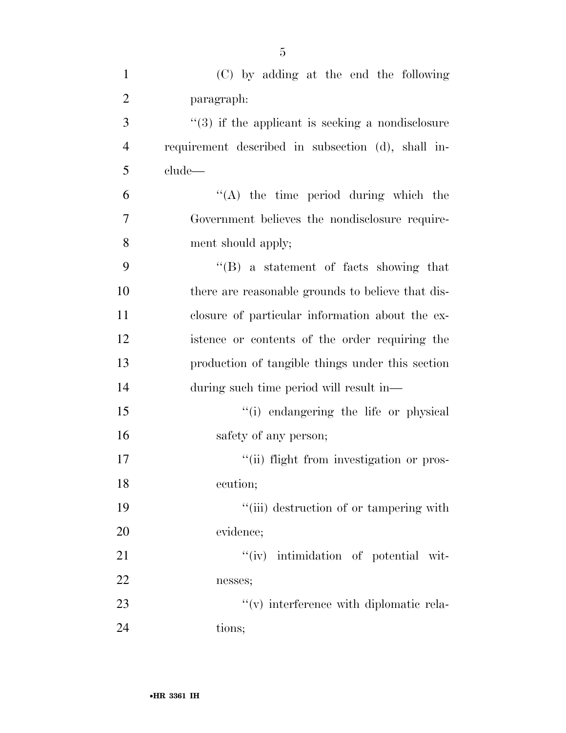(C) by adding at the end the following paragraph:

"(3) if the applicant is seeking a nondisclosure requirement described in subsection (d), shall include—

"(A) the time period during which the Government believes the nondisclosure requirement should apply;

"(B) a statement of facts showing that there are reasonable grounds to believe that disclosure of particular information about the existence or contents of the order requiring the production of tangible things under this section during such time period will result in—

"(i) endangering the life or physical safety of any person;

"(ii) flight from investigation or prosecution;

"(iii) destruction of or tampering with evidence;

"(iv) intimidation of potential witnesses;

"(v) interference with diplomatic relations;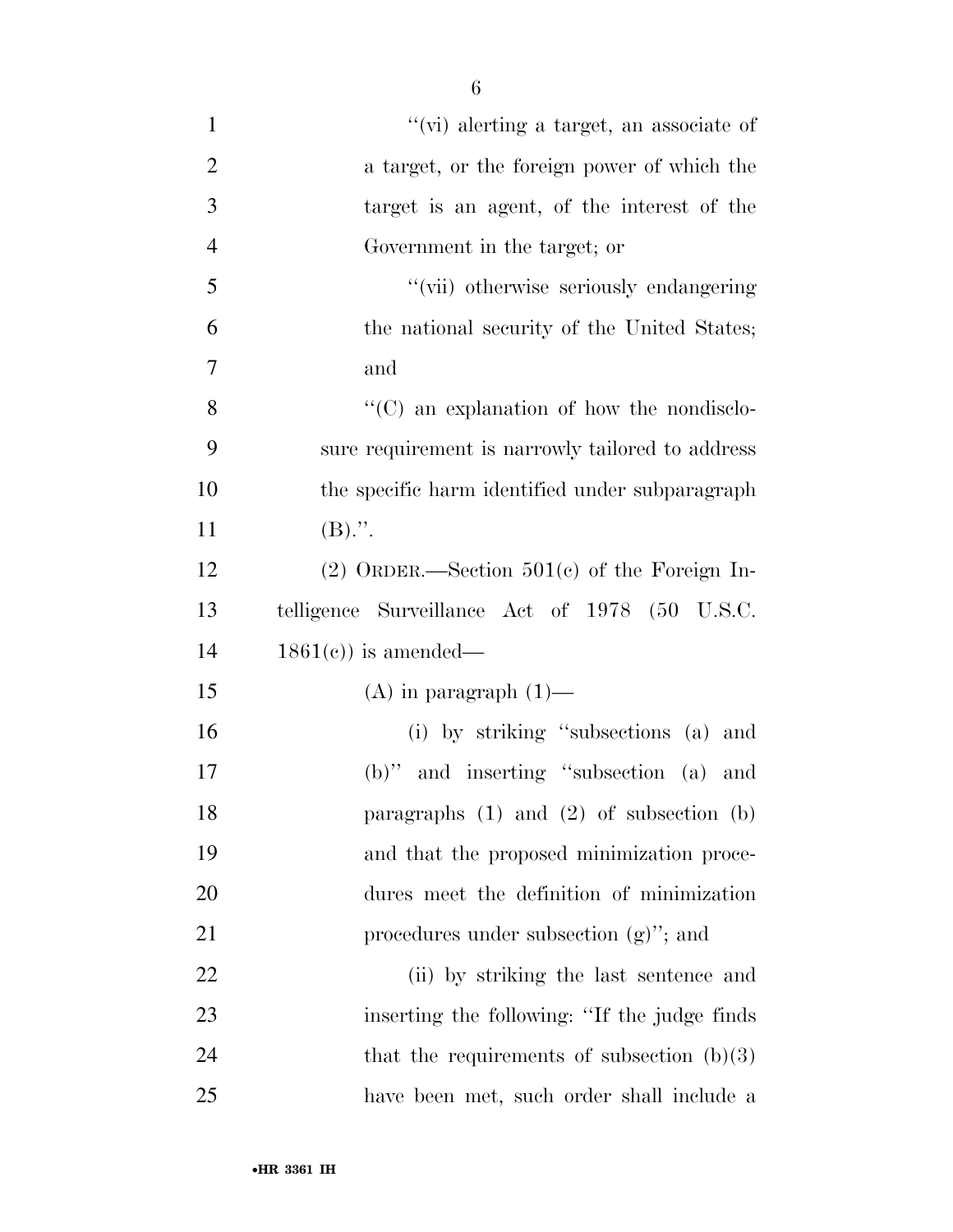''(vi) alerting a target, an associate of a target, or the foreign power of which the target is an agent, of the interest of the Government in the target; or

''(vii) otherwise seriously endangering the national security of the United States; and

''(C) an explanation of how the nondisclosure requirement is narrowly tailored to address the specific harm identified under subparagraph (B).''.

(2) ORDER.—Section 501(c) of the Foreign Intelligence Surveillance Act of 1978 (50 U.S.C. 1861(c)) is amended—

(A) in paragraph (1)—

(i) by striking ''subsections (a) and (b)'' and inserting ''subsection (a) and paragraphs (1) and (2) of subsection (b) and that the proposed minimization procedures meet the definition of minimization procedures under subsection (g)''; and

(ii) by striking the last sentence and inserting the following: ''If the judge finds that the requirements of subsection (b)(3) have been met, such order shall include a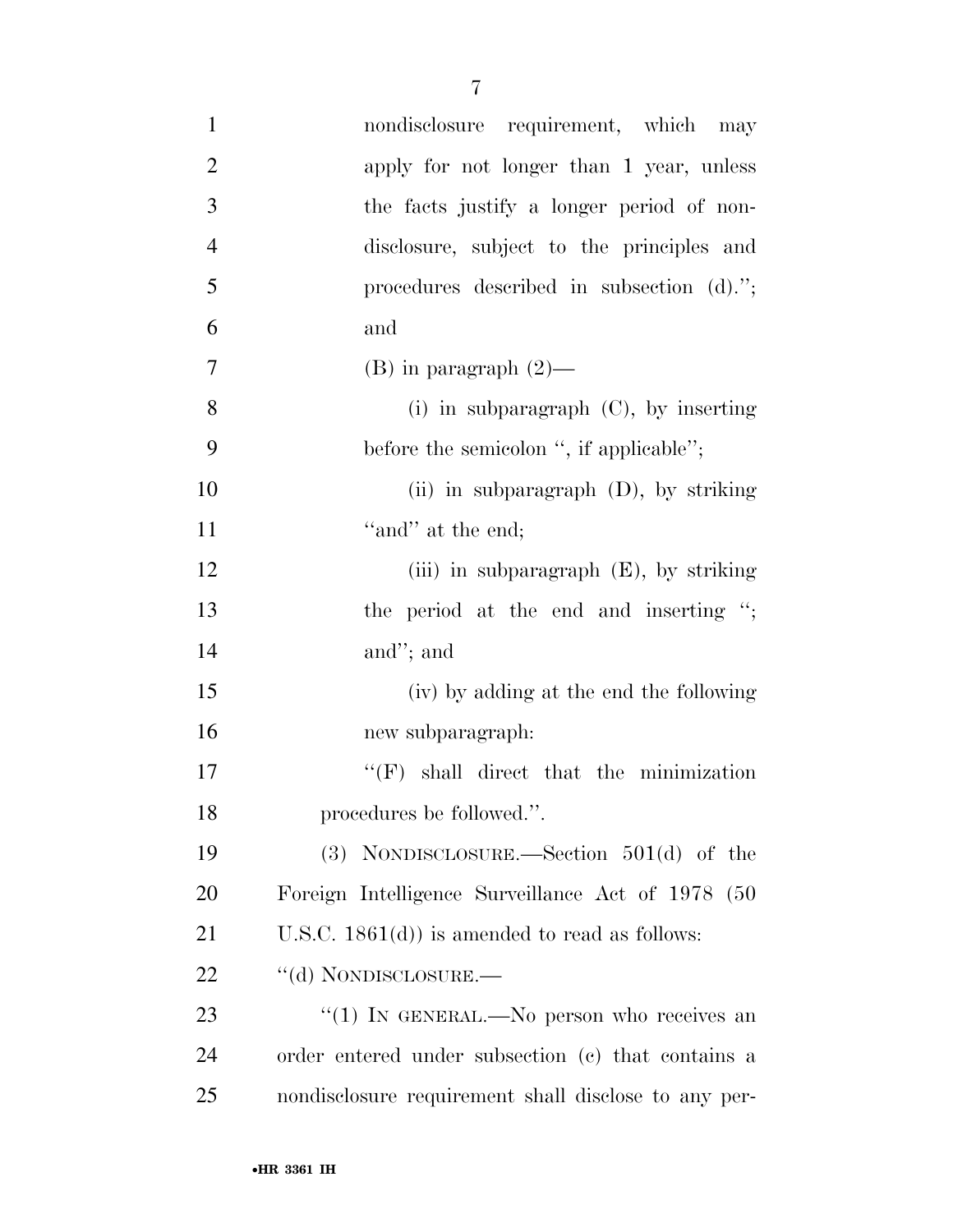nondisclosure requirement, which may apply for not longer than 1 year, unless the facts justify a longer period of nondisclosure, subject to the principles and procedures described in subsection (d)."; and

(B) in paragraph (2)—

(i) in subparagraph (C), by inserting before the semicolon ", if applicable";

(ii) in subparagraph (D), by striking "and" at the end;

(iii) in subparagraph (E), by striking the period at the end and inserting "; and"; and

(iv) by adding at the end the following new subparagraph:

"(F) shall direct that the minimization procedures be followed.".

(3) NONDISCLOSURE.—Section 501(d) of the Foreign Intelligence Surveillance Act of 1978 (50 U.S.C. 1861(d)) is amended to read as follows:

"(d) NONDISCLOSURE.—

"(1) IN GENERAL.—No person who receives an order entered under subsection (c) that contains a nondisclosure requirement shall disclose to any per-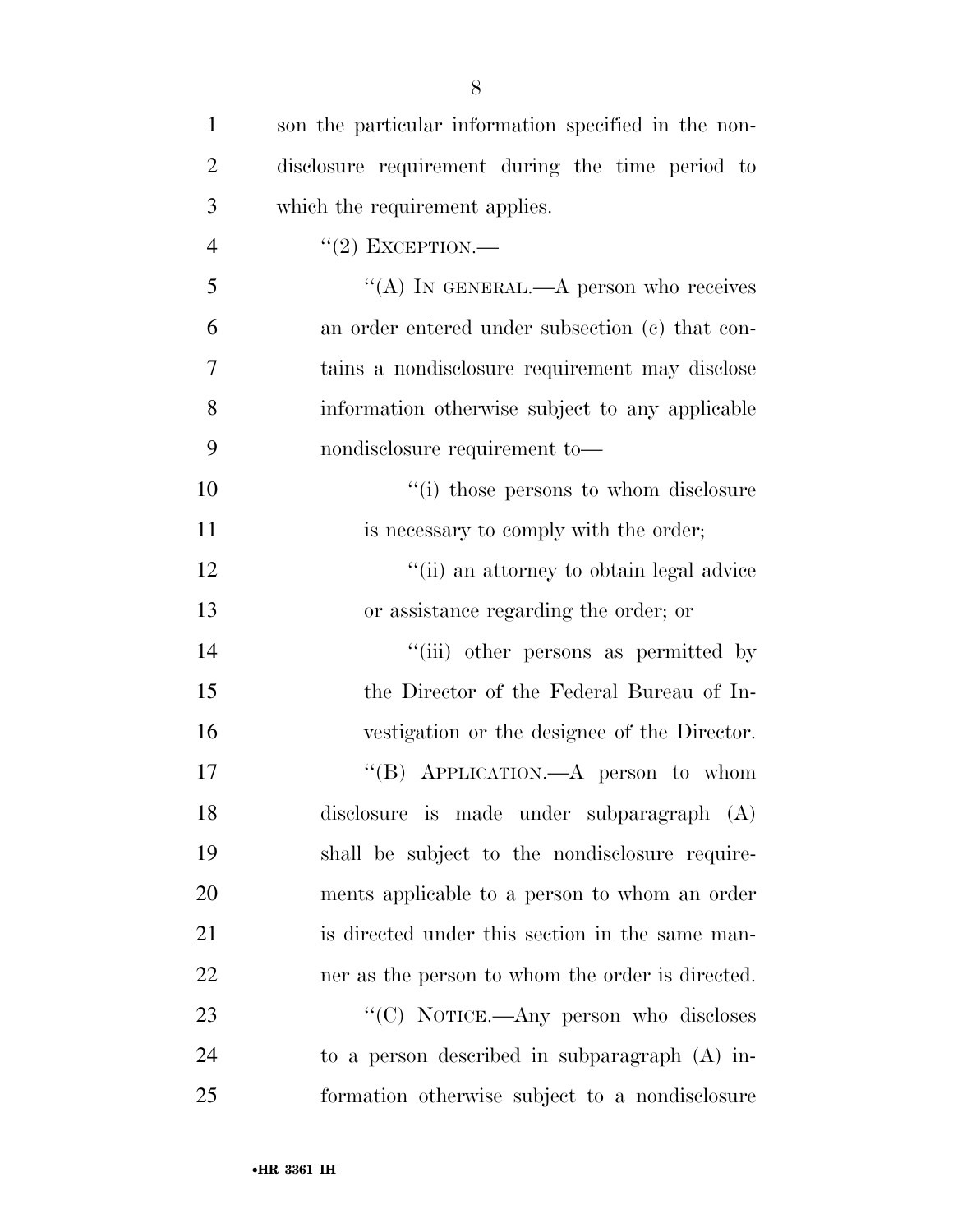son the particular information specified in the nondisclosure requirement during the time period to which the requirement applies.

''(2) EXCEPTION.—

''(A) IN GENERAL.—A person who receives an order entered under subsection (c) that contains a nondisclosure requirement may disclose information otherwise subject to any applicable nondisclosure requirement to—

''(i) those persons to whom disclosure is necessary to comply with the order;

''(ii) an attorney to obtain legal advice or assistance regarding the order; or

''(iii) other persons as permitted by the Director of the Federal Bureau of Investigation or the designee of the Director.

''(B) APPLICATION.—A person to whom disclosure is made under subparagraph (A) shall be subject to the nondisclosure requirements applicable to a person to whom an order is directed under this section in the same manner as the person to whom the order is directed.

''(C) NOTICE.—Any person who discloses to a person described in subparagraph (A) information otherwise subject to a nondisclosure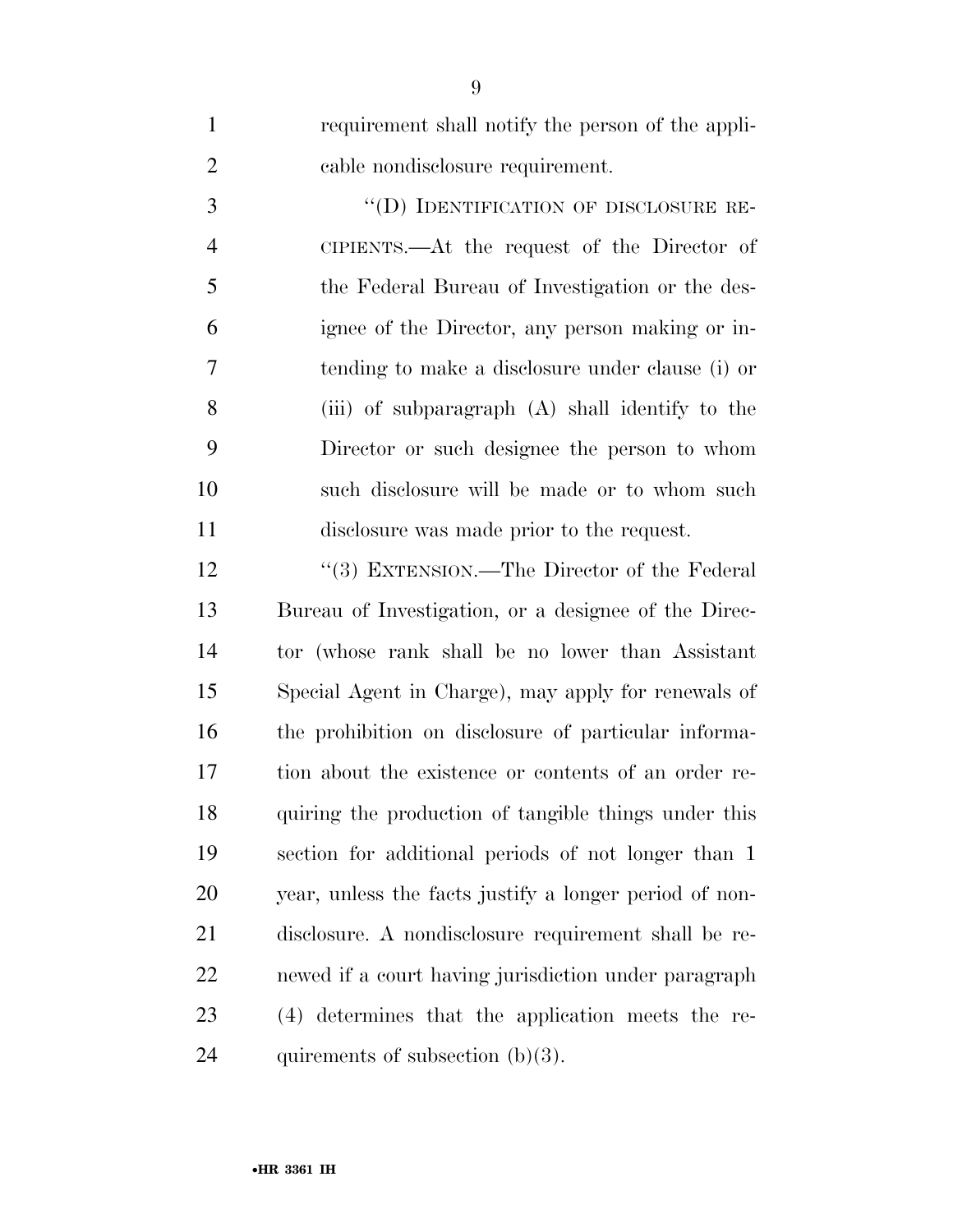requirement shall notify the person of the applicable nondisclosure requirement.

"(D) IDENTIFICATION OF DISCLOSURE RECIPIENTS.—At the request of the Director of the Federal Bureau of Investigation or the designee of the Director, any person making or intending to make a disclosure under clause (i) or (iii) of subparagraph (A) shall identify to the Director or such designee the person to whom such disclosure will be made or to whom such disclosure was made prior to the request.

"(3) EXTENSION.—The Director of the Federal Bureau of Investigation, or a designee of the Director (whose rank shall be no lower than Assistant Special Agent in Charge), may apply for renewals of the prohibition on disclosure of particular information about the existence or contents of an order requiring the production of tangible things under this section for additional periods of not longer than 1 year, unless the facts justify a longer period of nondisclosure. A nondisclosure requirement shall be renewed if a court having jurisdiction under paragraph (4) determines that the application meets the requirements of subsection (b)(3).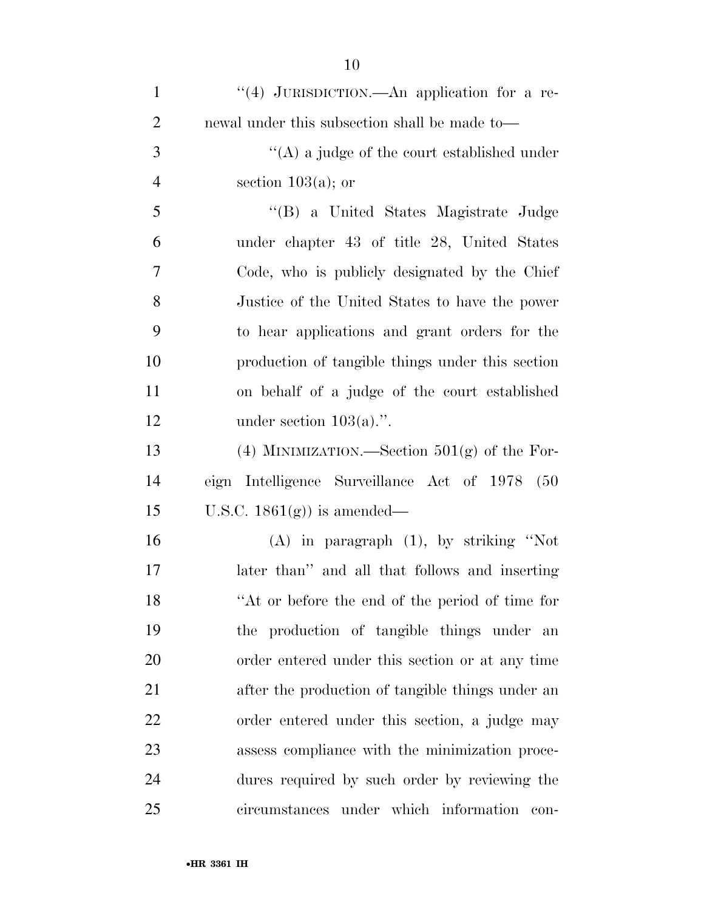"(4) JURISDICTION.—An application for a renewal under this subsection shall be made to—

"(A) a judge of the court established under section 103(a); or

"(B) a United States Magistrate Judge under chapter 43 of title 28, United States Code, who is publicly designated by the Chief Justice of the United States to have the power to hear applications and grant orders for the production of tangible things under this section on behalf of a judge of the court established under section 103(a).".

(4) MINIMIZATION.—Section 501(g) of the Foreign Intelligence Surveillance Act of 1978 (50 U.S.C. 1861(g)) is amended—

(A) in paragraph (1), by striking "Not later than" and all that follows and inserting "At or before the end of the period of time for the production of tangible things under an order entered under this section or at any time after the production of tangible things under an order entered under this section, a judge may assess compliance with the minimization procedures required by such order by reviewing the circumstances under which information con-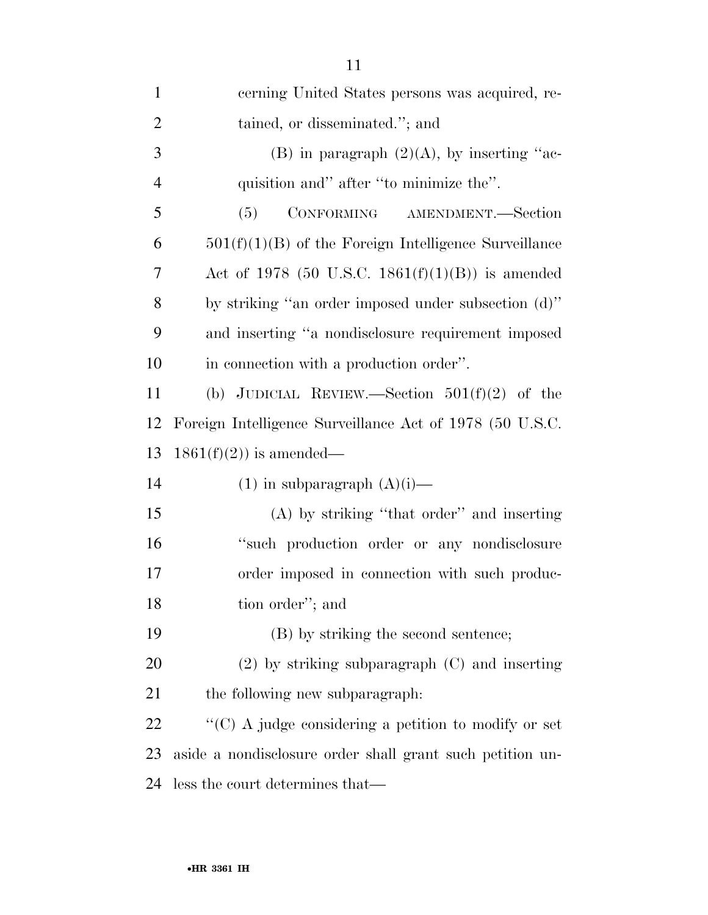cerning United States persons was acquired, retained, or disseminated.''; and

(B) in paragraph (2)(A), by inserting ''acquisition and'' after ''to minimize the''.

(5) CONFORMING AMENDMENT.—Section 501(f)(1)(B) of the Foreign Intelligence Surveillance Act of 1978 (50 U.S.C. 1861(f)(1)(B)) is amended by striking ''an order imposed under subsection (d)'' and inserting ''a nondisclosure requirement imposed in connection with a production order''.

(b) JUDICIAL REVIEW.—Section 501(f)(2) of the Foreign Intelligence Surveillance Act of 1978 (50 U.S.C. 1861(f)(2)) is amended—

(1) in subparagraph (A)(i)—

(A) by striking ''that order'' and inserting ''such production order or any nondisclosure order imposed in connection with such production order''; and

(B) by striking the second sentence;

(2) by striking subparagraph (C) and inserting the following new subparagraph:

''(C) A judge considering a petition to modify or set aside a nondisclosure order shall grant such petition unless the court determines that—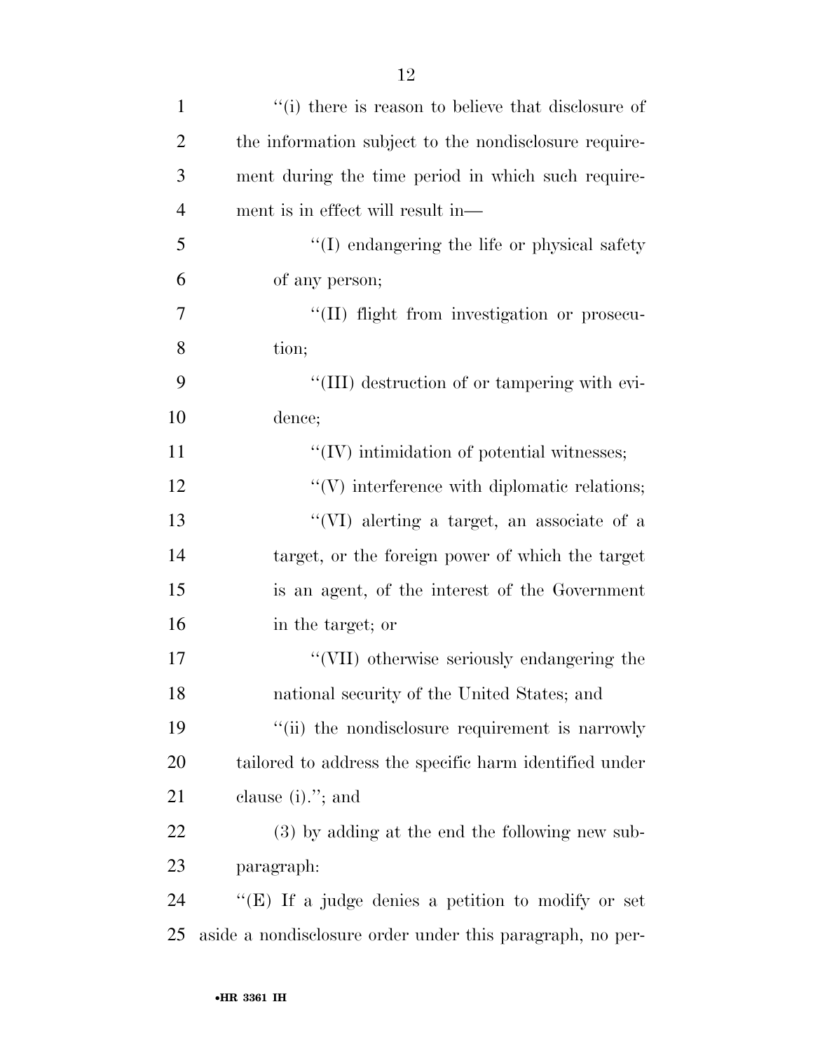''(i) there is reason to believe that disclosure of the information subject to the nondisclosure requirement during the time period in which such requirement is in effect will result in—

''(I) endangering the life or physical safety of any person;

''(II) flight from investigation or prosecution;

''(III) destruction of or tampering with evidence;

''(IV) intimidation of potential witnesses;

''(V) interference with diplomatic relations;

''(VI) alerting a target, an associate of a target, or the foreign power of which the target is an agent, of the interest of the Government in the target; or

''(VII) otherwise seriously endangering the national security of the United States; and

''(ii) the nondisclosure requirement is narrowly tailored to address the specific harm identified under clause (i).''; and

(3) by adding at the end the following new subparagraph:

''(E) If a judge denies a petition to modify or set aside a nondisclosure order under this paragraph, no per-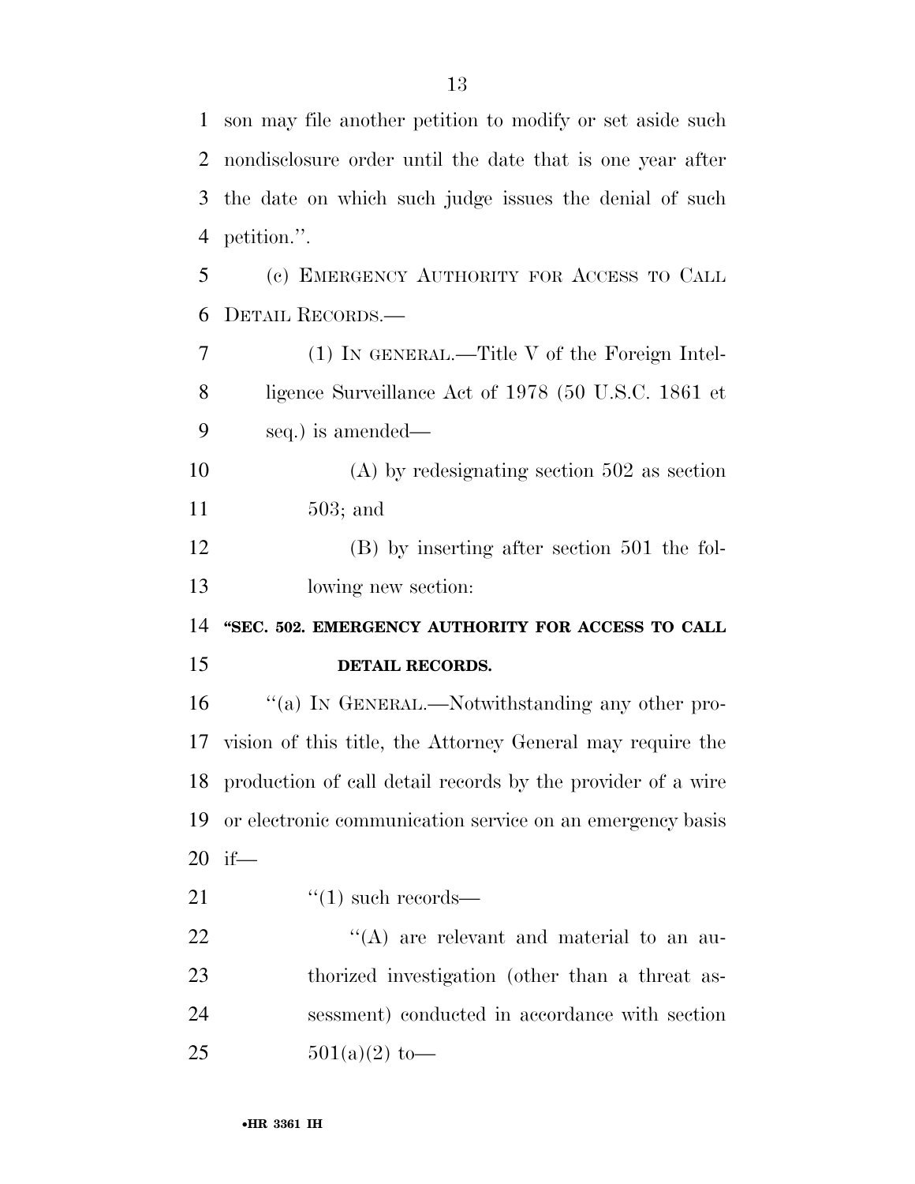son may file another petition to modify or set aside such nondisclosure order until the date that is one year after the date on which such judge issues the denial of such petition.''.

(c) EMERGENCY AUTHORITY FOR ACCESS TO CALL DETAIL RECORDS.—

(1) IN GENERAL.—Title V of the Foreign Intelligence Surveillance Act of 1978 (50 U.S.C. 1861 et seq.) is amended—

(A) by redesignating section 502 as section 503; and

(B) by inserting after section 501 the following new section:

**"SEC. 502. EMERGENCY AUTHORITY FOR ACCESS TO CALL DETAIL RECORDS.**

''(a) IN GENERAL.—Notwithstanding any other provision of this title, the Attorney General may require the production of call detail records by the provider of a wire or electronic communication service on an emergency basis if—

''(1) such records—

''(A) are relevant and material to an authorized investigation (other than a threat assessment) conducted in accordance with section 501(a)(2) to—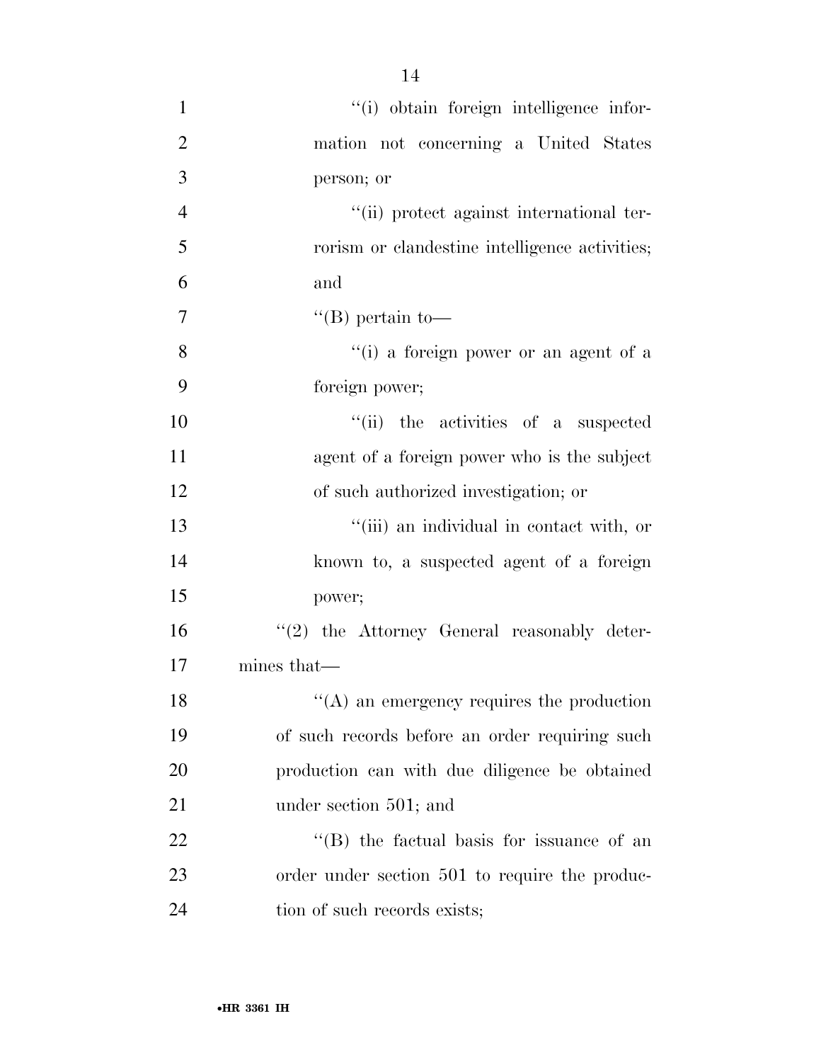''(i) obtain foreign intelligence information not concerning a United States person; or

''(ii) protect against international terrorism or clandestine intelligence activities; and

''(B) pertain to—

''(i) a foreign power or an agent of a foreign power;

''(ii) the activities of a suspected agent of a foreign power who is the subject of such authorized investigation; or

''(iii) an individual in contact with, or known to, a suspected agent of a foreign power;

''(2) the Attorney General reasonably determines that—

''(A) an emergency requires the production of such records before an order requiring such production can with due diligence be obtained under section 501; and

''(B) the factual basis for issuance of an order under section 501 to require the production of such records exists;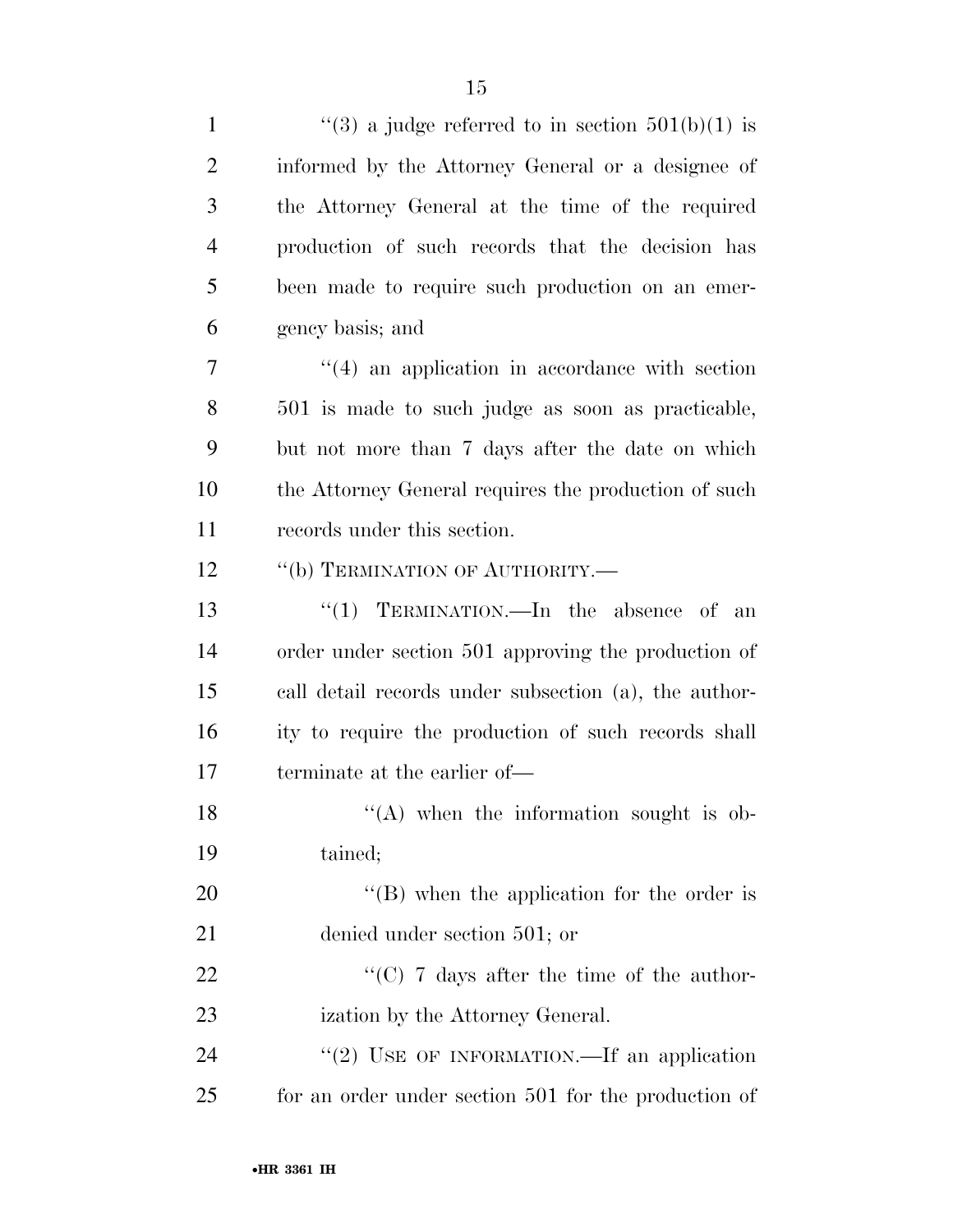"(3) a judge referred to in section 501(b)(1) is informed by the Attorney General or a designee of the Attorney General at the time of the required production of such records that the decision has been made to require such production on an emergency basis; and

"(4) an application in accordance with section 501 is made to such judge as soon as practicable, but not more than 7 days after the date on which the Attorney General requires the production of such records under this section.

"(b) TERMINATION OF AUTHORITY.—

"(1) TERMINATION.—In the absence of an order under section 501 approving the production of call detail records under subsection (a), the authority to require the production of such records shall terminate at the earlier of—

"(A) when the information sought is obtained;

"(B) when the application for the order is denied under section 501; or

"(C) 7 days after the time of the authorization by the Attorney General.

"(2) USE OF INFORMATION.—If an application for an order under section 501 for the production of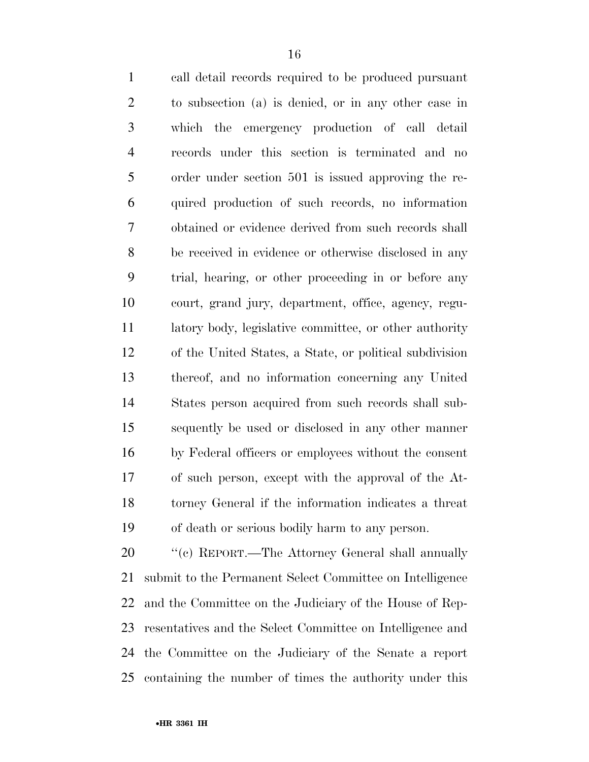call detail records required to be produced pursuant to subsection (a) is denied, or in any other case in which the emergency production of call detail records under this section is terminated and no order under section 501 is issued approving the required production of such records, no information obtained or evidence derived from such records shall be received in evidence or otherwise disclosed in any trial, hearing, or other proceeding in or before any court, grand jury, department, office, agency, regulatory body, legislative committee, or other authority of the United States, a State, or political subdivision thereof, and no information concerning any United States person acquired from such records shall subsequently be used or disclosed in any other manner by Federal officers or employees without the consent of such person, except with the approval of the Attorney General if the information indicates a threat of death or serious bodily harm to any person.

''(c) REPORT.—The Attorney General shall annually submit to the Permanent Select Committee on Intelligence and the Committee on the Judiciary of the House of Representatives and the Select Committee on Intelligence and the Committee on the Judiciary of the Senate a report containing the number of times the authority under this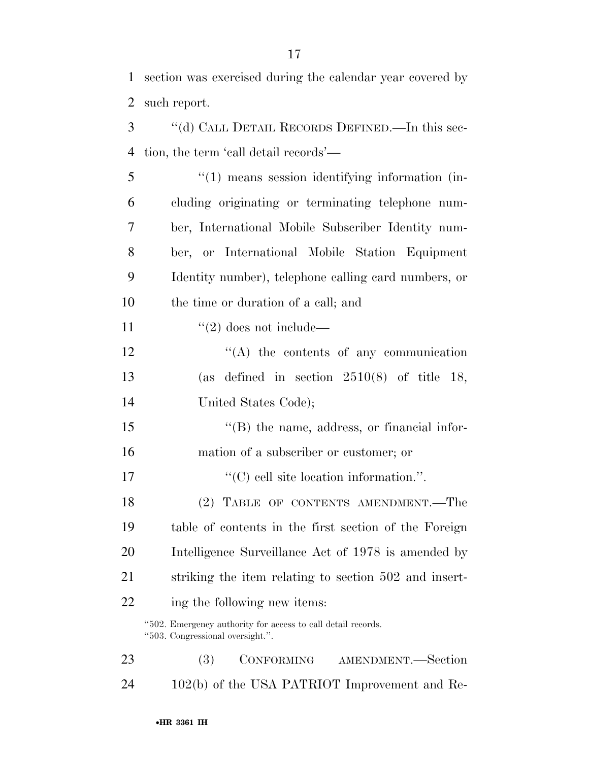section was exercised during the calendar year covered by such report.

''(d) CALL DETAIL RECORDS DEFINED.—In this section, the term 'call detail records'—

''(1) means session identifying information (including originating or terminating telephone number, International Mobile Subscriber Identity number, or International Mobile Station Equipment Identity number), telephone calling card numbers, or the time or duration of a call; and

''(2) does not include—

''(A) the contents of any communication (as defined in section 2510(8) of title 18, United States Code);

''(B) the name, address, or financial information of a subscriber or customer; or

''(C) cell site location information.''.

(2) TABLE OF CONTENTS AMENDMENT.—The table of contents in the first section of the Foreign Intelligence Surveillance Act of 1978 is amended by striking the item relating to section 502 and inserting the following new items:

''502. Emergency authority for access to call detail records.
''503. Congressional oversight.''.

(3) CONFORMING AMENDMENT.—Section 102(b) of the USA PATRIOT Improvement and Re-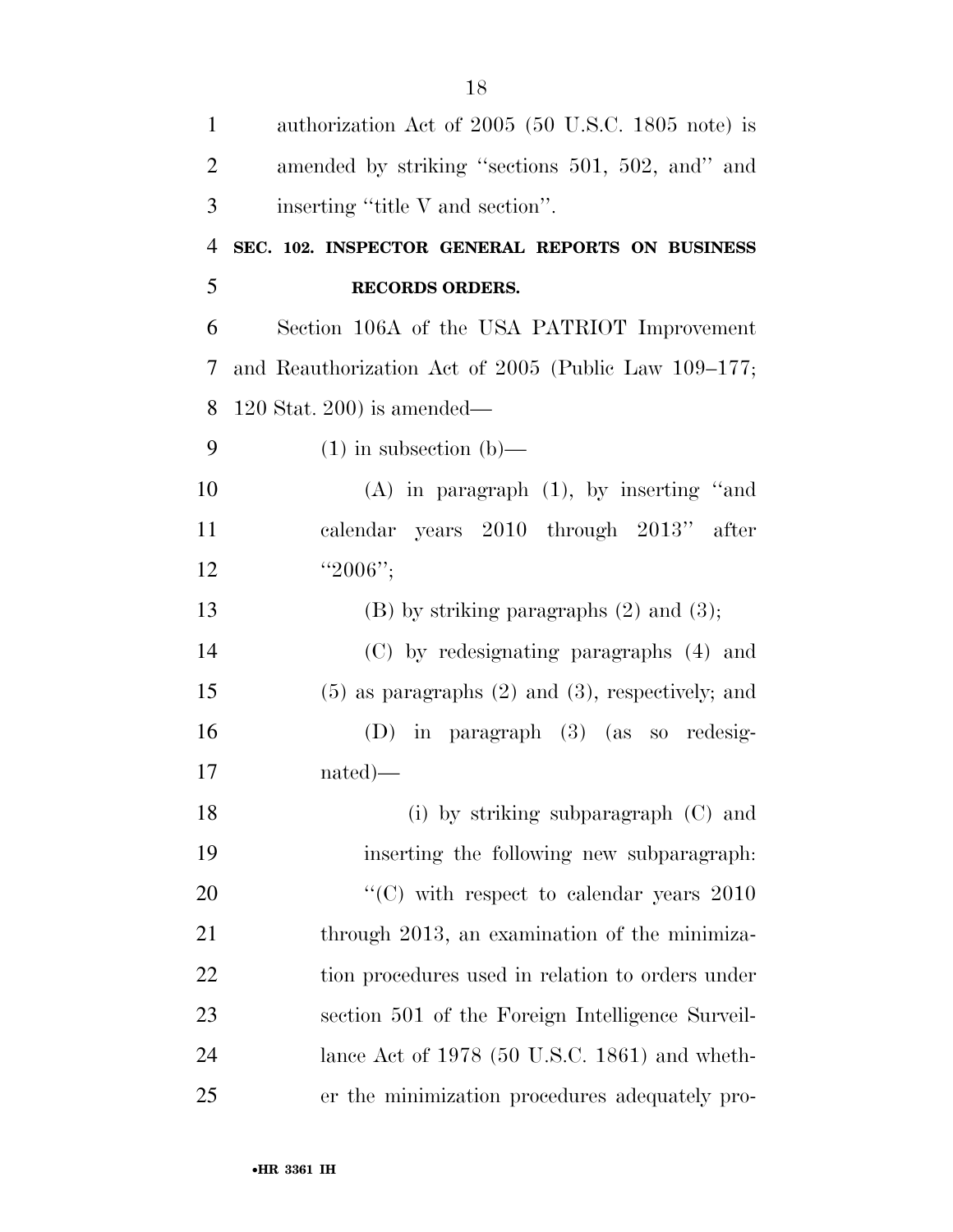authorization Act of 2005 (50 U.S.C. 1805 note) is amended by striking ''sections 501, 502, and'' and inserting ''title V and section''.

**SEC. 102. INSPECTOR GENERAL REPORTS ON BUSINESS RECORDS ORDERS.**

Section 106A of the USA PATRIOT Improvement and Reauthorization Act of 2005 (Public Law 109–177; 120 Stat. 200) is amended—

(1) in subsection (b)—

(A) in paragraph (1), by inserting ''and calendar years 2010 through 2013'' after ''2006'';

(B) by striking paragraphs (2) and (3);

(C) by redesignating paragraphs (4) and (5) as paragraphs (2) and (3), respectively; and

(D) in paragraph (3) (as so redesignated)—

(i) by striking subparagraph (C) and inserting the following new subparagraph:

''(C) with respect to calendar years 2010 through 2013, an examination of the minimization procedures used in relation to orders under section 501 of the Foreign Intelligence Surveillance Act of 1978 (50 U.S.C. 1861) and whether the minimization procedures adequately pro-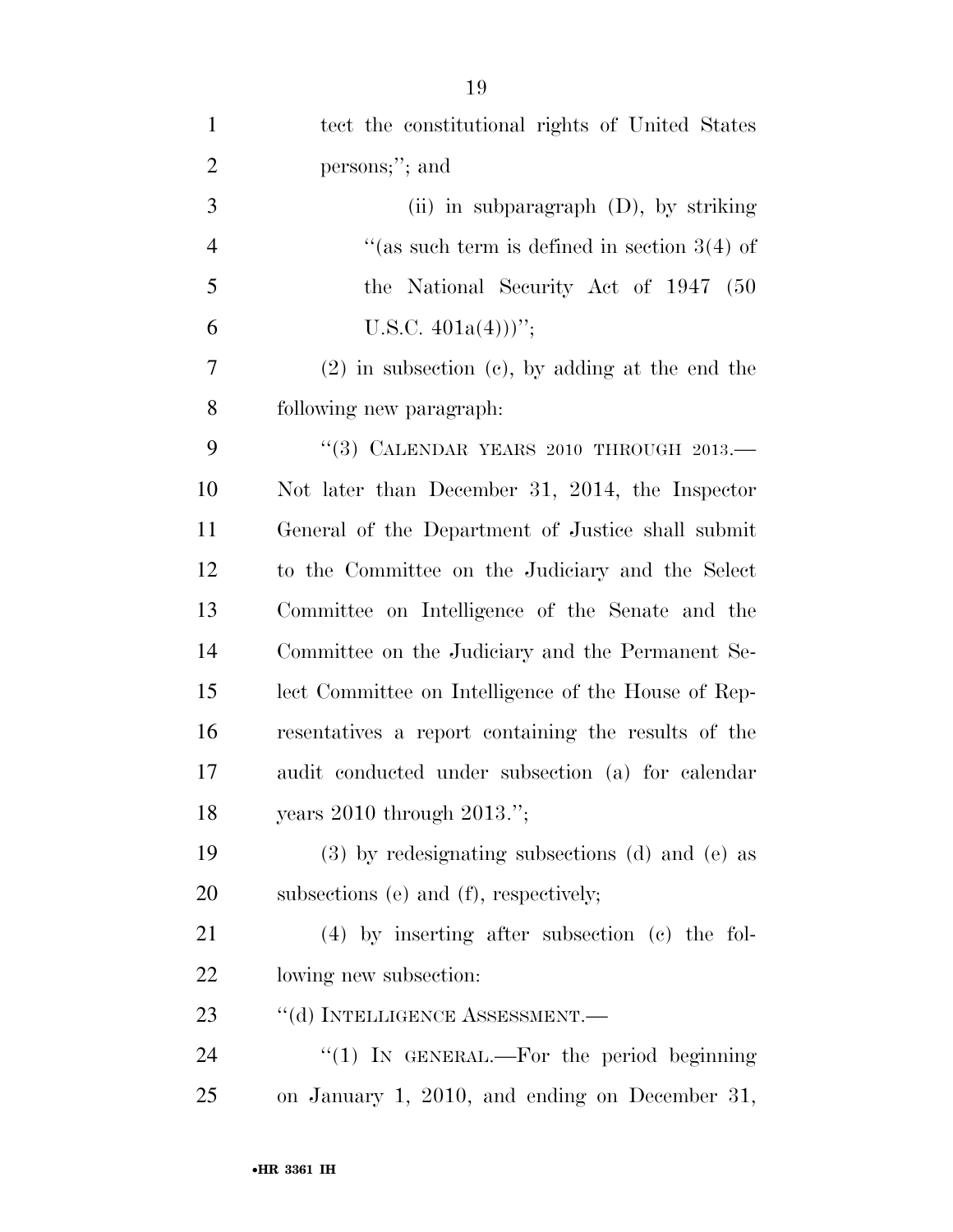tect the constitutional rights of United States persons;''; and

(ii) in subparagraph (D), by striking ''(as such term is defined in section 3(4) of the National Security Act of 1947 (50 U.S.C. 401a(4)))'';

(2) in subsection (c), by adding at the end the following new paragraph:

''(3) CALENDAR YEARS 2010 THROUGH 2013.—Not later than December 31, 2014, the Inspector General of the Department of Justice shall submit to the Committee on the Judiciary and the Select Committee on Intelligence of the Senate and the Committee on the Judiciary and the Permanent Select Committee on Intelligence of the House of Representatives a report containing the results of the audit conducted under subsection (a) for calendar years 2010 through 2013.'';

(3) by redesignating subsections (d) and (e) as subsections (e) and (f), respectively;

(4) by inserting after subsection (c) the following new subsection:

''(d) INTELLIGENCE ASSESSMENT.—

''(1) IN GENERAL.—For the period beginning on January 1, 2010, and ending on December 31,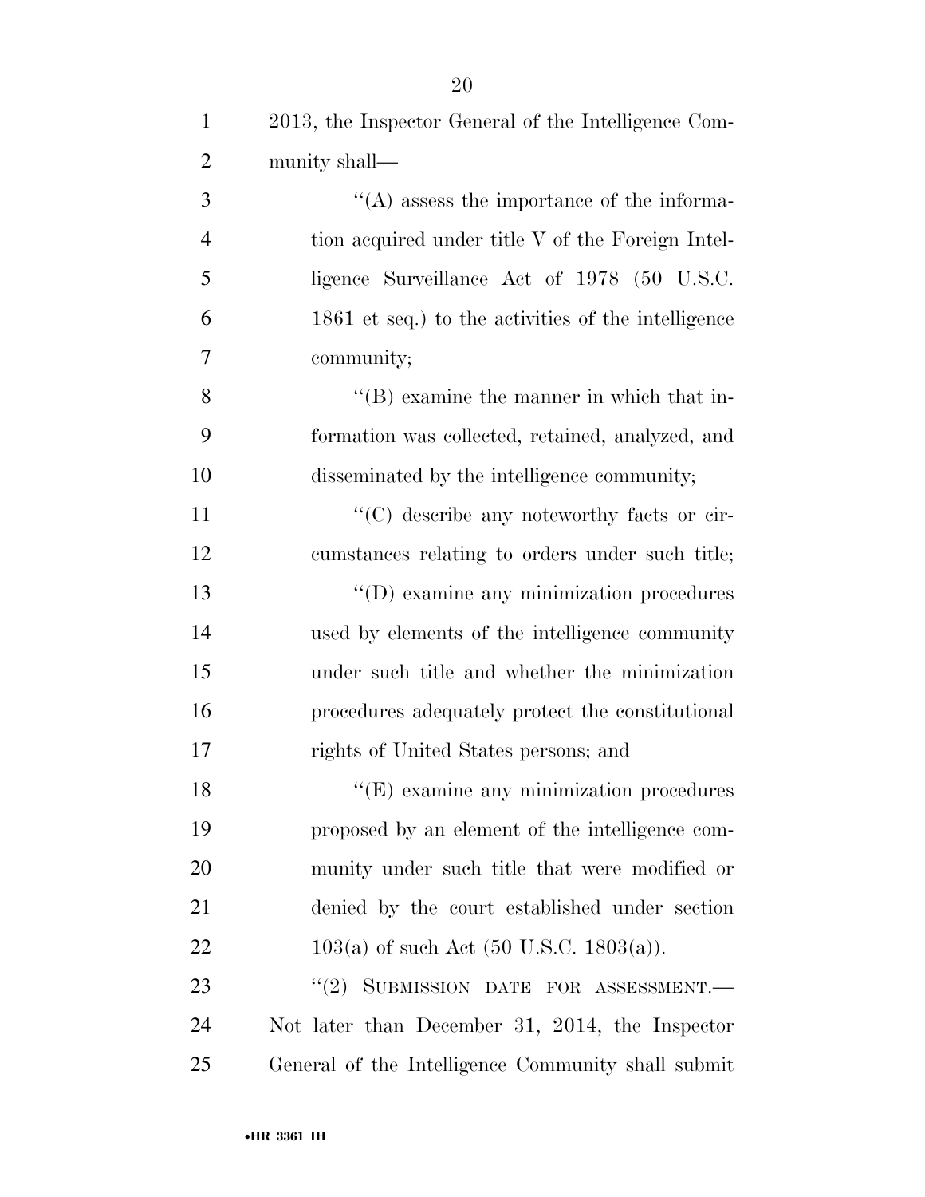2013, the Inspector General of the Intelligence Community shall—

''(A) assess the importance of the information acquired under title V of the Foreign Intelligence Surveillance Act of 1978 (50 U.S.C. 1861 et seq.) to the activities of the intelligence community;

''(B) examine the manner in which that information was collected, retained, analyzed, and disseminated by the intelligence community;

''(C) describe any noteworthy facts or circumstances relating to orders under such title;

''(D) examine any minimization procedures used by elements of the intelligence community under such title and whether the minimization procedures adequately protect the constitutional rights of United States persons; and

''(E) examine any minimization procedures proposed by an element of the intelligence community under such title that were modified or denied by the court established under section 103(a) of such Act (50 U.S.C. 1803(a)).

''(2) SUBMISSION DATE FOR ASSESSMENT.—Not later than December 31, 2014, the Inspector General of the Intelligence Community shall submit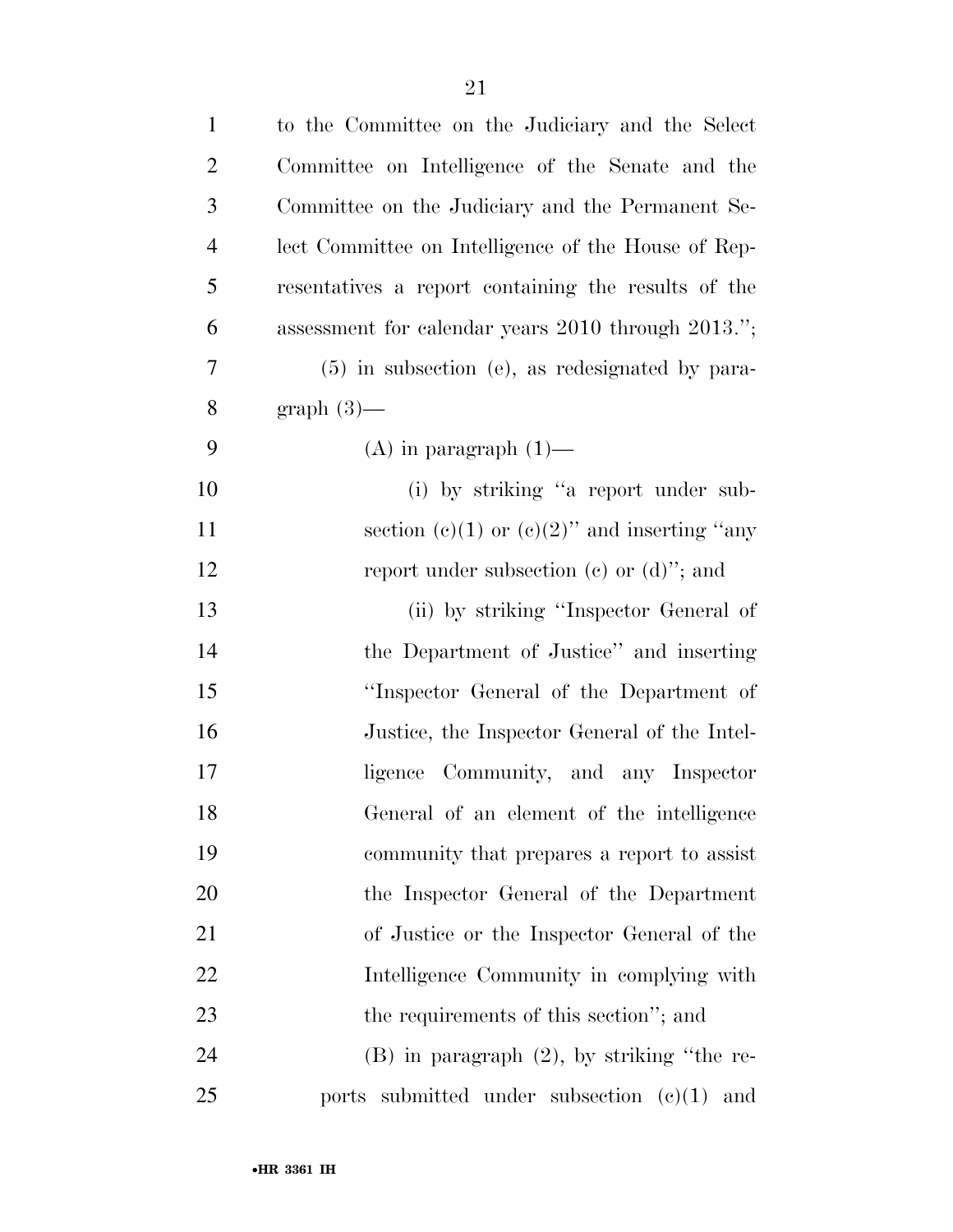to the Committee on the Judiciary and the Select Committee on Intelligence of the Senate and the Committee on the Judiciary and the Permanent Select Committee on Intelligence of the House of Representatives a report containing the results of the assessment for calendar years 2010 through 2013.'';

(5) in subsection (e), as redesignated by paragraph (3)—

(A) in paragraph (1)—

(i) by striking ''a report under subsection (c)(1) or (c)(2)'' and inserting ''any report under subsection (c) or (d)''; and

(ii) by striking ''Inspector General of the Department of Justice'' and inserting ''Inspector General of the Department of Justice, the Inspector General of the Intelligence Community, and any Inspector General of an element of the intelligence community that prepares a report to assist the Inspector General of the Department of Justice or the Inspector General of the Intelligence Community in complying with the requirements of this section''; and

(B) in paragraph (2), by striking ''the reports submitted under subsection (c)(1) and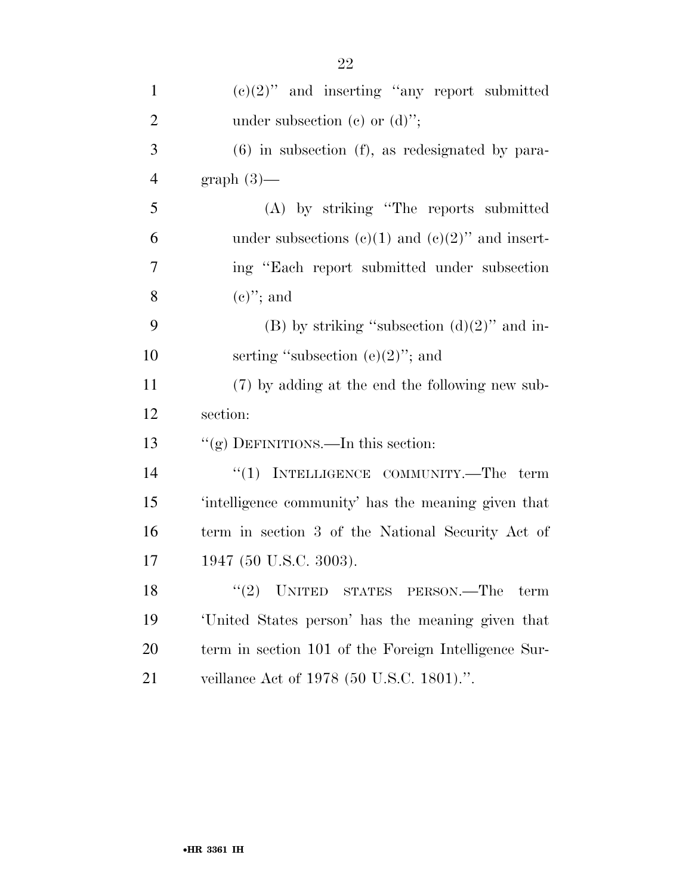(c)(2)'' and inserting ''any report submitted under subsection (c) or (d)'';

(6) in subsection (f), as redesignated by paragraph (3)—

(A) by striking ''The reports submitted under subsections (c)(1) and (c)(2)'' and inserting ''Each report submitted under subsection (c)''; and

(B) by striking ''subsection (d)(2)'' and inserting ''subsection (e)(2)''; and

(7) by adding at the end the following new subsection:

''(g) DEFINITIONS.—In this section:

''(1) INTELLIGENCE COMMUNITY.—The term 'intelligence community' has the meaning given that term in section 3 of the National Security Act of 1947 (50 U.S.C. 3003).

''(2) UNITED STATES PERSON.—The term 'United States person' has the meaning given that term in section 101 of the Foreign Intelligence Surveillance Act of 1978 (50 U.S.C. 1801).''.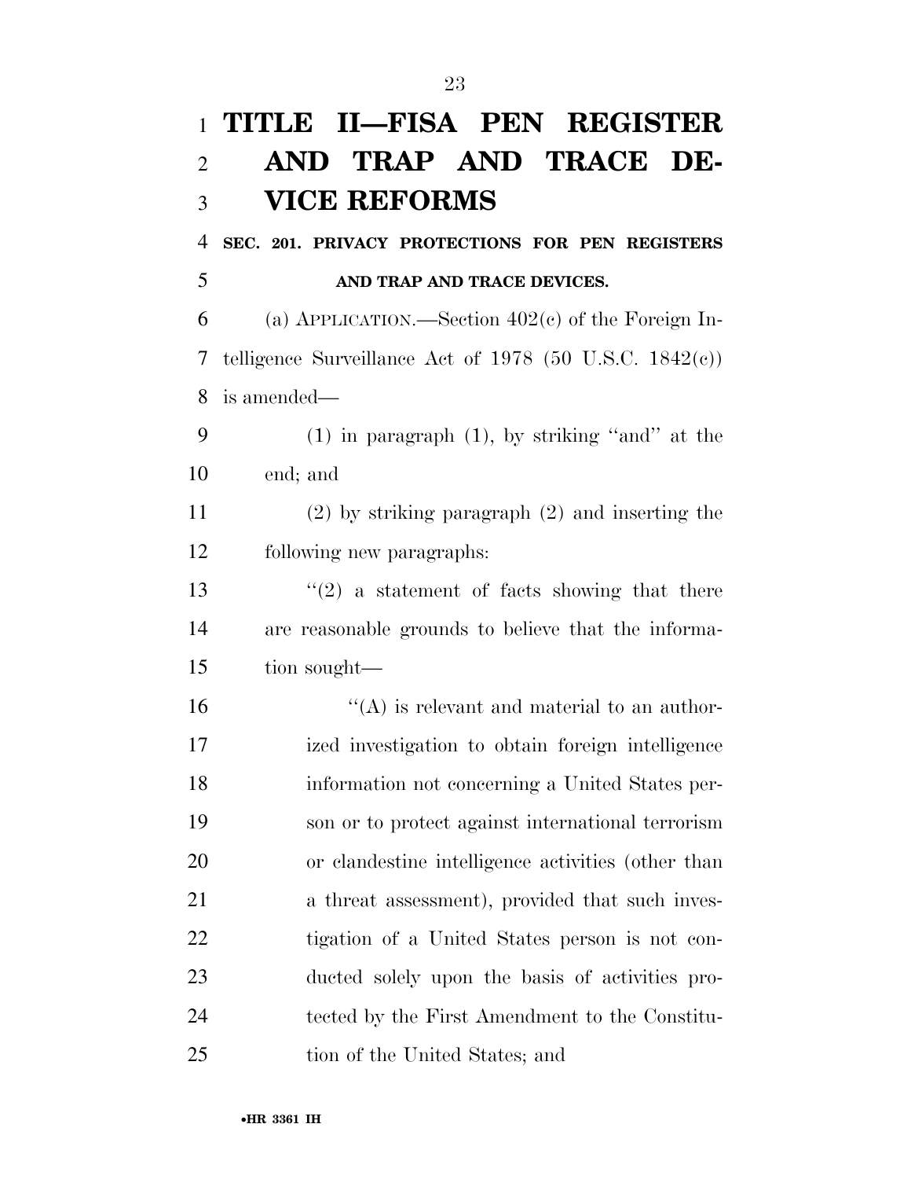# TITLE II—FISA PEN REGISTER AND TRAP AND TRACE DEVICE REFORMS

## SEC. 201. PRIVACY PROTECTIONS FOR PEN REGISTERS AND TRAP AND TRACE DEVICES.

(a) APPLICATION.—Section 402(c) of the Foreign Intelligence Surveillance Act of 1978 (50 U.S.C. 1842(c)) is amended—

(1) in paragraph (1), by striking "and" at the end; and

(2) by striking paragraph (2) and inserting the following new paragraphs:

"(2) a statement of facts showing that there are reasonable grounds to believe that the information sought—

"(A) is relevant and material to an authorized investigation to obtain foreign intelligence information not concerning a United States person or to protect against international terrorism or clandestine intelligence activities (other than a threat assessment), provided that such investigation of a United States person is not conducted solely upon the basis of activities protected by the First Amendment to the Constitution of the United States; and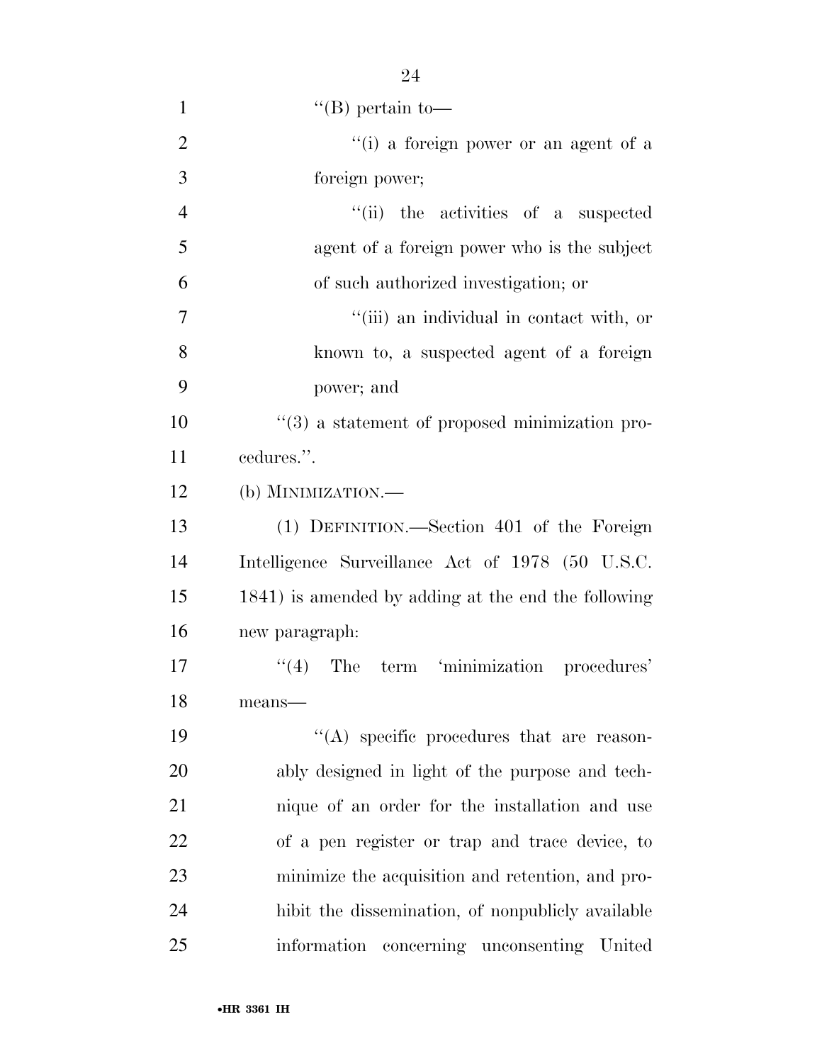''(B) pertain to—

''(i) a foreign power or an agent of a foreign power;

''(ii) the activities of a suspected agent of a foreign power who is the subject of such authorized investigation; or

''(iii) an individual in contact with, or known to, a suspected agent of a foreign power; and

''(3) a statement of proposed minimization procedures.''.

(b) MINIMIZATION.—

(1) DEFINITION.—Section 401 of the Foreign Intelligence Surveillance Act of 1978 (50 U.S.C. 1841) is amended by adding at the end the following new paragraph:

''(4) The term 'minimization procedures' means—

''(A) specific procedures that are reasonably designed in light of the purpose and technique of an order for the installation and use of a pen register or trap and trace device, to minimize the acquisition and retention, and prohibit the dissemination, of nonpublicly available information concerning unconsenting United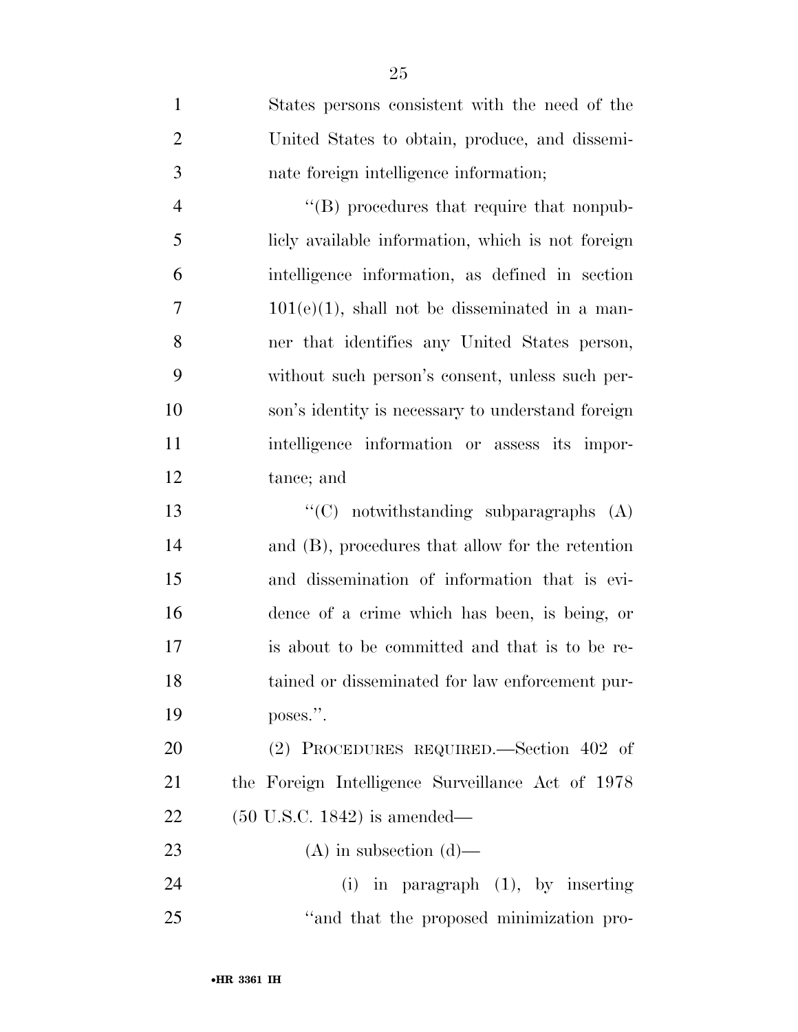States persons consistent with the need of the United States to obtain, produce, and disseminate foreign intelligence information;

"(B) procedures that require that nonpublicly available information, which is not foreign intelligence information, as defined in section 101(e)(1), shall not be disseminated in a manner that identifies any United States person, without such person's consent, unless such person's identity is necessary to understand foreign intelligence information or assess its importance; and

"(C) notwithstanding subparagraphs (A) and (B), procedures that allow for the retention and dissemination of information that is evidence of a crime which has been, is being, or is about to be committed and that is to be retained or disseminated for law enforcement purposes.".

(2) PROCEDURES REQUIRED.—Section 402 of the Foreign Intelligence Surveillance Act of 1978 (50 U.S.C. 1842) is amended—

(A) in subsection (d)—

(i) in paragraph (1), by inserting "and that the proposed minimization pro-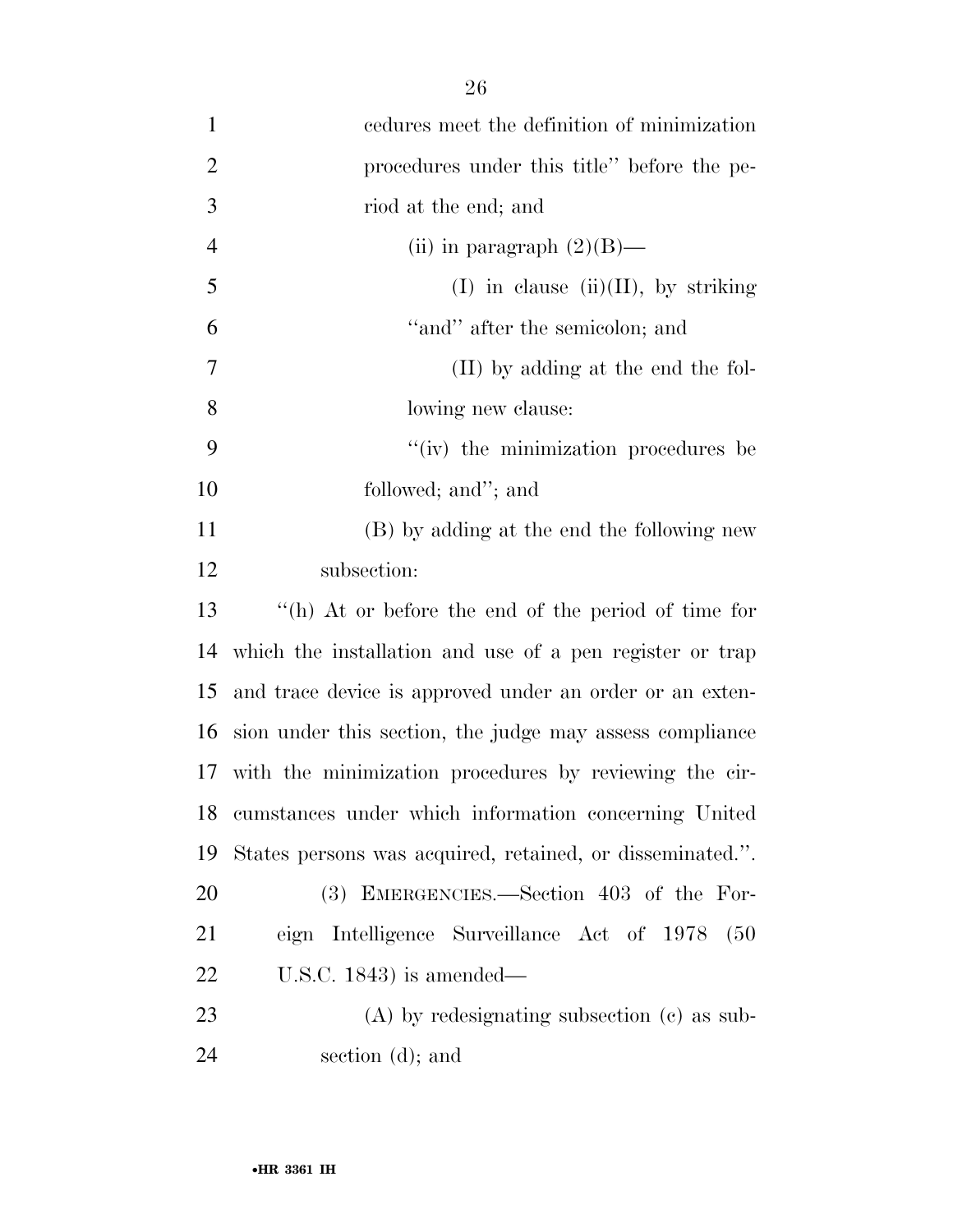cedures meet the definition of minimization procedures under this title'' before the period at the end; and

(ii) in paragraph (2)(B)—

(I) in clause (ii)(II), by striking ''and'' after the semicolon; and

(II) by adding at the end the following new clause:

''(iv) the minimization procedures be followed; and''; and

(B) by adding at the end the following new subsection:

''(h) At or before the end of the period of time for which the installation and use of a pen register or trap and trace device is approved under an order or an extension under this section, the judge may assess compliance with the minimization procedures by reviewing the circumstances under which information concerning United States persons was acquired, retained, or disseminated.''.

(3) EMERGENCIES.—Section 403 of the Foreign Intelligence Surveillance Act of 1978 (50 U.S.C. 1843) is amended—

(A) by redesignating subsection (c) as subsection (d); and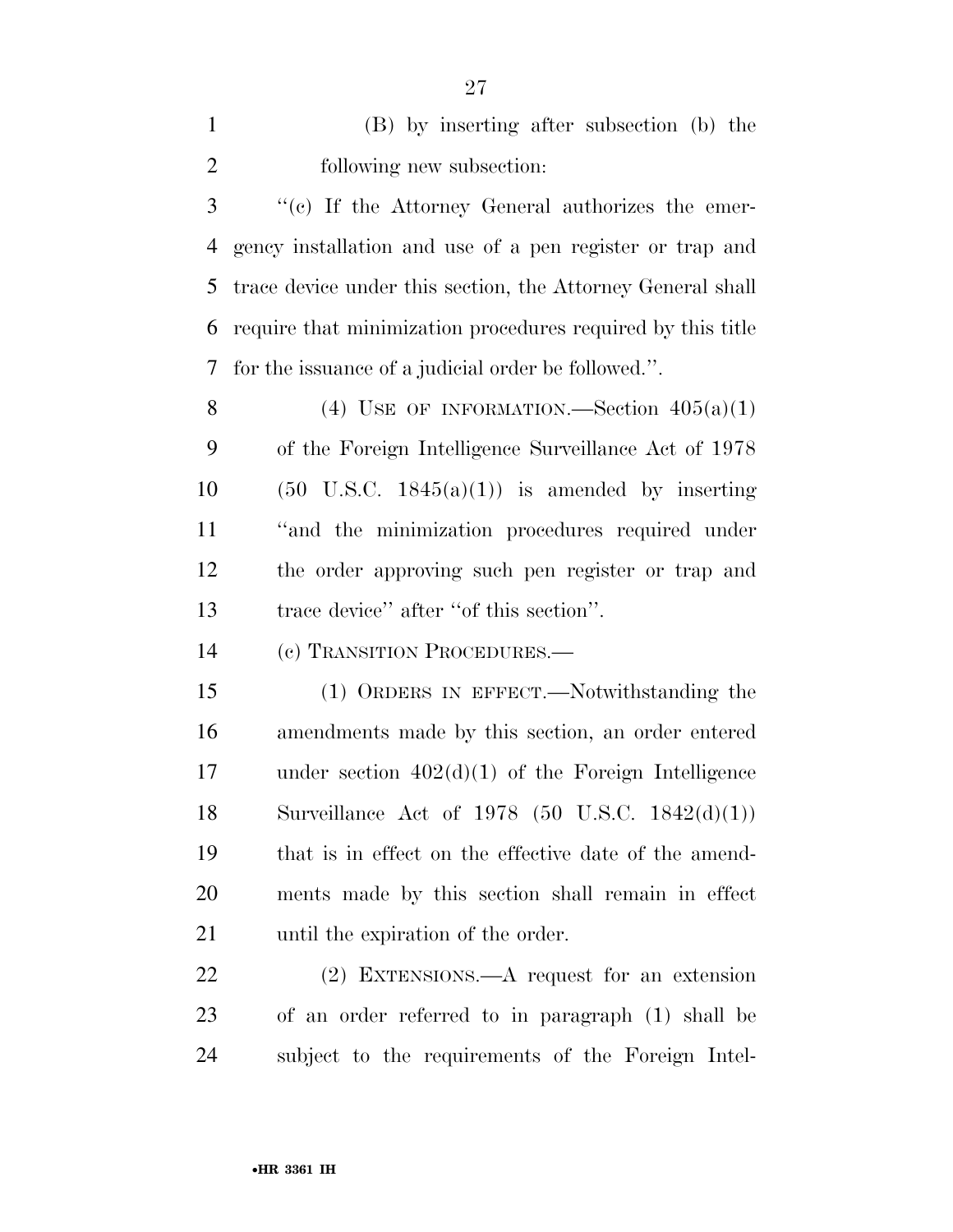(B) by inserting after subsection (b) the following new subsection:

"(c) If the Attorney General authorizes the emergency installation and use of a pen register or trap and trace device under this section, the Attorney General shall require that minimization procedures required by this title for the issuance of a judicial order be followed.".

(4) USE OF INFORMATION.—Section 405(a)(1) of the Foreign Intelligence Surveillance Act of 1978 (50 U.S.C. 1845(a)(1)) is amended by inserting "and the minimization procedures required under the order approving such pen register or trap and trace device" after "of this section".

(c) TRANSITION PROCEDURES.—

(1) ORDERS IN EFFECT.—Notwithstanding the amendments made by this section, an order entered under section 402(d)(1) of the Foreign Intelligence Surveillance Act of 1978 (50 U.S.C. 1842(d)(1)) that is in effect on the effective date of the amendments made by this section shall remain in effect until the expiration of the order.

(2) EXTENSIONS.—A request for an extension of an order referred to in paragraph (1) shall be subject to the requirements of the Foreign Intel-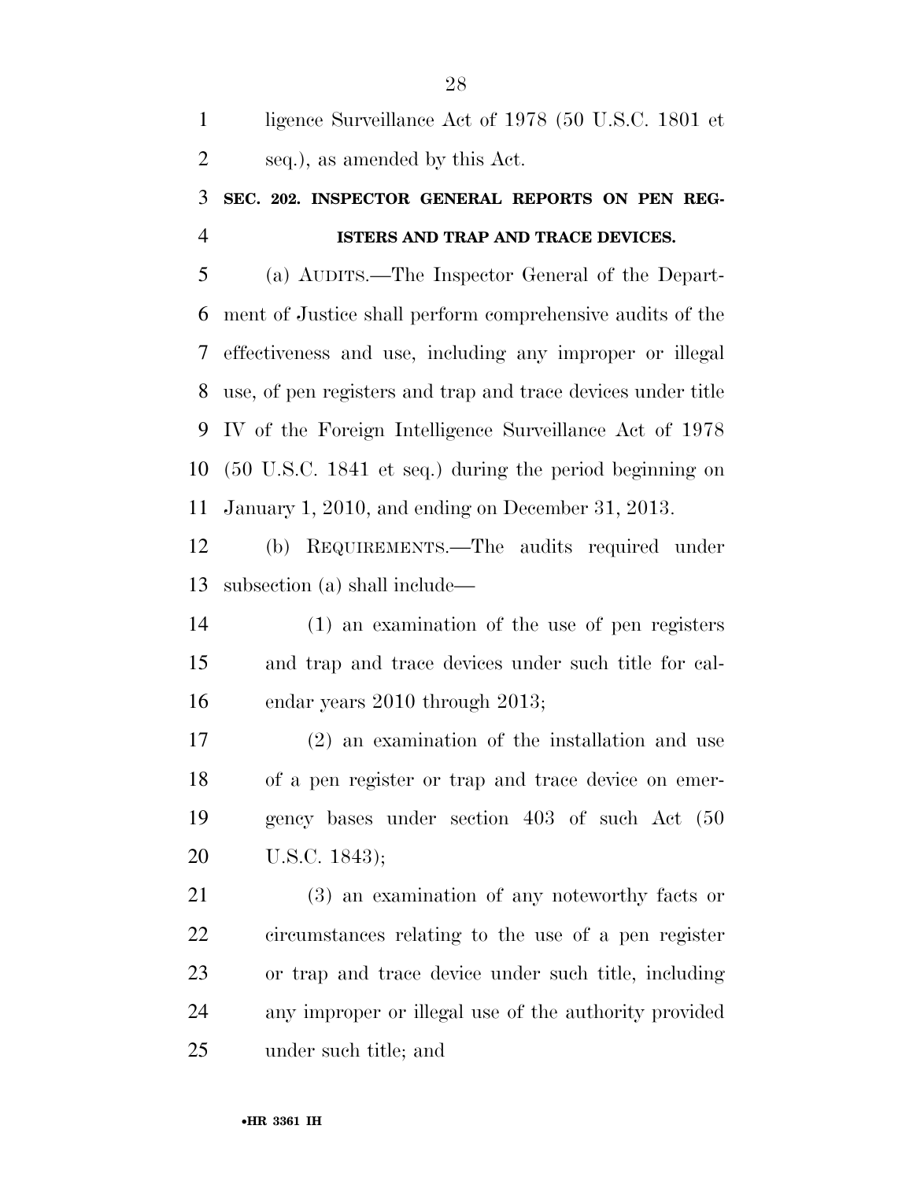ligence Surveillance Act of 1978 (50 U.S.C. 1801 et seq.), as amended by this Act.

**SEC. 202. INSPECTOR GENERAL REPORTS ON PEN REGISTERS AND TRAP AND TRACE DEVICES.**

(a) AUDITS.—The Inspector General of the Department of Justice shall perform comprehensive audits of the effectiveness and use, including any improper or illegal use, of pen registers and trap and trace devices under title IV of the Foreign Intelligence Surveillance Act of 1978 (50 U.S.C. 1841 et seq.) during the period beginning on January 1, 2010, and ending on December 31, 2013.

(b) REQUIREMENTS.—The audits required under subsection (a) shall include—

(1) an examination of the use of pen registers and trap and trace devices under such title for calendar years 2010 through 2013;

(2) an examination of the installation and use of a pen register or trap and trace device on emergency bases under section 403 of such Act (50 U.S.C. 1843);

(3) an examination of any noteworthy facts or circumstances relating to the use of a pen register or trap and trace device under such title, including any improper or illegal use of the authority provided under such title; and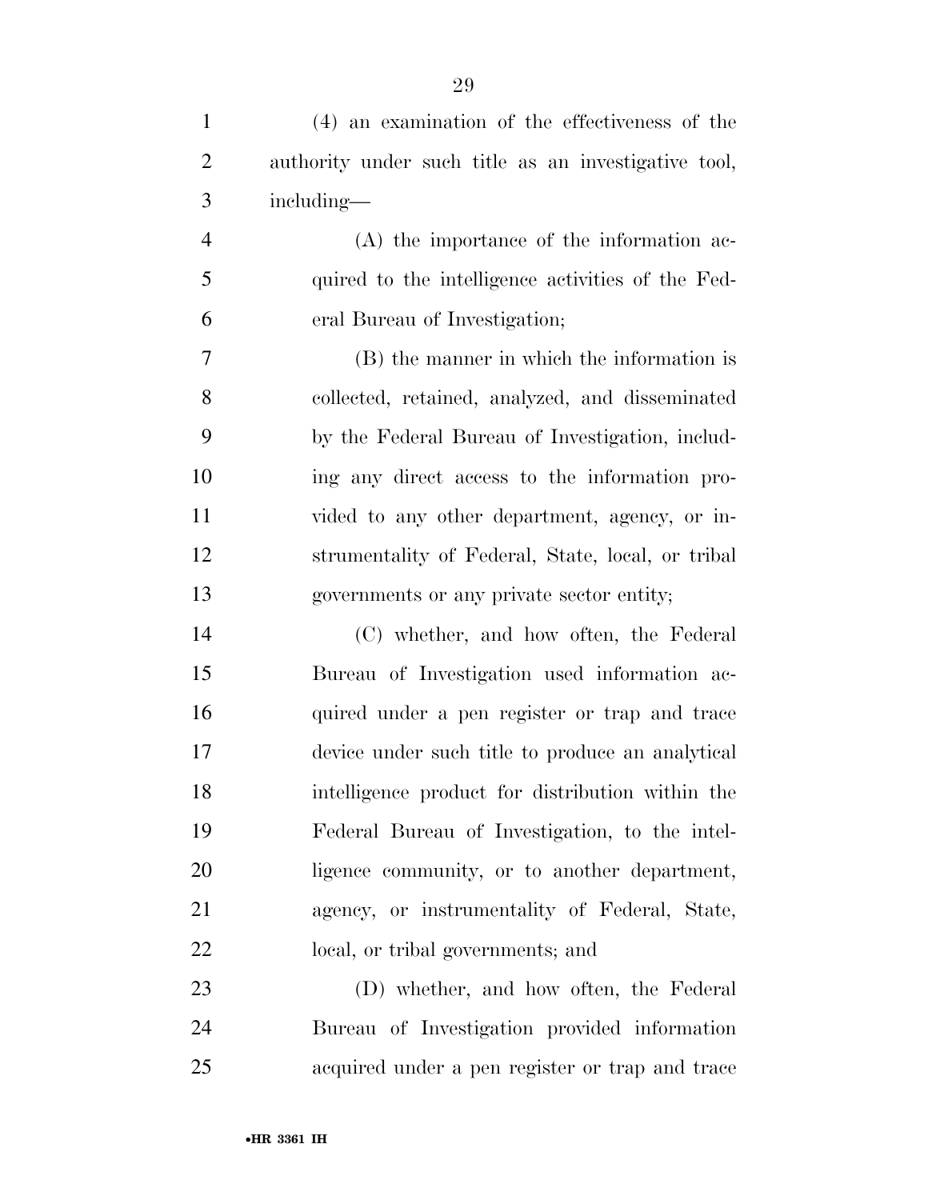(4) an examination of the effectiveness of the authority under such title as an investigative tool, including—

(A) the importance of the information acquired to the intelligence activities of the Federal Bureau of Investigation;

(B) the manner in which the information is collected, retained, analyzed, and disseminated by the Federal Bureau of Investigation, including any direct access to the information provided to any other department, agency, or instrumentality of Federal, State, local, or tribal governments or any private sector entity;

(C) whether, and how often, the Federal Bureau of Investigation used information acquired under a pen register or trap and trace device under such title to produce an analytical intelligence product for distribution within the Federal Bureau of Investigation, to the intelligence community, or to another department, agency, or instrumentality of Federal, State, local, or tribal governments; and

(D) whether, and how often, the Federal Bureau of Investigation provided information acquired under a pen register or trap and trace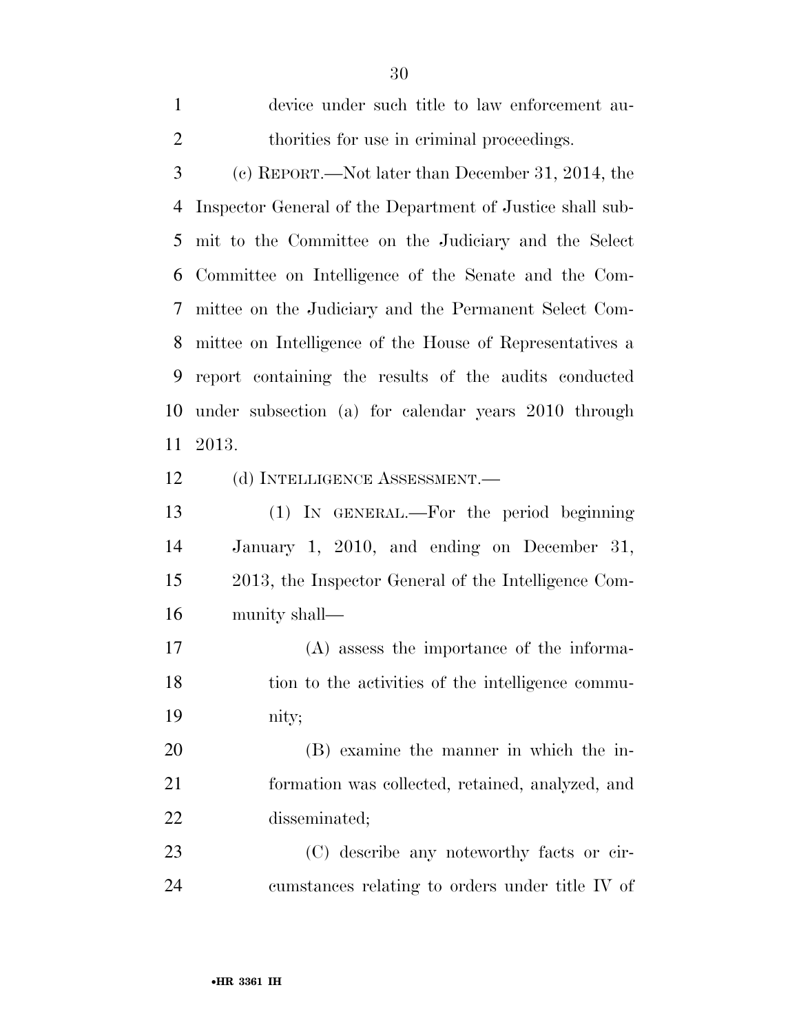device under such title to law enforcement authorities for use in criminal proceedings.

(c) REPORT.—Not later than December 31, 2014, the Inspector General of the Department of Justice shall submit to the Committee on the Judiciary and the Select Committee on Intelligence of the Senate and the Committee on the Judiciary and the Permanent Select Committee on Intelligence of the House of Representatives a report containing the results of the audits conducted under subsection (a) for calendar years 2010 through 2013.

(d) INTELLIGENCE ASSESSMENT.—

(1) IN GENERAL.—For the period beginning January 1, 2010, and ending on December 31, 2013, the Inspector General of the Intelligence Community shall—

(A) assess the importance of the information to the activities of the intelligence community;

(B) examine the manner in which the information was collected, retained, analyzed, and disseminated;

(C) describe any noteworthy facts or circumstances relating to orders under title IV of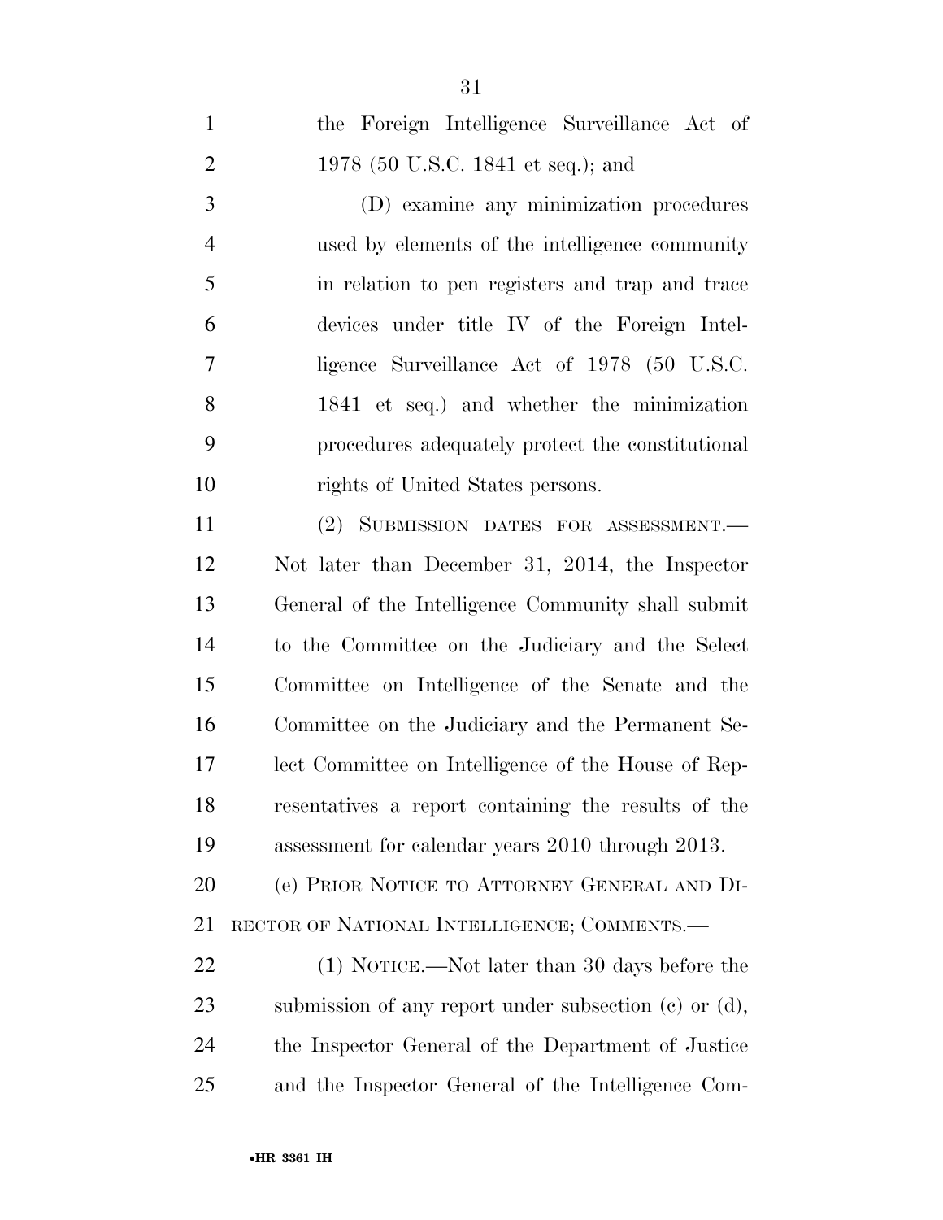the Foreign Intelligence Surveillance Act of 1978 (50 U.S.C. 1841 et seq.); and

(D) examine any minimization procedures used by elements of the intelligence community in relation to pen registers and trap and trace devices under title IV of the Foreign Intelligence Surveillance Act of 1978 (50 U.S.C. 1841 et seq.) and whether the minimization procedures adequately protect the constitutional rights of United States persons.

(2) SUBMISSION DATES FOR ASSESSMENT.—Not later than December 31, 2014, the Inspector General of the Intelligence Community shall submit to the Committee on the Judiciary and the Select Committee on Intelligence of the Senate and the Committee on the Judiciary and the Permanent Select Committee on Intelligence of the House of Representatives a report containing the results of the assessment for calendar years 2010 through 2013.

(e) PRIOR NOTICE TO ATTORNEY GENERAL AND DIRECTOR OF NATIONAL INTELLIGENCE; COMMENTS.—

(1) NOTICE.—Not later than 30 days before the submission of any report under subsection (c) or (d), the Inspector General of the Department of Justice and the Inspector General of the Intelligence Com-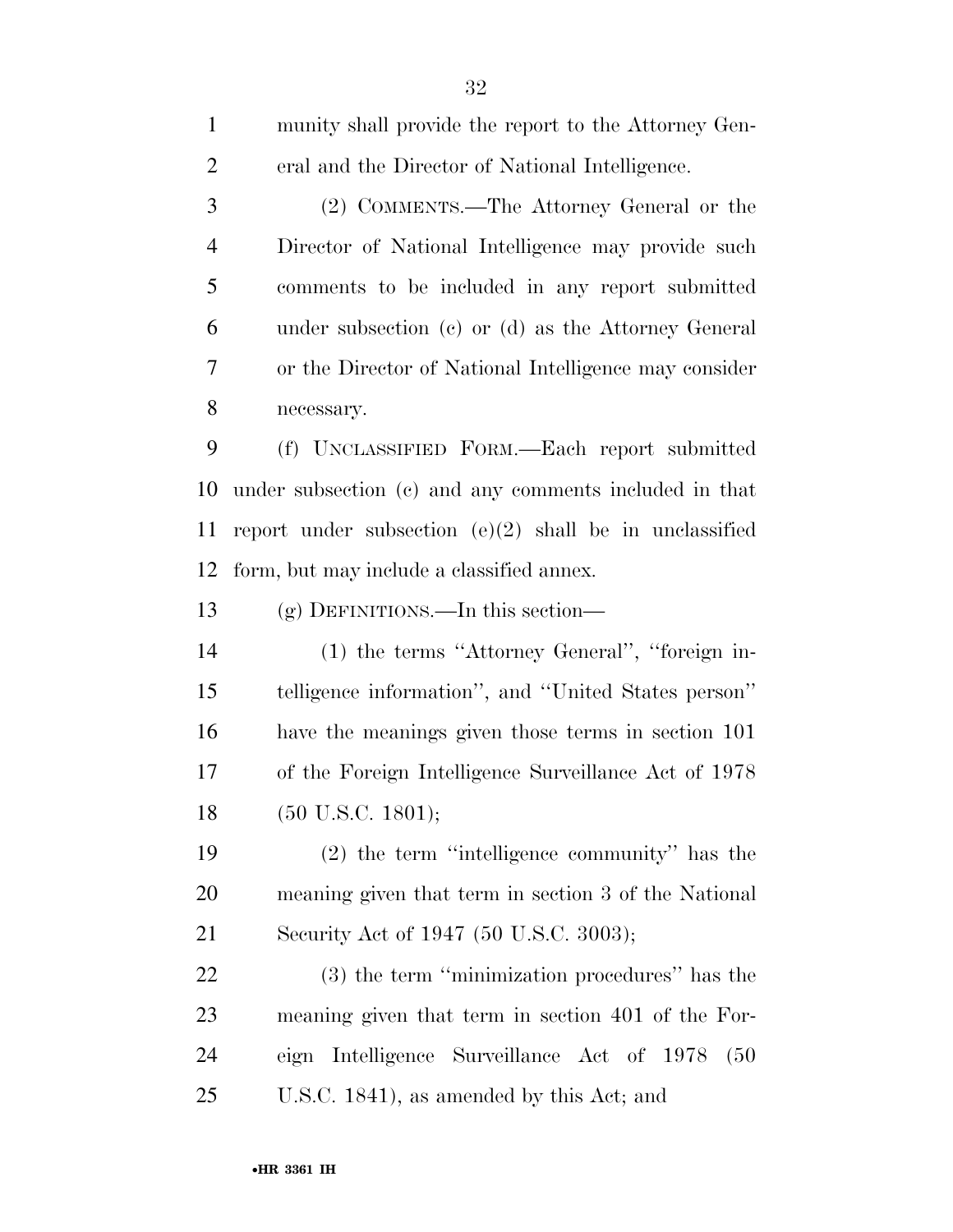munity shall provide the report to the Attorney General and the Director of National Intelligence.

(2) COMMENTS.—The Attorney General or the Director of National Intelligence may provide such comments to be included in any report submitted under subsection (c) or (d) as the Attorney General or the Director of National Intelligence may consider necessary.

(f) UNCLASSIFIED FORM.—Each report submitted under subsection (c) and any comments included in that report under subsection (e)(2) shall be in unclassified form, but may include a classified annex.

(g) DEFINITIONS.—In this section—

(1) the terms ''Attorney General'', ''foreign intelligence information'', and ''United States person'' have the meanings given those terms in section 101 of the Foreign Intelligence Surveillance Act of 1978 (50 U.S.C. 1801);

(2) the term ''intelligence community'' has the meaning given that term in section 3 of the National Security Act of 1947 (50 U.S.C. 3003);

(3) the term ''minimization procedures'' has the meaning given that term in section 401 of the Foreign Intelligence Surveillance Act of 1978 (50 U.S.C. 1841), as amended by this Act; and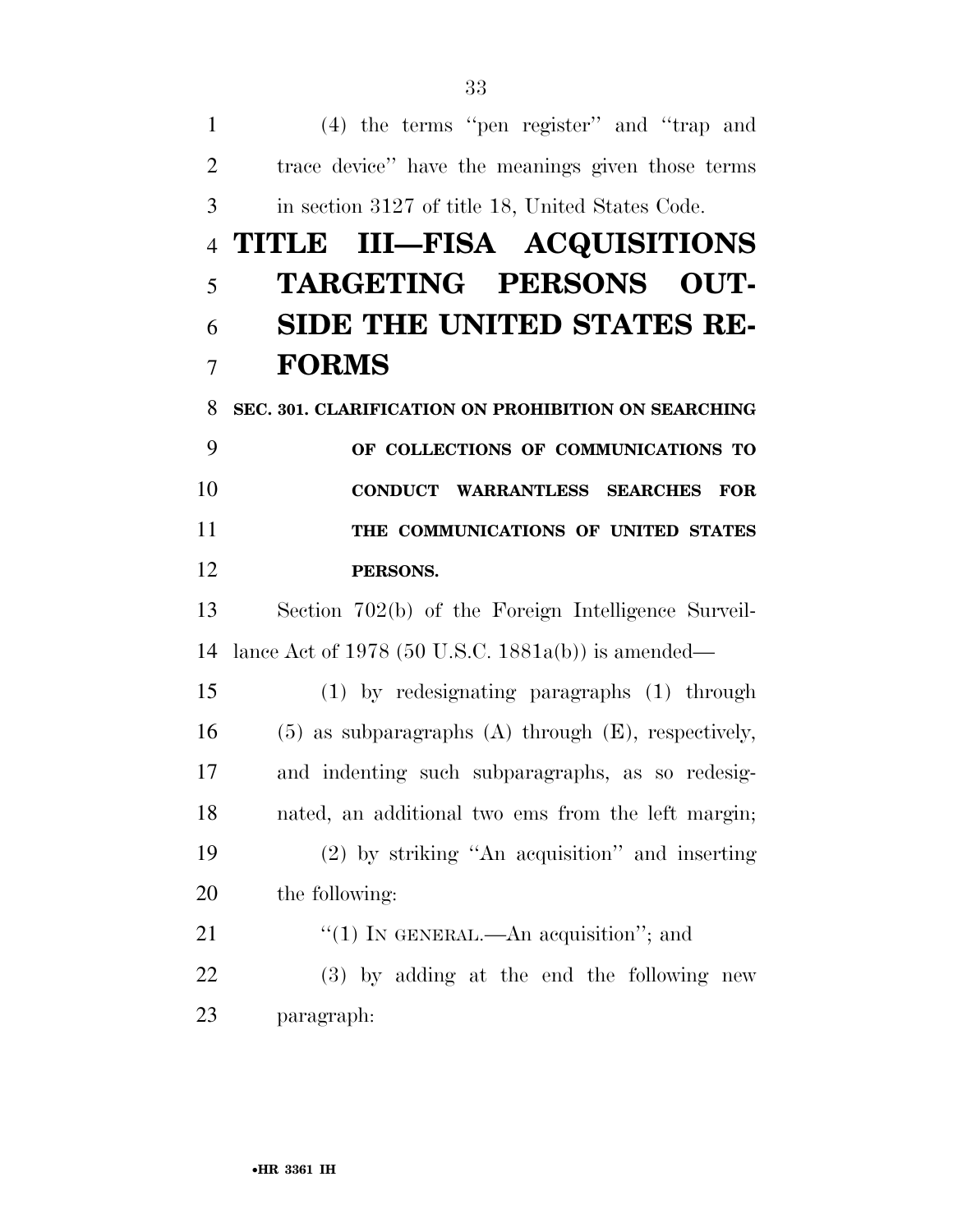(4) the terms ''pen register'' and ''trap and trace device'' have the meanings given those terms in section 3127 of title 18, United States Code.

# TITLE III—FISA ACQUISITIONS TARGETING PERSONS OUTSIDE THE UNITED STATES REFORMS

**SEC. 301. CLARIFICATION ON PROHIBITION ON SEARCHING OF COLLECTIONS OF COMMUNICATIONS TO CONDUCT WARRANTLESS SEARCHES FOR THE COMMUNICATIONS OF UNITED STATES PERSONS.**

Section 702(b) of the Foreign Intelligence Surveillance Act of 1978 (50 U.S.C. 1881a(b)) is amended—

(1) by redesignating paragraphs (1) through (5) as subparagraphs (A) through (E), respectively, and indenting such subparagraphs, as so redesignated, an additional two ems from the left margin;

(2) by striking ''An acquisition'' and inserting the following:

''(1) IN GENERAL.—An acquisition''; and

(3) by adding at the end the following new paragraph: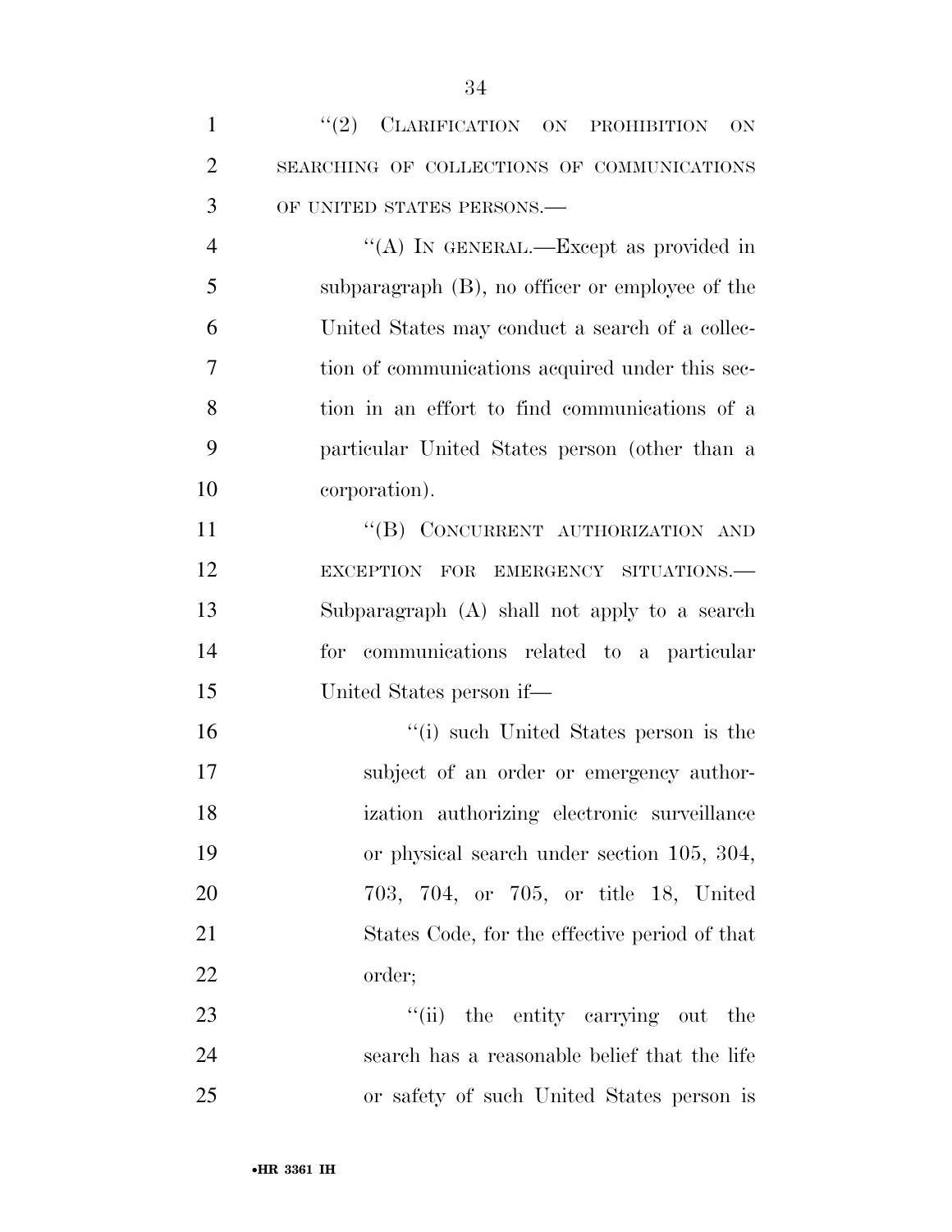"(2) CLARIFICATION ON PROHIBITION ON SEARCHING OF COLLECTIONS OF COMMUNICATIONS OF UNITED STATES PERSONS.—

"(A) IN GENERAL.—Except as provided in subparagraph (B), no officer or employee of the United States may conduct a search of a collection of communications acquired under this section in an effort to find communications of a particular United States person (other than a corporation).

"(B) CONCURRENT AUTHORIZATION AND EXCEPTION FOR EMERGENCY SITUATIONS.— Subparagraph (A) shall not apply to a search for communications related to a particular United States person if—

"(i) such United States person is the subject of an order or emergency authorization authorizing electronic surveillance or physical search under section 105, 304, 703, 704, or 705, or title 18, United States Code, for the effective period of that order;

"(ii) the entity carrying out the search has a reasonable belief that the life or safety of such United States person is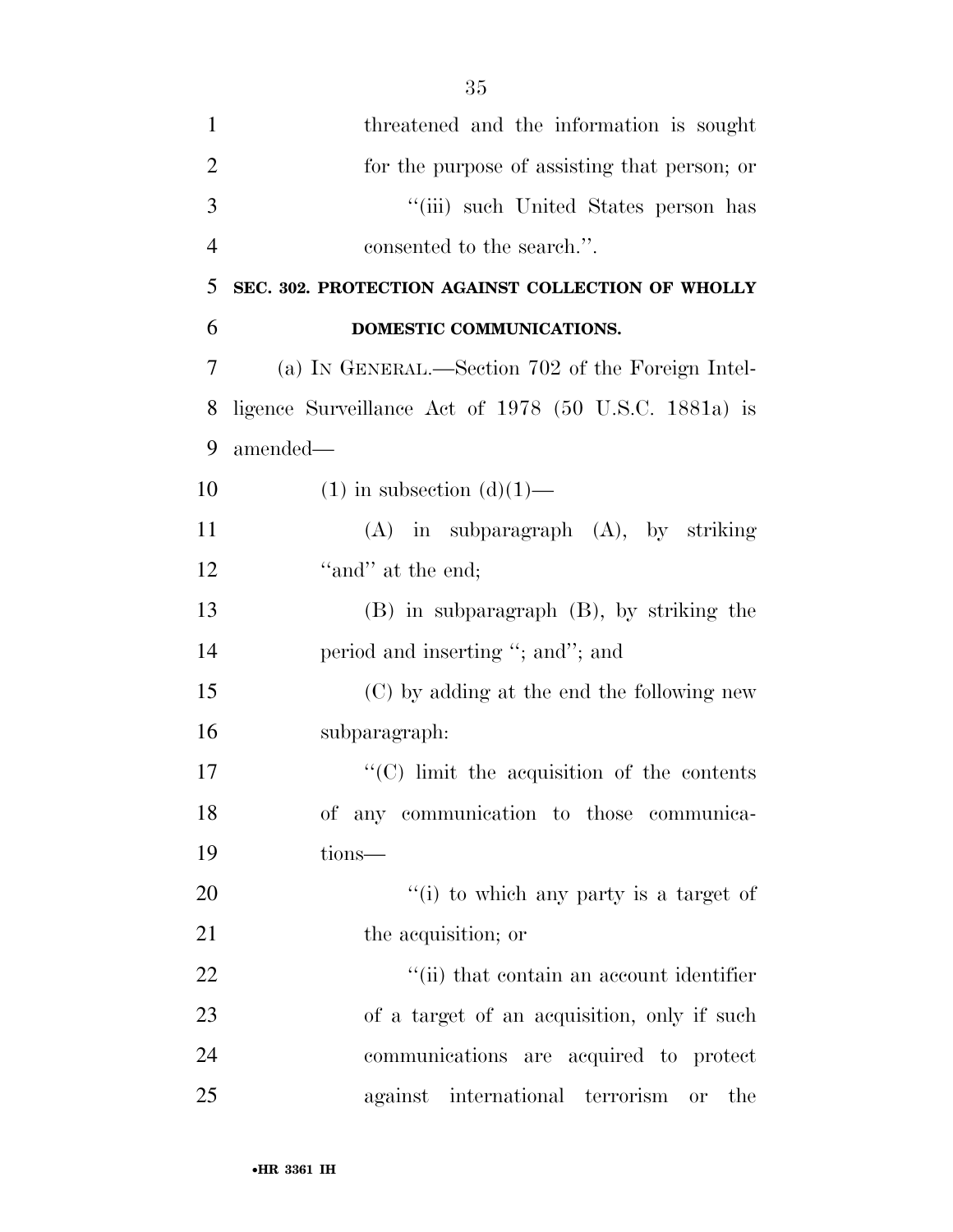threatened and the information is sought for the purpose of assisting that person; or

''(iii) such United States person has consented to the search.''.

**SEC. 302. PROTECTION AGAINST COLLECTION OF WHOLLY DOMESTIC COMMUNICATIONS.**

(a) IN GENERAL.—Section 702 of the Foreign Intelligence Surveillance Act of 1978 (50 U.S.C. 1881a) is amended—

(1) in subsection (d)(1)—

(A) in subparagraph (A), by striking ''and'' at the end;

(B) in subparagraph (B), by striking the period and inserting ''; and''; and

(C) by adding at the end the following new subparagraph:

''(C) limit the acquisition of the contents of any communication to those communications—

''(i) to which any party is a target of the acquisition; or

''(ii) that contain an account identifier of a target of an acquisition, only if such communications are acquired to protect against international terrorism or the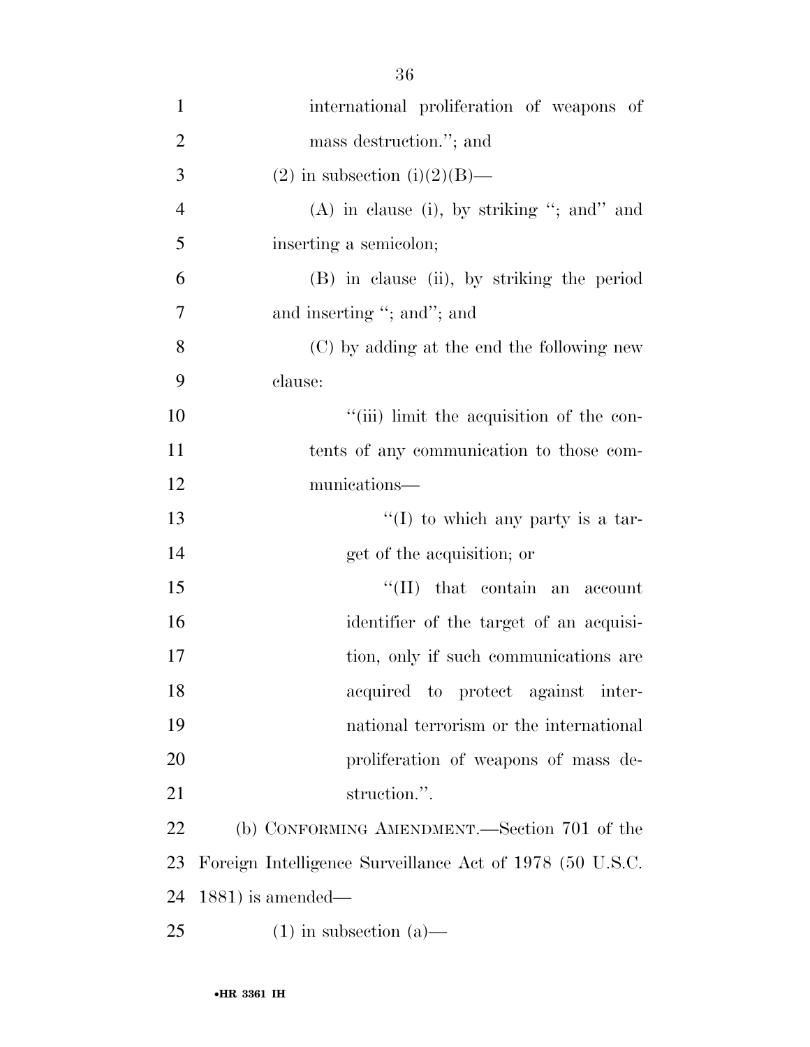international proliferation of weapons of mass destruction.''; and

(2) in subsection (i)(2)(B)—

(A) in clause (i), by striking ''; and'' and inserting a semicolon;

(B) in clause (ii), by striking the period and inserting ''; and''; and

(C) by adding at the end the following new clause:

''(iii) limit the acquisition of the contents of any communication to those communications—

''(I) to which any party is a target of the acquisition; or

''(II) that contain an account identifier of the target of an acquisition, only if such communications are acquired to protect against international terrorism or the international proliferation of weapons of mass destruction.''.

(b) CONFORMING AMENDMENT.—Section 701 of the Foreign Intelligence Surveillance Act of 1978 (50 U.S.C. 1881) is amended—

(1) in subsection (a)—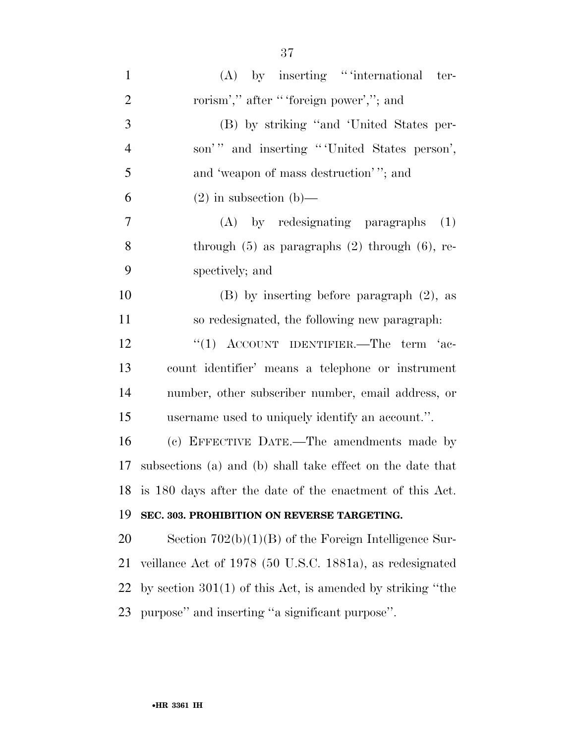(A) by inserting "'international terrorism'," after "'foreign power',"; and

(B) by striking "and 'United States person'" and inserting "'United States person', and 'weapon of mass destruction'"; and

(2) in subsection (b)—

(A) by redesignating paragraphs (1) through (5) as paragraphs (2) through (6), respectively; and

(B) by inserting before paragraph (2), as so redesignated, the following new paragraph:

"(1) ACCOUNT IDENTIFIER.—The term 'account identifier' means a telephone or instrument number, other subscriber number, email address, or username used to uniquely identify an account.".

(c) EFFECTIVE DATE.—The amendments made by subsections (a) and (b) shall take effect on the date that is 180 days after the date of the enactment of this Act.

**SEC. 303. PROHIBITION ON REVERSE TARGETING.**

Section 702(b)(1)(B) of the Foreign Intelligence Surveillance Act of 1978 (50 U.S.C. 1881a), as redesignated by section 301(1) of this Act, is amended by striking "the purpose" and inserting "a significant purpose".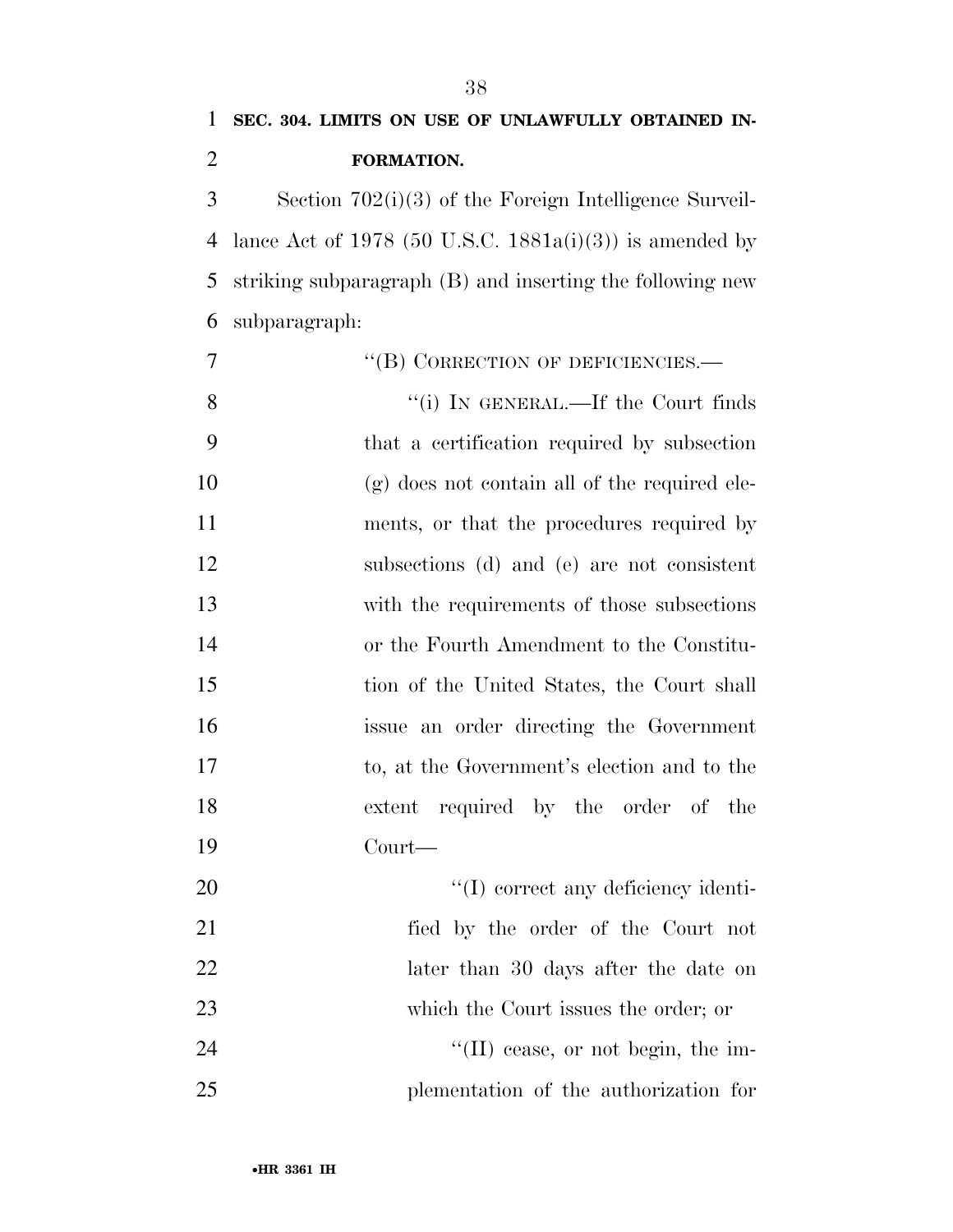**SEC. 304. LIMITS ON USE OF UNLAWFULLY OBTAINED INFORMATION.**

Section 702(i)(3) of the Foreign Intelligence Surveillance Act of 1978 (50 U.S.C. 1881a(i)(3)) is amended by striking subparagraph (B) and inserting the following new subparagraph:

"(B) CORRECTION OF DEFICIENCIES.—

"(i) IN GENERAL.—If the Court finds that a certification required by subsection (g) does not contain all of the required elements, or that the procedures required by subsections (d) and (e) are not consistent with the requirements of those subsections or the Fourth Amendment to the Constitution of the United States, the Court shall issue an order directing the Government to, at the Government's election and to the extent required by the order of the Court—

"(I) correct any deficiency identified by the order of the Court not later than 30 days after the date on which the Court issues the order; or

"(II) cease, or not begin, the implementation of the authorization for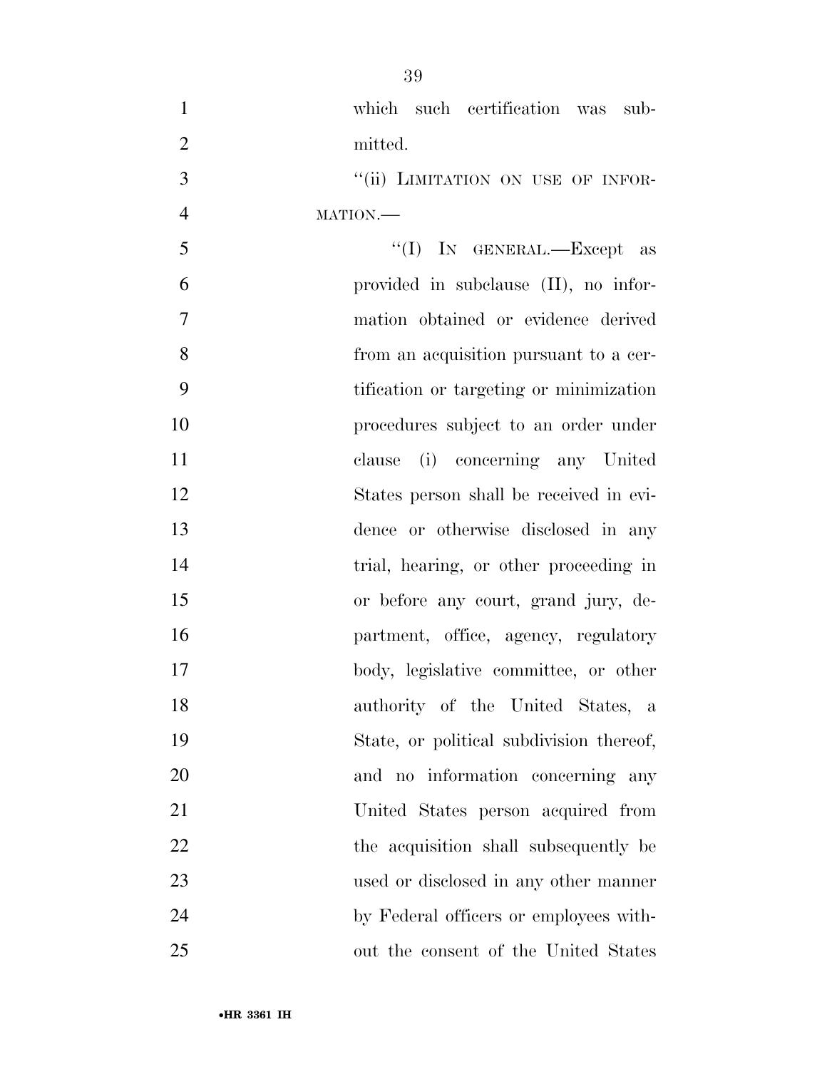which such certification was submitted.

"(ii) LIMITATION ON USE OF INFORMATION.—

"(I) IN GENERAL.—Except as provided in subclause (II), no information obtained or evidence derived from an acquisition pursuant to a certification or targeting or minimization procedures subject to an order under clause (i) concerning any United States person shall be received in evidence or otherwise disclosed in any trial, hearing, or other proceeding in or before any court, grand jury, department, office, agency, regulatory body, legislative committee, or other authority of the United States, a State, or political subdivision thereof, and no information concerning any United States person acquired from the acquisition shall subsequently be used or disclosed in any other manner by Federal officers or employees without the consent of the United States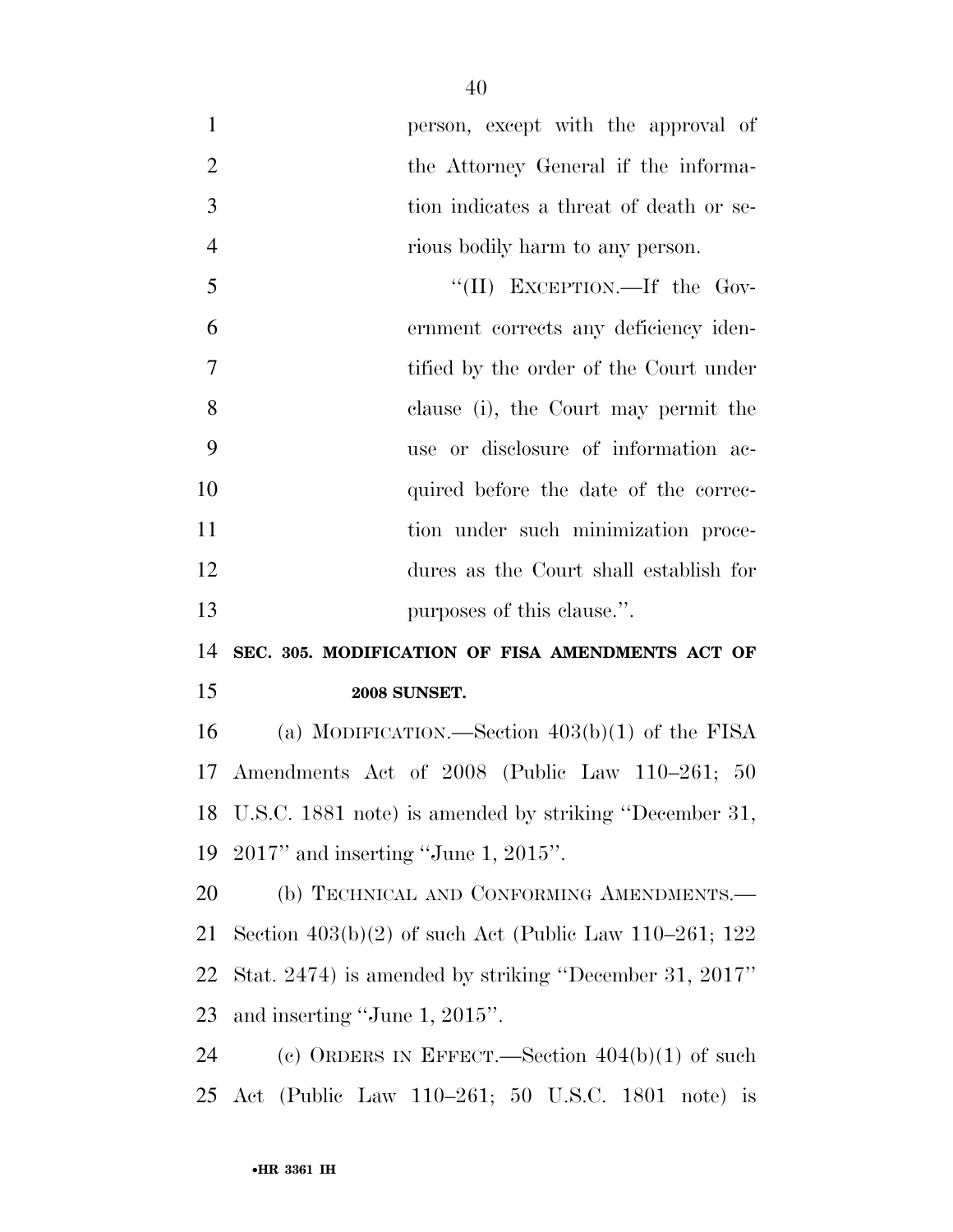person, except with the approval of the Attorney General if the information indicates a threat of death or serious bodily harm to any person.

"(II) EXCEPTION.—If the Government corrects any deficiency identified by the order of the Court under clause (i), the Court may permit the use or disclosure of information acquired before the date of the correction under such minimization procedures as the Court shall establish for purposes of this clause.".

**SEC. 305. MODIFICATION OF FISA AMENDMENTS ACT OF 2008 SUNSET.**

(a) MODIFICATION.—Section 403(b)(1) of the FISA Amendments Act of 2008 (Public Law 110–261; 50 U.S.C. 1881 note) is amended by striking "December 31, 2017" and inserting "June 1, 2015".

(b) TECHNICAL AND CONFORMING AMENDMENTS.—Section 403(b)(2) of such Act (Public Law 110–261; 122 Stat. 2474) is amended by striking "December 31, 2017" and inserting "June 1, 2015".

(c) ORDERS IN EFFECT.—Section 404(b)(1) of such Act (Public Law 110–261; 50 U.S.C. 1801 note) is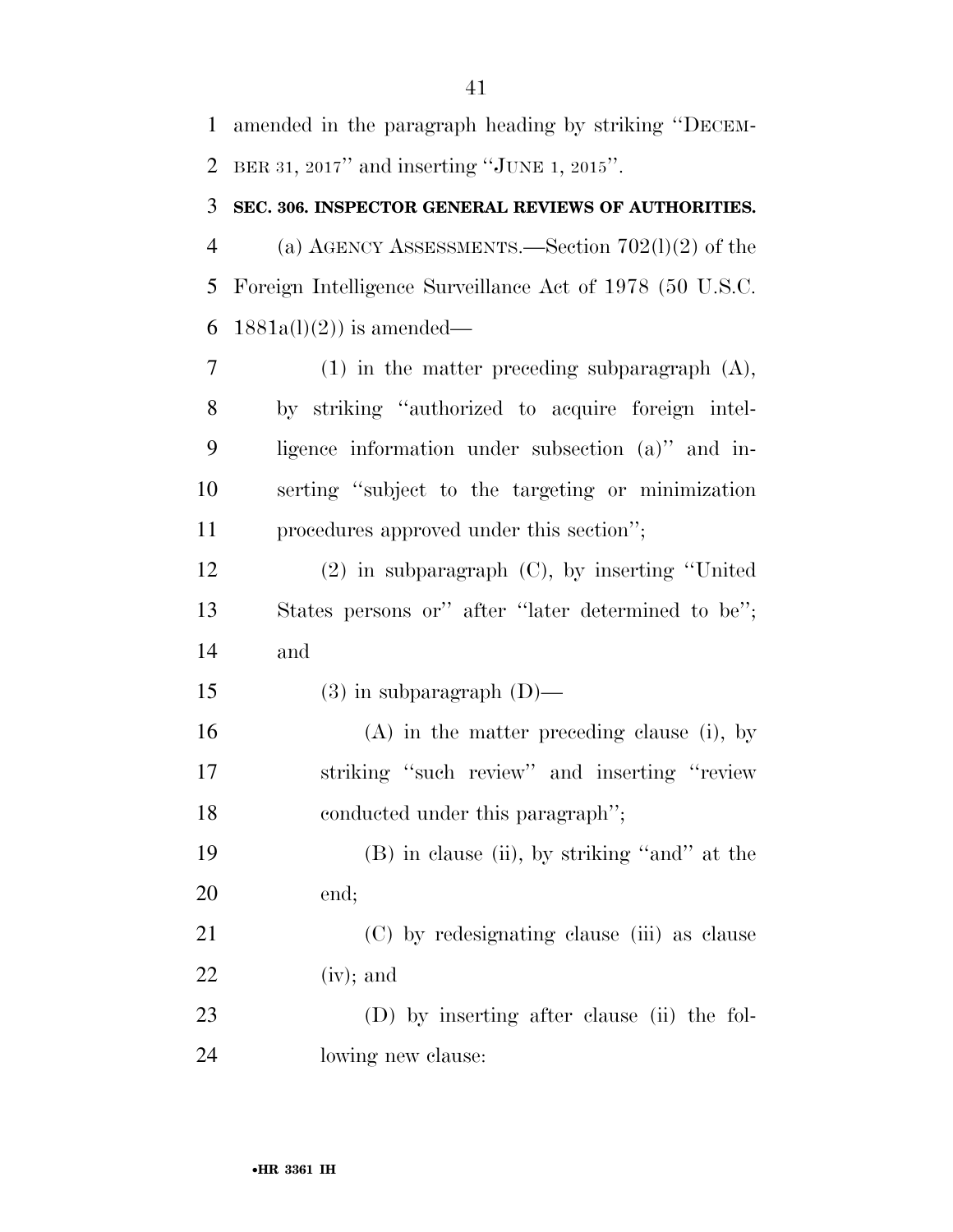amended in the paragraph heading by striking ''DECEMBER 31, 2017'' and inserting ''JUNE 1, 2015''.

**SEC. 306. INSPECTOR GENERAL REVIEWS OF AUTHORITIES.**

(a) AGENCY ASSESSMENTS.—Section 702(l)(2) of the Foreign Intelligence Surveillance Act of 1978 (50 U.S.C. 1881a(l)(2)) is amended—

(1) in the matter preceding subparagraph (A), by striking ''authorized to acquire foreign intelligence information under subsection (a)'' and inserting ''subject to the targeting or minimization procedures approved under this section'';

(2) in subparagraph (C), by inserting ''United States persons or'' after ''later determined to be''; and

(3) in subparagraph (D)—

(A) in the matter preceding clause (i), by striking ''such review'' and inserting ''review conducted under this paragraph'';

(B) in clause (ii), by striking ''and'' at the end;

(C) by redesignating clause (iii) as clause (iv); and

(D) by inserting after clause (ii) the following new clause: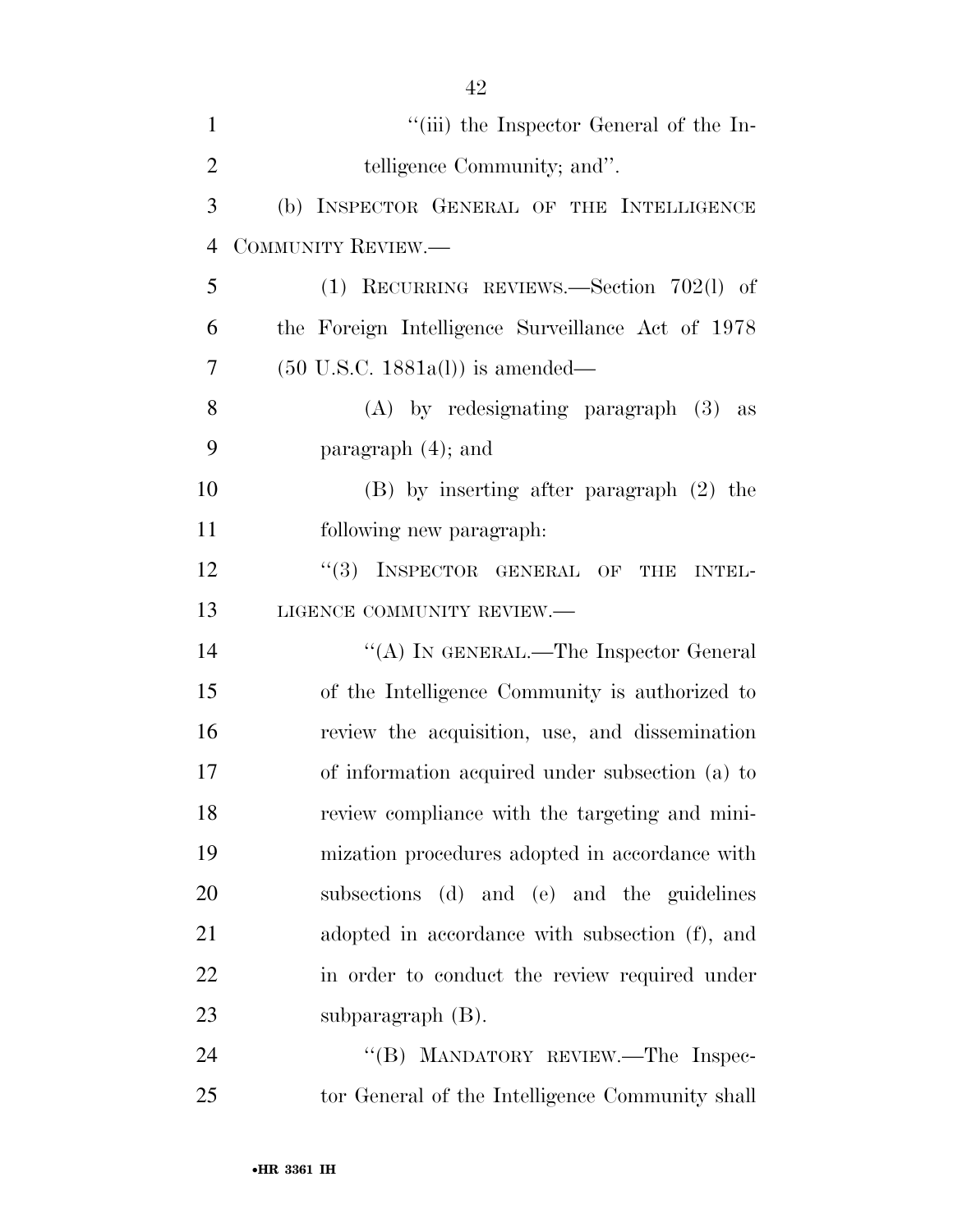''(iii) the Inspector General of the Intelligence Community; and''.

(b) INSPECTOR GENERAL OF THE INTELLIGENCE COMMUNITY REVIEW.—

(1) RECURRING REVIEWS.—Section 702(l) of the Foreign Intelligence Surveillance Act of 1978 (50 U.S.C. 1881a(l)) is amended—

(A) by redesignating paragraph (3) as paragraph (4); and

(B) by inserting after paragraph (2) the following new paragraph:

''(3) INSPECTOR GENERAL OF THE INTELLIGENCE COMMUNITY REVIEW.—

''(A) IN GENERAL.—The Inspector General of the Intelligence Community is authorized to review the acquisition, use, and dissemination of information acquired under subsection (a) to review compliance with the targeting and minimization procedures adopted in accordance with subsections (d) and (e) and the guidelines adopted in accordance with subsection (f), and in order to conduct the review required under subparagraph (B).

''(B) MANDATORY REVIEW.—The Inspector General of the Intelligence Community shall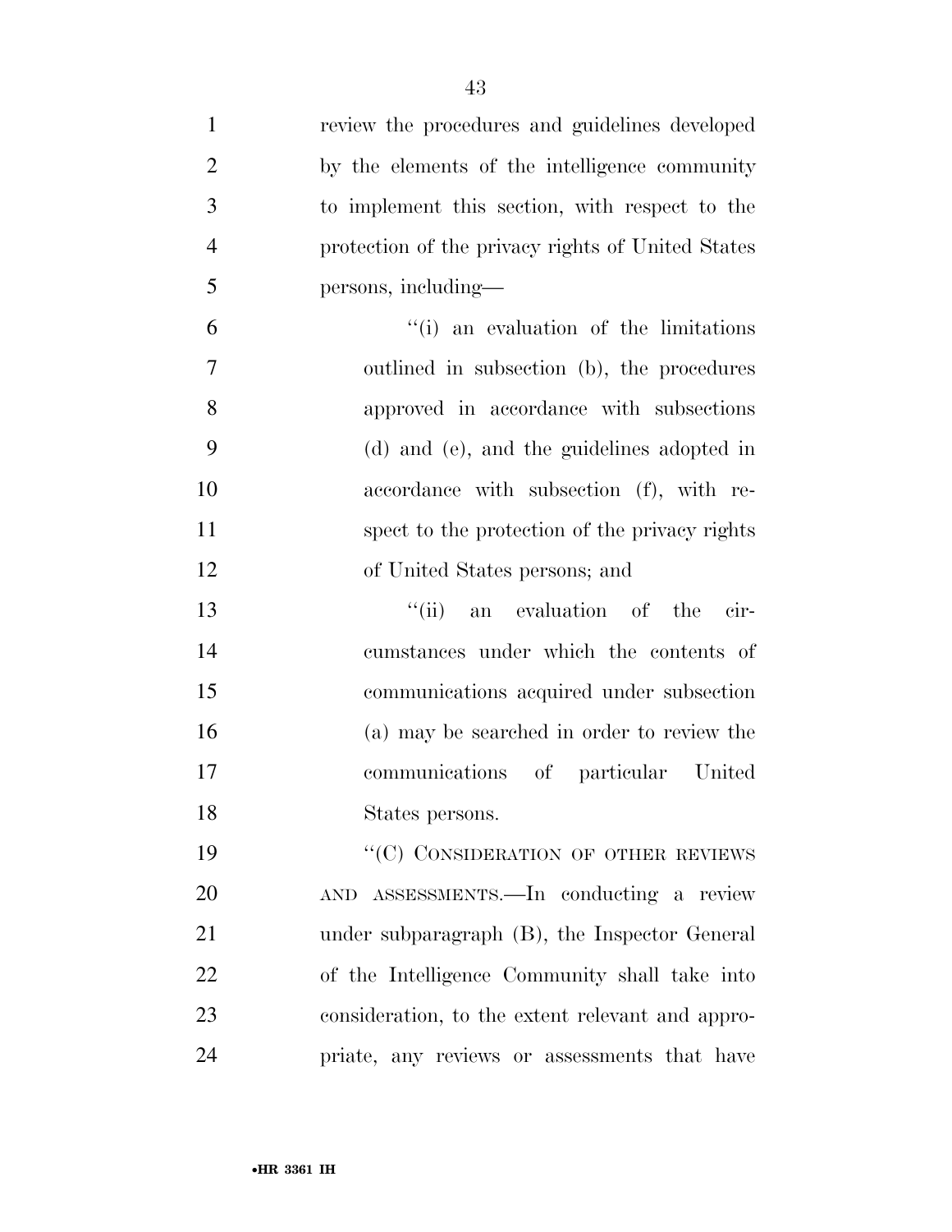review the procedures and guidelines developed by the elements of the intelligence community to implement this section, with respect to the protection of the privacy rights of United States persons, including—

"(i) an evaluation of the limitations outlined in subsection (b), the procedures approved in accordance with subsections (d) and (e), and the guidelines adopted in accordance with subsection (f), with respect to the protection of the privacy rights of United States persons; and

"(ii) an evaluation of the circumstances under which the contents of communications acquired under subsection (a) may be searched in order to review the communications of particular United States persons.

"(C) CONSIDERATION OF OTHER REVIEWS AND ASSESSMENTS.—In conducting a review under subparagraph (B), the Inspector General of the Intelligence Community shall take into consideration, to the extent relevant and appropriate, any reviews or assessments that have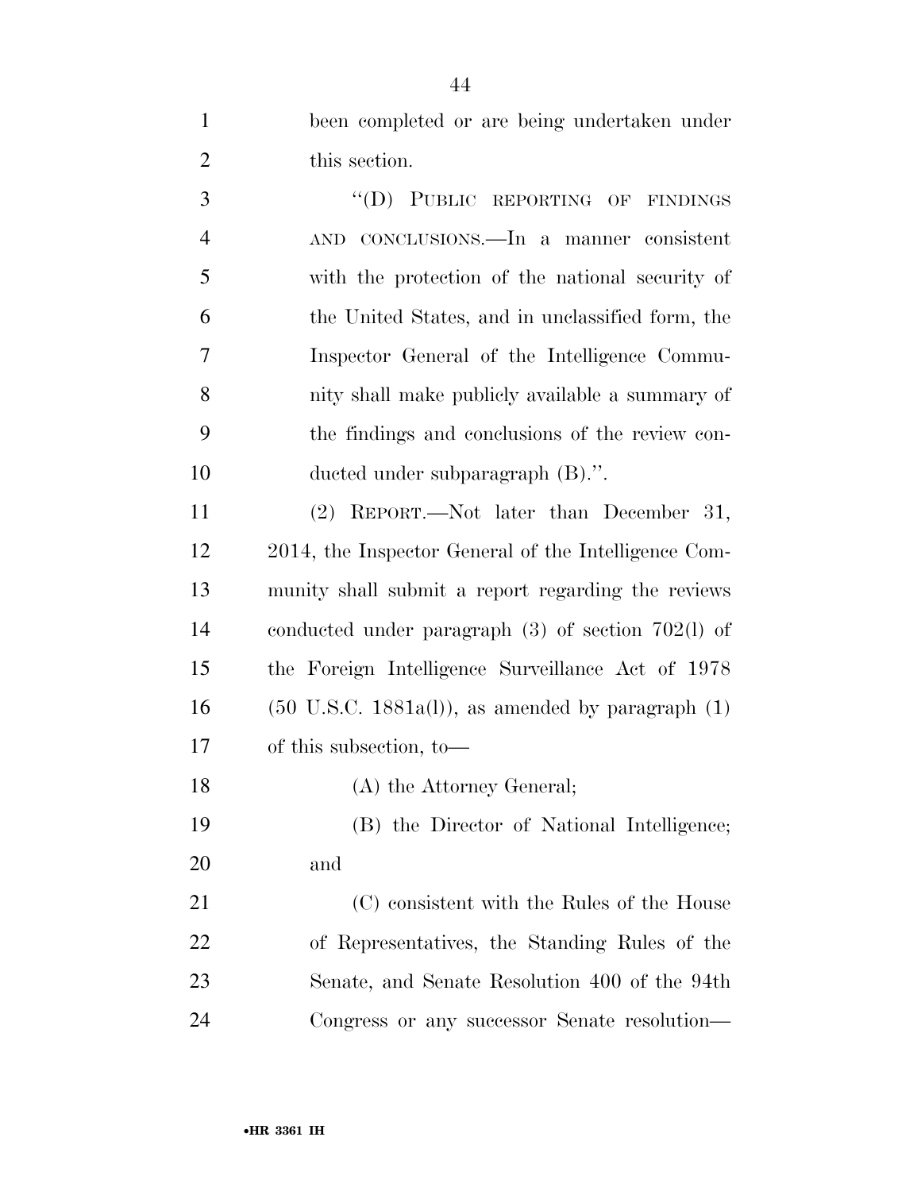been completed or are being undertaken under this section.

"(D) PUBLIC REPORTING OF FINDINGS AND CONCLUSIONS.—In a manner consistent with the protection of the national security of the United States, and in unclassified form, the Inspector General of the Intelligence Community shall make publicly available a summary of the findings and conclusions of the review conducted under subparagraph (B).".

(2) REPORT.—Not later than December 31, 2014, the Inspector General of the Intelligence Community shall submit a report regarding the reviews conducted under paragraph (3) of section 702(l) of the Foreign Intelligence Surveillance Act of 1978 (50 U.S.C. 1881a(l)), as amended by paragraph (1) of this subsection, to—

(A) the Attorney General;

(B) the Director of National Intelligence; and

(C) consistent with the Rules of the House of Representatives, the Standing Rules of the Senate, and Senate Resolution 400 of the 94th Congress or any successor Senate resolution—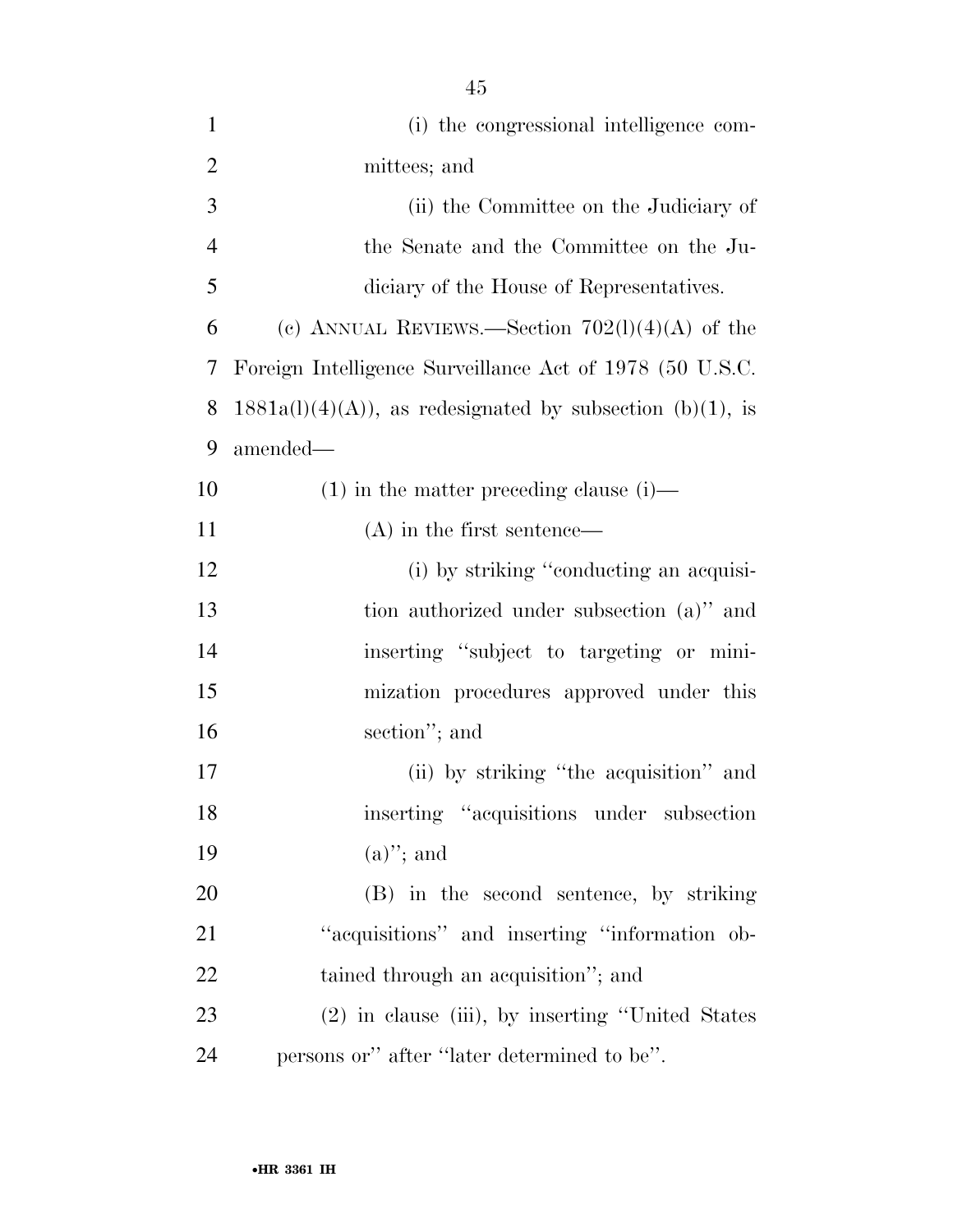(i) the congressional intelligence committees; and

(ii) the Committee on the Judiciary of the Senate and the Committee on the Judiciary of the House of Representatives.

(c) ANNUAL REVIEWS.—Section 702(l)(4)(A) of the Foreign Intelligence Surveillance Act of 1978 (50 U.S.C. 1881a(l)(4)(A)), as redesignated by subsection (b)(1), is amended—

(1) in the matter preceding clause (i)—

(A) in the first sentence—

(i) by striking "conducting an acquisition authorized under subsection (a)" and inserting "subject to targeting or minimization procedures approved under this section"; and

(ii) by striking "the acquisition" and inserting "acquisitions under subsection (a)"; and

(B) in the second sentence, by striking "acquisitions" and inserting "information obtained through an acquisition"; and

(2) in clause (iii), by inserting "United States persons or" after "later determined to be".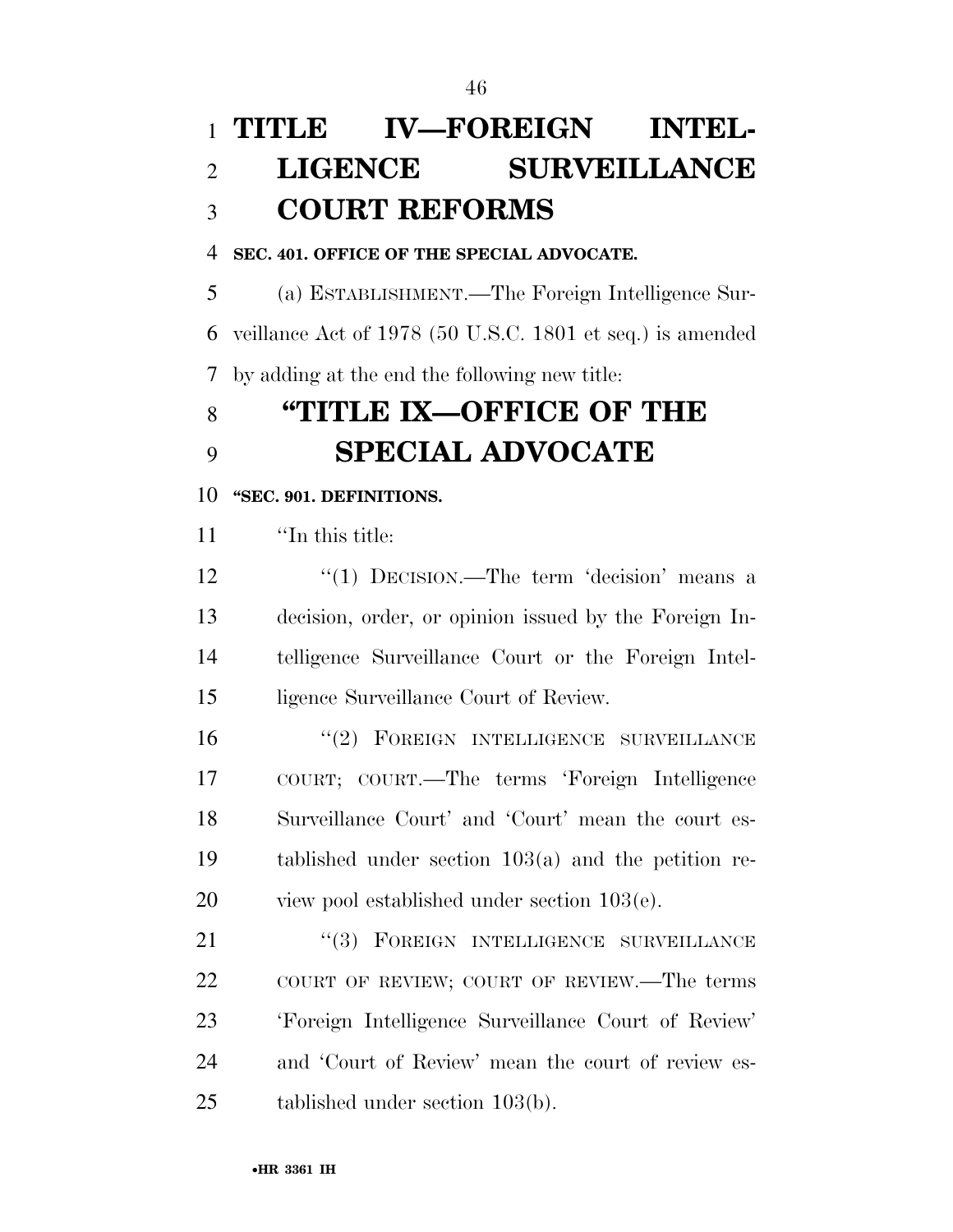# TITLE IV—FOREIGN INTELLIGENCE SURVEILLANCE COURT REFORMS

**SEC. 401. OFFICE OF THE SPECIAL ADVOCATE.**

(a) ESTABLISHMENT.—The Foreign Intelligence Surveillance Act of 1978 (50 U.S.C. 1801 et seq.) is amended by adding at the end the following new title:

## "TITLE IX—OFFICE OF THE SPECIAL ADVOCATE

**"SEC. 901. DEFINITIONS.**

"In this title:

"(1) DECISION.—The term 'decision' means a decision, order, or opinion issued by the Foreign Intelligence Surveillance Court or the Foreign Intelligence Surveillance Court of Review.

"(2) FOREIGN INTELLIGENCE SURVEILLANCE COURT; COURT.—The terms 'Foreign Intelligence Surveillance Court' and 'Court' mean the court established under section 103(a) and the petition review pool established under section 103(e).

"(3) FOREIGN INTELLIGENCE SURVEILLANCE COURT OF REVIEW; COURT OF REVIEW.—The terms 'Foreign Intelligence Surveillance Court of Review' and 'Court of Review' mean the court of review established under section 103(b).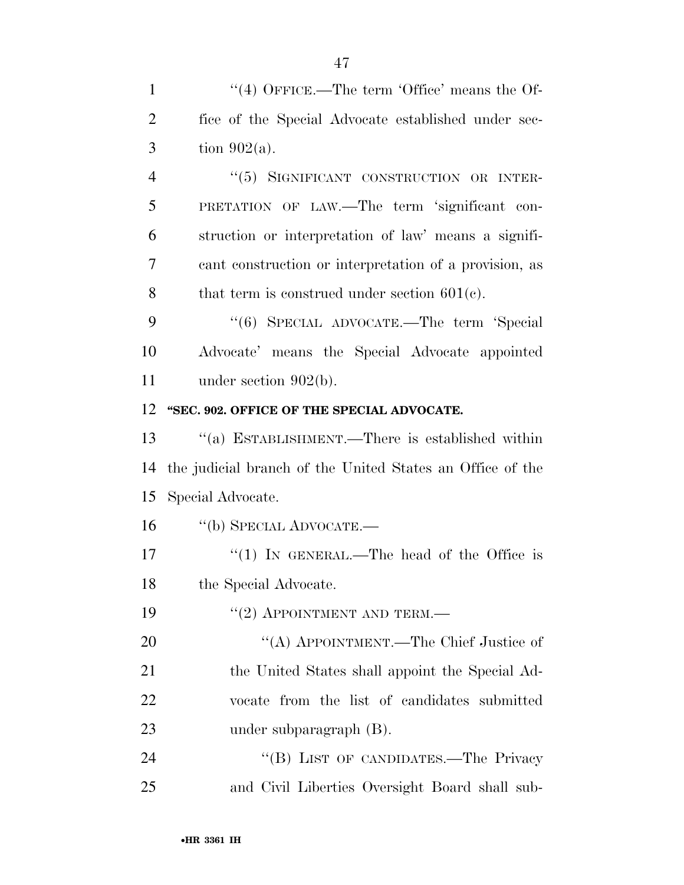''(4) OFFICE.—The term 'Office' means the Office of the Special Advocate established under section 902(a).

''(5) SIGNIFICANT CONSTRUCTION OR INTERPRETATION OF LAW.—The term 'significant construction or interpretation of law' means a significant construction or interpretation of a provision, as that term is construed under section 601(c).

''(6) SPECIAL ADVOCATE.—The term 'Special Advocate' means the Special Advocate appointed under section 902(b).

**''SEC. 902. OFFICE OF THE SPECIAL ADVOCATE.**

''(a) ESTABLISHMENT.—There is established within the judicial branch of the United States an Office of the Special Advocate.

''(b) SPECIAL ADVOCATE.—

''(1) IN GENERAL.—The head of the Office is the Special Advocate.

''(2) APPOINTMENT AND TERM.—

''(A) APPOINTMENT.—The Chief Justice of the United States shall appoint the Special Advocate from the list of candidates submitted under subparagraph (B).

''(B) LIST OF CANDIDATES.—The Privacy and Civil Liberties Oversight Board shall sub-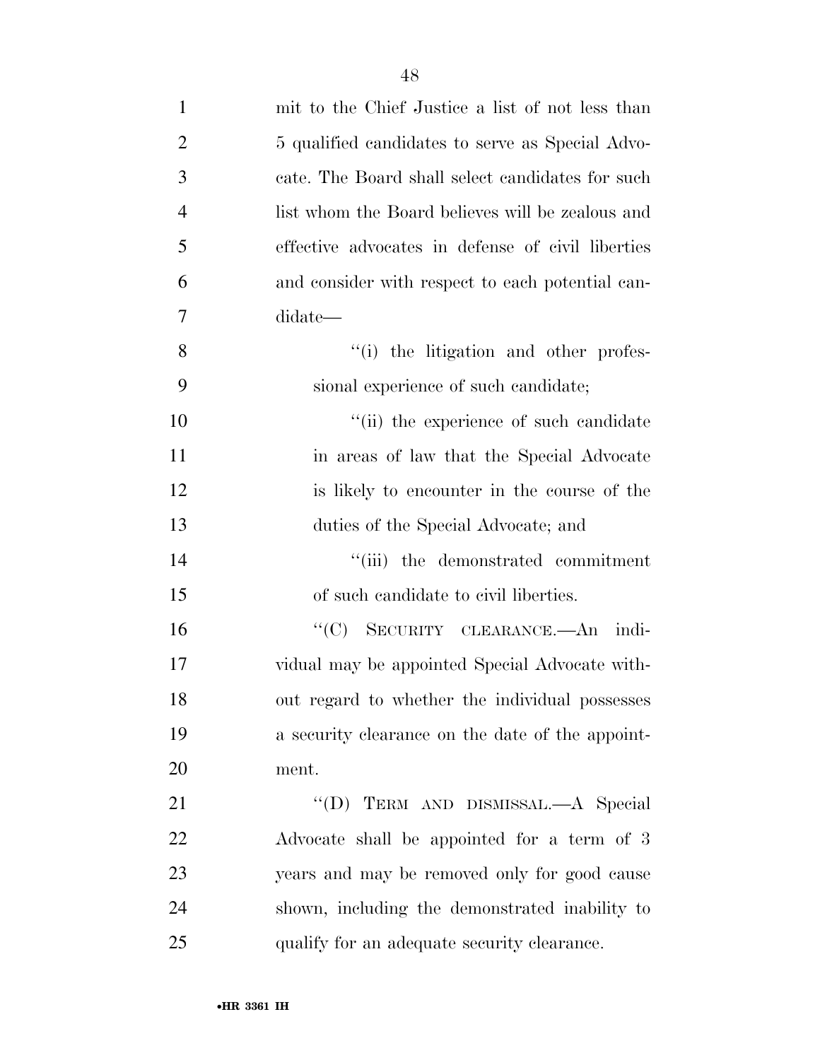mit to the Chief Justice a list of not less than 5 qualified candidates to serve as Special Advocate. The Board shall select candidates for such list whom the Board believes will be zealous and effective advocates in defense of civil liberties and consider with respect to each potential candidate—

"(i) the litigation and other professional experience of such candidate;

"(ii) the experience of such candidate in areas of law that the Special Advocate is likely to encounter in the course of the duties of the Special Advocate; and

"(iii) the demonstrated commitment of such candidate to civil liberties.

"(C) SECURITY CLEARANCE.—An individual may be appointed Special Advocate without regard to whether the individual possesses a security clearance on the date of the appointment.

"(D) TERM AND DISMISSAL.—A Special Advocate shall be appointed for a term of 3 years and may be removed only for good cause shown, including the demonstrated inability to qualify for an adequate security clearance.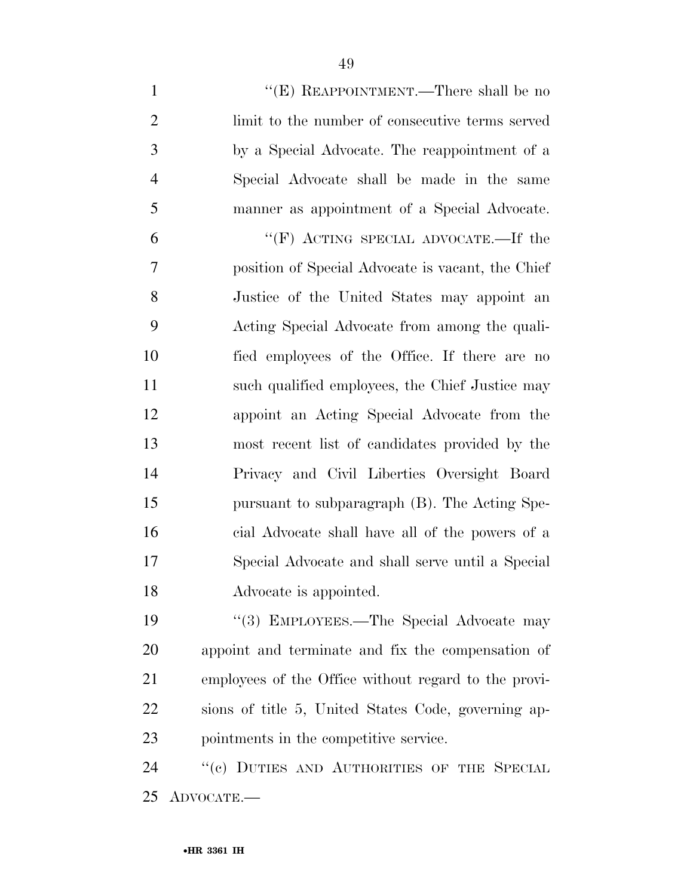"(E) REAPPOINTMENT.—There shall be no limit to the number of consecutive terms served by a Special Advocate. The reappointment of a Special Advocate shall be made in the same manner as appointment of a Special Advocate.

"(F) ACTING SPECIAL ADVOCATE.—If the position of Special Advocate is vacant, the Chief Justice of the United States may appoint an Acting Special Advocate from among the qualified employees of the Office. If there are no such qualified employees, the Chief Justice may appoint an Acting Special Advocate from the most recent list of candidates provided by the Privacy and Civil Liberties Oversight Board pursuant to subparagraph (B). The Acting Special Advocate shall have all of the powers of a Special Advocate and shall serve until a Special Advocate is appointed.

"(3) EMPLOYEES.—The Special Advocate may appoint and terminate and fix the compensation of employees of the Office without regard to the provisions of title 5, United States Code, governing appointments in the competitive service.

"(c) DUTIES AND AUTHORITIES OF THE SPECIAL ADVOCATE.—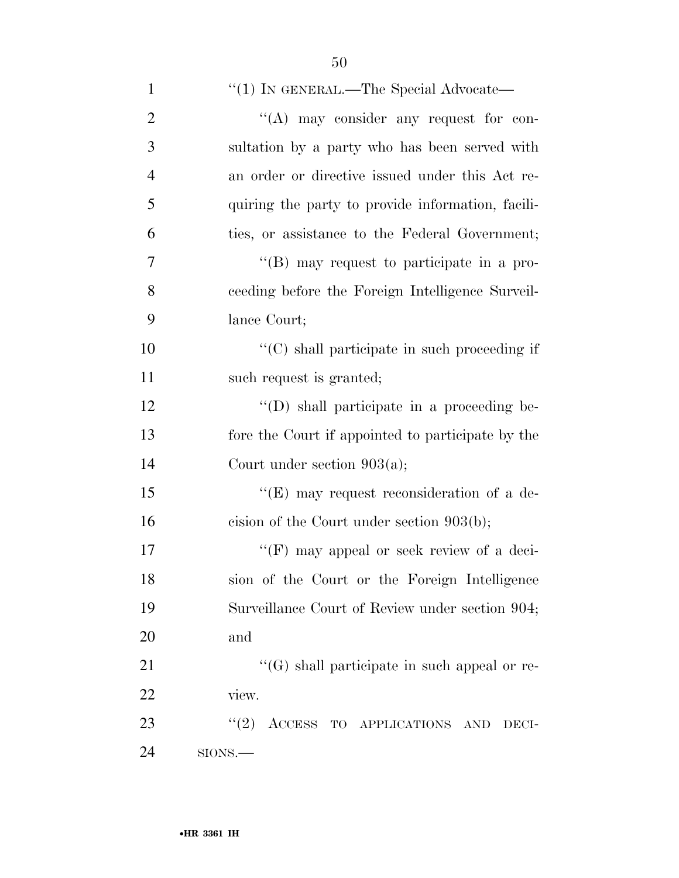"(1) IN GENERAL.—The Special Advocate—

"(A) may consider any request for consultation by a party who has been served with an order or directive issued under this Act requiring the party to provide information, facilities, or assistance to the Federal Government;

"(B) may request to participate in a proceeding before the Foreign Intelligence Surveillance Court;

"(C) shall participate in such proceeding if such request is granted;

"(D) shall participate in a proceeding before the Court if appointed to participate by the Court under section 903(a);

"(E) may request reconsideration of a decision of the Court under section 903(b);

"(F) may appeal or seek review of a decision of the Court or the Foreign Intelligence Surveillance Court of Review under section 904; and

"(G) shall participate in such appeal or review.

"(2) ACCESS TO APPLICATIONS AND DECISIONS.—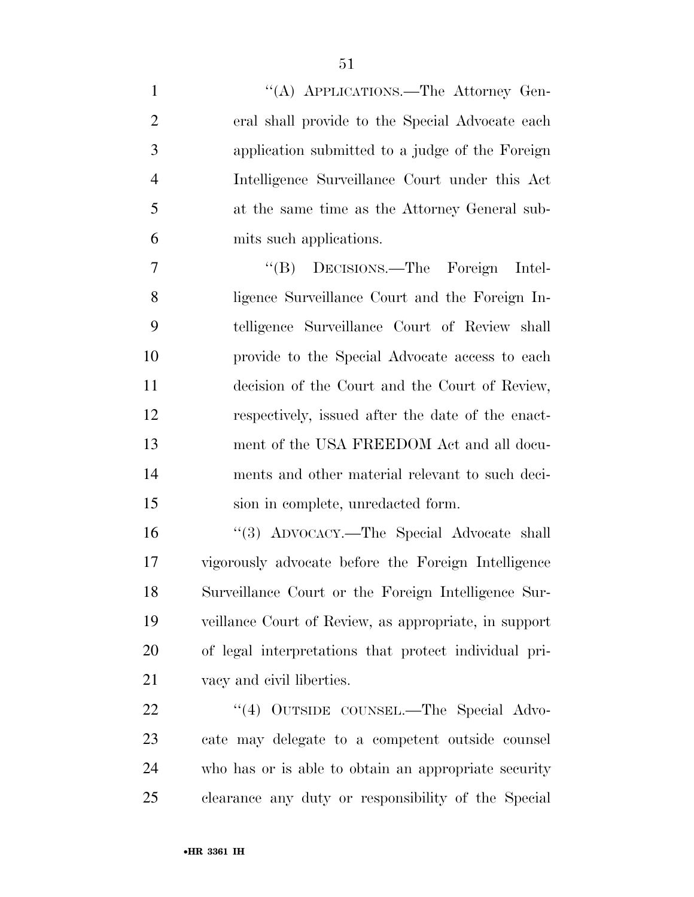"(A) APPLICATIONS.—The Attorney General shall provide to the Special Advocate each application submitted to a judge of the Foreign Intelligence Surveillance Court under this Act at the same time as the Attorney General submits such applications.

"(B) DECISIONS.—The Foreign Intelligence Surveillance Court and the Foreign Intelligence Surveillance Court of Review shall provide to the Special Advocate access to each decision of the Court and the Court of Review, respectively, issued after the date of the enactment of the USA FREEDOM Act and all documents and other material relevant to such decision in complete, unredacted form.

"(3) ADVOCACY.—The Special Advocate shall vigorously advocate before the Foreign Intelligence Surveillance Court or the Foreign Intelligence Surveillance Court of Review, as appropriate, in support of legal interpretations that protect individual privacy and civil liberties.

"(4) OUTSIDE COUNSEL.—The Special Advocate may delegate to a competent outside counsel who has or is able to obtain an appropriate security clearance any duty or responsibility of the Special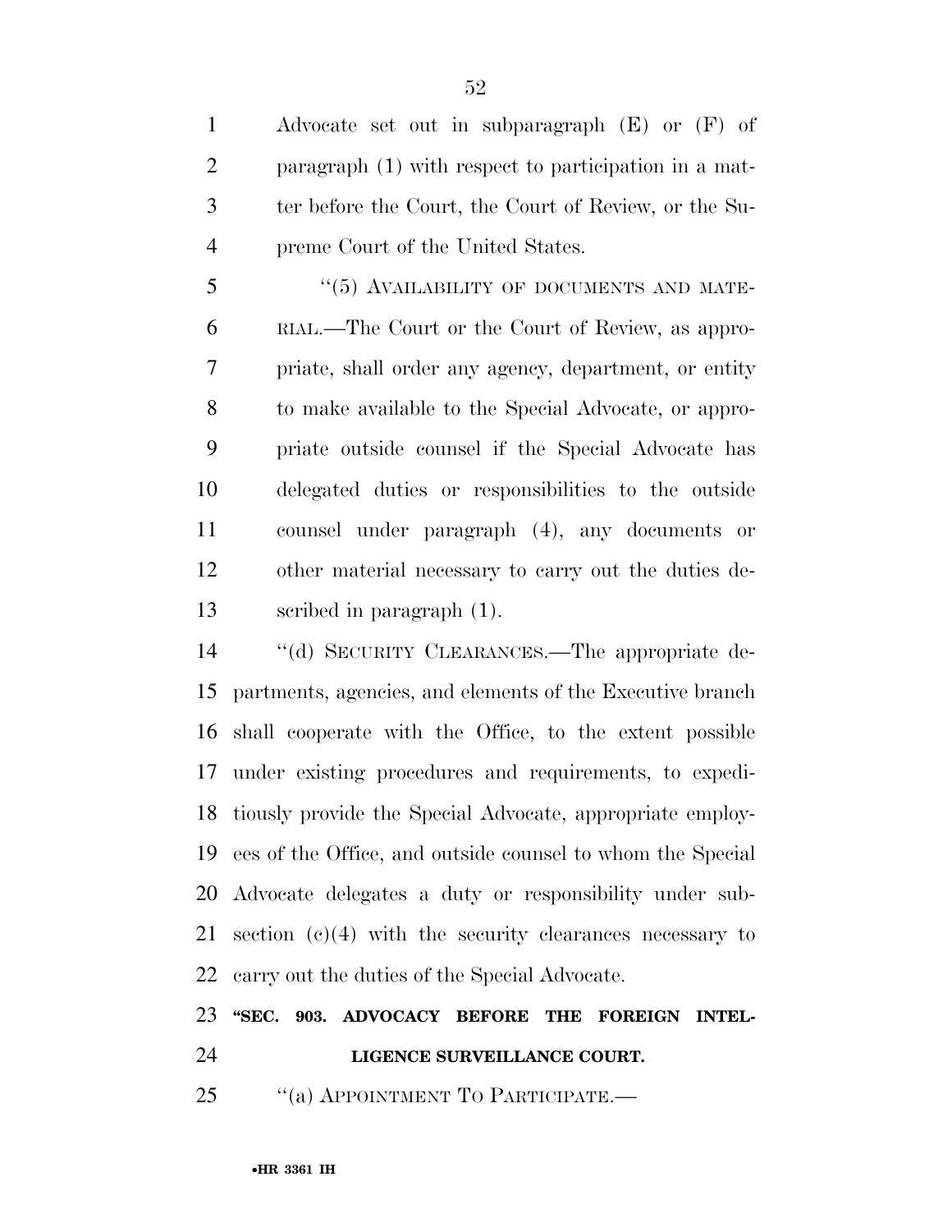Advocate set out in subparagraph (E) or (F) of paragraph (1) with respect to participation in a matter before the Court, the Court of Review, or the Supreme Court of the United States.

"(5) AVAILABILITY OF DOCUMENTS AND MATERIAL.—The Court or the Court of Review, as appropriate, shall order any agency, department, or entity to make available to the Special Advocate, or appropriate outside counsel if the Special Advocate has delegated duties or responsibilities to the outside counsel under paragraph (4), any documents or other material necessary to carry out the duties described in paragraph (1).

"(d) SECURITY CLEARANCES.—The appropriate departments, agencies, and elements of the Executive branch shall cooperate with the Office, to the extent possible under existing procedures and requirements, to expeditiously provide the Special Advocate, appropriate employees of the Office, and outside counsel to whom the Special Advocate delegates a duty or responsibility under subsection (c)(4) with the security clearances necessary to carry out the duties of the Special Advocate.

**"SEC. 903. ADVOCACY BEFORE THE FOREIGN INTELLIGENCE SURVEILLANCE COURT.**

"(a) APPOINTMENT TO PARTICIPATE.—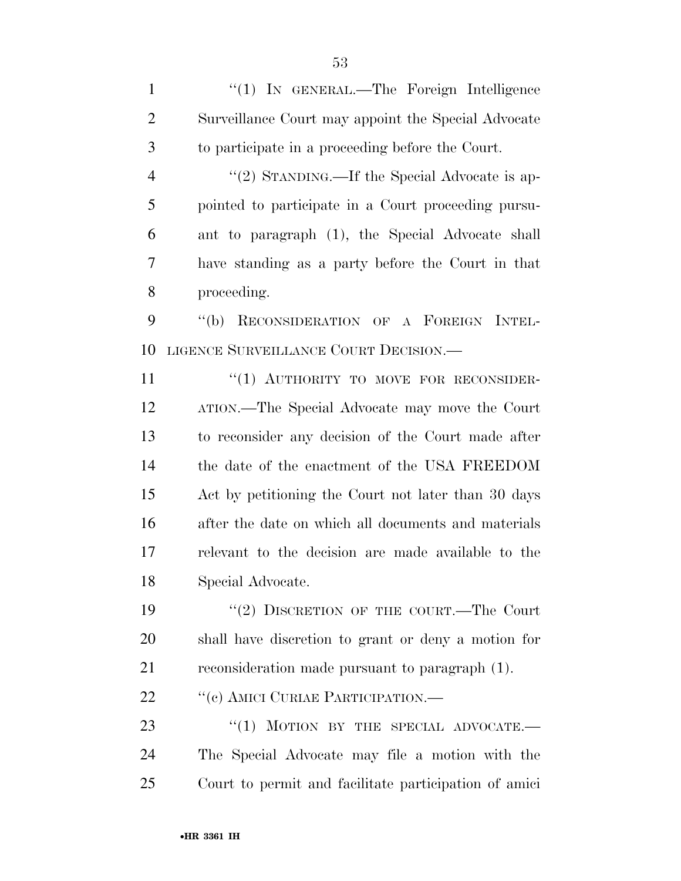"(1) IN GENERAL.—The Foreign Intelligence Surveillance Court may appoint the Special Advocate to participate in a proceeding before the Court.

"(2) STANDING.—If the Special Advocate is appointed to participate in a Court proceeding pursuant to paragraph (1), the Special Advocate shall have standing as a party before the Court in that proceeding.

"(b) RECONSIDERATION OF A FOREIGN INTELLIGENCE SURVEILLANCE COURT DECISION.—

"(1) AUTHORITY TO MOVE FOR RECONSIDERATION.—The Special Advocate may move the Court to reconsider any decision of the Court made after the date of the enactment of the USA FREEDOM Act by petitioning the Court not later than 30 days after the date on which all documents and materials relevant to the decision are made available to the Special Advocate.

"(2) DISCRETION OF THE COURT.—The Court shall have discretion to grant or deny a motion for reconsideration made pursuant to paragraph (1).

"(c) AMICI CURIAE PARTICIPATION.—

"(1) MOTION BY THE SPECIAL ADVOCATE.—The Special Advocate may file a motion with the Court to permit and facilitate participation of amici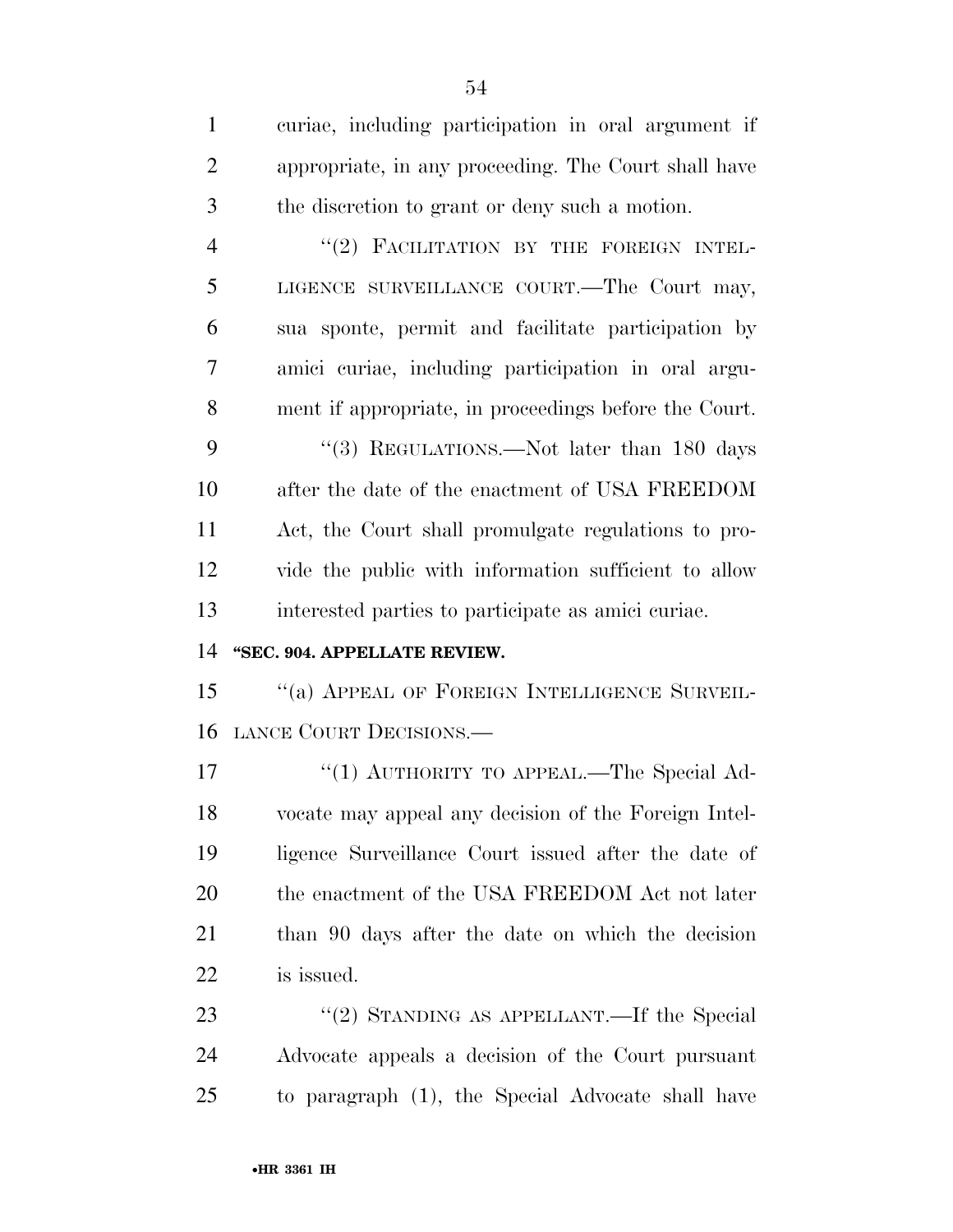curiae, including participation in oral argument if appropriate, in any proceeding. The Court shall have the discretion to grant or deny such a motion.

"(2) FACILITATION BY THE FOREIGN INTELLIGENCE SURVEILLANCE COURT.—The Court may, sua sponte, permit and facilitate participation by amici curiae, including participation in oral argument if appropriate, in proceedings before the Court.

"(3) REGULATIONS.—Not later than 180 days after the date of the enactment of USA FREEDOM Act, the Court shall promulgate regulations to provide the public with information sufficient to allow interested parties to participate as amici curiae.

**"SEC. 904. APPELLATE REVIEW.**

"(a) APPEAL OF FOREIGN INTELLIGENCE SURVEILLANCE COURT DECISIONS.—

"(1) AUTHORITY TO APPEAL.—The Special Advocate may appeal any decision of the Foreign Intelligence Surveillance Court issued after the date of the enactment of the USA FREEDOM Act not later than 90 days after the date on which the decision is issued.

"(2) STANDING AS APPELLANT.—If the Special Advocate appeals a decision of the Court pursuant to paragraph (1), the Special Advocate shall have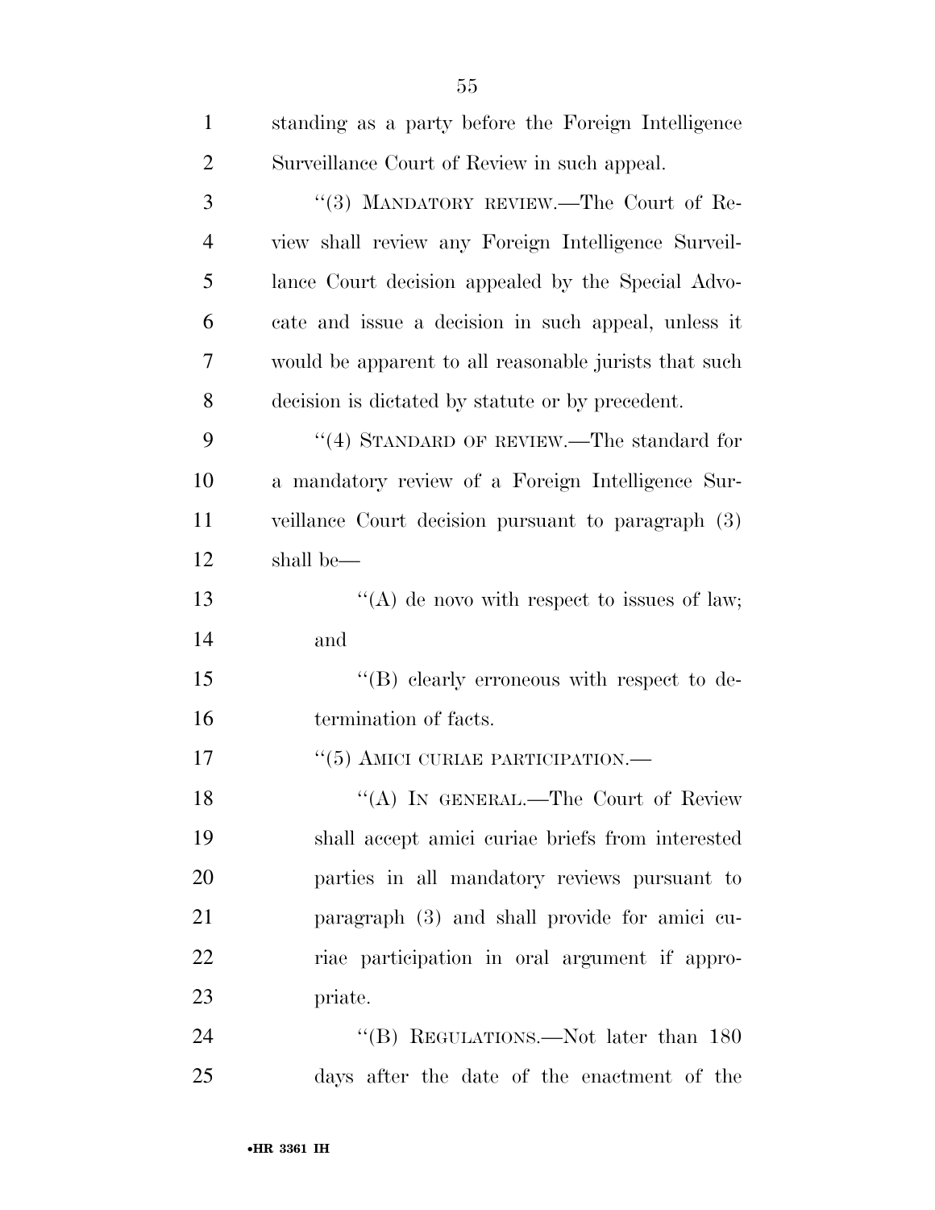standing as a party before the Foreign Intelligence Surveillance Court of Review in such appeal.

"(3) MANDATORY REVIEW.—The Court of Review shall review any Foreign Intelligence Surveillance Court decision appealed by the Special Advocate and issue a decision in such appeal, unless it would be apparent to all reasonable jurists that such decision is dictated by statute or by precedent.

"(4) STANDARD OF REVIEW.—The standard for a mandatory review of a Foreign Intelligence Surveillance Court decision pursuant to paragraph (3) shall be—

"(A) de novo with respect to issues of law; and

"(B) clearly erroneous with respect to determination of facts.

"(5) AMICI CURIAE PARTICIPATION.—

"(A) IN GENERAL.—The Court of Review shall accept amici curiae briefs from interested parties in all mandatory reviews pursuant to paragraph (3) and shall provide for amici curiae participation in oral argument if appropriate.

"(B) REGULATIONS.—Not later than 180 days after the date of the enactment of the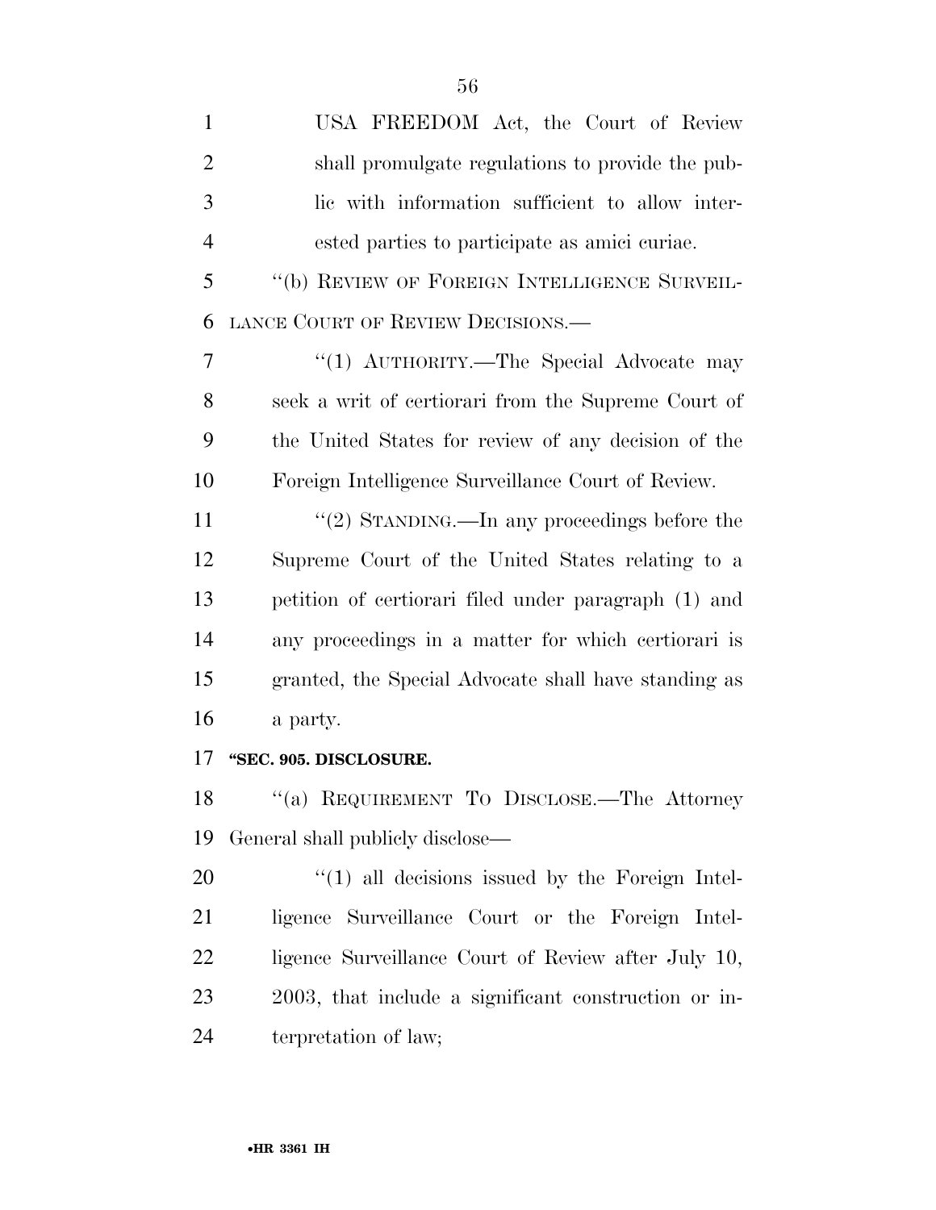USA FREEDOM Act, the Court of Review shall promulgate regulations to provide the public with information sufficient to allow interested parties to participate as amici curiae.

''(b) REVIEW OF FOREIGN INTELLIGENCE SURVEILLANCE COURT OF REVIEW DECISIONS.—

''(1) AUTHORITY.—The Special Advocate may seek a writ of certiorari from the Supreme Court of the United States for review of any decision of the Foreign Intelligence Surveillance Court of Review.

''(2) STANDING.—In any proceedings before the Supreme Court of the United States relating to a petition of certiorari filed under paragraph (1) and any proceedings in a matter for which certiorari is granted, the Special Advocate shall have standing as a party.

**''SEC. 905. DISCLOSURE.**

''(a) REQUIREMENT TO DISCLOSE.—The Attorney General shall publicly disclose—

''(1) all decisions issued by the Foreign Intelligence Surveillance Court or the Foreign Intelligence Surveillance Court of Review after July 10, 2003, that include a significant construction or interpretation of law;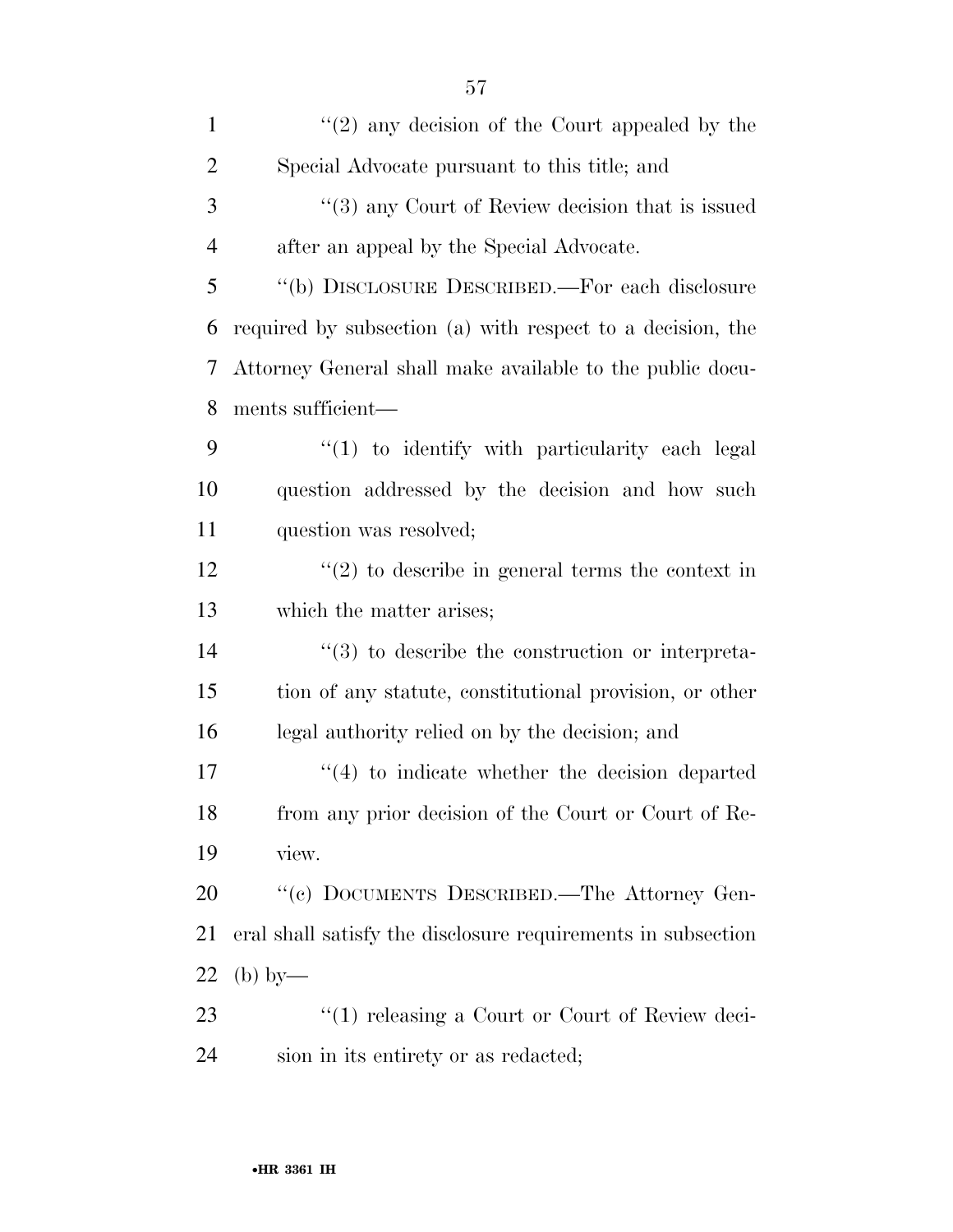"(2) any decision of the Court appealed by the Special Advocate pursuant to this title; and

"(3) any Court of Review decision that is issued after an appeal by the Special Advocate.

"(b) DISCLOSURE DESCRIBED.—For each disclosure required by subsection (a) with respect to a decision, the Attorney General shall make available to the public documents sufficient—

"(1) to identify with particularity each legal question addressed by the decision and how such question was resolved;

"(2) to describe in general terms the context in which the matter arises;

"(3) to describe the construction or interpretation of any statute, constitutional provision, or other legal authority relied on by the decision; and

"(4) to indicate whether the decision departed from any prior decision of the Court or Court of Review.

"(c) DOCUMENTS DESCRIBED.—The Attorney General shall satisfy the disclosure requirements in subsection (b) by—

"(1) releasing a Court or Court of Review decision in its entirety or as redacted;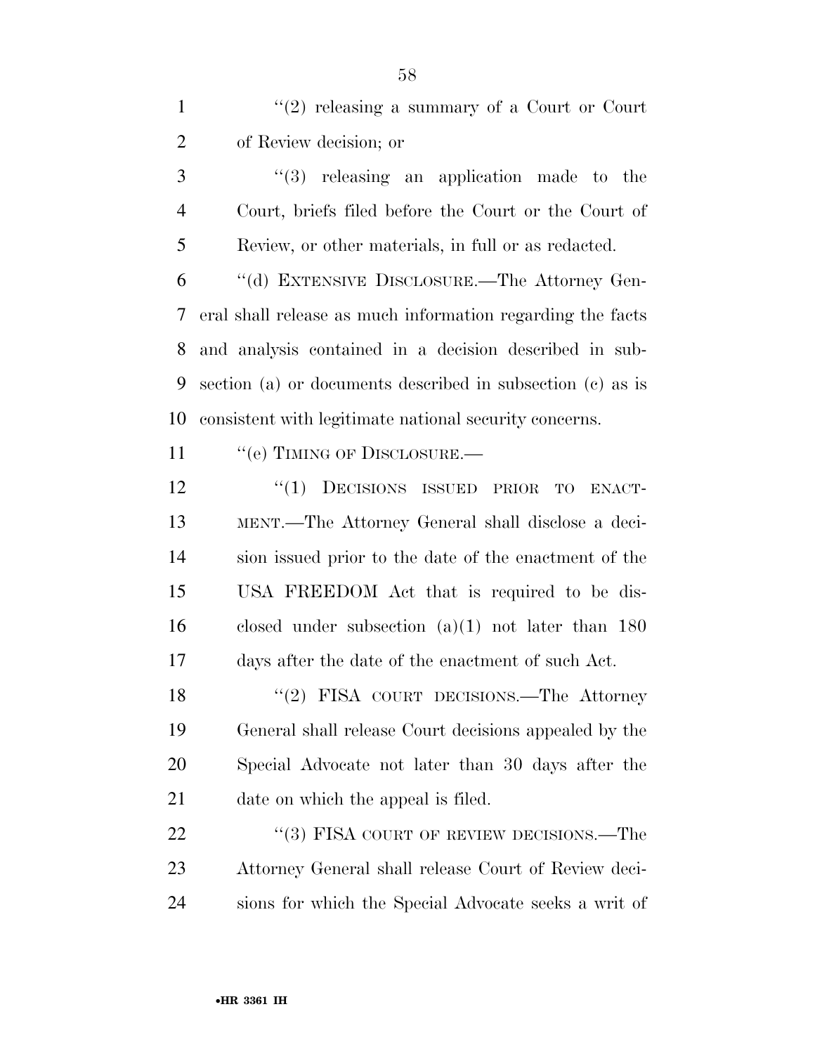"(2) releasing a summary of a Court or Court of Review decision; or

"(3) releasing an application made to the Court, briefs filed before the Court or the Court of Review, or other materials, in full or as redacted.

"(d) EXTENSIVE DISCLOSURE.—The Attorney General shall release as much information regarding the facts and analysis contained in a decision described in subsection (a) or documents described in subsection (c) as is consistent with legitimate national security concerns.

"(e) TIMING OF DISCLOSURE.—

"(1) DECISIONS ISSUED PRIOR TO ENACTMENT.—The Attorney General shall disclose a decision issued prior to the date of the enactment of the USA FREEDOM Act that is required to be disclosed under subsection (a)(1) not later than 180 days after the date of the enactment of such Act.

"(2) FISA COURT DECISIONS.—The Attorney General shall release Court decisions appealed by the Special Advocate not later than 30 days after the date on which the appeal is filed.

"(3) FISA COURT OF REVIEW DECISIONS.—The Attorney General shall release Court of Review decisions for which the Special Advocate seeks a writ of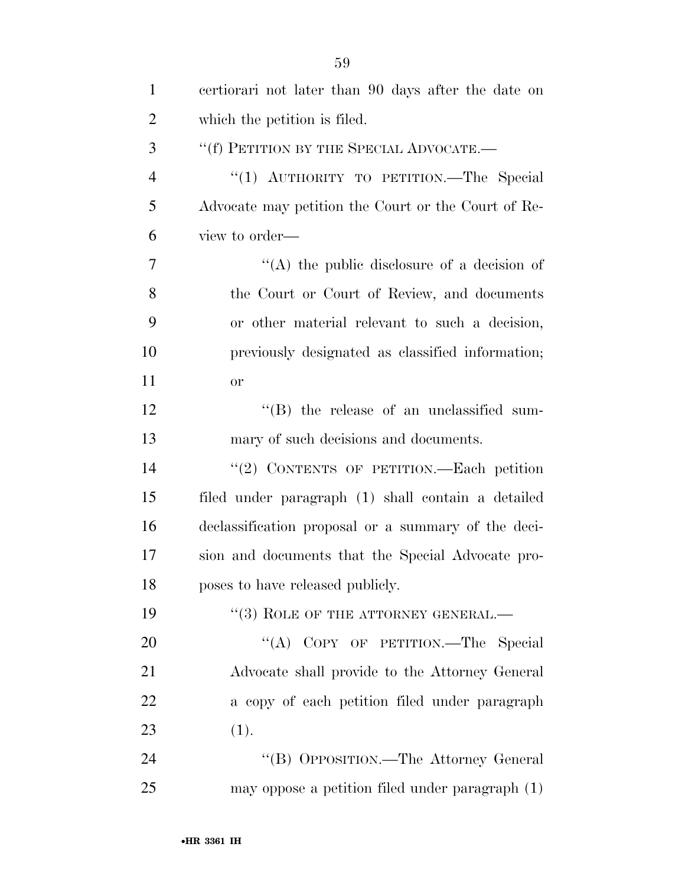certiorari not later than 90 days after the date on which the petition is filed.

"(f) PETITION BY THE SPECIAL ADVOCATE.—

"(1) AUTHORITY TO PETITION.—The Special Advocate may petition the Court or the Court of Review to order—

"(A) the public disclosure of a decision of the Court or Court of Review, and documents or other material relevant to such a decision, previously designated as classified information; or

"(B) the release of an unclassified summary of such decisions and documents.

"(2) CONTENTS OF PETITION.—Each petition filed under paragraph (1) shall contain a detailed declassification proposal or a summary of the decision and documents that the Special Advocate proposes to have released publicly.

"(3) ROLE OF THE ATTORNEY GENERAL.—

"(A) COPY OF PETITION.—The Special Advocate shall provide to the Attorney General a copy of each petition filed under paragraph (1).

"(B) OPPOSITION.—The Attorney General may oppose a petition filed under paragraph (1)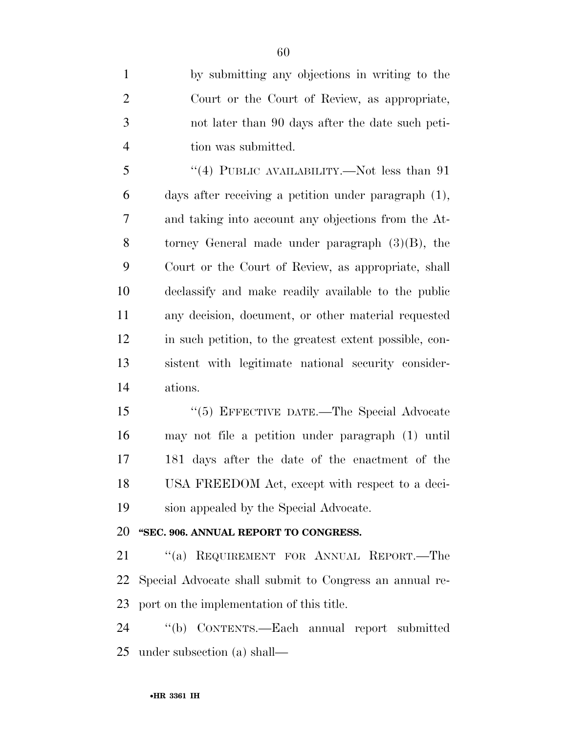by submitting any objections in writing to the Court or the Court of Review, as appropriate, not later than 90 days after the date such petition was submitted.

"(4) PUBLIC AVAILABILITY.—Not less than 91 days after receiving a petition under paragraph (1), and taking into account any objections from the Attorney General made under paragraph (3)(B), the Court or the Court of Review, as appropriate, shall declassify and make readily available to the public any decision, document, or other material requested in such petition, to the greatest extent possible, consistent with legitimate national security considerations.

"(5) EFFECTIVE DATE.—The Special Advocate may not file a petition under paragraph (1) until 181 days after the date of the enactment of the USA FREEDOM Act, except with respect to a decision appealed by the Special Advocate.

**"SEC. 906. ANNUAL REPORT TO CONGRESS.**

"(a) REQUIREMENT FOR ANNUAL REPORT.—The Special Advocate shall submit to Congress an annual report on the implementation of this title.

"(b) CONTENTS.—Each annual report submitted under subsection (a) shall—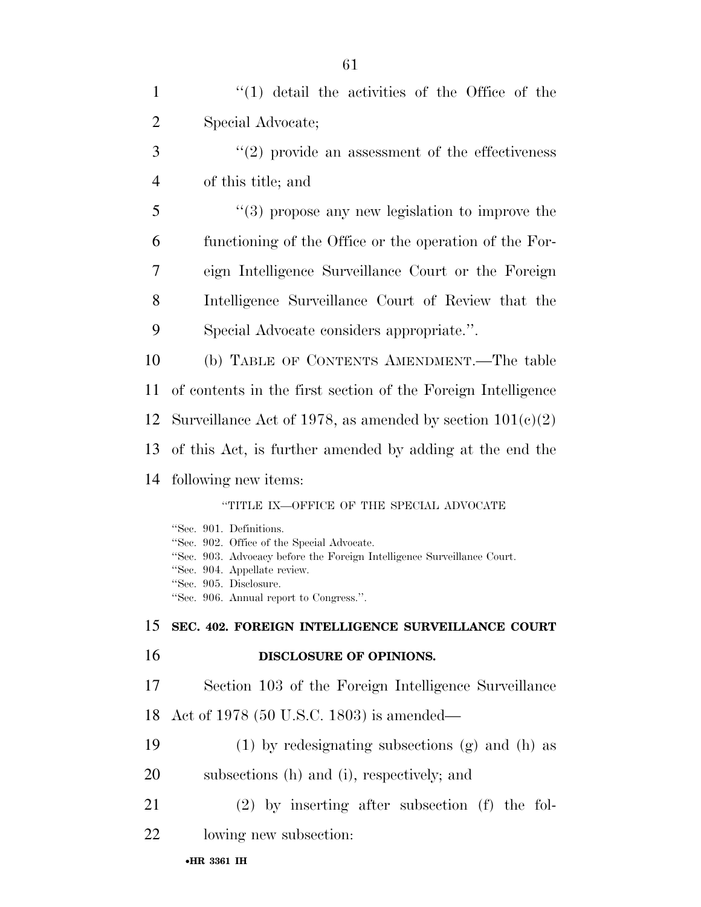"(1) detail the activities of the Office of the Special Advocate;

"(2) provide an assessment of the effectiveness of this title; and

"(3) propose any new legislation to improve the functioning of the Office or the operation of the Foreign Intelligence Surveillance Court or the Foreign Intelligence Surveillance Court of Review that the Special Advocate considers appropriate.".

(b) TABLE OF CONTENTS AMENDMENT.—The table of contents in the first section of the Foreign Intelligence Surveillance Act of 1978, as amended by section 101(c)(2) of this Act, is further amended by adding at the end the following new items:

"TITLE IX—OFFICE OF THE SPECIAL ADVOCATE

"Sec. 901. Definitions.
"Sec. 902. Office of the Special Advocate.
"Sec. 903. Advocacy before the Foreign Intelligence Surveillance Court.
"Sec. 904. Appellate review.
"Sec. 905. Disclosure.
"Sec. 906. Annual report to Congress.".

**SEC. 402. FOREIGN INTELLIGENCE SURVEILLANCE COURT DISCLOSURE OF OPINIONS.**

Section 103 of the Foreign Intelligence Surveillance Act of 1978 (50 U.S.C. 1803) is amended—

(1) by redesignating subsections (g) and (h) as subsections (h) and (i), respectively; and

(2) by inserting after subsection (f) the following new subsection: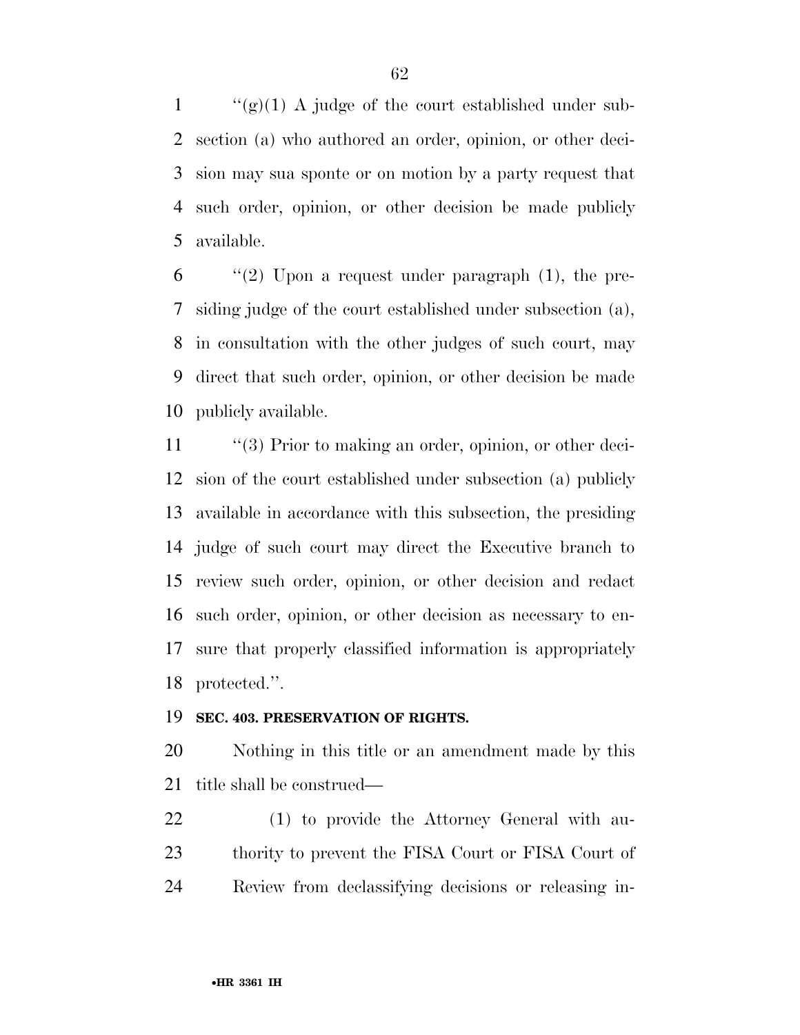"(g)(1) A judge of the court established under subsection (a) who authored an order, opinion, or other decision may sua sponte or on motion by a party request that such order, opinion, or other decision be made publicly available.

"(2) Upon a request under paragraph (1), the presiding judge of the court established under subsection (a), in consultation with the other judges of such court, may direct that such order, opinion, or other decision be made publicly available.

"(3) Prior to making an order, opinion, or other decision of the court established under subsection (a) publicly available in accordance with this subsection, the presiding judge of such court may direct the Executive branch to review such order, opinion, or other decision and redact such order, opinion, or other decision as necessary to ensure that properly classified information is appropriately protected.".

**SEC. 403. PRESERVATION OF RIGHTS.**

Nothing in this title or an amendment made by this title shall be construed—

(1) to provide the Attorney General with authority to prevent the FISA Court or FISA Court of Review from declassifying decisions or releasing in-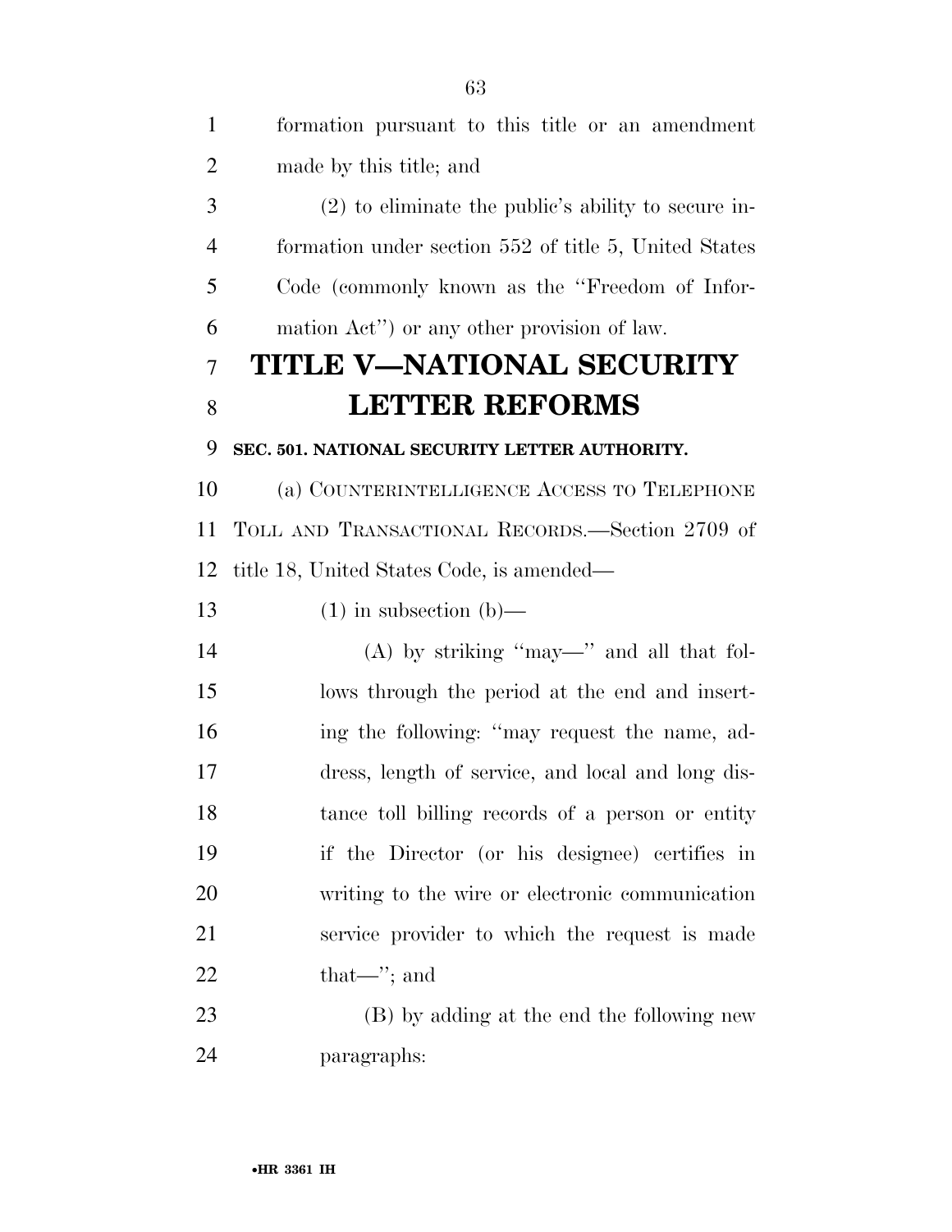formation pursuant to this title or an amendment made by this title; and

(2) to eliminate the public's ability to secure information under section 552 of title 5, United States Code (commonly known as the ''Freedom of Information Act'') or any other provision of law.

# TITLE V—NATIONAL SECURITY LETTER REFORMS

**SEC. 501. NATIONAL SECURITY LETTER AUTHORITY.**

(a) COUNTERINTELLIGENCE ACCESS TO TELEPHONE TOLL AND TRANSACTIONAL RECORDS.—Section 2709 of title 18, United States Code, is amended—

(1) in subsection (b)—

(A) by striking ''may—'' and all that follows through the period at the end and inserting the following: ''may request the name, address, length of service, and local and long distance toll billing records of a person or entity if the Director (or his designee) certifies in writing to the wire or electronic communication service provider to which the request is made that—''; and

(B) by adding at the end the following new paragraphs: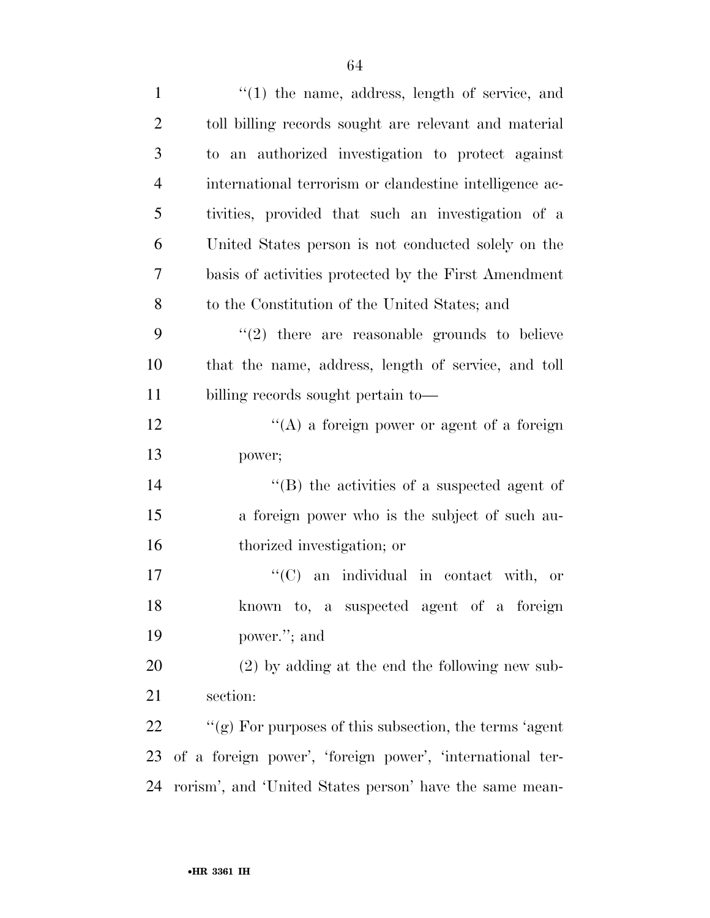''(1) the name, address, length of service, and toll billing records sought are relevant and material to an authorized investigation to protect against international terrorism or clandestine intelligence activities, provided that such an investigation of a United States person is not conducted solely on the basis of activities protected by the First Amendment to the Constitution of the United States; and

''(2) there are reasonable grounds to believe that the name, address, length of service, and toll billing records sought pertain to—

''(A) a foreign power or agent of a foreign power;

''(B) the activities of a suspected agent of a foreign power who is the subject of such authorized investigation; or

''(C) an individual in contact with, or known to, a suspected agent of a foreign power.''; and

(2) by adding at the end the following new subsection:

''(g) For purposes of this subsection, the terms 'agent of a foreign power', 'foreign power', 'international terrorism', and 'United States person' have the same mean-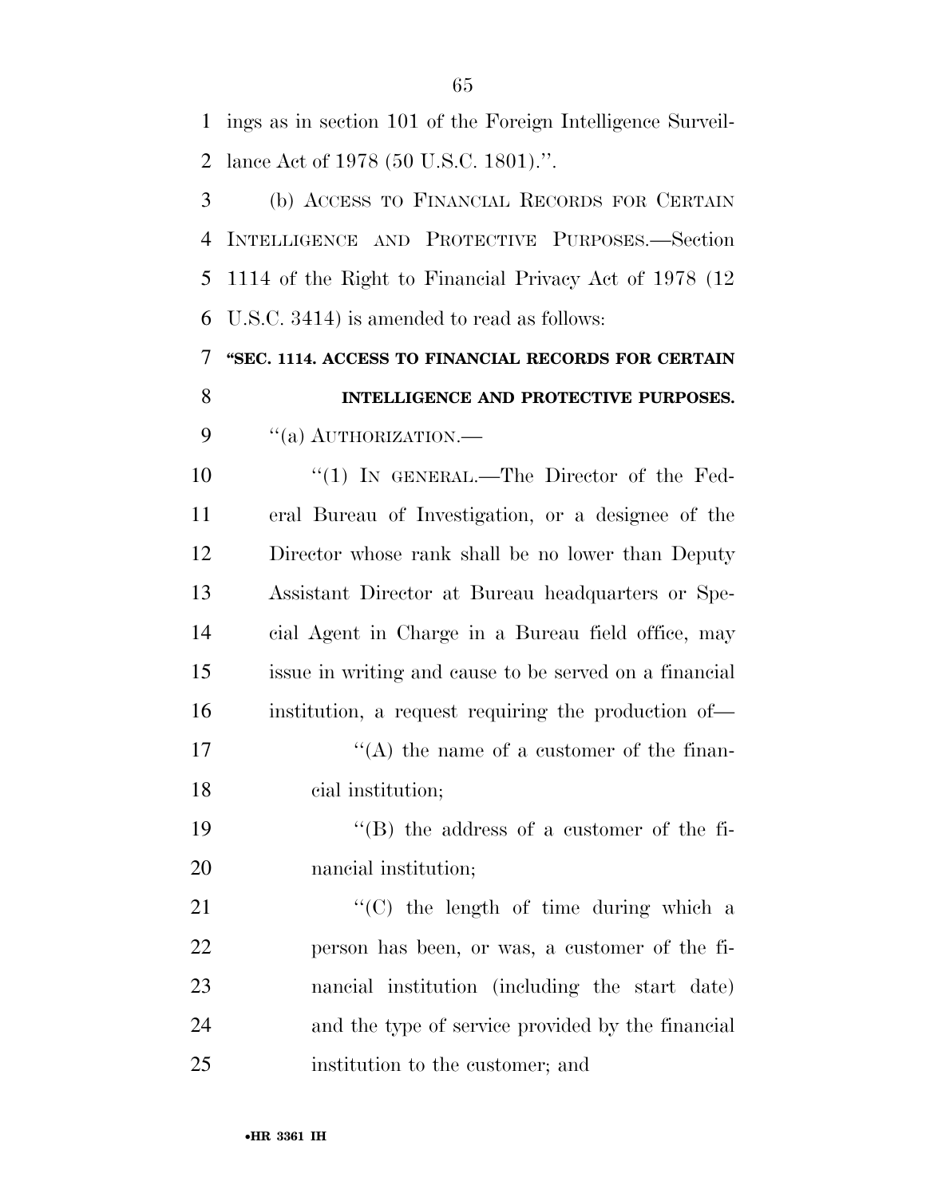ings as in section 101 of the Foreign Intelligence Surveillance Act of 1978 (50 U.S.C. 1801).''.

(b) ACCESS TO FINANCIAL RECORDS FOR CERTAIN INTELLIGENCE AND PROTECTIVE PURPOSES.—Section 1114 of the Right to Financial Privacy Act of 1978 (12 U.S.C. 3414) is amended to read as follows:

**''SEC. 1114. ACCESS TO FINANCIAL RECORDS FOR CERTAIN INTELLIGENCE AND PROTECTIVE PURPOSES.**

''(a) AUTHORIZATION.—

''(1) IN GENERAL.—The Director of the Federal Bureau of Investigation, or a designee of the Director whose rank shall be no lower than Deputy Assistant Director at Bureau headquarters or Special Agent in Charge in a Bureau field office, may issue in writing and cause to be served on a financial institution, a request requiring the production of—

''(A) the name of a customer of the financial institution;

''(B) the address of a customer of the financial institution;

''(C) the length of time during which a person has been, or was, a customer of the financial institution (including the start date) and the type of service provided by the financial institution to the customer; and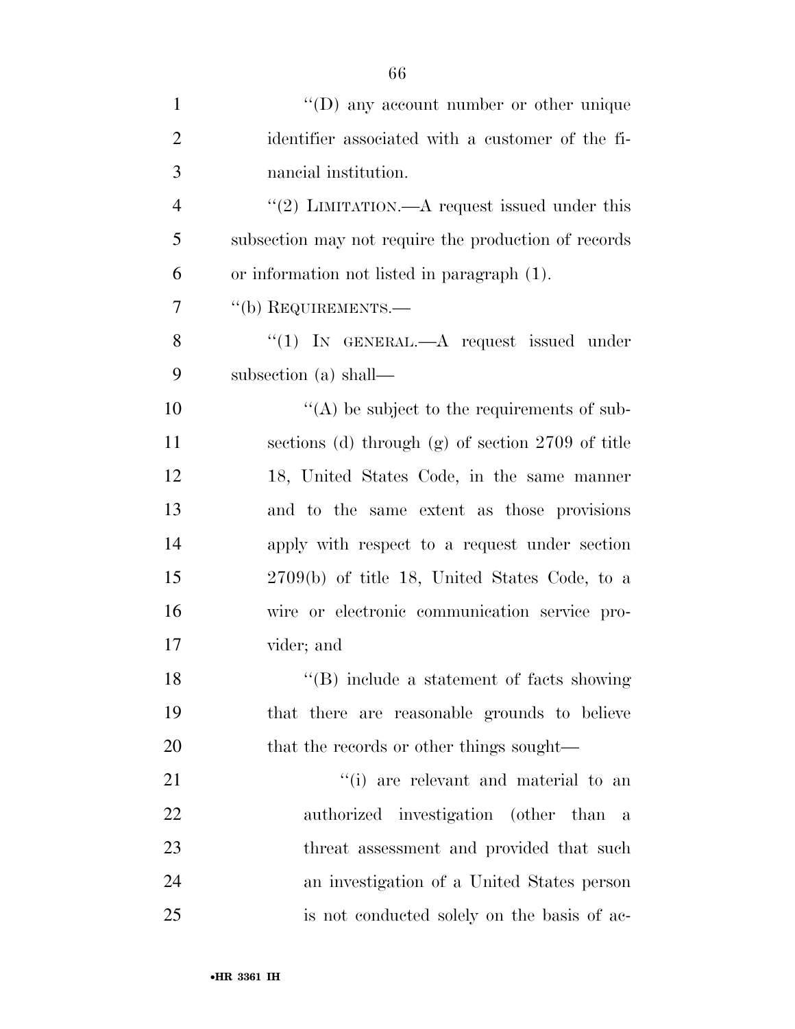''(D) any account number or other unique identifier associated with a customer of the financial institution.

''(2) LIMITATION.—A request issued under this subsection may not require the production of records or information not listed in paragraph (1).

''(b) REQUIREMENTS.—

''(1) IN GENERAL.—A request issued under subsection (a) shall—

''(A) be subject to the requirements of subsections (d) through (g) of section 2709 of title 18, United States Code, in the same manner and to the same extent as those provisions apply with respect to a request under section 2709(b) of title 18, United States Code, to a wire or electronic communication service provider; and

''(B) include a statement of facts showing that there are reasonable grounds to believe that the records or other things sought—

''(i) are relevant and material to an authorized investigation (other than a threat assessment and provided that such an investigation of a United States person is not conducted solely on the basis of ac-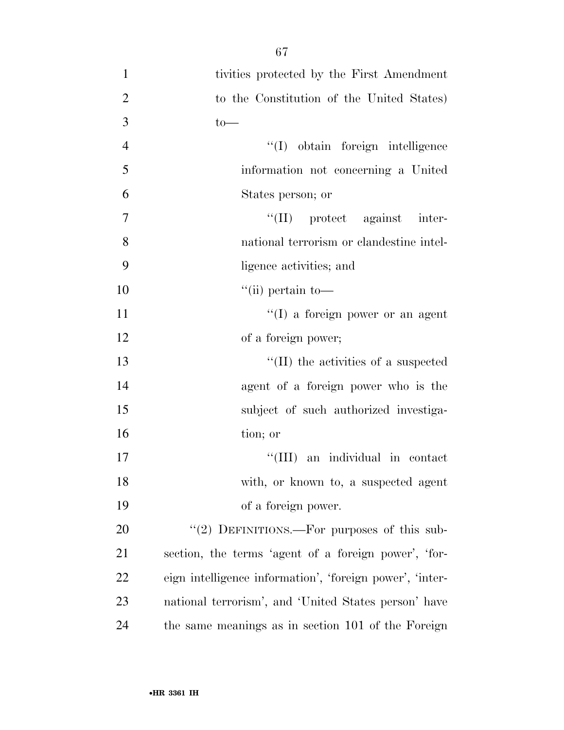tivities protected by the First Amendment to the Constitution of the United States) to—

''(I) obtain foreign intelligence information not concerning a United States person; or

''(II) protect against international terrorism or clandestine intelligence activities; and

''(ii) pertain to—

''(I) a foreign power or an agent of a foreign power;

''(II) the activities of a suspected agent of a foreign power who is the subject of such authorized investigation; or

''(III) an individual in contact with, or known to, a suspected agent of a foreign power.

''(2) DEFINITIONS.—For purposes of this subsection, the terms 'agent of a foreign power', 'foreign intelligence information', 'foreign power', 'international terrorism', and 'United States person' have the same meanings as in section 101 of the Foreign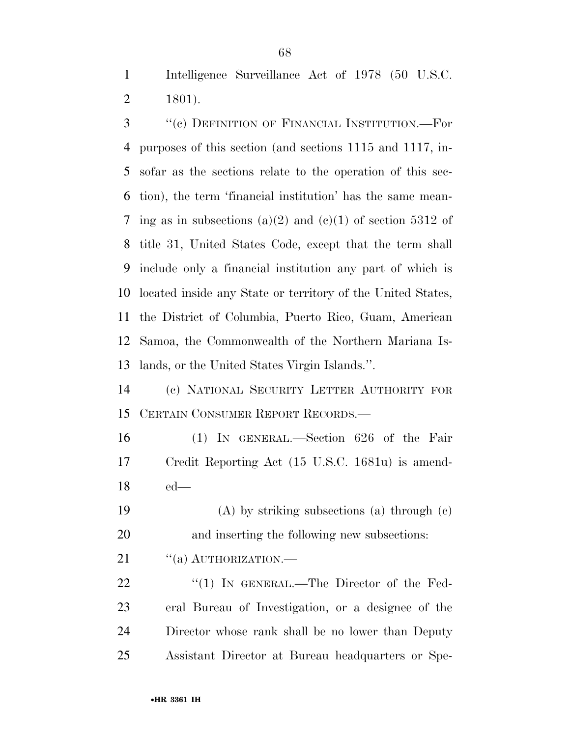Intelligence Surveillance Act of 1978 (50 U.S.C. 1801).

''(c) DEFINITION OF FINANCIAL INSTITUTION.—For purposes of this section (and sections 1115 and 1117, insofar as the sections relate to the operation of this section), the term 'financial institution' has the same meaning as in subsections (a)(2) and (c)(1) of section 5312 of title 31, United States Code, except that the term shall include only a financial institution any part of which is located inside any State or territory of the United States, the District of Columbia, Puerto Rico, Guam, American Samoa, the Commonwealth of the Northern Mariana Islands, or the United States Virgin Islands.''.

(c) NATIONAL SECURITY LETTER AUTHORITY FOR CERTAIN CONSUMER REPORT RECORDS.—

(1) IN GENERAL.—Section 626 of the Fair Credit Reporting Act (15 U.S.C. 1681u) is amended—

(A) by striking subsections (a) through (c) and inserting the following new subsections:

''(a) AUTHORIZATION.—

''(1) IN GENERAL.—The Director of the Federal Bureau of Investigation, or a designee of the Director whose rank shall be no lower than Deputy Assistant Director at Bureau headquarters or Spe-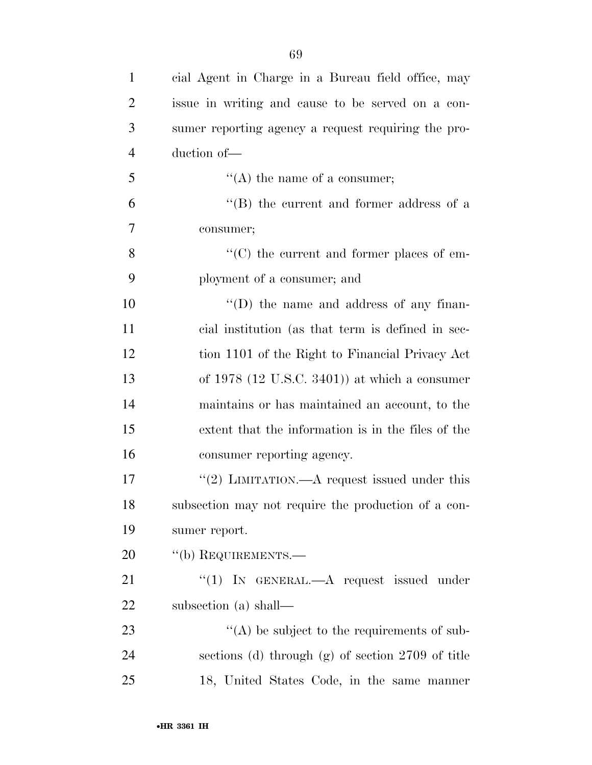cial Agent in Charge in a Bureau field office, may issue in writing and cause to be served on a consumer reporting agency a request requiring the production of—

''(A) the name of a consumer;

''(B) the current and former address of a consumer;

''(C) the current and former places of employment of a consumer; and

''(D) the name and address of any financial institution (as that term is defined in section 1101 of the Right to Financial Privacy Act of 1978 (12 U.S.C. 3401)) at which a consumer maintains or has maintained an account, to the extent that the information is in the files of the consumer reporting agency.

''(2) LIMITATION.—A request issued under this subsection may not require the production of a consumer report.

''(b) REQUIREMENTS.—

''(1) IN GENERAL.—A request issued under subsection (a) shall—

''(A) be subject to the requirements of subsections (d) through (g) of section 2709 of title 18, United States Code, in the same manner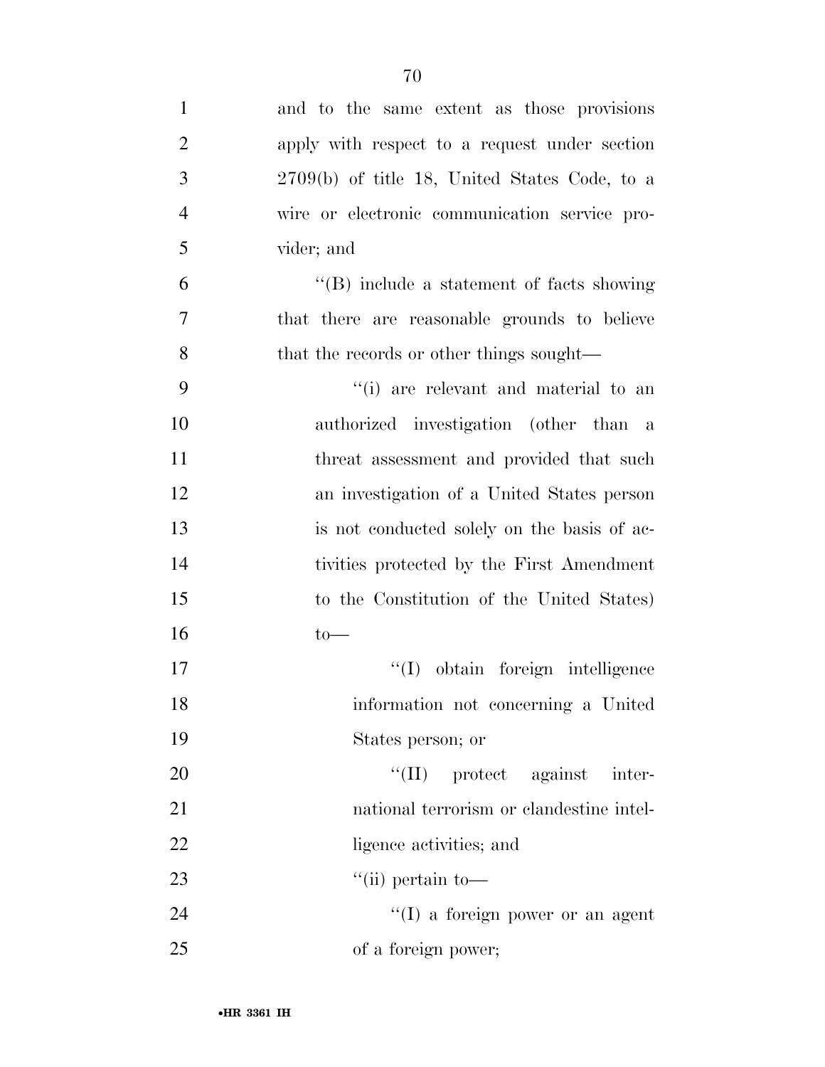and to the same extent as those provisions apply with respect to a request under section 2709(b) of title 18, United States Code, to a wire or electronic communication service provider; and

''(B) include a statement of facts showing that there are reasonable grounds to believe that the records or other things sought—

''(i) are relevant and material to an authorized investigation (other than a threat assessment and provided that such an investigation of a United States person is not conducted solely on the basis of activities protected by the First Amendment to the Constitution of the United States) to—

''(I) obtain foreign intelligence information not concerning a United States person; or

''(II) protect against international terrorism or clandestine intelligence activities; and

''(ii) pertain to—

''(I) a foreign power or an agent of a foreign power;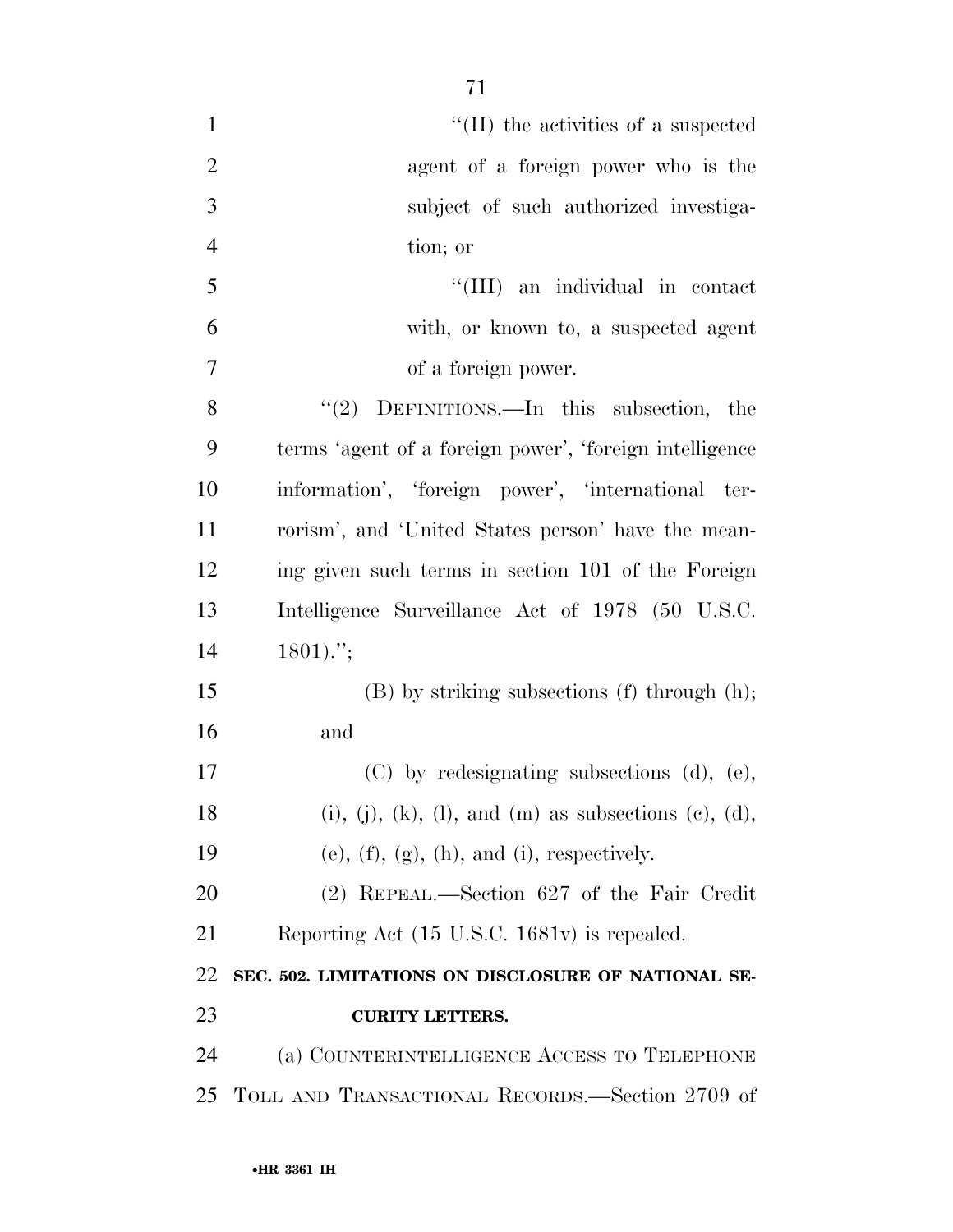''(II) the activities of a suspected agent of a foreign power who is the subject of such authorized investigation; or

''(III) an individual in contact with, or known to, a suspected agent of a foreign power.

''(2) DEFINITIONS.—In this subsection, the terms 'agent of a foreign power', 'foreign intelligence information', 'foreign power', 'international terrorism', and 'United States person' have the meaning given such terms in section 101 of the Foreign Intelligence Surveillance Act of 1978 (50 U.S.C. 1801).'';

(B) by striking subsections (f) through (h); and

(C) by redesignating subsections (d), (e), (i), (j), (k), (l), and (m) as subsections (c), (d), (e), (f), (g), (h), and (i), respectively.

(2) REPEAL.—Section 627 of the Fair Credit Reporting Act (15 U.S.C. 1681v) is repealed.

**SEC. 502. LIMITATIONS ON DISCLOSURE OF NATIONAL SECURITY LETTERS.**

(a) COUNTERINTELLIGENCE ACCESS TO TELEPHONE TOLL AND TRANSACTIONAL RECORDS.—Section 2709 of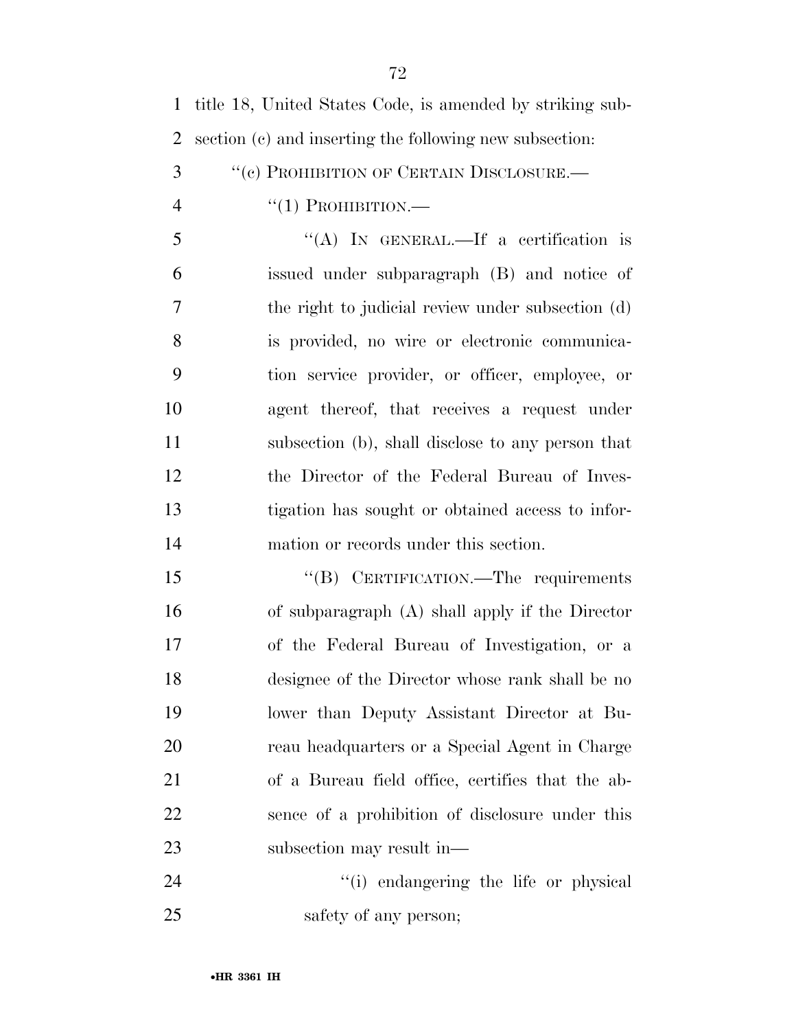title 18, United States Code, is amended by striking subsection (c) and inserting the following new subsection:

"(c) PROHIBITION OF CERTAIN DISCLOSURE.—

"(1) PROHIBITION.—

"(A) IN GENERAL.—If a certification is issued under subparagraph (B) and notice of the right to judicial review under subsection (d) is provided, no wire or electronic communication service provider, or officer, employee, or agent thereof, that receives a request under subsection (b), shall disclose to any person that the Director of the Federal Bureau of Investigation has sought or obtained access to information or records under this section.

"(B) CERTIFICATION.—The requirements of subparagraph (A) shall apply if the Director of the Federal Bureau of Investigation, or a designee of the Director whose rank shall be no lower than Deputy Assistant Director at Bureau headquarters or a Special Agent in Charge of a Bureau field office, certifies that the absence of a prohibition of disclosure under this subsection may result in—

"(i) endangering the life or physical safety of any person;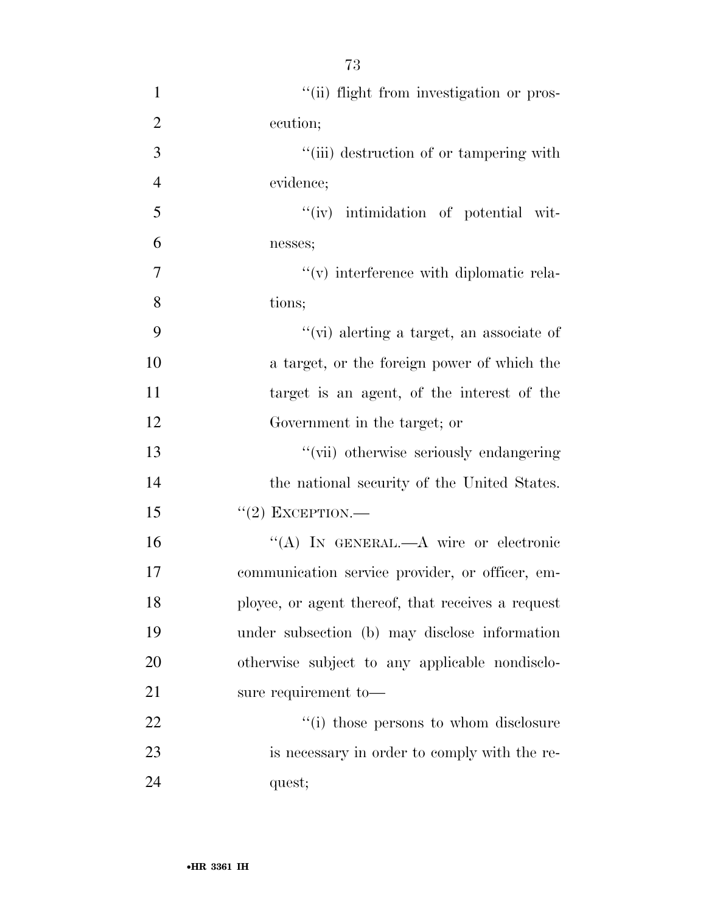''(ii) flight from investigation or prosecution;

''(iii) destruction of or tampering with evidence;

''(iv) intimidation of potential witnesses;

''(v) interference with diplomatic relations;

''(vi) alerting a target, an associate of a target, or the foreign power of which the target is an agent, of the interest of the Government in the target; or

''(vii) otherwise seriously endangering the national security of the United States.

''(2) EXCEPTION.—

''(A) IN GENERAL.—A wire or electronic communication service provider, or officer, employee, or agent thereof, that receives a request under subsection (b) may disclose information otherwise subject to any applicable nondisclosure requirement to—

''(i) those persons to whom disclosure is necessary in order to comply with the request;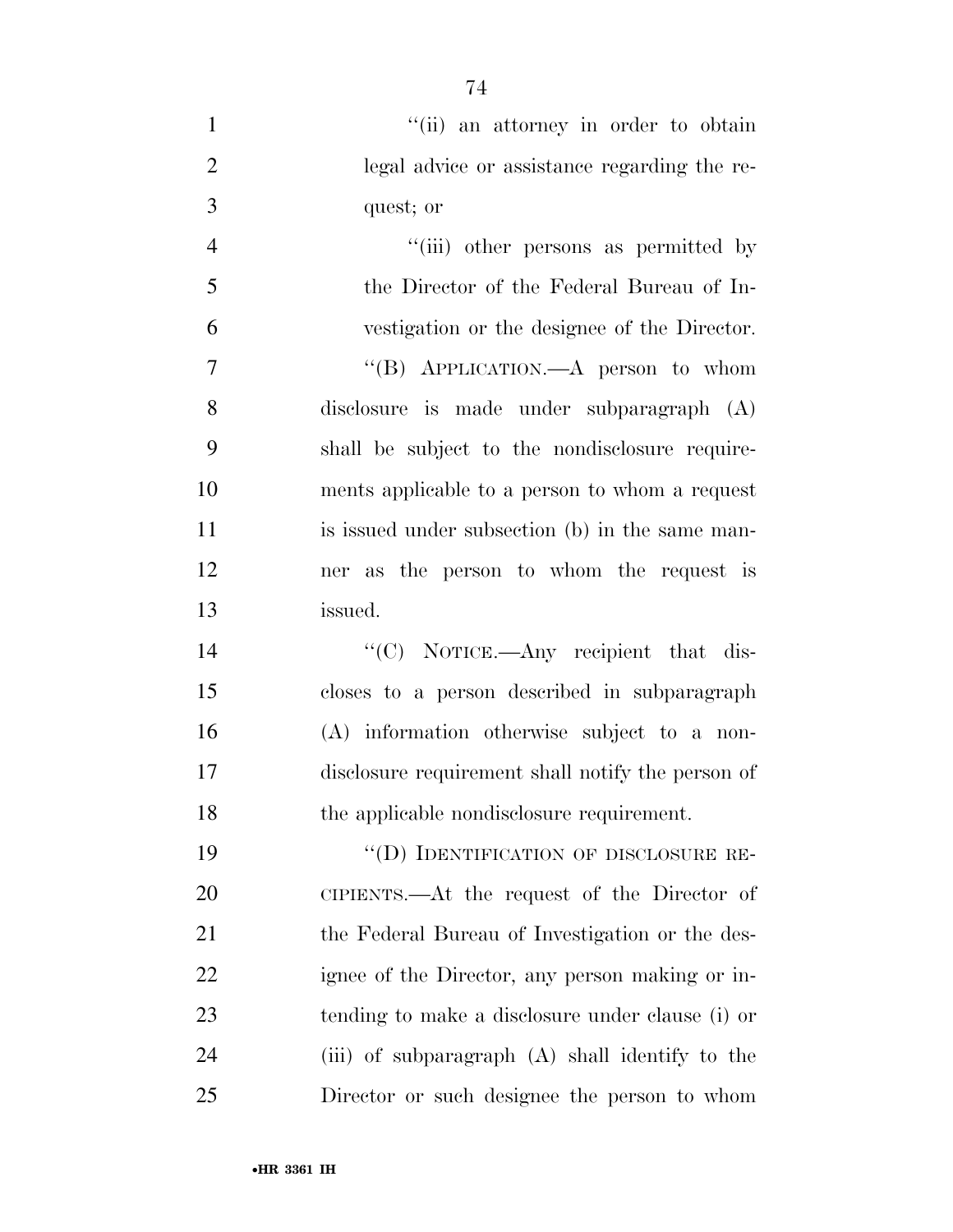''(ii) an attorney in order to obtain legal advice or assistance regarding the request; or

''(iii) other persons as permitted by the Director of the Federal Bureau of Investigation or the designee of the Director.

''(B) APPLICATION.—A person to whom disclosure is made under subparagraph (A) shall be subject to the nondisclosure requirements applicable to a person to whom a request is issued under subsection (b) in the same manner as the person to whom the request is issued.

''(C) NOTICE.—Any recipient that discloses to a person described in subparagraph (A) information otherwise subject to a nondisclosure requirement shall notify the person of the applicable nondisclosure requirement.

''(D) IDENTIFICATION OF DISCLOSURE RECIPIENTS.—At the request of the Director of the Federal Bureau of Investigation or the designee of the Director, any person making or intending to make a disclosure under clause (i) or (iii) of subparagraph (A) shall identify to the Director or such designee the person to whom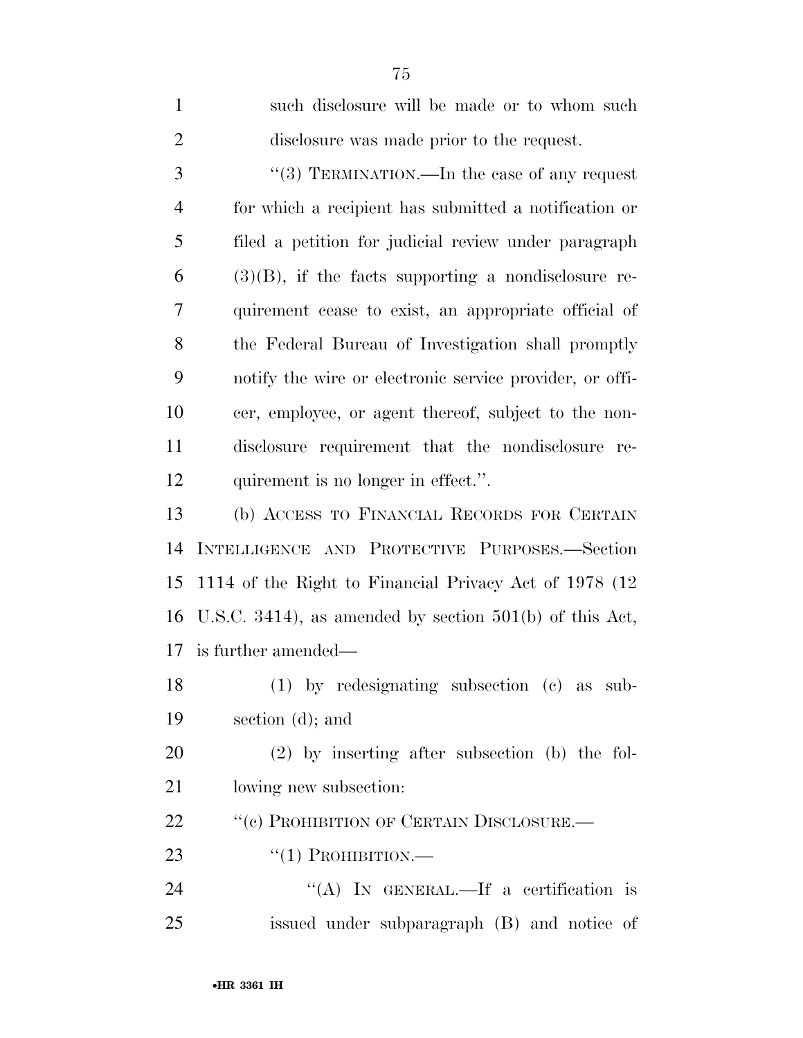such disclosure will be made or to whom such disclosure was made prior to the request.

"(3) TERMINATION.—In the case of any request for which a recipient has submitted a notification or filed a petition for judicial review under paragraph (3)(B), if the facts supporting a nondisclosure requirement cease to exist, an appropriate official of the Federal Bureau of Investigation shall promptly notify the wire or electronic service provider, or officer, employee, or agent thereof, subject to the nondisclosure requirement that the nondisclosure requirement is no longer in effect.".

(b) ACCESS TO FINANCIAL RECORDS FOR CERTAIN INTELLIGENCE AND PROTECTIVE PURPOSES.—Section 1114 of the Right to Financial Privacy Act of 1978 (12 U.S.C. 3414), as amended by section 501(b) of this Act, is further amended—

(1) by redesignating subsection (c) as subsection (d); and

(2) by inserting after subsection (b) the following new subsection:

"(c) PROHIBITION OF CERTAIN DISCLOSURE.—

"(1) PROHIBITION.—

"(A) IN GENERAL.—If a certification is issued under subparagraph (B) and notice of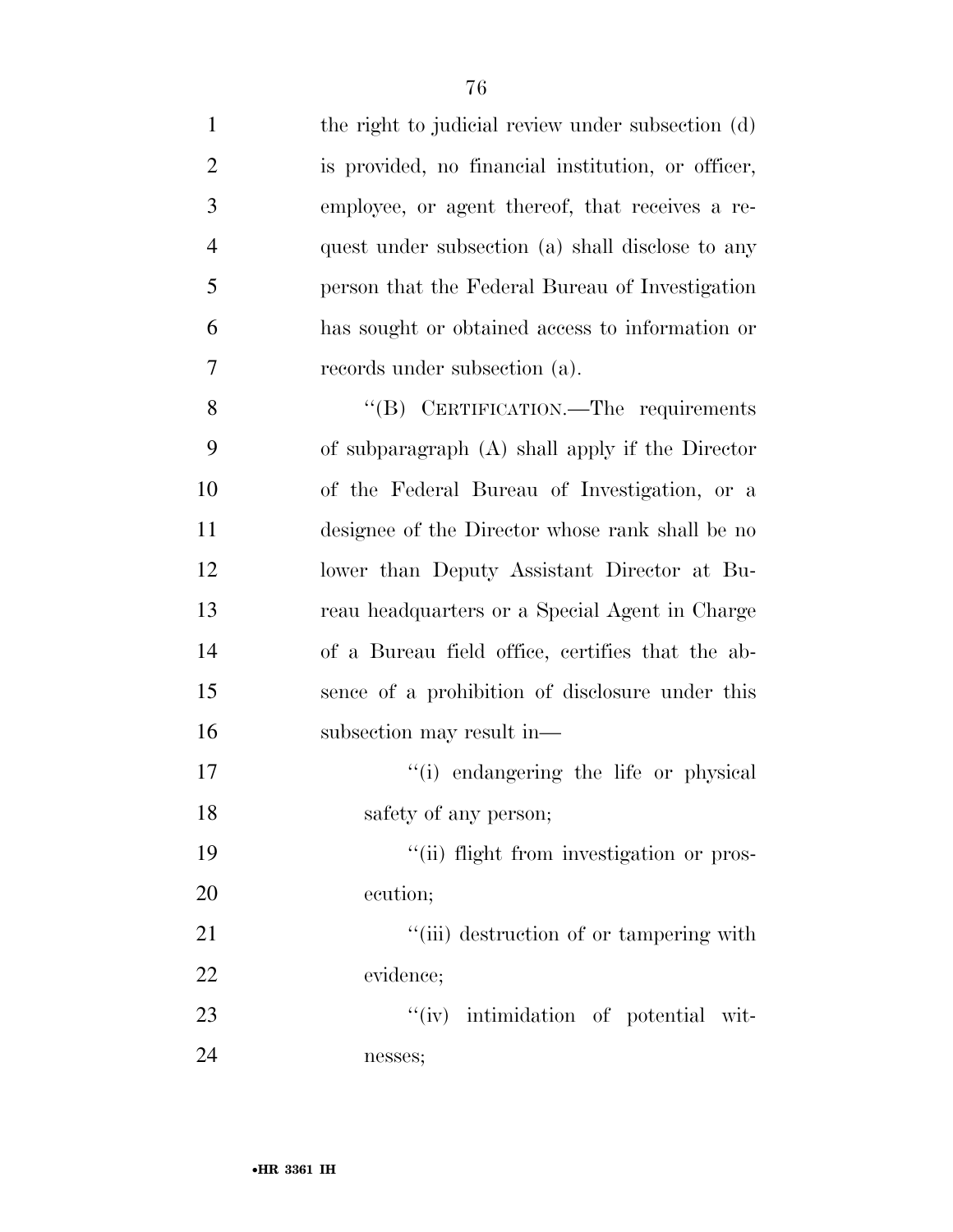the right to judicial review under subsection (d) is provided, no financial institution, or officer, employee, or agent thereof, that receives a request under subsection (a) shall disclose to any person that the Federal Bureau of Investigation has sought or obtained access to information or records under subsection (a).

"(B) CERTIFICATION.—The requirements of subparagraph (A) shall apply if the Director of the Federal Bureau of Investigation, or a designee of the Director whose rank shall be no lower than Deputy Assistant Director at Bureau headquarters or a Special Agent in Charge of a Bureau field office, certifies that the absence of a prohibition of disclosure under this subsection may result in—

"(i) endangering the life or physical safety of any person;

"(ii) flight from investigation or prosecution;

"(iii) destruction of or tampering with evidence;

"(iv) intimidation of potential witnesses;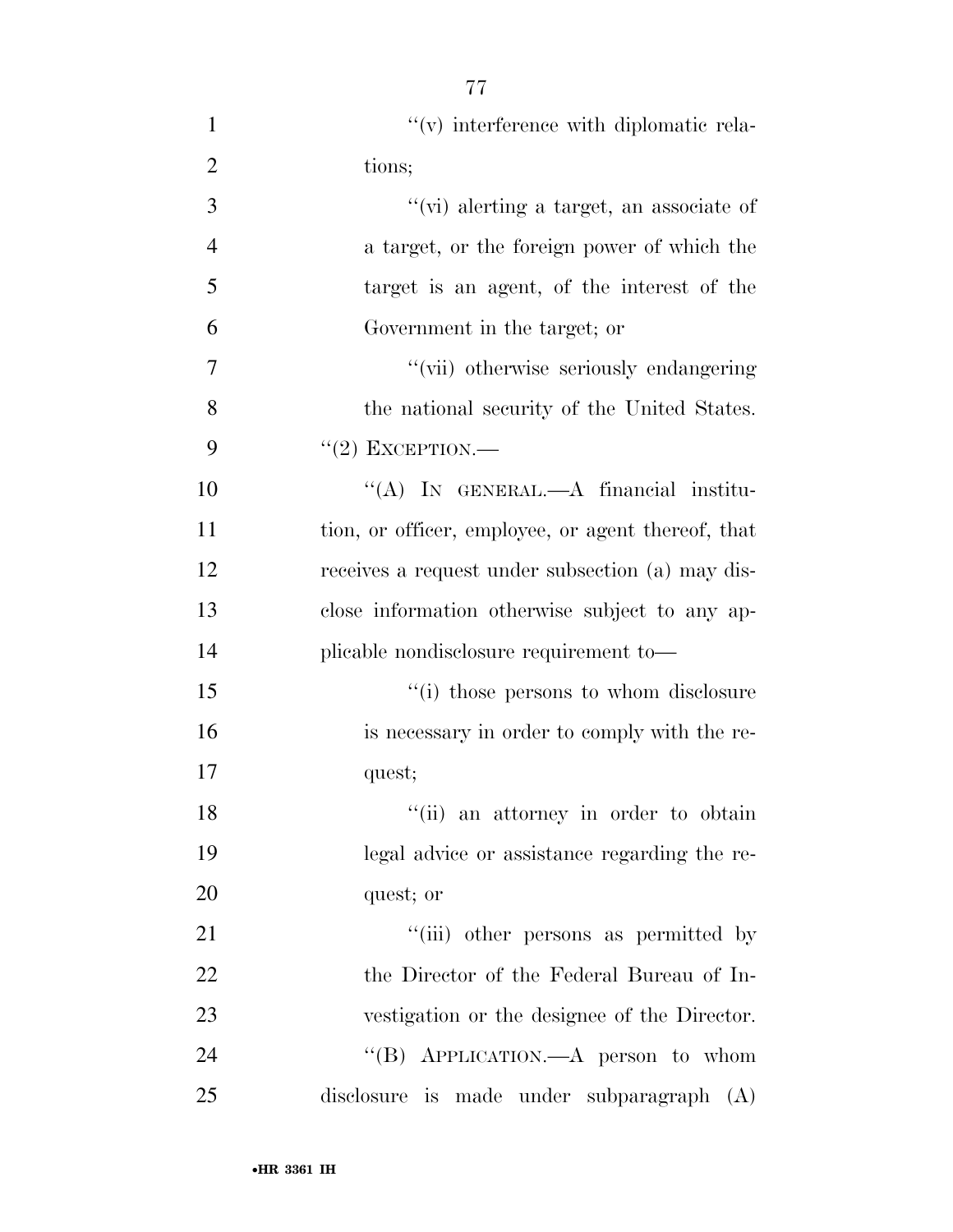''(v) interference with diplomatic relations;

''(vi) alerting a target, an associate of a target, or the foreign power of which the target is an agent, of the interest of the Government in the target; or

''(vii) otherwise seriously endangering the national security of the United States.

''(2) EXCEPTION.—

''(A) IN GENERAL.—A financial institution, or officer, employee, or agent thereof, that receives a request under subsection (a) may disclose information otherwise subject to any applicable nondisclosure requirement to—

''(i) those persons to whom disclosure is necessary in order to comply with the request;

''(ii) an attorney in order to obtain legal advice or assistance regarding the request; or

''(iii) other persons as permitted by the Director of the Federal Bureau of Investigation or the designee of the Director.

''(B) APPLICATION.—A person to whom disclosure is made under subparagraph (A)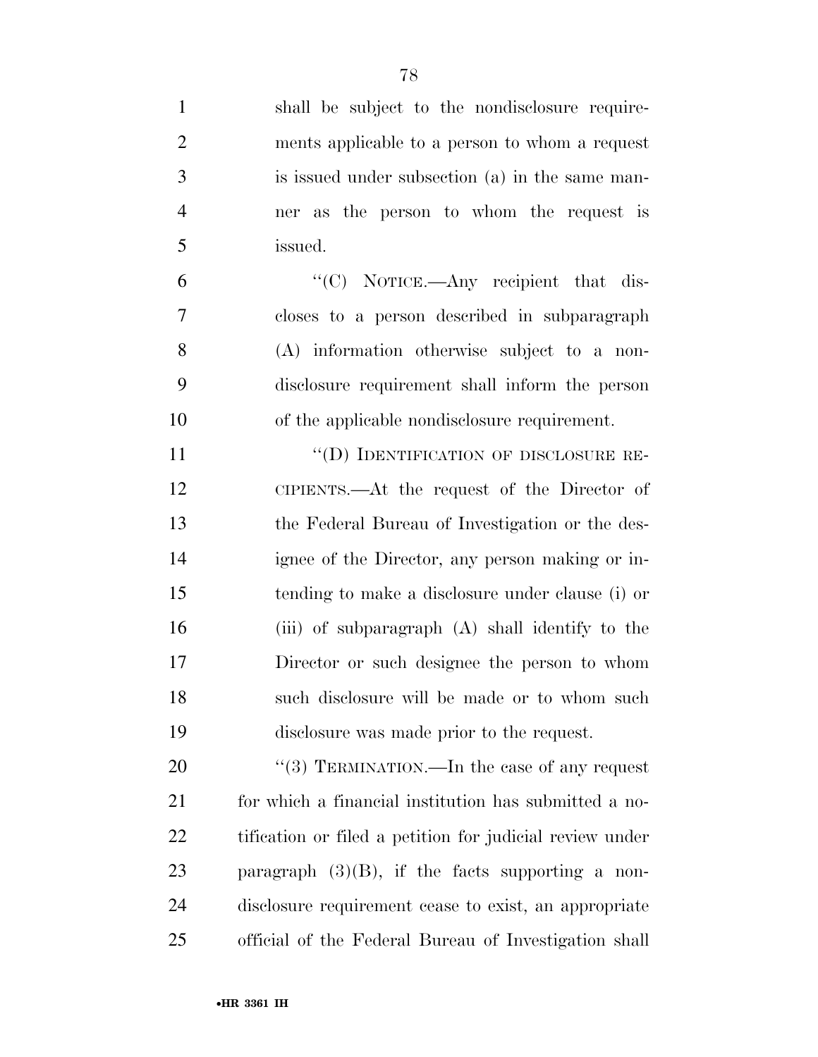shall be subject to the nondisclosure requirements applicable to a person to whom a request is issued under subsection (a) in the same manner as the person to whom the request is issued.

"(C) NOTICE.—Any recipient that discloses to a person described in subparagraph (A) information otherwise subject to a nondisclosure requirement shall inform the person of the applicable nondisclosure requirement.

"(D) IDENTIFICATION OF DISCLOSURE RECIPIENTS.—At the request of the Director of the Federal Bureau of Investigation or the designee of the Director, any person making or intending to make a disclosure under clause (i) or (iii) of subparagraph (A) shall identify to the Director or such designee the person to whom such disclosure will be made or to whom such disclosure was made prior to the request.

"(3) TERMINATION.—In the case of any request for which a financial institution has submitted a notification or filed a petition for judicial review under paragraph (3)(B), if the facts supporting a nondisclosure requirement cease to exist, an appropriate official of the Federal Bureau of Investigation shall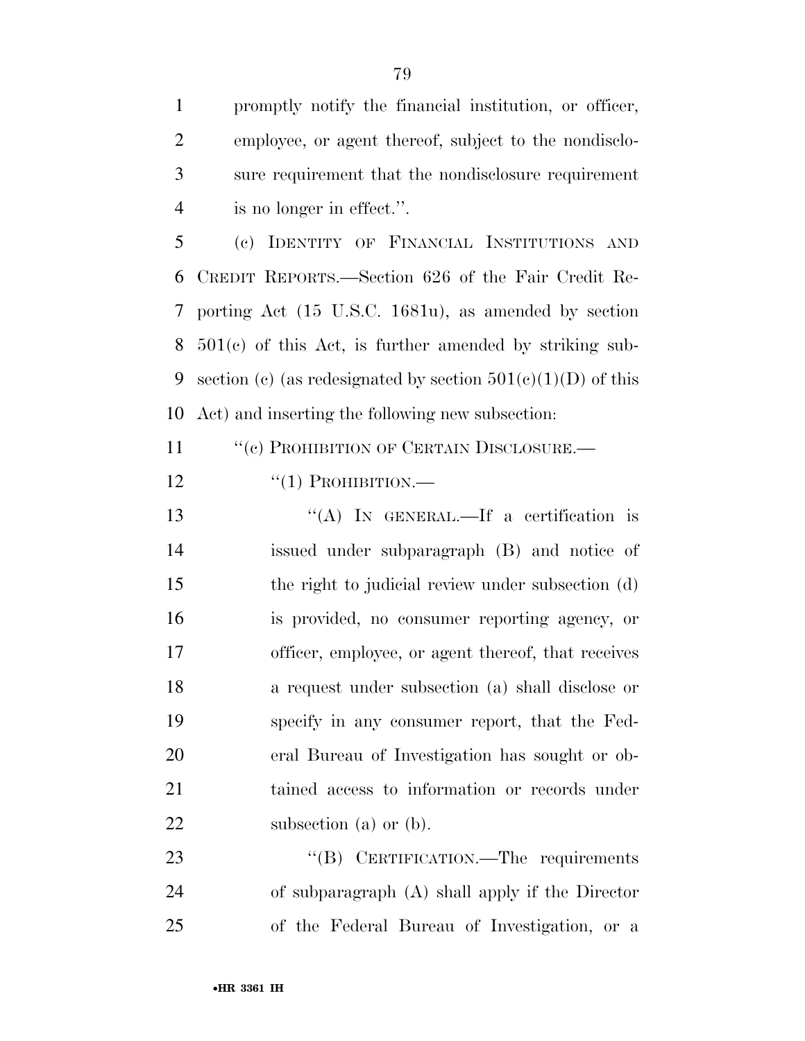promptly notify the financial institution, or officer, employee, or agent thereof, subject to the nondisclosure requirement that the nondisclosure requirement is no longer in effect.''.

(c) IDENTITY OF FINANCIAL INSTITUTIONS AND CREDIT REPORTS.—Section 626 of the Fair Credit Reporting Act (15 U.S.C. 1681u), as amended by section 501(c) of this Act, is further amended by striking subsection (c) (as redesignated by section 501(c)(1)(D) of this Act) and inserting the following new subsection:

''(c) PROHIBITION OF CERTAIN DISCLOSURE.—

''(1) PROHIBITION.—

''(A) IN GENERAL.—If a certification is issued under subparagraph (B) and notice of the right to judicial review under subsection (d) is provided, no consumer reporting agency, or officer, employee, or agent thereof, that receives a request under subsection (a) shall disclose or specify in any consumer report, that the Federal Bureau of Investigation has sought or obtained access to information or records under subsection (a) or (b).

''(B) CERTIFICATION.—The requirements of subparagraph (A) shall apply if the Director of the Federal Bureau of Investigation, or a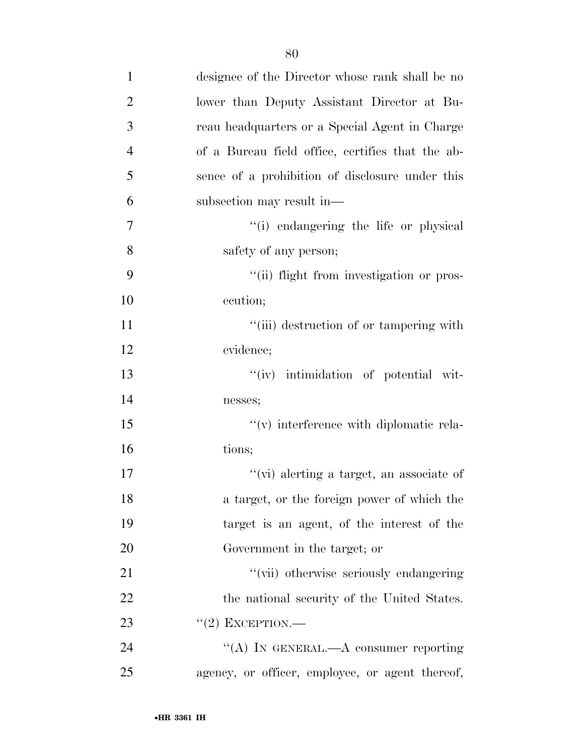designee of the Director whose rank shall be no lower than Deputy Assistant Director at Bureau headquarters or a Special Agent in Charge of a Bureau field office, certifies that the absence of a prohibition of disclosure under this subsection may result in—

''(i) endangering the life or physical safety of any person;

''(ii) flight from investigation or prosecution;

''(iii) destruction of or tampering with evidence;

''(iv) intimidation of potential witnesses;

''(v) interference with diplomatic relations;

''(vi) alerting a target, an associate of a target, or the foreign power of which the target is an agent, of the interest of the Government in the target; or

''(vii) otherwise seriously endangering the national security of the United States.

''(2) EXCEPTION.—

''(A) IN GENERAL.—A consumer reporting agency, or officer, employee, or agent thereof,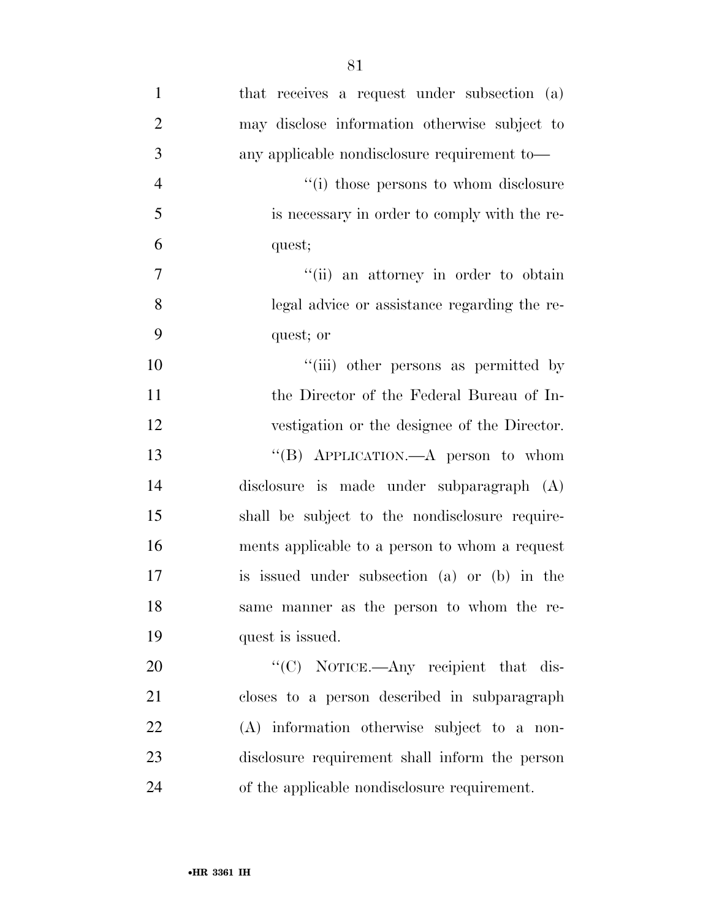that receives a request under subsection (a) may disclose information otherwise subject to any applicable nondisclosure requirement to—

''(i) those persons to whom disclosure is necessary in order to comply with the request;

''(ii) an attorney in order to obtain legal advice or assistance regarding the request; or

''(iii) other persons as permitted by the Director of the Federal Bureau of Investigation or the designee of the Director.

''(B) APPLICATION.—A person to whom disclosure is made under subparagraph (A) shall be subject to the nondisclosure requirements applicable to a person to whom a request is issued under subsection (a) or (b) in the same manner as the person to whom the request is issued.

''(C) NOTICE.—Any recipient that discloses to a person described in subparagraph (A) information otherwise subject to a nondisclosure requirement shall inform the person of the applicable nondisclosure requirement.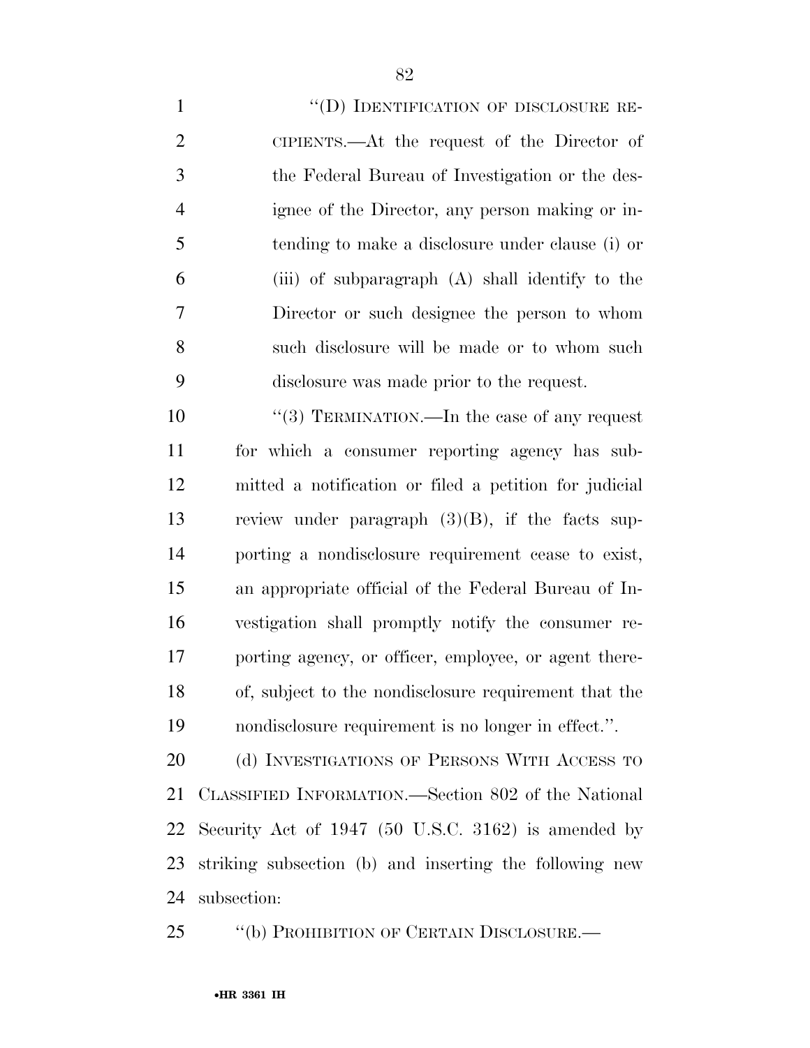"(D) IDENTIFICATION OF DISCLOSURE RECIPIENTS.—At the request of the Director of the Federal Bureau of Investigation or the designee of the Director, any person making or intending to make a disclosure under clause (i) or (iii) of subparagraph (A) shall identify to the Director or such designee the person to whom such disclosure will be made or to whom such disclosure was made prior to the request.

"(3) TERMINATION.—In the case of any request for which a consumer reporting agency has submitted a notification or filed a petition for judicial review under paragraph (3)(B), if the facts supporting a nondisclosure requirement cease to exist, an appropriate official of the Federal Bureau of Investigation shall promptly notify the consumer reporting agency, or officer, employee, or agent thereof, subject to the nondisclosure requirement that the nondisclosure requirement is no longer in effect.".

(d) INVESTIGATIONS OF PERSONS WITH ACCESS TO CLASSIFIED INFORMATION.—Section 802 of the National Security Act of 1947 (50 U.S.C. 3162) is amended by striking subsection (b) and inserting the following new subsection:

"(b) PROHIBITION OF CERTAIN DISCLOSURE.—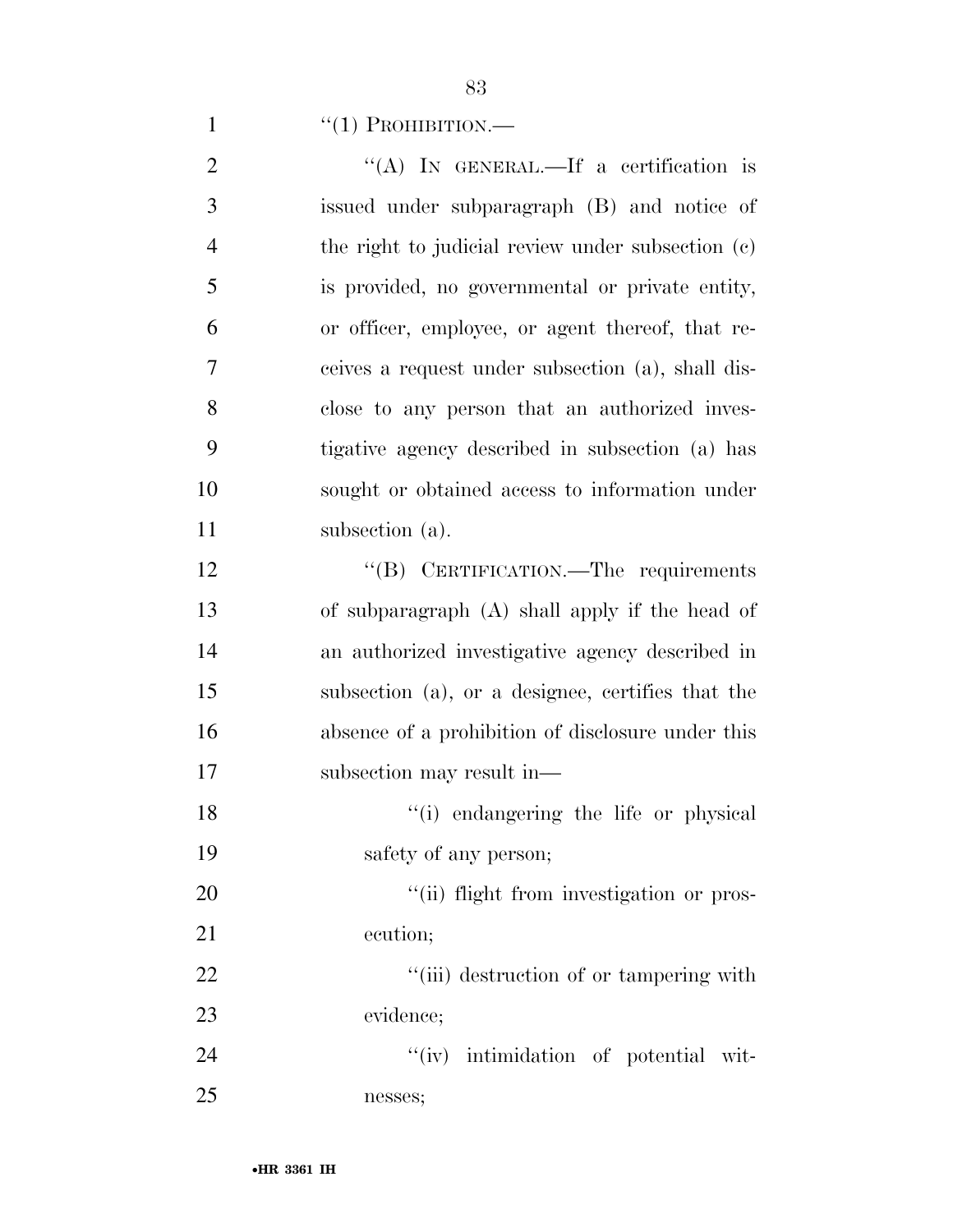"(1) PROHIBITION.—

"(A) IN GENERAL.—If a certification is issued under subparagraph (B) and notice of the right to judicial review under subsection (c) is provided, no governmental or private entity, or officer, employee, or agent thereof, that receives a request under subsection (a), shall disclose to any person that an authorized investigative agency described in subsection (a) has sought or obtained access to information under subsection (a).

"(B) CERTIFICATION.—The requirements of subparagraph (A) shall apply if the head of an authorized investigative agency described in subsection (a), or a designee, certifies that the absence of a prohibition of disclosure under this subsection may result in—

"(i) endangering the life or physical safety of any person;

"(ii) flight from investigation or prosecution;

"(iii) destruction of or tampering with evidence;

"(iv) intimidation of potential witnesses;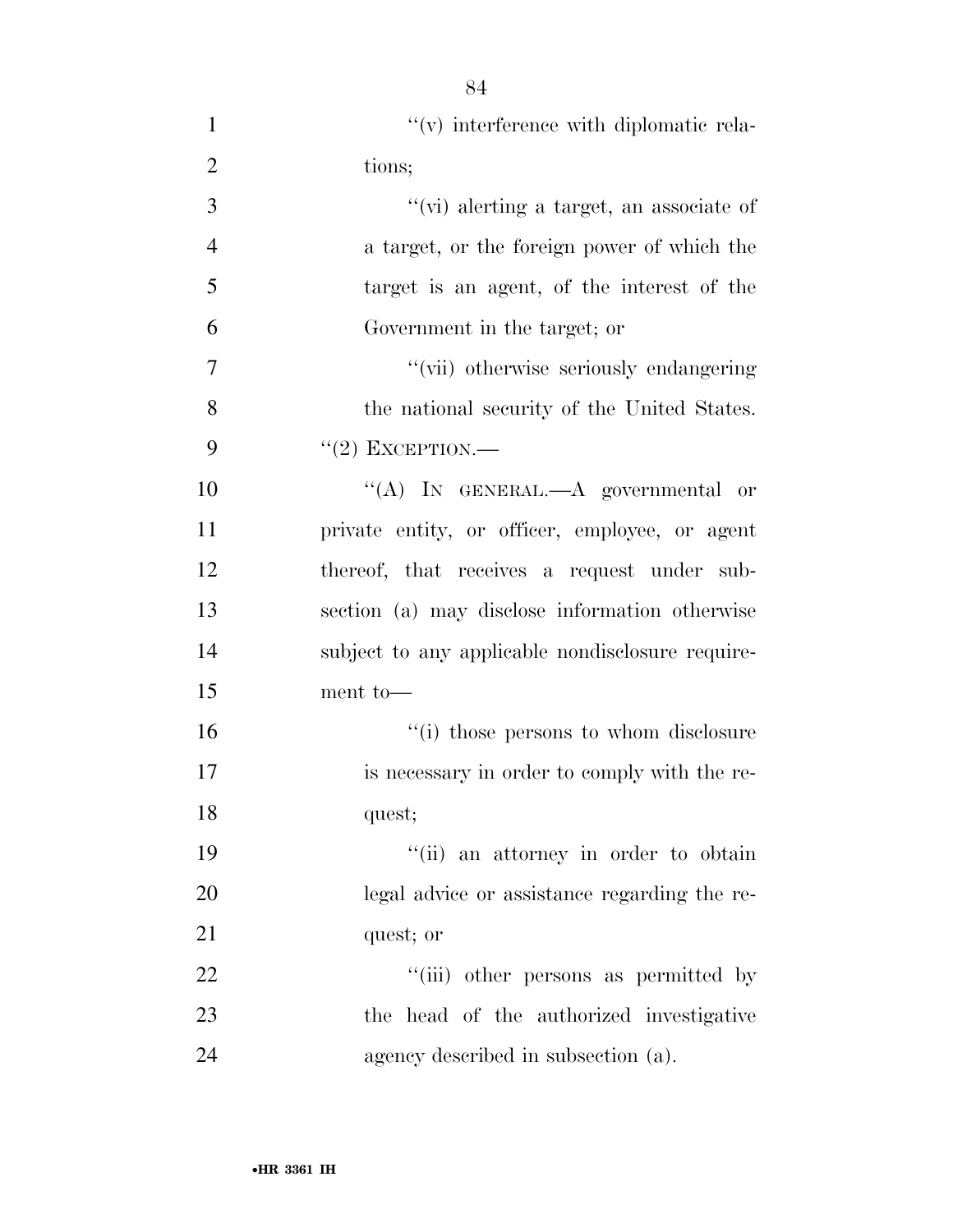''(v) interference with diplomatic relations;

''(vi) alerting a target, an associate of a target, or the foreign power of which the target is an agent, of the interest of the Government in the target; or

''(vii) otherwise seriously endangering the national security of the United States.

''(2) EXCEPTION.—

''(A) IN GENERAL.—A governmental or private entity, or officer, employee, or agent thereof, that receives a request under subsection (a) may disclose information otherwise subject to any applicable nondisclosure requirement to—

''(i) those persons to whom disclosure is necessary in order to comply with the request;

''(ii) an attorney in order to obtain legal advice or assistance regarding the request; or

''(iii) other persons as permitted by the head of the authorized investigative agency described in subsection (a).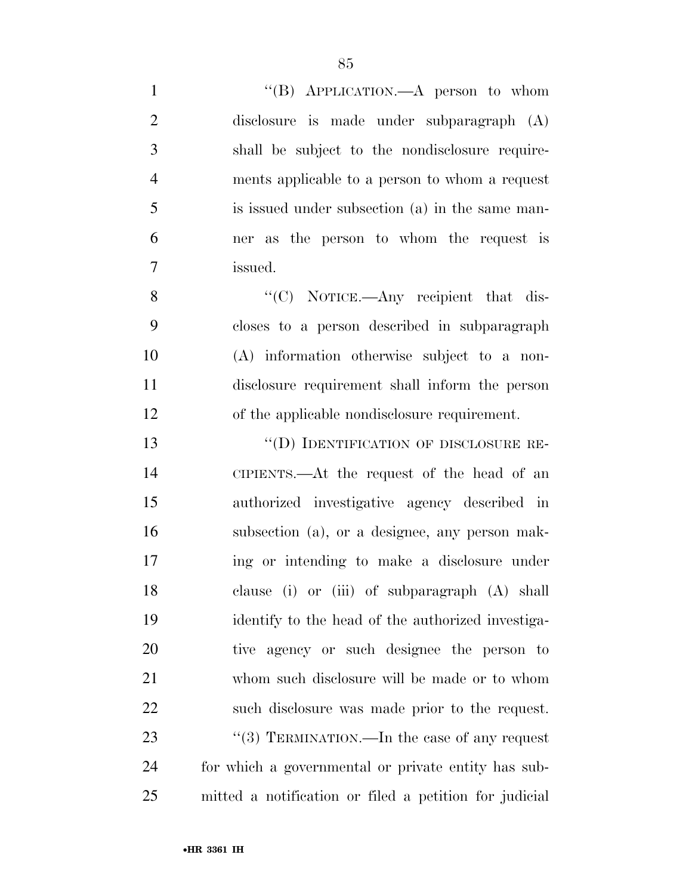"(B) APPLICATION.—A person to whom disclosure is made under subparagraph (A) shall be subject to the nondisclosure requirements applicable to a person to whom a request is issued under subsection (a) in the same manner as the person to whom the request is issued.

"(C) NOTICE.—Any recipient that discloses to a person described in subparagraph (A) information otherwise subject to a nondisclosure requirement shall inform the person of the applicable nondisclosure requirement.

"(D) IDENTIFICATION OF DISCLOSURE RECIPIENTS.—At the request of the head of an authorized investigative agency described in subsection (a), or a designee, any person making or intending to make a disclosure under clause (i) or (iii) of subparagraph (A) shall identify to the head of the authorized investigative agency or such designee the person to whom such disclosure will be made or to whom such disclosure was made prior to the request.

"(3) TERMINATION.—In the case of any request for which a governmental or private entity has submitted a notification or filed a petition for judicial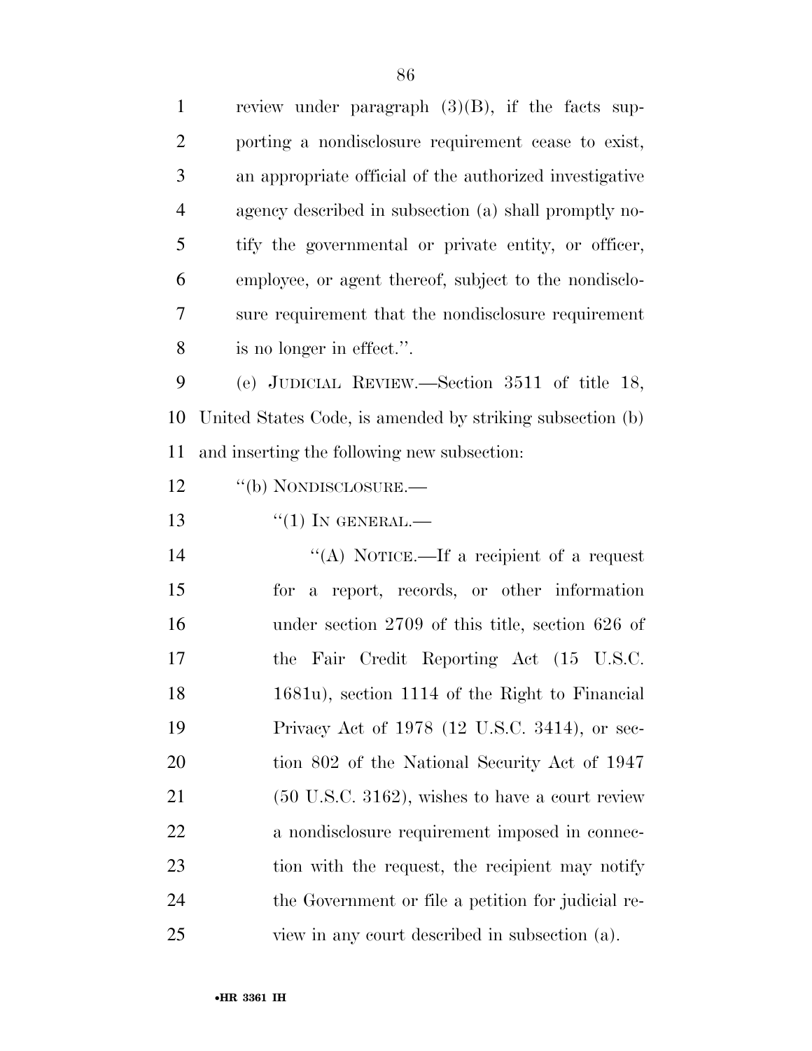review under paragraph (3)(B), if the facts supporting a nondisclosure requirement cease to exist, an appropriate official of the authorized investigative agency described in subsection (a) shall promptly notify the governmental or private entity, or officer, employee, or agent thereof, subject to the nondisclosure requirement that the nondisclosure requirement is no longer in effect.''.

(e) JUDICIAL REVIEW.—Section 3511 of title 18, United States Code, is amended by striking subsection (b) and inserting the following new subsection:

''(b) NONDISCLOSURE.—

''(1) IN GENERAL.—

''(A) NOTICE.—If a recipient of a request for a report, records, or other information under section 2709 of this title, section 626 of the Fair Credit Reporting Act (15 U.S.C. 1681u), section 1114 of the Right to Financial Privacy Act of 1978 (12 U.S.C. 3414), or section 802 of the National Security Act of 1947 (50 U.S.C. 3162), wishes to have a court review a nondisclosure requirement imposed in connection with the request, the recipient may notify the Government or file a petition for judicial review in any court described in subsection (a).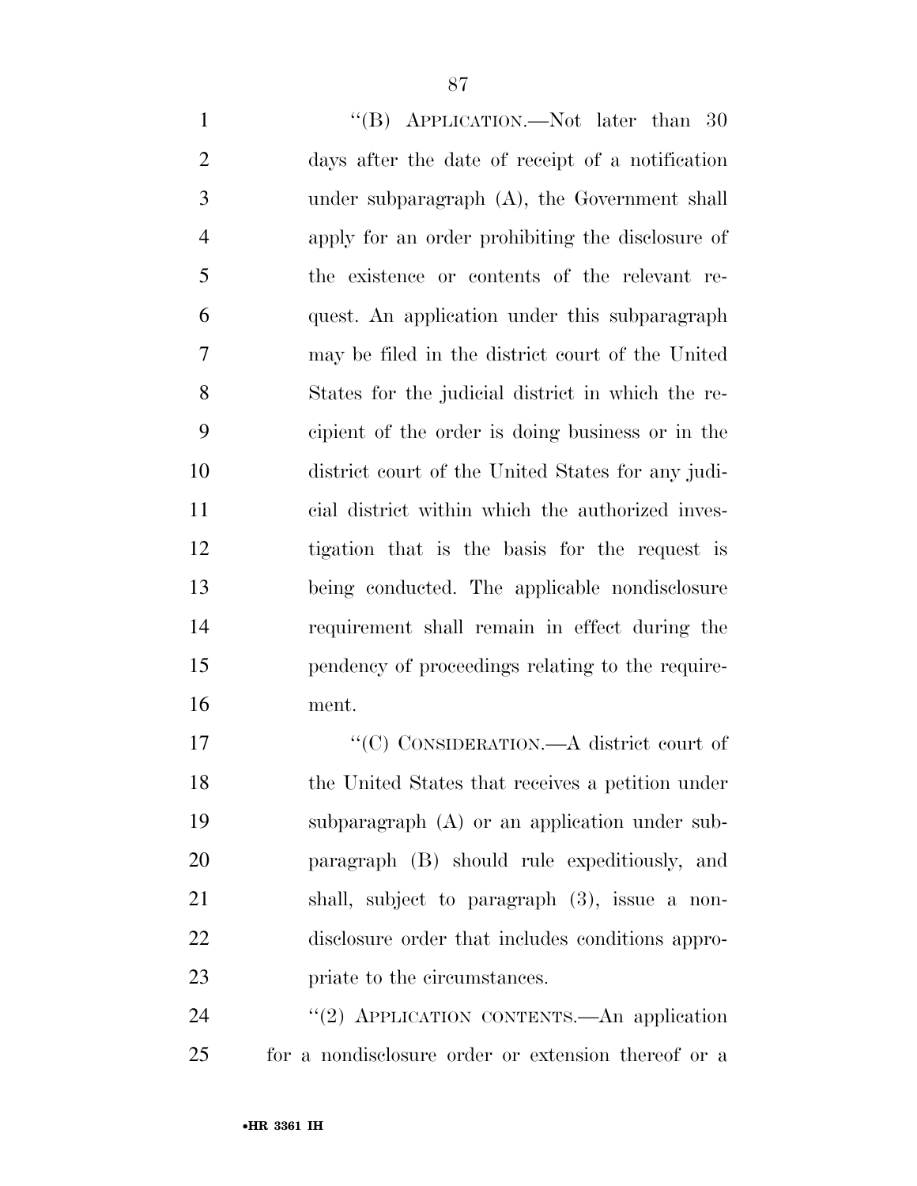"(B) APPLICATION.—Not later than 30 days after the date of receipt of a notification under subparagraph (A), the Government shall apply for an order prohibiting the disclosure of the existence or contents of the relevant request. An application under this subparagraph may be filed in the district court of the United States for the judicial district in which the recipient of the order is doing business or in the district court of the United States for any judicial district within which the authorized investigation that is the basis for the request is being conducted. The applicable nondisclosure requirement shall remain in effect during the pendency of proceedings relating to the requirement.

"(C) CONSIDERATION.—A district court of the United States that receives a petition under subparagraph (A) or an application under subparagraph (B) should rule expeditiously, and shall, subject to paragraph (3), issue a nondisclosure order that includes conditions appropriate to the circumstances.

"(2) APPLICATION CONTENTS.—An application for a nondisclosure order or extension thereof or a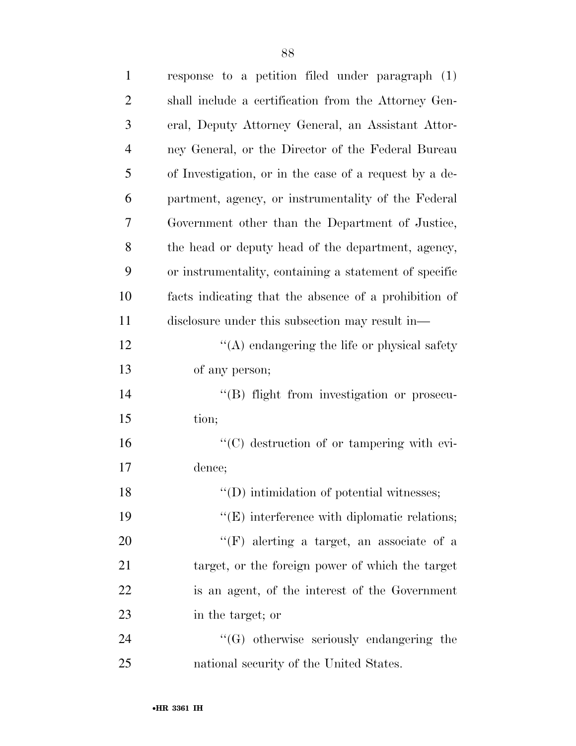response to a petition filed under paragraph (1) shall include a certification from the Attorney General, Deputy Attorney General, an Assistant Attorney General, or the Director of the Federal Bureau of Investigation, or in the case of a request by a department, agency, or instrumentality of the Federal Government other than the Department of Justice, the head or deputy head of the department, agency, or instrumentality, containing a statement of specific facts indicating that the absence of a prohibition of disclosure under this subsection may result in—

''(A) endangering the life or physical safety of any person;

''(B) flight from investigation or prosecution;

''(C) destruction of or tampering with evidence;

''(D) intimidation of potential witnesses;

''(E) interference with diplomatic relations;

''(F) alerting a target, an associate of a target, or the foreign power of which the target is an agent, of the interest of the Government in the target; or

''(G) otherwise seriously endangering the national security of the United States.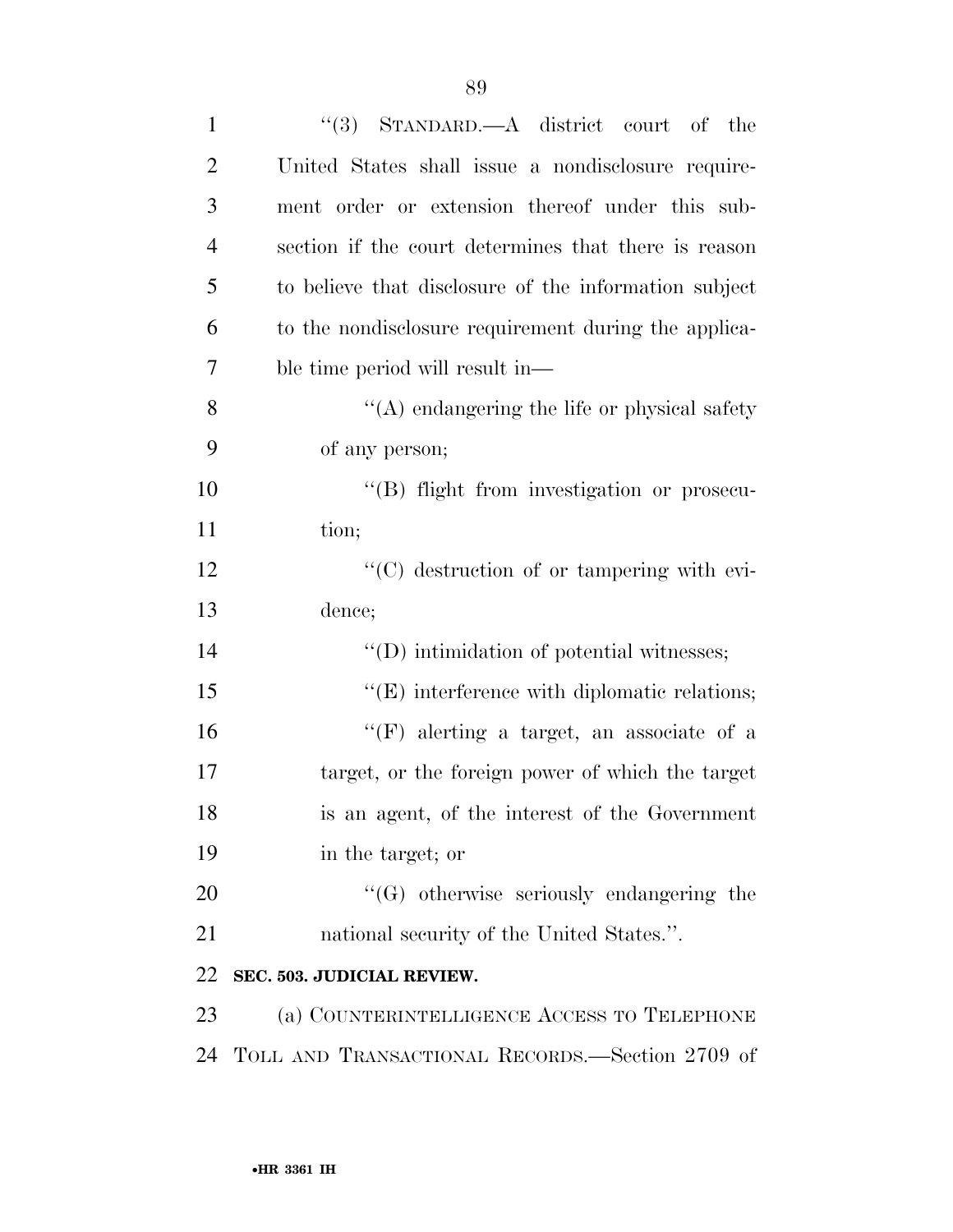"(3) STANDARD.—A district court of the United States shall issue a nondisclosure requirement order or extension thereof under this subsection if the court determines that there is reason to believe that disclosure of the information subject to the nondisclosure requirement during the applicable time period will result in—

"(A) endangering the life or physical safety of any person;

"(B) flight from investigation or prosecution;

"(C) destruction of or tampering with evidence;

"(D) intimidation of potential witnesses;

"(E) interference with diplomatic relations;

"(F) alerting a target, an associate of a target, or the foreign power of which the target is an agent, of the interest of the Government in the target; or

"(G) otherwise seriously endangering the national security of the United States.".

**SEC. 503. JUDICIAL REVIEW.**

(a) COUNTERINTELLIGENCE ACCESS TO TELEPHONE TOLL AND TRANSACTIONAL RECORDS.—Section 2709 of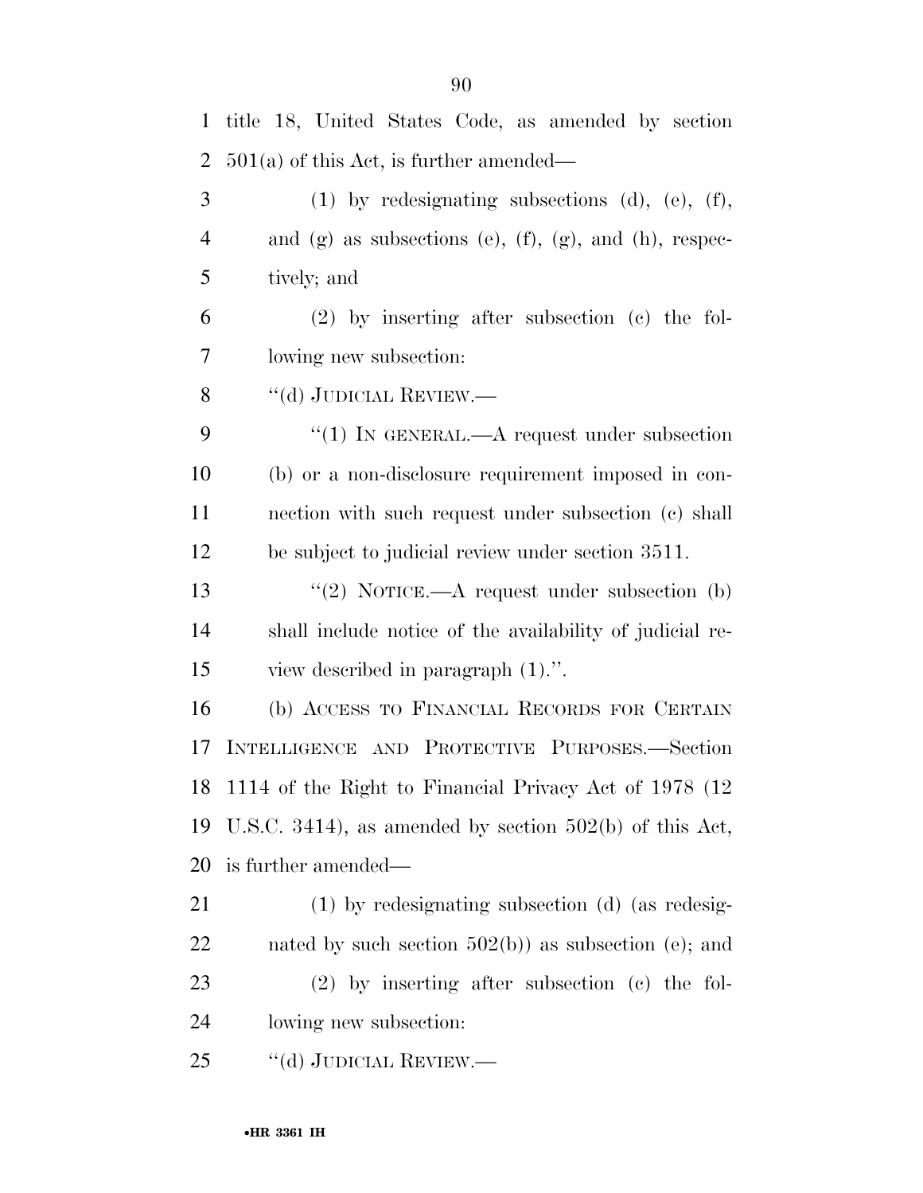title 18, United States Code, as amended by section 501(a) of this Act, is further amended—

(1) by redesignating subsections (d), (e), (f), and (g) as subsections (e), (f), (g), and (h), respectively; and

(2) by inserting after subsection (c) the following new subsection:

"(d) JUDICIAL REVIEW.—

"(1) IN GENERAL.—A request under subsection (b) or a non-disclosure requirement imposed in connection with such request under subsection (c) shall be subject to judicial review under section 3511.

"(2) NOTICE.—A request under subsection (b) shall include notice of the availability of judicial review described in paragraph (1).".

(b) ACCESS TO FINANCIAL RECORDS FOR CERTAIN INTELLIGENCE AND PROTECTIVE PURPOSES.—Section 1114 of the Right to Financial Privacy Act of 1978 (12 U.S.C. 3414), as amended by section 502(b) of this Act, is further amended—

(1) by redesignating subsection (d) (as redesignated by such section 502(b)) as subsection (e); and

(2) by inserting after subsection (c) the following new subsection:

"(d) JUDICIAL REVIEW.—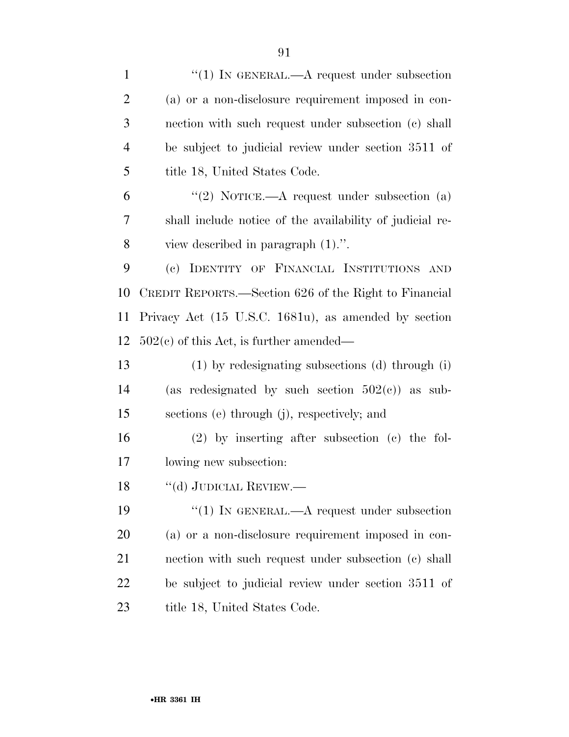"(1) IN GENERAL.—A request under subsection (a) or a non-disclosure requirement imposed in connection with such request under subsection (c) shall be subject to judicial review under section 3511 of title 18, United States Code.

"(2) NOTICE.—A request under subsection (a) shall include notice of the availability of judicial review described in paragraph (1).".

(c) IDENTITY OF FINANCIAL INSTITUTIONS AND CREDIT REPORTS.—Section 626 of the Right to Financial Privacy Act (15 U.S.C. 1681u), as amended by section 502(c) of this Act, is further amended—

(1) by redesignating subsections (d) through (i) (as redesignated by such section 502(c)) as subsections (e) through (j), respectively; and

(2) by inserting after subsection (c) the following new subsection:

"(d) JUDICIAL REVIEW.—

"(1) IN GENERAL.—A request under subsection (a) or a non-disclosure requirement imposed in connection with such request under subsection (c) shall be subject to judicial review under section 3511 of title 18, United States Code.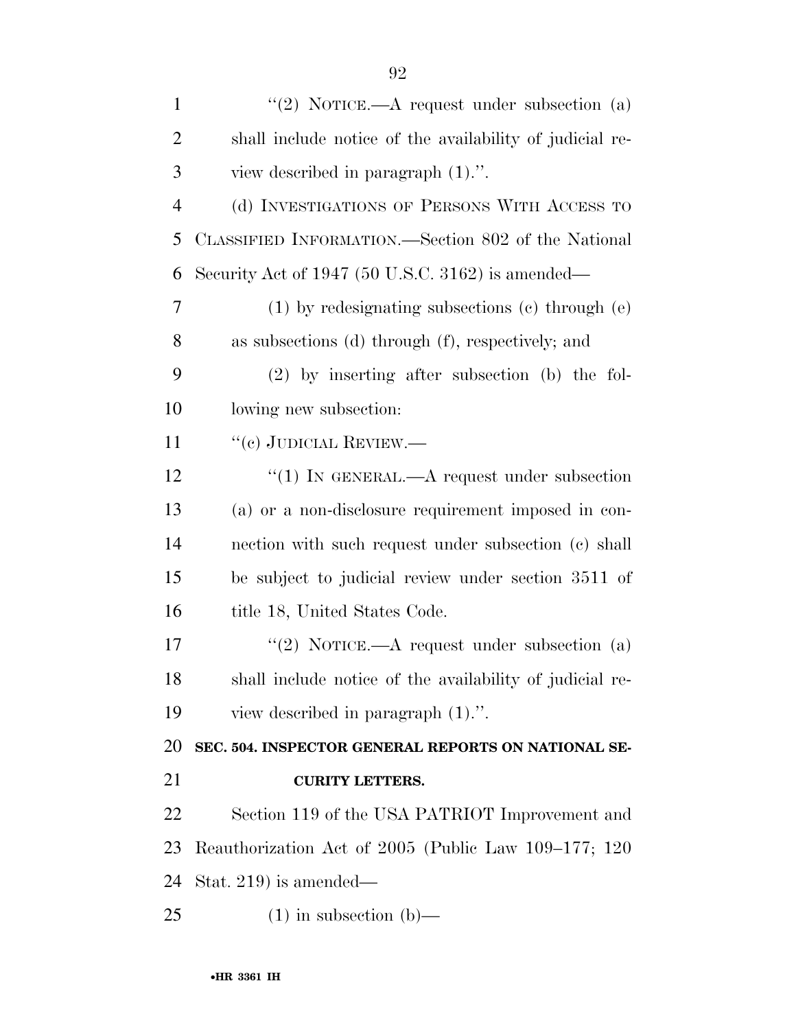"(2) NOTICE.—A request under subsection (a) shall include notice of the availability of judicial review described in paragraph (1).".

(d) INVESTIGATIONS OF PERSONS WITH ACCESS TO CLASSIFIED INFORMATION.—Section 802 of the National Security Act of 1947 (50 U.S.C. 3162) is amended—

(1) by redesignating subsections (c) through (e) as subsections (d) through (f), respectively; and

(2) by inserting after subsection (b) the following new subsection:

"(c) JUDICIAL REVIEW.—

"(1) IN GENERAL.—A request under subsection (a) or a non-disclosure requirement imposed in connection with such request under subsection (c) shall be subject to judicial review under section 3511 of title 18, United States Code.

"(2) NOTICE.—A request under subsection (a) shall include notice of the availability of judicial review described in paragraph (1).".

**SEC. 504. INSPECTOR GENERAL REPORTS ON NATIONAL SECURITY LETTERS.**

Section 119 of the USA PATRIOT Improvement and Reauthorization Act of 2005 (Public Law 109–177; 120 Stat. 219) is amended—

(1) in subsection (b)—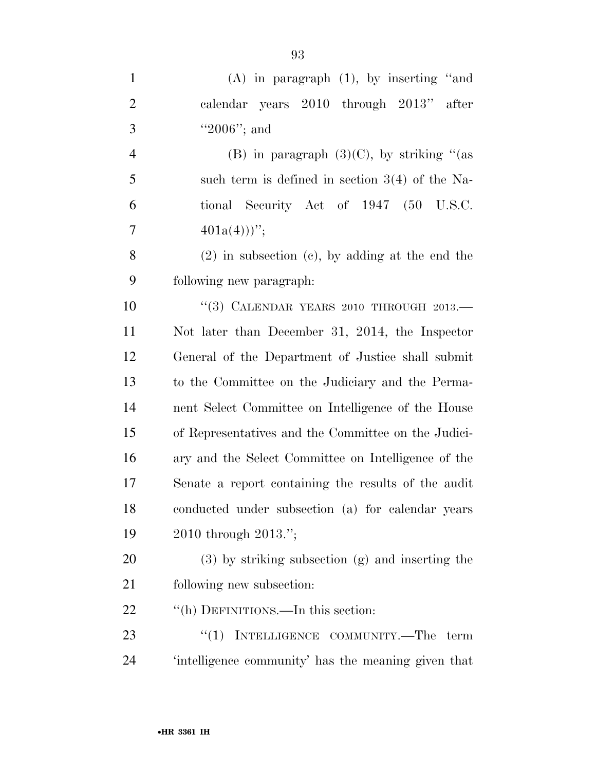(A) in paragraph (1), by inserting ''and calendar years 2010 through 2013'' after ''2006''; and

(B) in paragraph (3)(C), by striking ''(as such term is defined in section 3(4) of the National Security Act of 1947 (50 U.S.C. 401a(4)))'';

(2) in subsection (c), by adding at the end the following new paragraph:

''(3) CALENDAR YEARS 2010 THROUGH 2013.—Not later than December 31, 2014, the Inspector General of the Department of Justice shall submit to the Committee on the Judiciary and the Permanent Select Committee on Intelligence of the House of Representatives and the Committee on the Judiciary and the Select Committee on Intelligence of the Senate a report containing the results of the audit conducted under subsection (a) for calendar years 2010 through 2013.'';

(3) by striking subsection (g) and inserting the following new subsection:

''(h) DEFINITIONS.—In this section:

''(1) INTELLIGENCE COMMUNITY.—The term 'intelligence community' has the meaning given that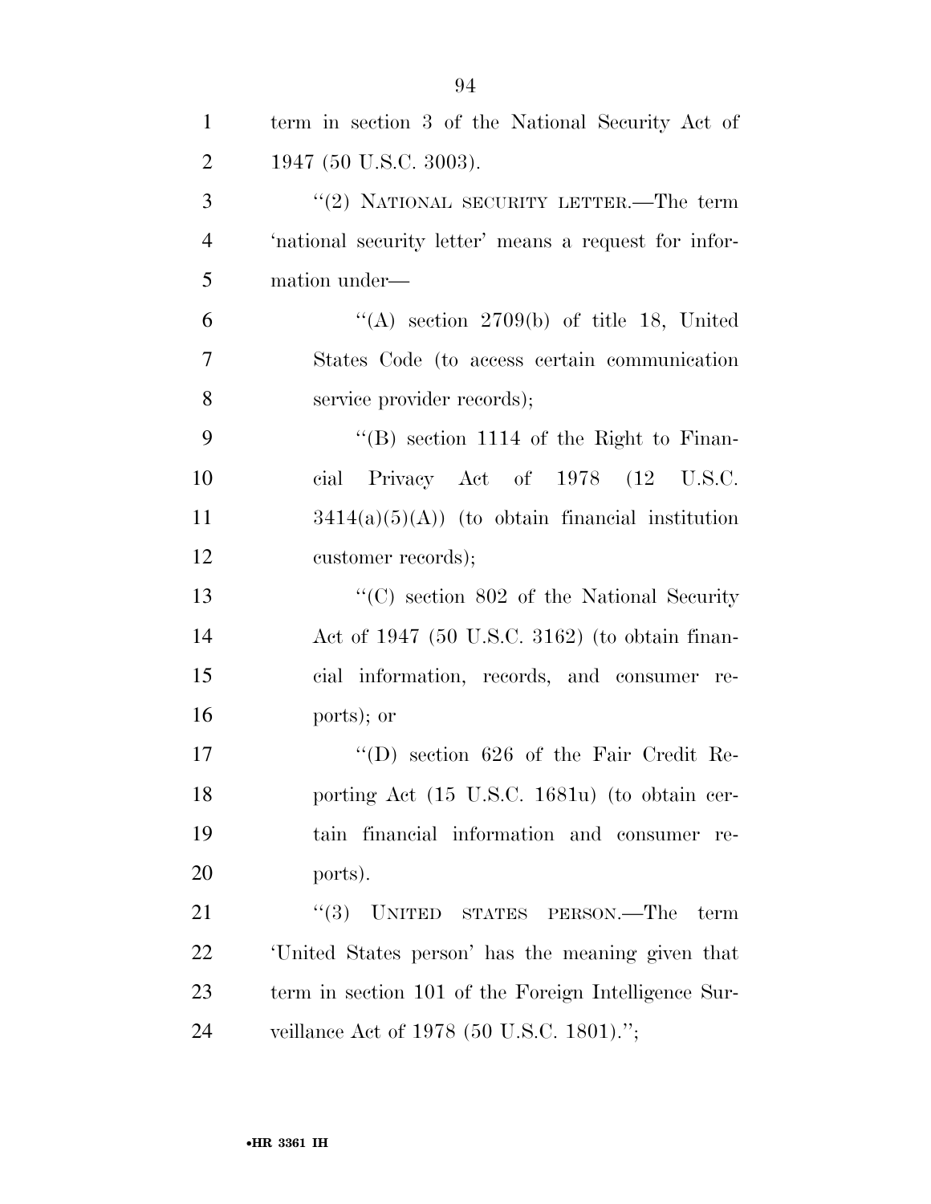term in section 3 of the National Security Act of 1947 (50 U.S.C. 3003).

''(2) NATIONAL SECURITY LETTER.—The term 'national security letter' means a request for information under—

''(A) section 2709(b) of title 18, United States Code (to access certain communication service provider records);

''(B) section 1114 of the Right to Financial Privacy Act of 1978 (12 U.S.C. 3414(a)(5)(A)) (to obtain financial institution customer records);

''(C) section 802 of the National Security Act of 1947 (50 U.S.C. 3162) (to obtain financial information, records, and consumer reports); or

''(D) section 626 of the Fair Credit Reporting Act (15 U.S.C. 1681u) (to obtain certain financial information and consumer reports).

''(3) UNITED STATES PERSON.—The term 'United States person' has the meaning given that term in section 101 of the Foreign Intelligence Surveillance Act of 1978 (50 U.S.C. 1801).'';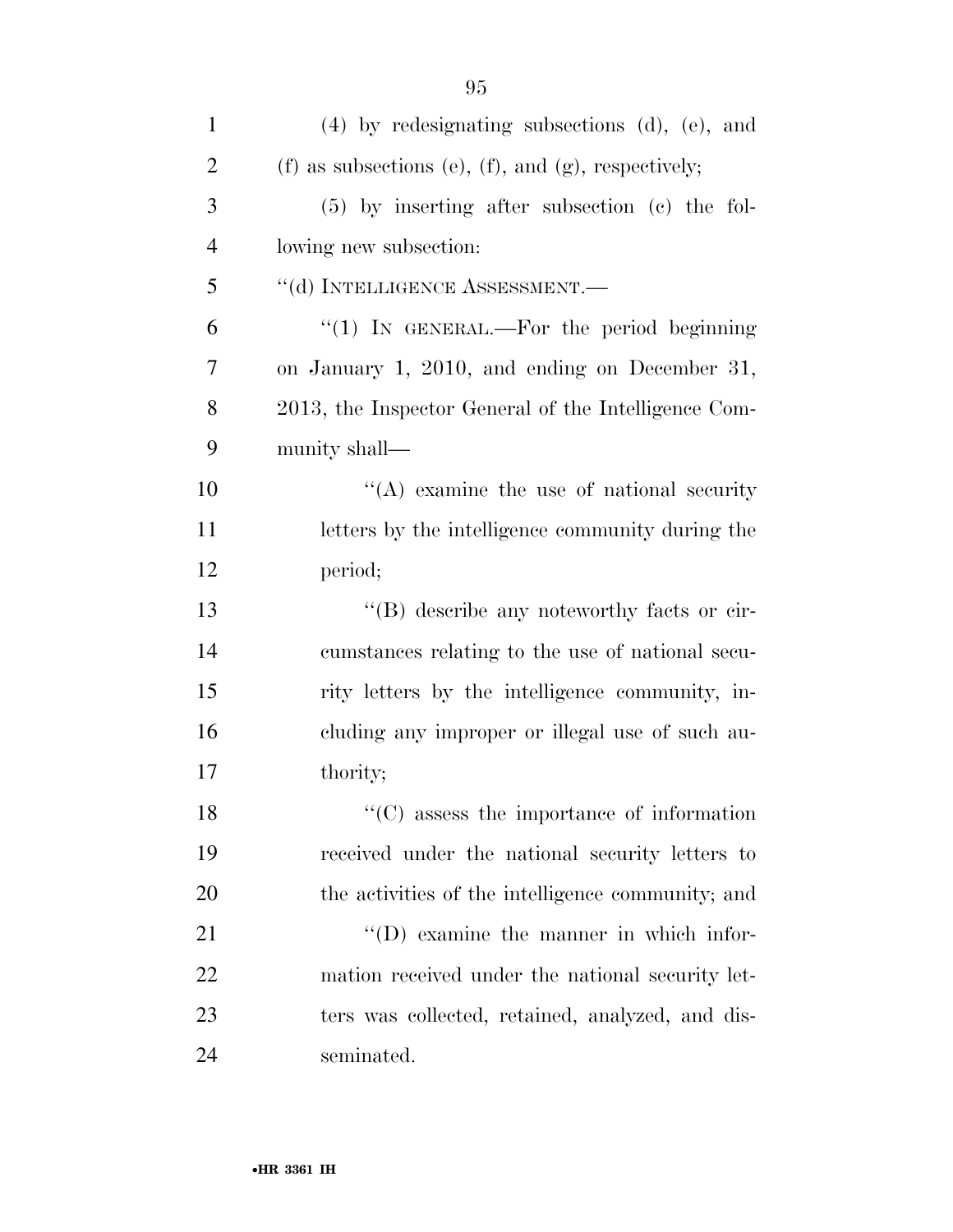(4) by redesignating subsections (d), (e), and (f) as subsections (e), (f), and (g), respectively;

(5) by inserting after subsection (c) the following new subsection:

"(d) INTELLIGENCE ASSESSMENT.—

"(1) IN GENERAL.—For the period beginning on January 1, 2010, and ending on December 31, 2013, the Inspector General of the Intelligence Community shall—

"(A) examine the use of national security letters by the intelligence community during the period;

"(B) describe any noteworthy facts or circumstances relating to the use of national security letters by the intelligence community, including any improper or illegal use of such authority;

"(C) assess the importance of information received under the national security letters to the activities of the intelligence community; and

"(D) examine the manner in which information received under the national security letters was collected, retained, analyzed, and disseminated.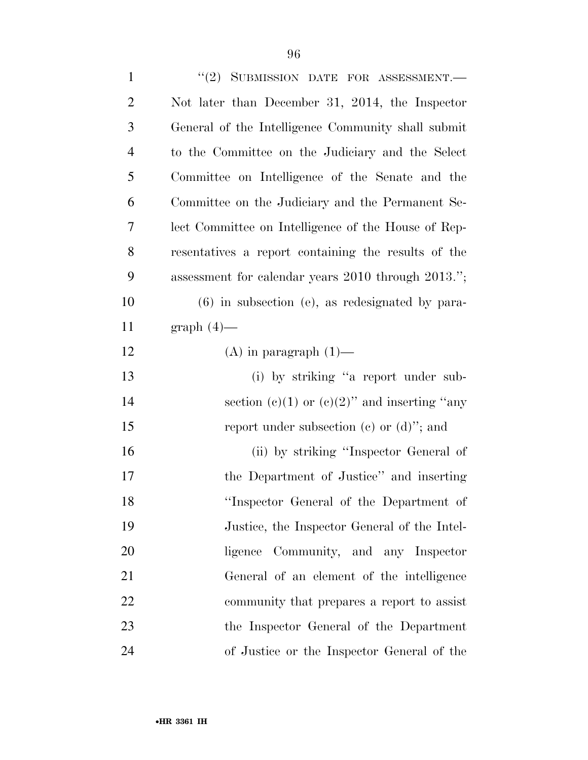"(2) SUBMISSION DATE FOR ASSESSMENT.—Not later than December 31, 2014, the Inspector General of the Intelligence Community shall submit to the Committee on the Judiciary and the Select Committee on Intelligence of the Senate and the Committee on the Judiciary and the Permanent Select Committee on Intelligence of the House of Representatives a report containing the results of the assessment for calendar years 2010 through 2013.";

(6) in subsection (e), as redesignated by paragraph (4)—

(A) in paragraph (1)—

(i) by striking "a report under subsection (c)(1) or (c)(2)" and inserting "any report under subsection (c) or (d)"; and

(ii) by striking "Inspector General of the Department of Justice" and inserting "Inspector General of the Department of Justice, the Inspector General of the Intelligence Community, and any Inspector General of an element of the intelligence community that prepares a report to assist the Inspector General of the Department of Justice or the Inspector General of the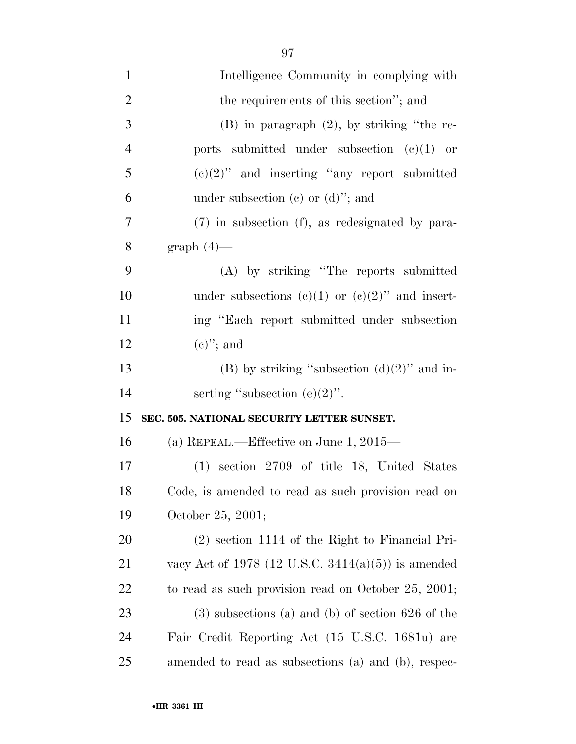Intelligence Community in complying with the requirements of this section''; and

(B) in paragraph (2), by striking ''the reports submitted under subsection (c)(1) or (c)(2)'' and inserting ''any report submitted under subsection (c) or (d)''; and

(7) in subsection (f), as redesignated by paragraph (4)—

(A) by striking ''The reports submitted under subsections (c)(1) or (c)(2)'' and inserting ''Each report submitted under subsection (c)''; and

(B) by striking ''subsection (d)(2)'' and inserting ''subsection (e)(2)''.

**SEC. 505. NATIONAL SECURITY LETTER SUNSET.**

(a) REPEAL.—Effective on June 1, 2015—

(1) section 2709 of title 18, United States Code, is amended to read as such provision read on October 25, 2001;

(2) section 1114 of the Right to Financial Privacy Act of 1978 (12 U.S.C. 3414(a)(5)) is amended to read as such provision read on October 25, 2001;

(3) subsections (a) and (b) of section 626 of the Fair Credit Reporting Act (15 U.S.C. 1681u) are amended to read as subsections (a) and (b), respec-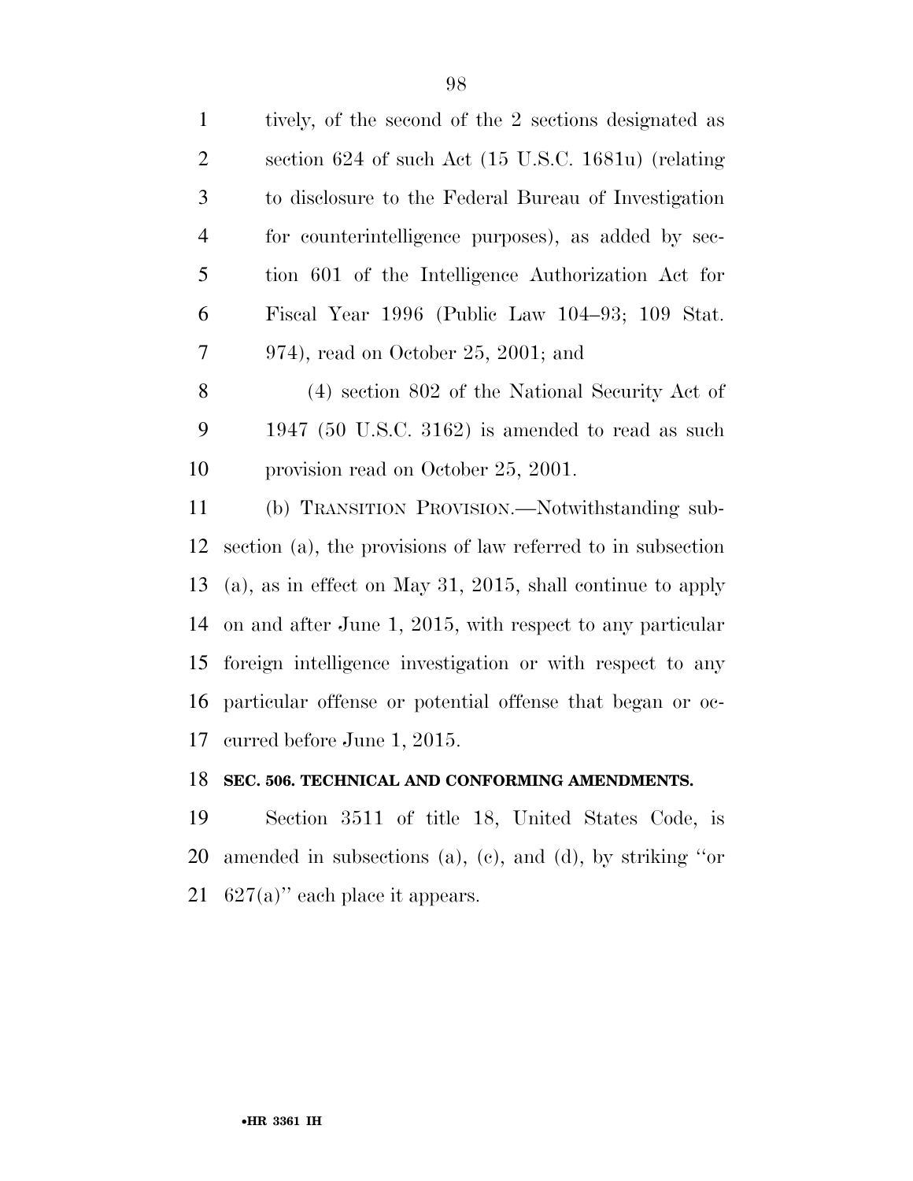tively, of the second of the 2 sections designated as section 624 of such Act (15 U.S.C. 1681u) (relating to disclosure to the Federal Bureau of Investigation for counterintelligence purposes), as added by section 601 of the Intelligence Authorization Act for Fiscal Year 1996 (Public Law 104–93; 109 Stat. 974), read on October 25, 2001; and

(4) section 802 of the National Security Act of 1947 (50 U.S.C. 3162) is amended to read as such provision read on October 25, 2001.

(b) TRANSITION PROVISION.—Notwithstanding subsection (a), the provisions of law referred to in subsection (a), as in effect on May 31, 2015, shall continue to apply on and after June 1, 2015, with respect to any particular foreign intelligence investigation or with respect to any particular offense or potential offense that began or occurred before June 1, 2015.

**SEC. 506. TECHNICAL AND CONFORMING AMENDMENTS.**

Section 3511 of title 18, United States Code, is amended in subsections (a), (c), and (d), by striking ''or 627(a)'' each place it appears.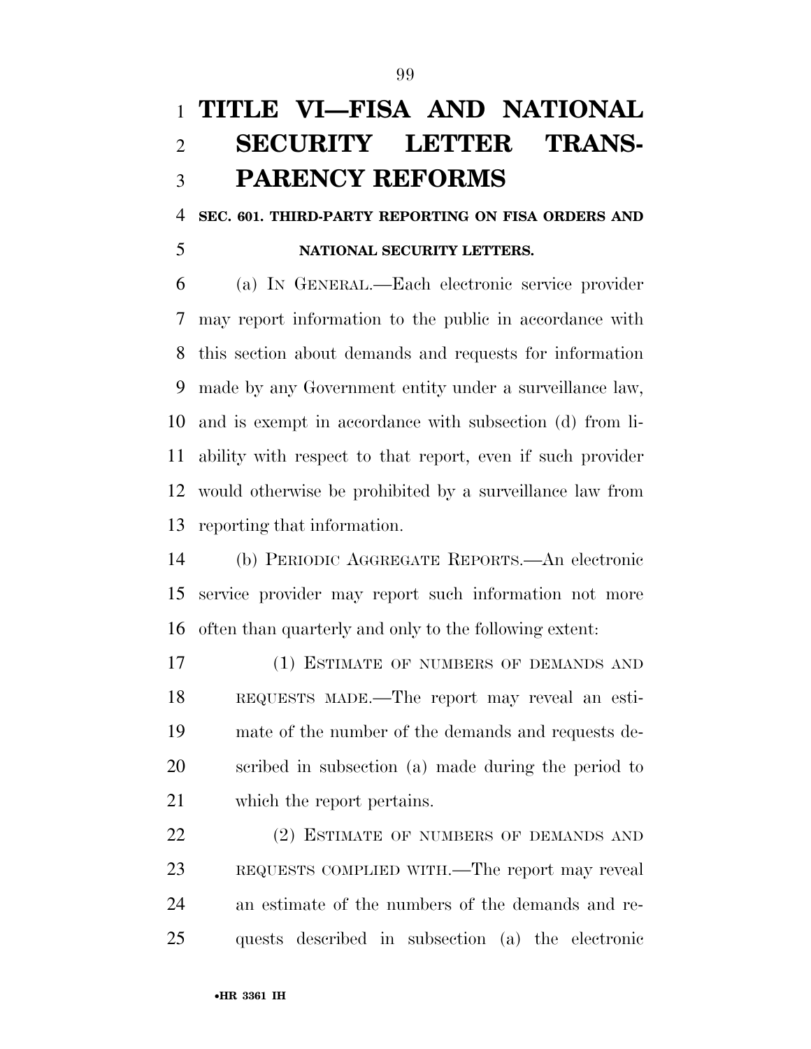# TITLE VI—FISA AND NATIONAL SECURITY LETTER TRANSPARENCY REFORMS

## SEC. 601. THIRD-PARTY REPORTING ON FISA ORDERS AND NATIONAL SECURITY LETTERS.

(a) IN GENERAL.—Each electronic service provider may report information to the public in accordance with this section about demands and requests for information made by any Government entity under a surveillance law, and is exempt in accordance with subsection (d) from liability with respect to that report, even if such provider would otherwise be prohibited by a surveillance law from reporting that information.

(b) PERIODIC AGGREGATE REPORTS.—An electronic service provider may report such information not more often than quarterly and only to the following extent:

(1) ESTIMATE OF NUMBERS OF DEMANDS AND REQUESTS MADE.—The report may reveal an estimate of the number of the demands and requests described in subsection (a) made during the period to which the report pertains.

(2) ESTIMATE OF NUMBERS OF DEMANDS AND REQUESTS COMPLIED WITH.—The report may reveal an estimate of the numbers of the demands and requests described in subsection (a) the electronic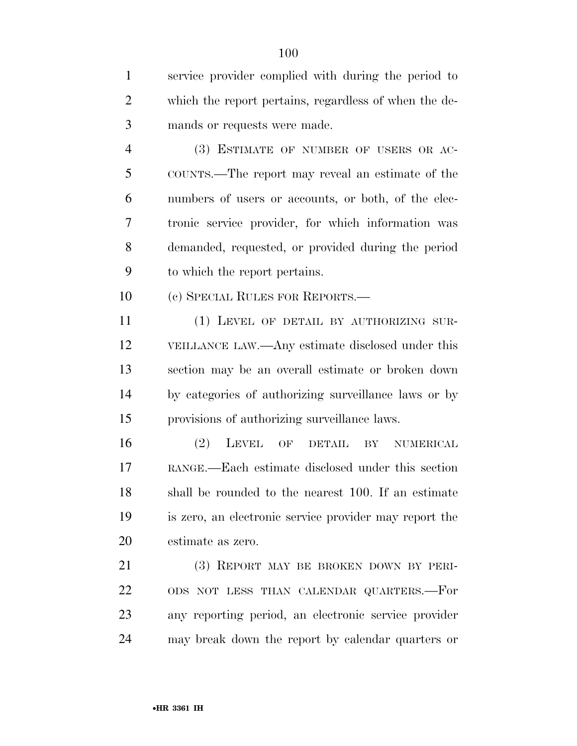service provider complied with during the period to which the report pertains, regardless of when the demands or requests were made.

(3) ESTIMATE OF NUMBER OF USERS OR ACCOUNTS.—The report may reveal an estimate of the numbers of users or accounts, or both, of the electronic service provider, for which information was demanded, requested, or provided during the period to which the report pertains.

(c) SPECIAL RULES FOR REPORTS.—

(1) LEVEL OF DETAIL BY AUTHORIZING SURVEILLANCE LAW.—Any estimate disclosed under this section may be an overall estimate or broken down by categories of authorizing surveillance laws or by provisions of authorizing surveillance laws.

(2) LEVEL OF DETAIL BY NUMERICAL RANGE.—Each estimate disclosed under this section shall be rounded to the nearest 100. If an estimate is zero, an electronic service provider may report the estimate as zero.

(3) REPORT MAY BE BROKEN DOWN BY PERIODS NOT LESS THAN CALENDAR QUARTERS.—For any reporting period, an electronic service provider may break down the report by calendar quarters or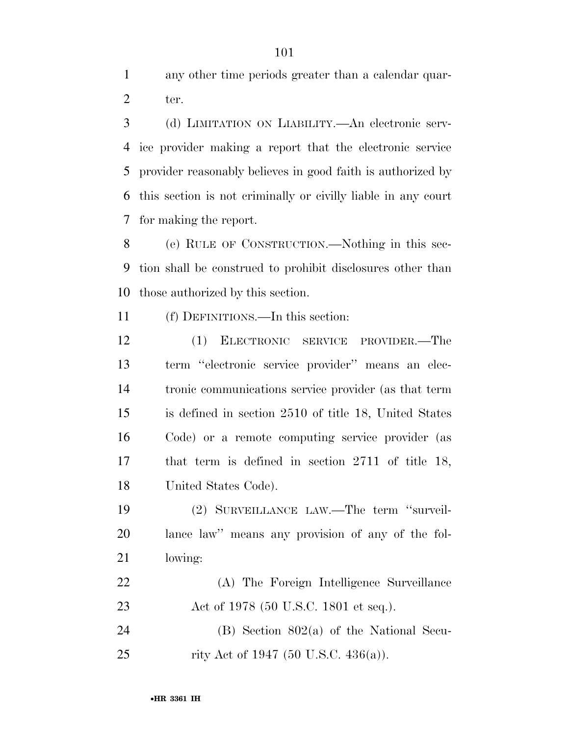any other time periods greater than a calendar quarter.

(d) LIMITATION ON LIABILITY.—An electronic service provider making a report that the electronic service provider reasonably believes in good faith is authorized by this section is not criminally or civilly liable in any court for making the report.

(e) RULE OF CONSTRUCTION.—Nothing in this section shall be construed to prohibit disclosures other than those authorized by this section.

(f) DEFINITIONS.—In this section:

(1) ELECTRONIC SERVICE PROVIDER.—The term ''electronic service provider'' means an electronic communications service provider (as that term is defined in section 2510 of title 18, United States Code) or a remote computing service provider (as that term is defined in section 2711 of title 18, United States Code).

(2) SURVEILLANCE LAW.—The term ''surveillance law'' means any provision of any of the following:

(A) The Foreign Intelligence Surveillance Act of 1978 (50 U.S.C. 1801 et seq.).

(B) Section 802(a) of the National Security Act of 1947 (50 U.S.C. 436(a)).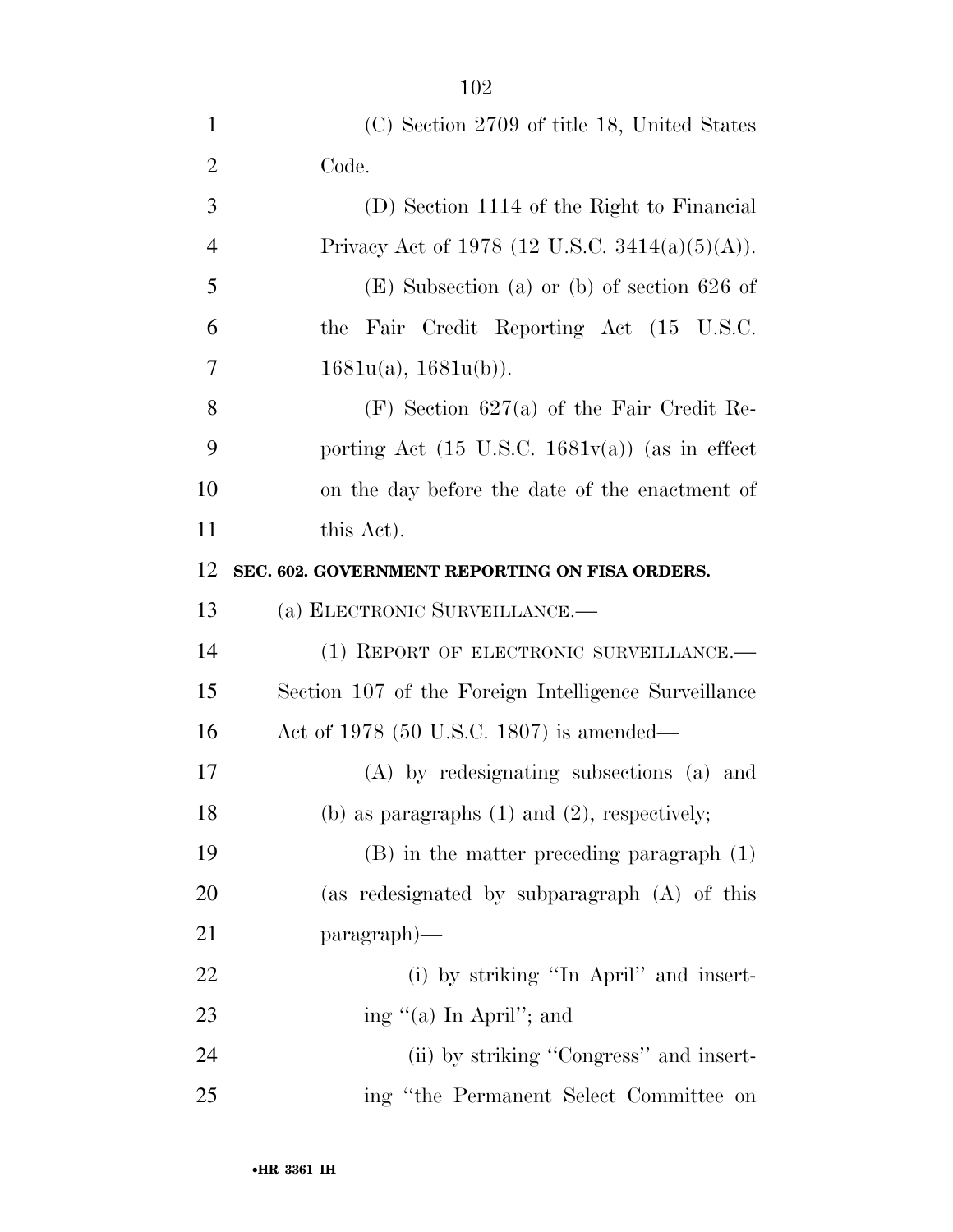(C) Section 2709 of title 18, United States Code.

(D) Section 1114 of the Right to Financial Privacy Act of 1978 (12 U.S.C. 3414(a)(5)(A)).

(E) Subsection (a) or (b) of section 626 of the Fair Credit Reporting Act (15 U.S.C. 1681u(a), 1681u(b)).

(F) Section 627(a) of the Fair Credit Reporting Act (15 U.S.C. 1681v(a)) (as in effect on the day before the date of the enactment of this Act).

**SEC. 602. GOVERNMENT REPORTING ON FISA ORDERS.**

(a) ELECTRONIC SURVEILLANCE.—

(1) REPORT OF ELECTRONIC SURVEILLANCE.—Section 107 of the Foreign Intelligence Surveillance Act of 1978 (50 U.S.C. 1807) is amended—

(A) by redesignating subsections (a) and (b) as paragraphs (1) and (2), respectively;

(B) in the matter preceding paragraph (1) (as redesignated by subparagraph (A) of this paragraph)—

(i) by striking ''In April'' and inserting ''(a) In April''; and

(ii) by striking ''Congress'' and inserting ''the Permanent Select Committee on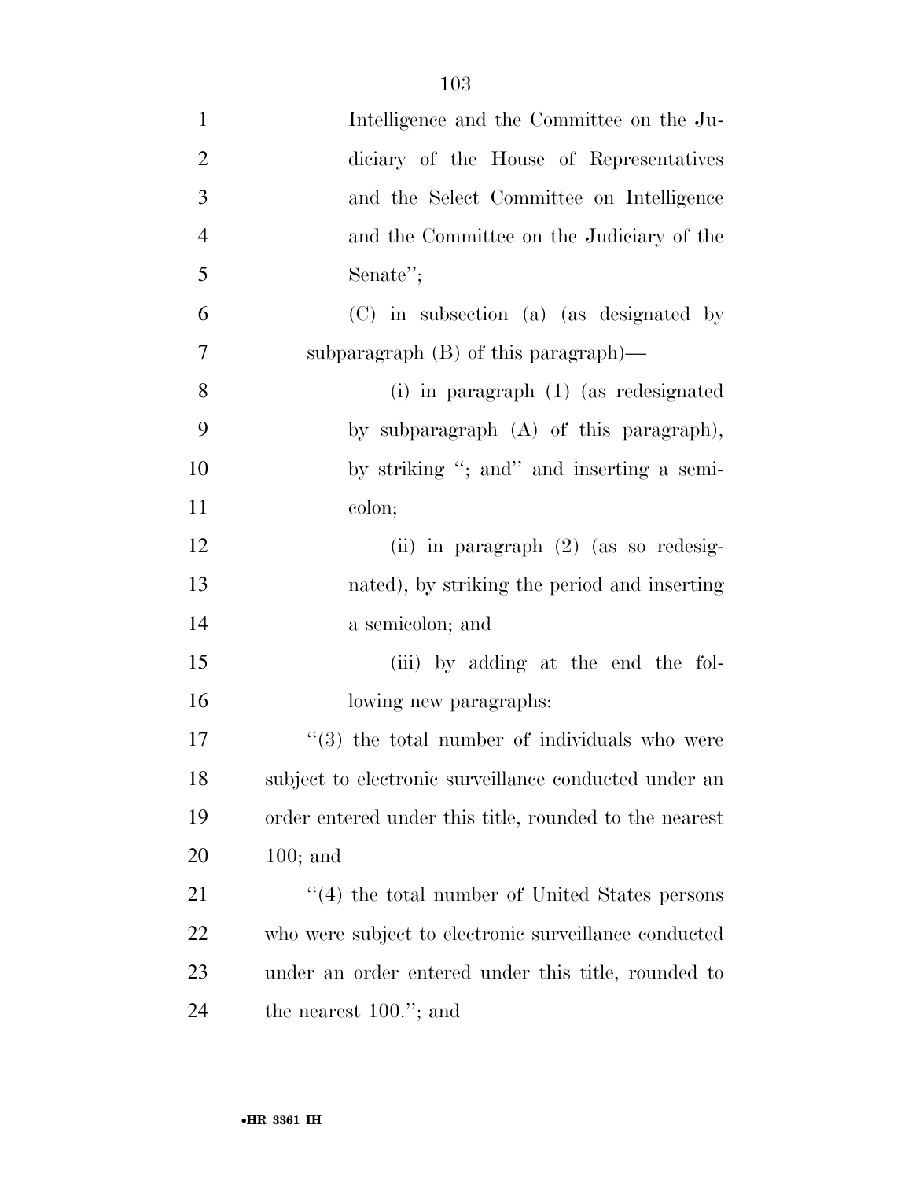Intelligence and the Committee on the Judiciary of the House of Representatives and the Select Committee on Intelligence and the Committee on the Judiciary of the Senate'';

(C) in subsection (a) (as designated by subparagraph (B) of this paragraph)—

(i) in paragraph (1) (as redesignated by subparagraph (A) of this paragraph), by striking ''; and'' and inserting a semicolon;

(ii) in paragraph (2) (as so redesignated), by striking the period and inserting a semicolon; and

(iii) by adding at the end the following new paragraphs:

''(3) the total number of individuals who were subject to electronic surveillance conducted under an order entered under this title, rounded to the nearest 100; and

''(4) the total number of United States persons who were subject to electronic surveillance conducted under an order entered under this title, rounded to the nearest 100.''; and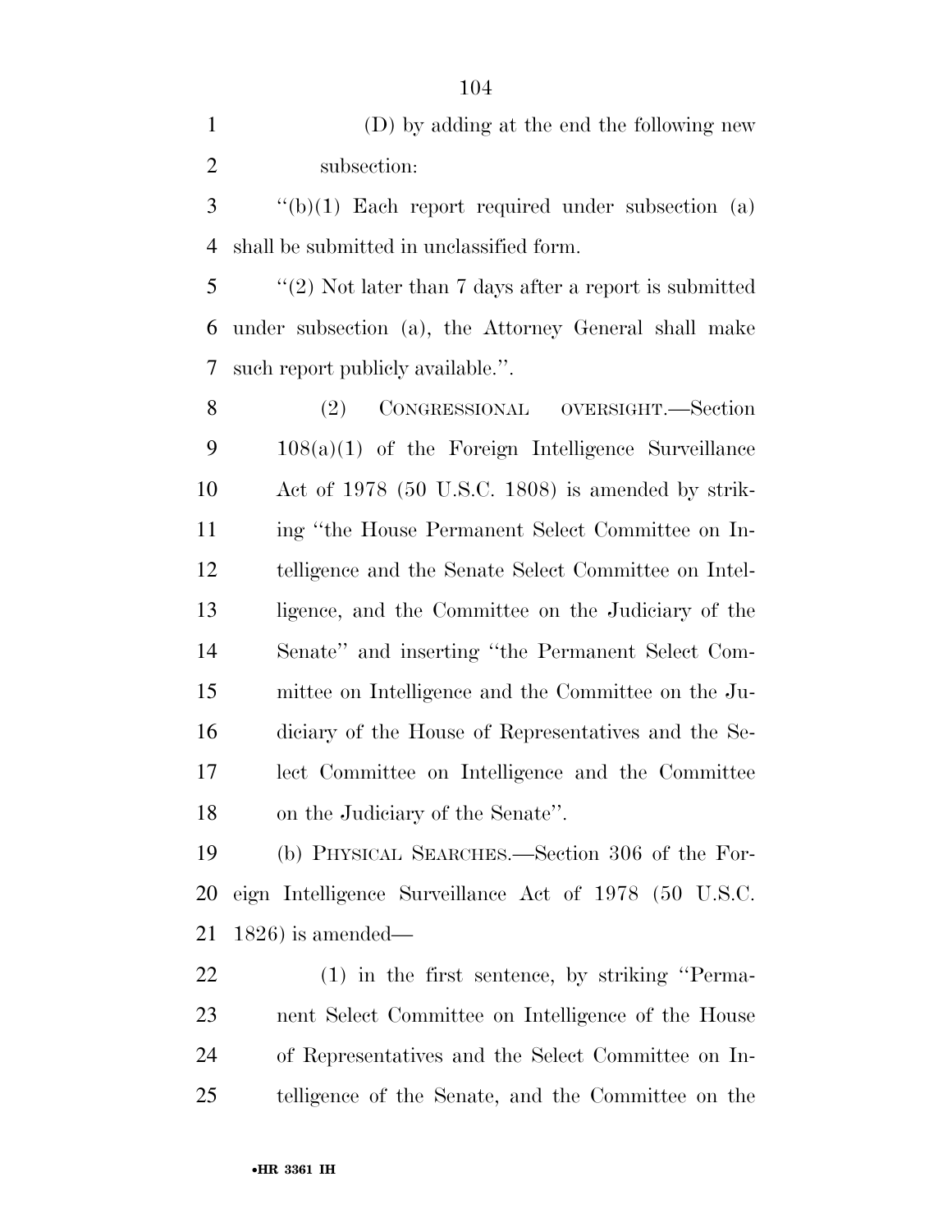(D) by adding at the end the following new subsection:

"(b)(1) Each report required under subsection (a) shall be submitted in unclassified form.

"(2) Not later than 7 days after a report is submitted under subsection (a), the Attorney General shall make such report publicly available.".

(2) CONGRESSIONAL OVERSIGHT.—Section 108(a)(1) of the Foreign Intelligence Surveillance Act of 1978 (50 U.S.C. 1808) is amended by striking "the House Permanent Select Committee on Intelligence and the Senate Select Committee on Intelligence, and the Committee on the Judiciary of the Senate" and inserting "the Permanent Select Committee on Intelligence and the Committee on the Judiciary of the House of Representatives and the Select Committee on Intelligence and the Committee on the Judiciary of the Senate".

(b) PHYSICAL SEARCHES.—Section 306 of the Foreign Intelligence Surveillance Act of 1978 (50 U.S.C. 1826) is amended—

(1) in the first sentence, by striking "Permanent Select Committee on Intelligence of the House of Representatives and the Select Committee on Intelligence of the Senate, and the Committee on the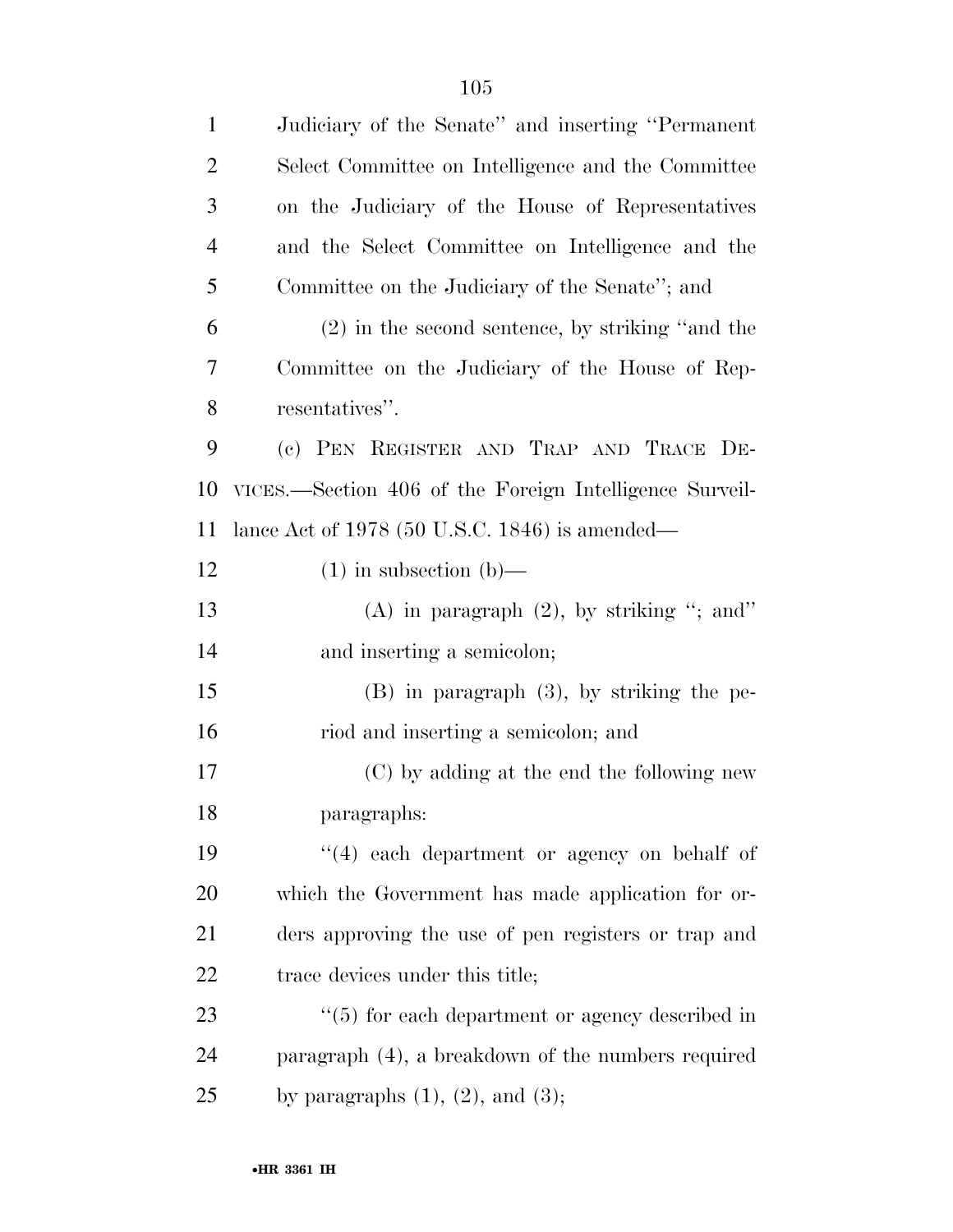Judiciary of the Senate'' and inserting ''Permanent Select Committee on Intelligence and the Committee on the Judiciary of the House of Representatives and the Select Committee on Intelligence and the Committee on the Judiciary of the Senate''; and

(2) in the second sentence, by striking ''and the Committee on the Judiciary of the House of Representatives''.

(c) PEN REGISTER AND TRAP AND TRACE DEVICES.—Section 406 of the Foreign Intelligence Surveillance Act of 1978 (50 U.S.C. 1846) is amended—

(1) in subsection (b)—

(A) in paragraph (2), by striking ''; and'' and inserting a semicolon;

(B) in paragraph (3), by striking the period and inserting a semicolon; and

(C) by adding at the end the following new paragraphs:

''(4) each department or agency on behalf of which the Government has made application for orders approving the use of pen registers or trap and trace devices under this title;

''(5) for each department or agency described in paragraph (4), a breakdown of the numbers required by paragraphs (1), (2), and (3);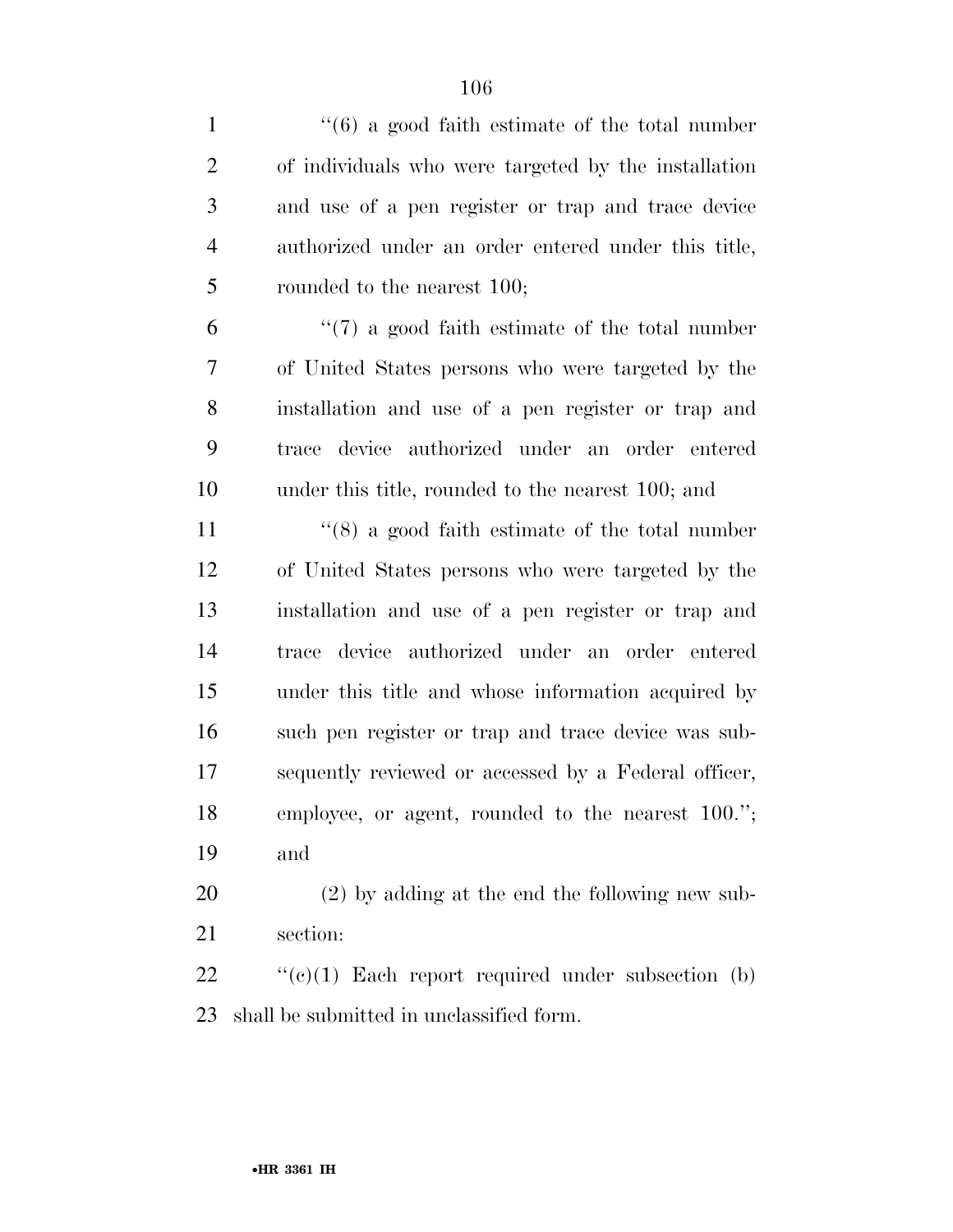''(6) a good faith estimate of the total number of individuals who were targeted by the installation and use of a pen register or trap and trace device authorized under an order entered under this title, rounded to the nearest 100;

''(7) a good faith estimate of the total number of United States persons who were targeted by the installation and use of a pen register or trap and trace device authorized under an order entered under this title, rounded to the nearest 100; and

''(8) a good faith estimate of the total number of United States persons who were targeted by the installation and use of a pen register or trap and trace device authorized under an order entered under this title and whose information acquired by such pen register or trap and trace device was subsequently reviewed or accessed by a Federal officer, employee, or agent, rounded to the nearest 100.''; and

(2) by adding at the end the following new subsection:

''(c)(1) Each report required under subsection (b) shall be submitted in unclassified form.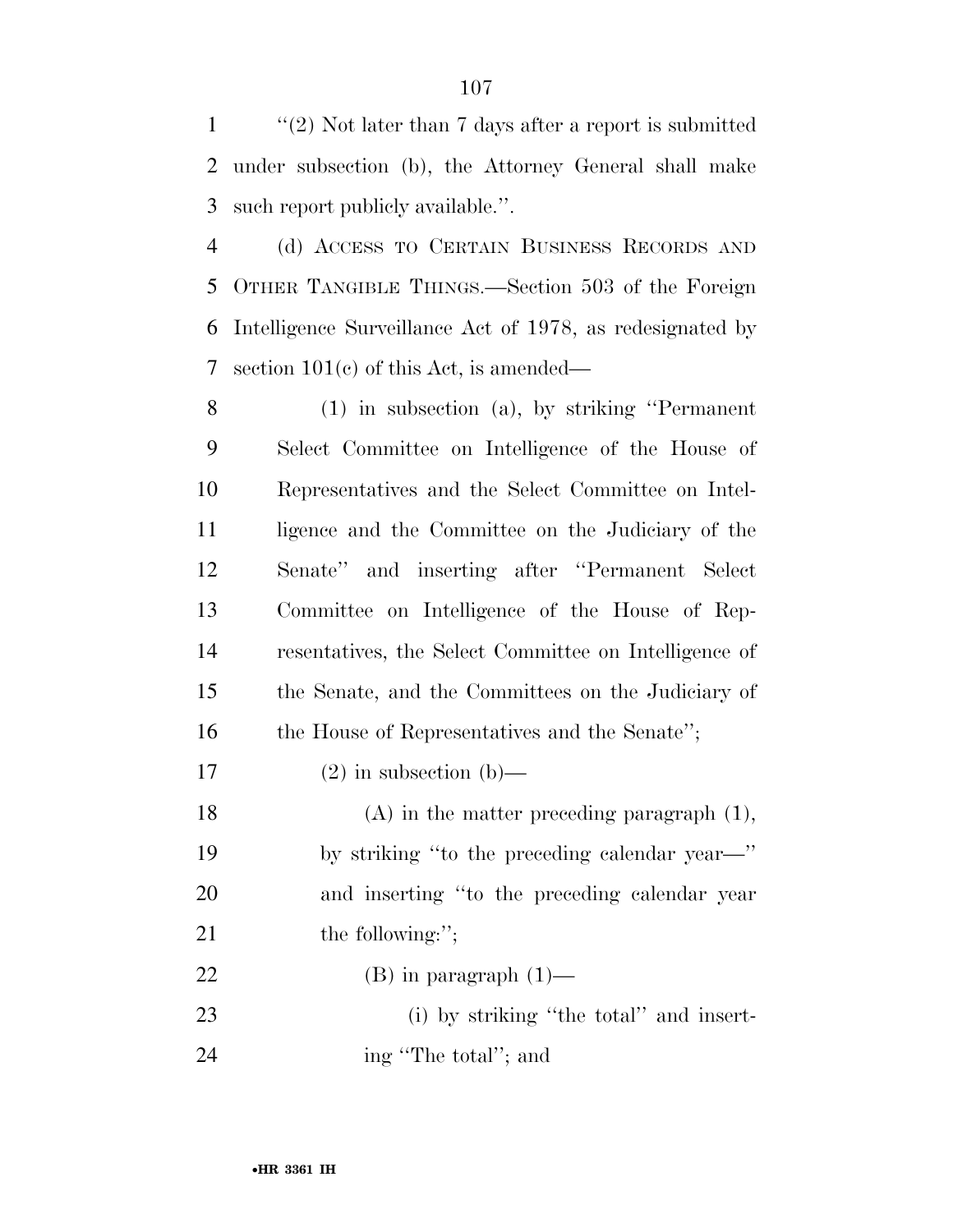''(2) Not later than 7 days after a report is submitted under subsection (b), the Attorney General shall make such report publicly available.''.

(d) ACCESS TO CERTAIN BUSINESS RECORDS AND OTHER TANGIBLE THINGS.—Section 503 of the Foreign Intelligence Surveillance Act of 1978, as redesignated by section 101(c) of this Act, is amended—

(1) in subsection (a), by striking ''Permanent Select Committee on Intelligence of the House of Representatives and the Select Committee on Intelligence and the Committee on the Judiciary of the Senate'' and inserting after ''Permanent Select Committee on Intelligence of the House of Representatives, the Select Committee on Intelligence of the Senate, and the Committees on the Judiciary of the House of Representatives and the Senate'';

(2) in subsection (b)—

(A) in the matter preceding paragraph (1), by striking ''to the preceding calendar year—'' and inserting ''to the preceding calendar year the following:'';

(B) in paragraph (1)—

(i) by striking ''the total'' and inserting ''The total''; and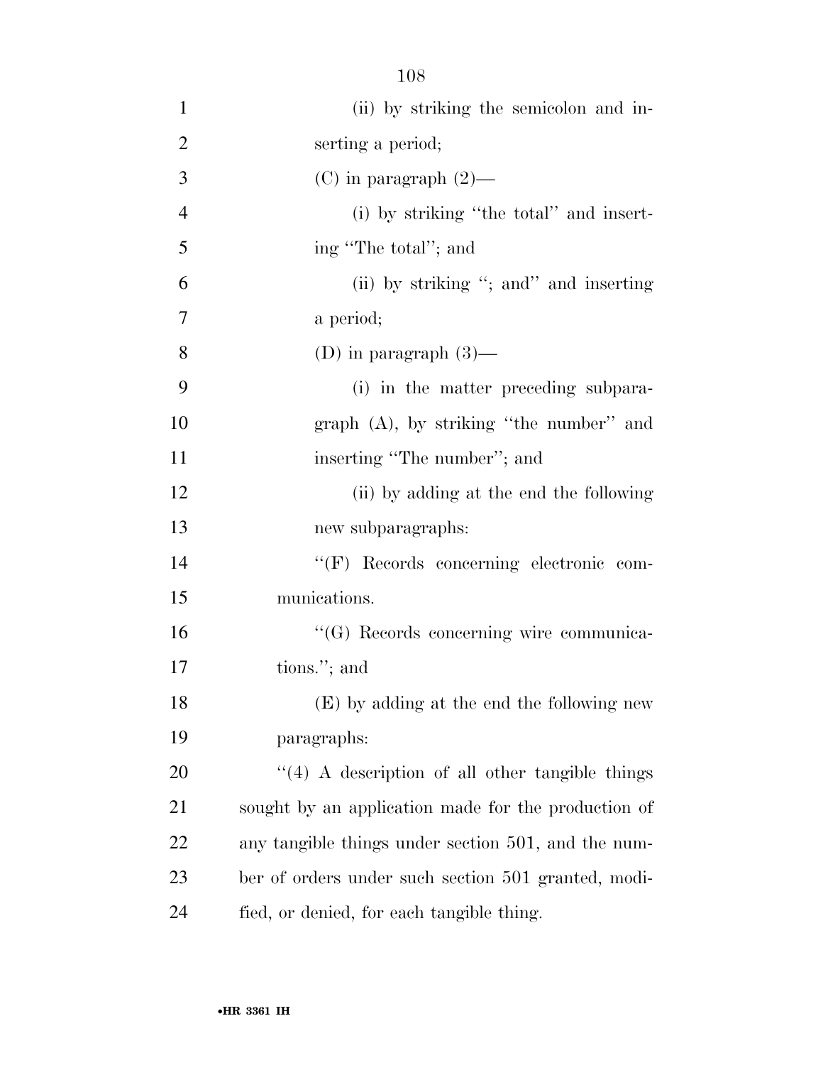(ii) by striking the semicolon and inserting a period;

(C) in paragraph (2)—

(i) by striking "the total" and inserting "The total"; and

(ii) by striking "; and" and inserting a period;

(D) in paragraph (3)—

(i) in the matter preceding subparagraph (A), by striking "the number" and inserting "The number"; and

(ii) by adding at the end the following new subparagraphs:

"(F) Records concerning electronic communications.

"(G) Records concerning wire communications."; and

(E) by adding at the end the following new paragraphs:

"(4) A description of all other tangible things sought by an application made for the production of any tangible things under section 501, and the number of orders under such section 501 granted, modified, or denied, for each tangible thing.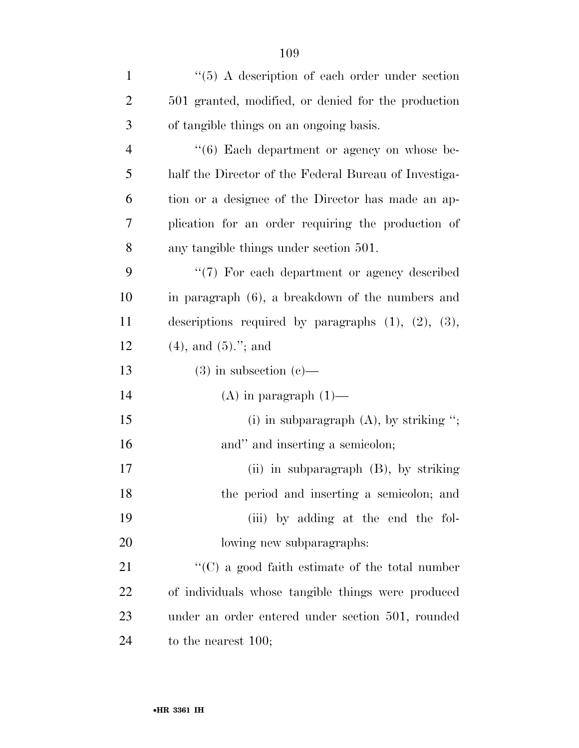''(5) A description of each order under section 501 granted, modified, or denied for the production of tangible things on an ongoing basis.

''(6) Each department or agency on whose behalf the Director of the Federal Bureau of Investigation or a designee of the Director has made an application for an order requiring the production of any tangible things under section 501.

''(7) For each department or agency described in paragraph (6), a breakdown of the numbers and descriptions required by paragraphs (1), (2), (3), (4), and (5).''; and

(3) in subsection (c)—

(A) in paragraph (1)—

(i) in subparagraph (A), by striking ''; and'' and inserting a semicolon;

(ii) in subparagraph (B), by striking the period and inserting a semicolon; and

(iii) by adding at the end the following new subparagraphs:

''(C) a good faith estimate of the total number of individuals whose tangible things were produced under an order entered under section 501, rounded to the nearest 100;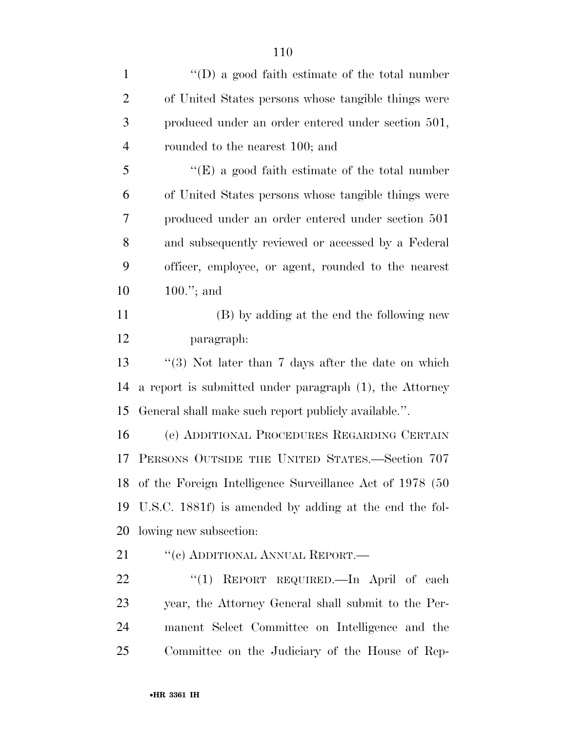"(D) a good faith estimate of the total number of United States persons whose tangible things were produced under an order entered under section 501, rounded to the nearest 100; and

"(E) a good faith estimate of the total number of United States persons whose tangible things were produced under an order entered under section 501 and subsequently reviewed or accessed by a Federal officer, employee, or agent, rounded to the nearest 100."; and

(B) by adding at the end the following new paragraph:

"(3) Not later than 7 days after the date on which a report is submitted under paragraph (1), the Attorney General shall make such report publicly available.".

(e) ADDITIONAL PROCEDURES REGARDING CERTAIN PERSONS OUTSIDE THE UNITED STATES.—Section 707 of the Foreign Intelligence Surveillance Act of 1978 (50 U.S.C. 1881f) is amended by adding at the end the following new subsection:

"(c) ADDITIONAL ANNUAL REPORT.—

"(1) REPORT REQUIRED.—In April of each year, the Attorney General shall submit to the Permanent Select Committee on Intelligence and the Committee on the Judiciary of the House of Rep-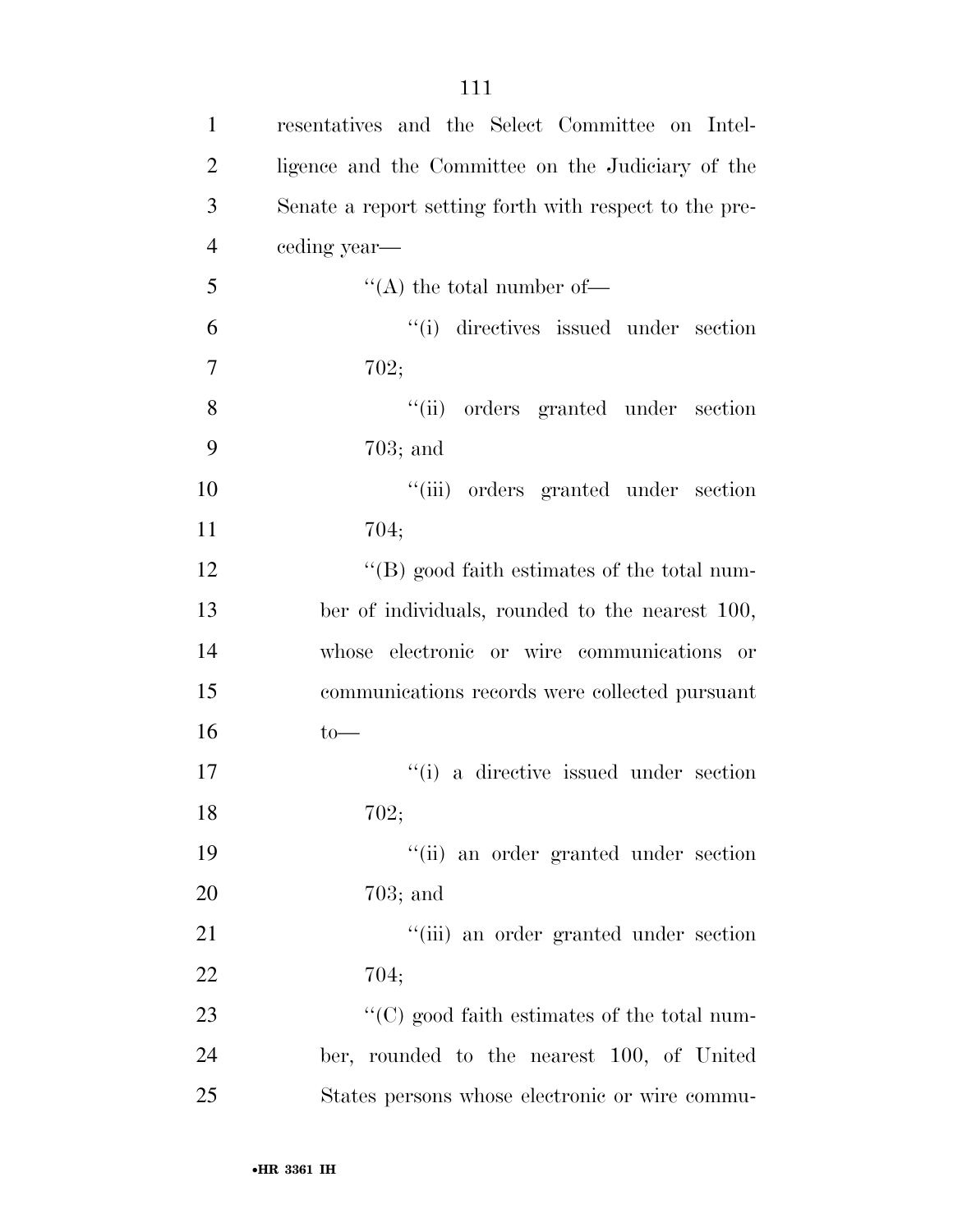resentatives and the Select Committee on Intelligence and the Committee on the Judiciary of the Senate a report setting forth with respect to the preceding year—

''(A) the total number of—

''(i) directives issued under section 702;

''(ii) orders granted under section 703; and

''(iii) orders granted under section 704;

''(B) good faith estimates of the total number of individuals, rounded to the nearest 100, whose electronic or wire communications or communications records were collected pursuant to—

''(i) a directive issued under section 702;

''(ii) an order granted under section 703; and

''(iii) an order granted under section 704;

''(C) good faith estimates of the total number, rounded to the nearest 100, of United States persons whose electronic or wire commu-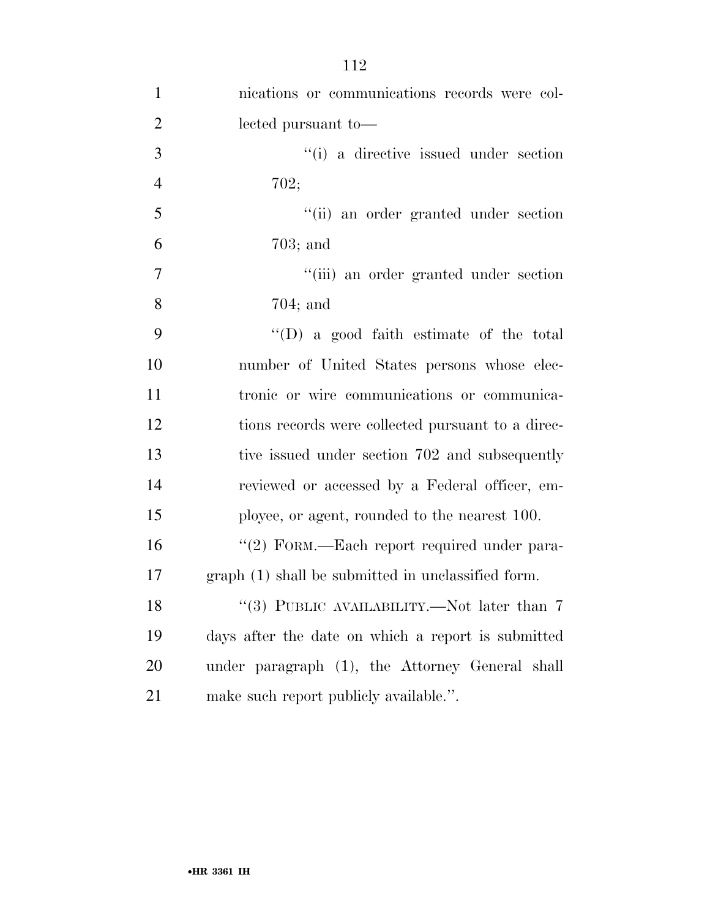nications or communications records were collected pursuant to—

''(i) a directive issued under section 702;

''(ii) an order granted under section 703; and

''(iii) an order granted under section 704; and

''(D) a good faith estimate of the total number of United States persons whose electronic or wire communications or communications records were collected pursuant to a directive issued under section 702 and subsequently reviewed or accessed by a Federal officer, employee, or agent, rounded to the nearest 100.

''(2) FORM.—Each report required under paragraph (1) shall be submitted in unclassified form.

''(3) PUBLIC AVAILABILITY.—Not later than 7 days after the date on which a report is submitted under paragraph (1), the Attorney General shall make such report publicly available.''.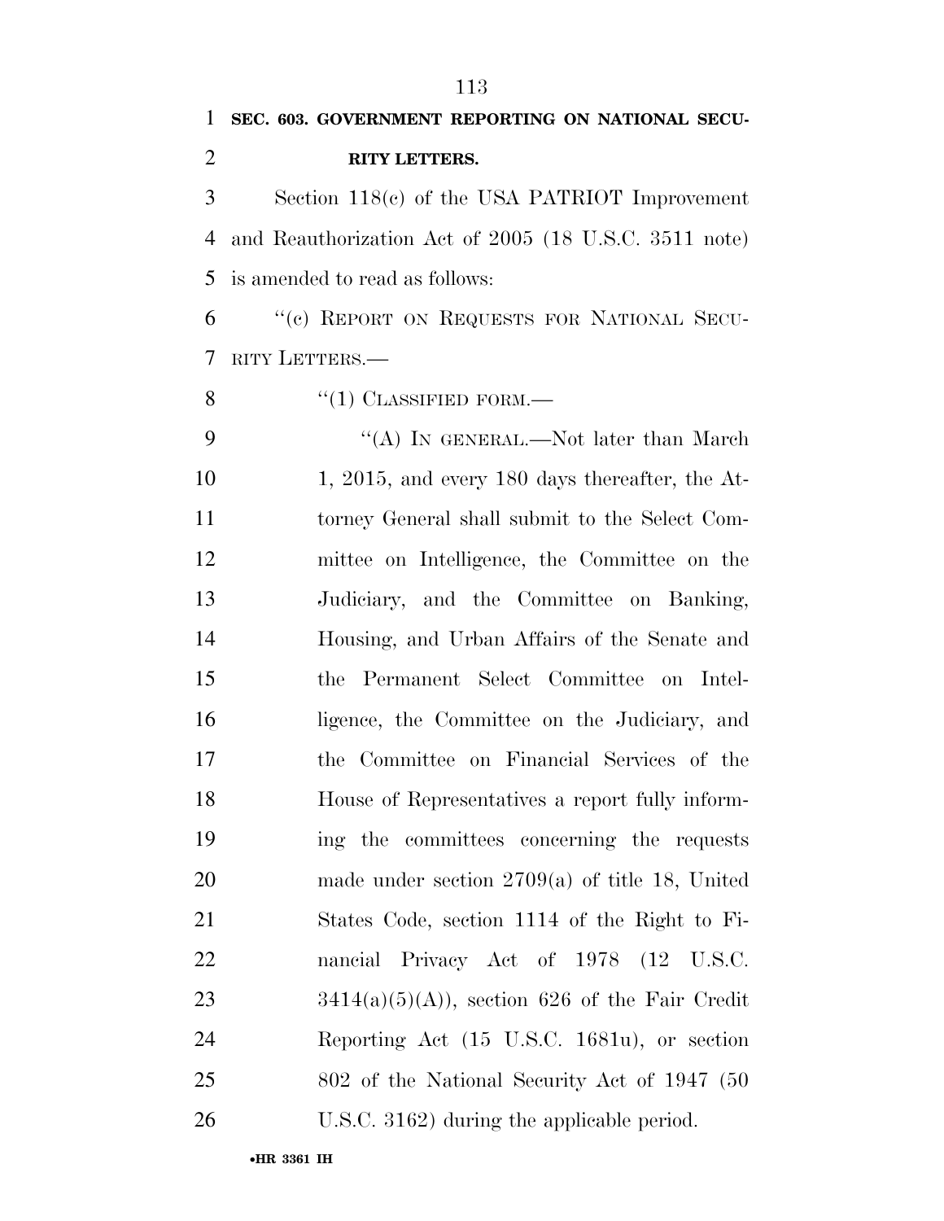**SEC. 603. GOVERNMENT REPORTING ON NATIONAL SECURITY LETTERS.**

Section 118(c) of the USA PATRIOT Improvement and Reauthorization Act of 2005 (18 U.S.C. 3511 note) is amended to read as follows:

"(c) REPORT ON REQUESTS FOR NATIONAL SECURITY LETTERS.—

"(1) CLASSIFIED FORM.—

"(A) IN GENERAL.—Not later than March 1, 2015, and every 180 days thereafter, the Attorney General shall submit to the Select Committee on Intelligence, the Committee on the Judiciary, and the Committee on Banking, Housing, and Urban Affairs of the Senate and the Permanent Select Committee on Intelligence, the Committee on the Judiciary, and the Committee on Financial Services of the House of Representatives a report fully informing the committees concerning the requests made under section 2709(a) of title 18, United States Code, section 1114 of the Right to Financial Privacy Act of 1978 (12 U.S.C. 3414(a)(5)(A)), section 626 of the Fair Credit Reporting Act (15 U.S.C. 1681u), or section 802 of the National Security Act of 1947 (50 U.S.C. 3162) during the applicable period.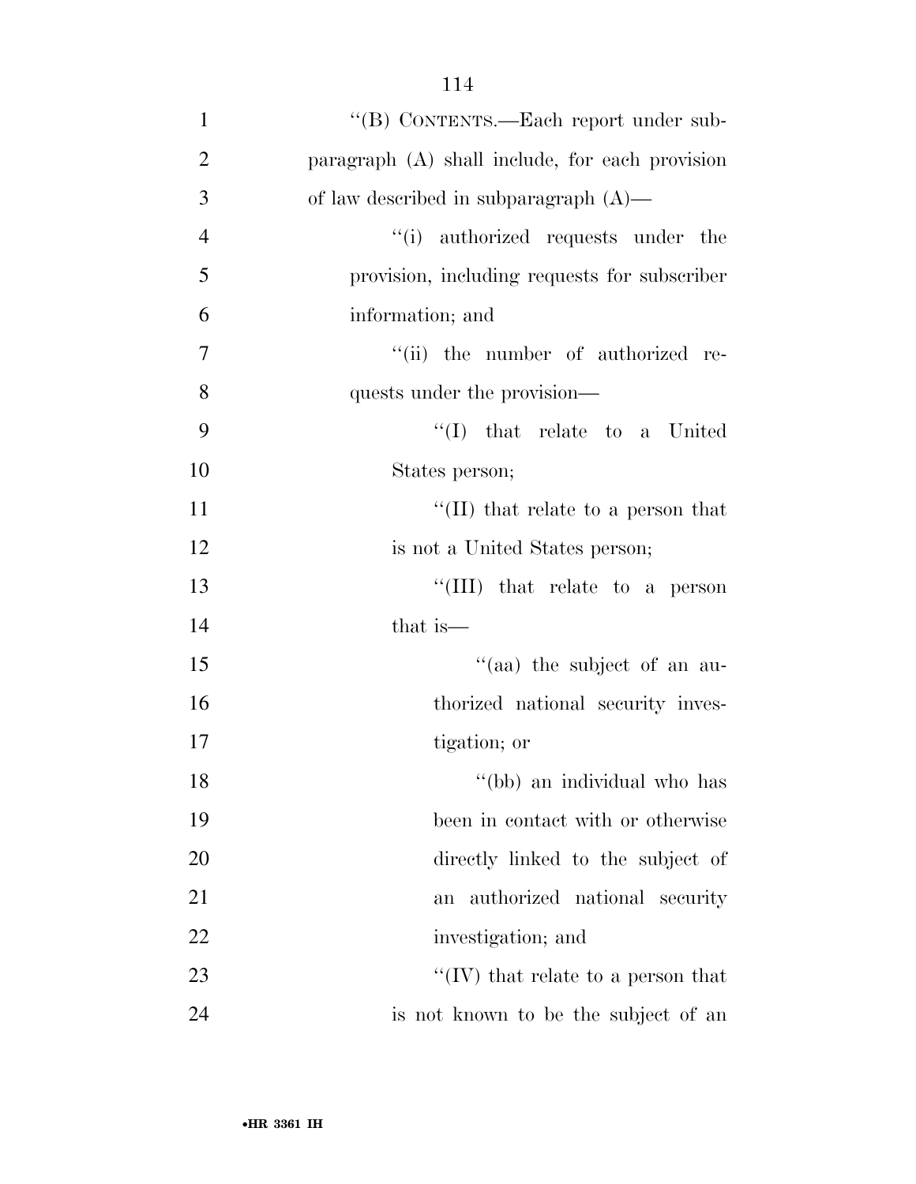''(B) CONTENTS.—Each report under subparagraph (A) shall include, for each provision of law described in subparagraph (A)—

''(i) authorized requests under the provision, including requests for subscriber information; and

''(ii) the number of authorized requests under the provision—

''(I) that relate to a United States person;

''(II) that relate to a person that is not a United States person;

''(III) that relate to a person that is—

''(aa) the subject of an authorized national security investigation; or

''(bb) an individual who has been in contact with or otherwise directly linked to the subject of an authorized national security investigation; and

''(IV) that relate to a person that is not known to be the subject of an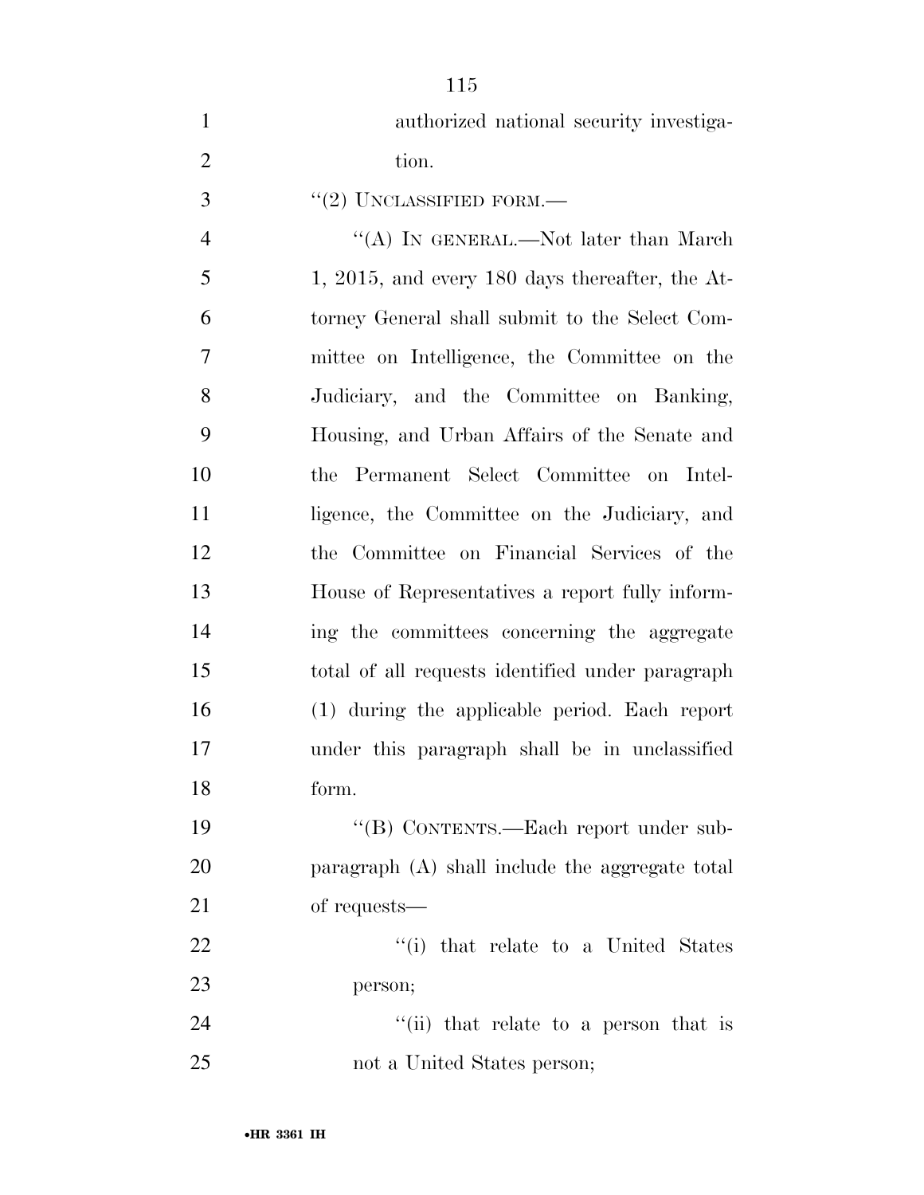authorized national security investigation.

"(2) UNCLASSIFIED FORM.—

"(A) IN GENERAL.—Not later than March 1, 2015, and every 180 days thereafter, the Attorney General shall submit to the Select Committee on Intelligence, the Committee on the Judiciary, and the Committee on Banking, Housing, and Urban Affairs of the Senate and the Permanent Select Committee on Intelligence, the Committee on the Judiciary, and the Committee on Financial Services of the House of Representatives a report fully informing the committees concerning the aggregate total of all requests identified under paragraph (1) during the applicable period. Each report under this paragraph shall be in unclassified form.

"(B) CONTENTS.—Each report under subparagraph (A) shall include the aggregate total of requests—

"(i) that relate to a United States person;

"(ii) that relate to a person that is not a United States person;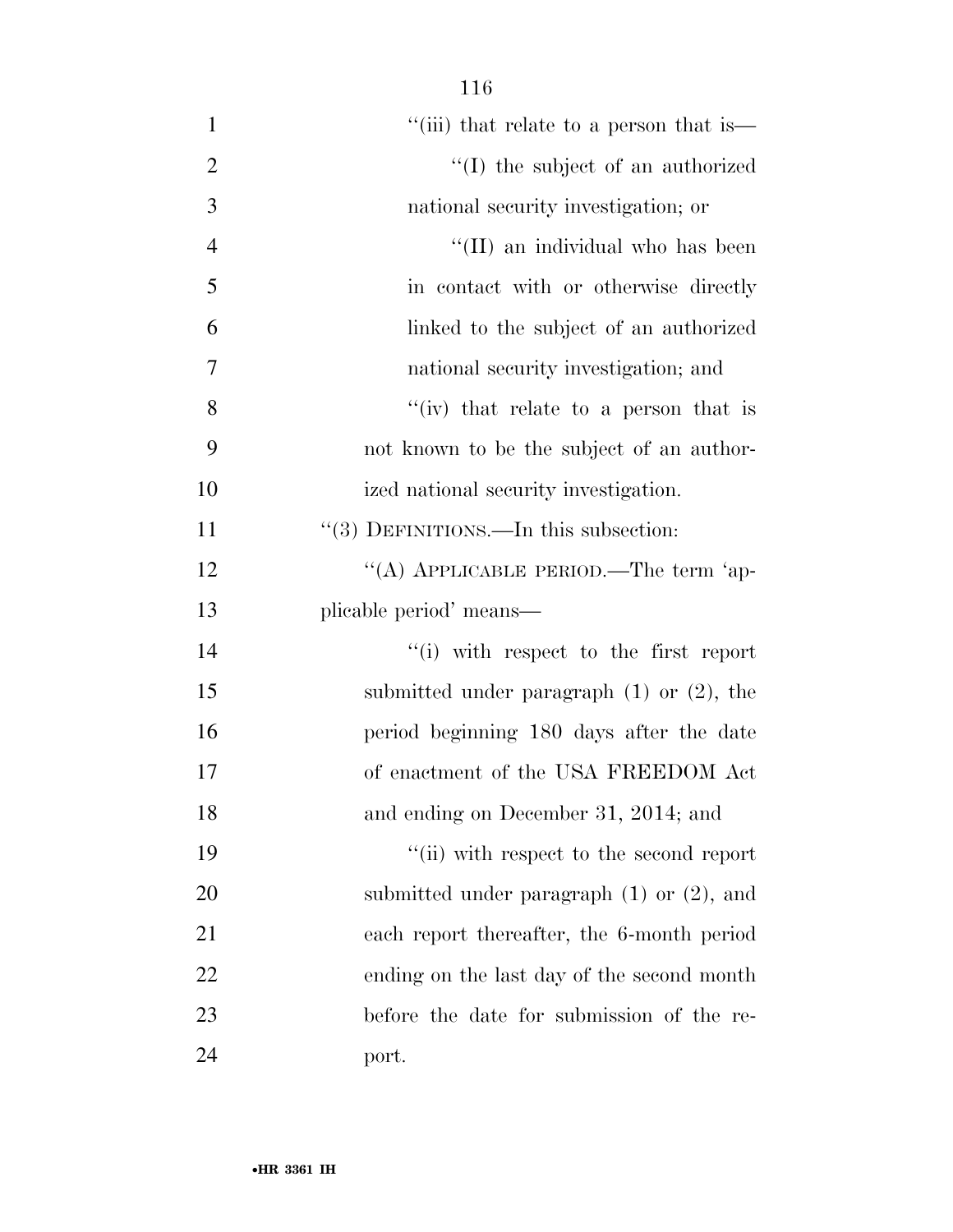''(iii) that relate to a person that is—

''(I) the subject of an authorized national security investigation; or

''(II) an individual who has been in contact with or otherwise directly linked to the subject of an authorized national security investigation; and

''(iv) that relate to a person that is not known to be the subject of an authorized national security investigation.

''(3) DEFINITIONS.—In this subsection:

''(A) APPLICABLE PERIOD.—The term 'applicable period' means—

''(i) with respect to the first report submitted under paragraph (1) or (2), the period beginning 180 days after the date of enactment of the USA FREEDOM Act and ending on December 31, 2014; and

''(ii) with respect to the second report submitted under paragraph (1) or (2), and each report thereafter, the 6-month period ending on the last day of the second month before the date for submission of the report.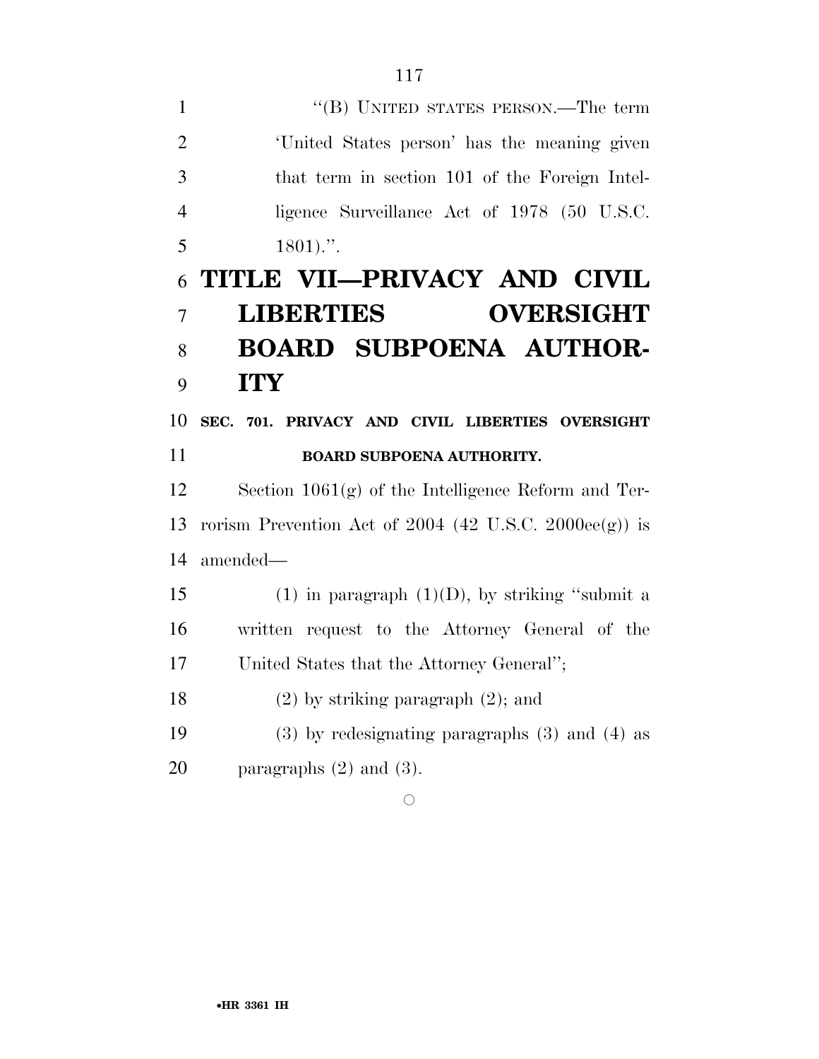“(B) UNITED STATES PERSON.—The term ‘United States person’ has the meaning given that term in section 101 of the Foreign Intelligence Surveillance Act of 1978 (50 U.S.C. 1801).”.

# TITLE VII—PRIVACY AND CIVIL LIBERTIES OVERSIGHT BOARD SUBPOENA AUTHORITY

### SEC. 701. PRIVACY AND CIVIL LIBERTIES OVERSIGHT BOARD SUBPOENA AUTHORITY.

Section 1061(g) of the Intelligence Reform and Terrorism Prevention Act of 2004 (42 U.S.C. 2000ee(g)) is amended—

(1) in paragraph (1)(D), by striking “submit a written request to the Attorney General of the United States that the Attorney General”;

(2) by striking paragraph (2); and

(3) by redesignating paragraphs (3) and (4) as paragraphs (2) and (3).